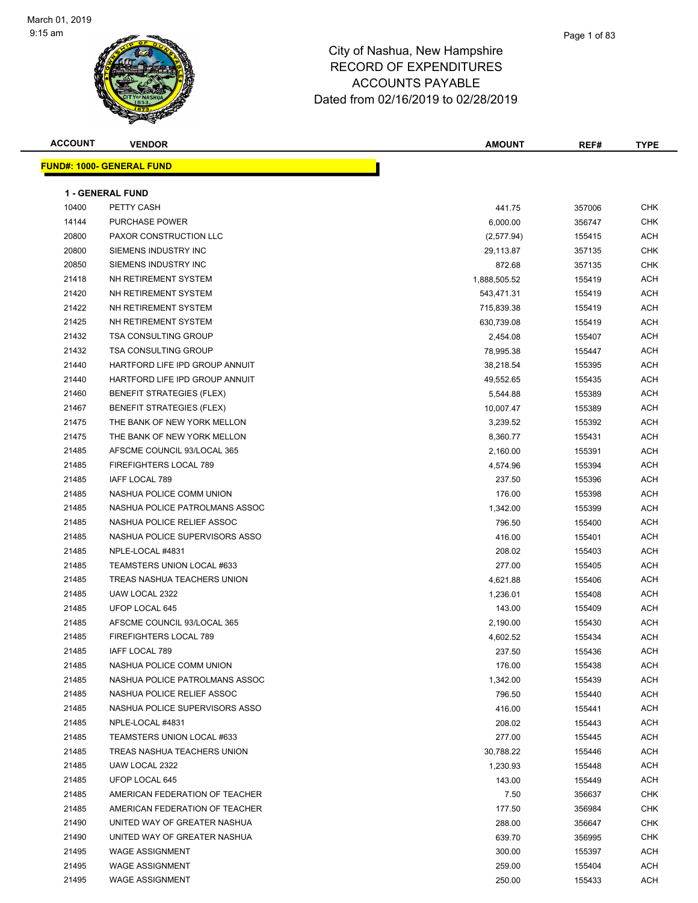# City of Nashua, New Hampshire
# RECORD OF EXPENDITURES
# ACCOUNTS PAYABLE
## Dated from 02/16/2019 to 02/28/2019

March 01, 2019
9:15 am

| ACCOUNT | VENDOR | AMOUNT | REF# | TYPE |
|---|---|---|---|---|
| **FUND#: 1000- GENERAL FUND** | | | | |
| **1 - GENERAL FUND** | | | | |
| 10400 | PETTY CASH | 441.75 | 357006 | CHK |
| 14144 | PURCHASE POWER | 6,000.00 | 356747 | CHK |
| 20800 | PAXOR CONSTRUCTION LLC | (2,577.94) | 155415 | ACH |
| 20800 | SIEMENS INDUSTRY INC | 29,113.87 | 357135 | CHK |
| 20850 | SIEMENS INDUSTRY INC | 872.68 | 357135 | CHK |
| 21418 | NH RETIREMENT SYSTEM | 1,888,505.52 | 155419 | ACH |
| 21420 | NH RETIREMENT SYSTEM | 543,471.31 | 155419 | ACH |
| 21422 | NH RETIREMENT SYSTEM | 715,839.38 | 155419 | ACH |
| 21425 | NH RETIREMENT SYSTEM | 630,739.08 | 155419 | ACH |
| 21432 | TSA CONSULTING GROUP | 2,454.08 | 155407 | ACH |
| 21432 | TSA CONSULTING GROUP | 78,995.38 | 155447 | ACH |
| 21440 | HARTFORD LIFE IPD GROUP ANNUIT | 38,218.54 | 155395 | ACH |
| 21440 | HARTFORD LIFE IPD GROUP ANNUIT | 49,552.65 | 155435 | ACH |
| 21460 | BENEFIT STRATEGIES (FLEX) | 5,544.88 | 155389 | ACH |
| 21467 | BENEFIT STRATEGIES (FLEX) | 10,007.47 | 155389 | ACH |
| 21475 | THE BANK OF NEW YORK MELLON | 3,239.52 | 155392 | ACH |
| 21475 | THE BANK OF NEW YORK MELLON | 8,360.77 | 155431 | ACH |
| 21485 | AFSCME COUNCIL 93/LOCAL 365 | 2,160.00 | 155391 | ACH |
| 21485 | FIREFIGHTERS LOCAL 789 | 4,574.96 | 155394 | ACH |
| 21485 | IAFF LOCAL 789 | 237.50 | 155396 | ACH |
| 21485 | NASHUA POLICE COMM UNION | 176.00 | 155398 | ACH |
| 21485 | NASHUA POLICE PATROLMANS ASSOC | 1,342.00 | 155399 | ACH |
| 21485 | NASHUA POLICE RELIEF ASSOC | 796.50 | 155400 | ACH |
| 21485 | NASHUA POLICE SUPERVISORS ASSO | 416.00 | 155401 | ACH |
| 21485 | NPLE-LOCAL #4831 | 208.02 | 155403 | ACH |
| 21485 | TEAMSTERS UNION LOCAL #633 | 277.00 | 155405 | ACH |
| 21485 | TREAS NASHUA TEACHERS UNION | 4,621.88 | 155406 | ACH |
| 21485 | UAW LOCAL 2322 | 1,236.01 | 155408 | ACH |
| 21485 | UFOP LOCAL 645 | 143.00 | 155409 | ACH |
| 21485 | AFSCME COUNCIL 93/LOCAL 365 | 2,190.00 | 155430 | ACH |
| 21485 | FIREFIGHTERS LOCAL 789 | 4,602.52 | 155434 | ACH |
| 21485 | IAFF LOCAL 789 | 237.50 | 155436 | ACH |
| 21485 | NASHUA POLICE COMM UNION | 176.00 | 155438 | ACH |
| 21485 | NASHUA POLICE PATROLMANS ASSOC | 1,342.00 | 155439 | ACH |
| 21485 | NASHUA POLICE RELIEF ASSOC | 796.50 | 155440 | ACH |
| 21485 | NASHUA POLICE SUPERVISORS ASSO | 416.00 | 155441 | ACH |
| 21485 | NPLE-LOCAL #4831 | 208.02 | 155443 | ACH |
| 21485 | TEAMSTERS UNION LOCAL #633 | 277.00 | 155445 | ACH |
| 21485 | TREAS NASHUA TEACHERS UNION | 30,788.22 | 155446 | ACH |
| 21485 | UAW LOCAL 2322 | 1,230.93 | 155448 | ACH |
| 21485 | UFOP LOCAL 645 | 143.00 | 155449 | ACH |
| 21485 | AMERICAN FEDERATION OF TEACHER | 7.50 | 356637 | CHK |
| 21485 | AMERICAN FEDERATION OF TEACHER | 177.50 | 356984 | CHK |
| 21490 | UNITED WAY OF GREATER NASHUA | 288.00 | 356647 | CHK |
| 21490 | UNITED WAY OF GREATER NASHUA | 639.70 | 356995 | CHK |
| 21495 | WAGE ASSIGNMENT | 300.00 | 155397 | ACH |
| 21495 | WAGE ASSIGNMENT | 259.00 | 155404 | ACH |
| 21495 | WAGE ASSIGNMENT | 250.00 | 155433 | ACH |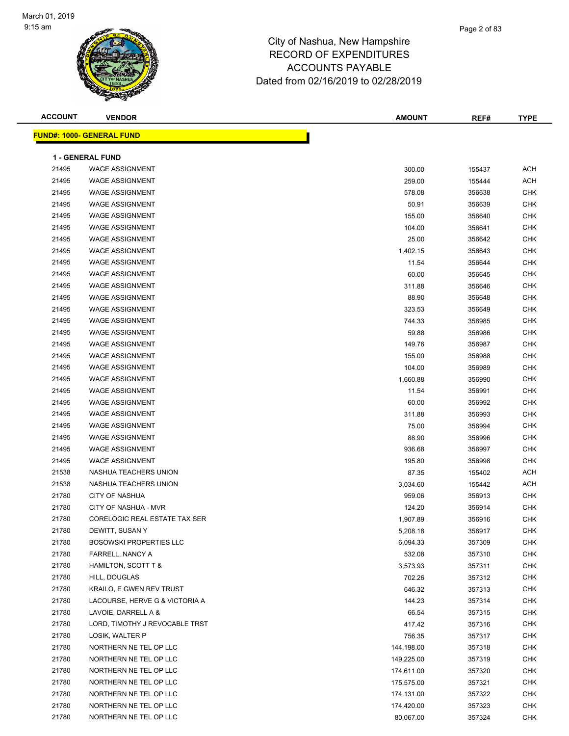# City of Nashua, New Hampshire
## RECORD OF EXPENDITURES
## ACCOUNTS PAYABLE
## Dated from 02/16/2019 to 02/28/2019

March 01, 2019
9:15 am

| ACCOUNT | VENDOR | AMOUNT | REF# | TYPE |
|---|---|---|---|---|
| **FUND#: 1000- GENERAL FUND** | | | | |
| **1 - GENERAL FUND** | | | | |
| 21495 | WAGE ASSIGNMENT | 300.00 | 155437 | ACH |
| 21495 | WAGE ASSIGNMENT | 259.00 | 155444 | ACH |
| 21495 | WAGE ASSIGNMENT | 578.08 | 356638 | CHK |
| 21495 | WAGE ASSIGNMENT | 50.91 | 356639 | CHK |
| 21495 | WAGE ASSIGNMENT | 155.00 | 356640 | CHK |
| 21495 | WAGE ASSIGNMENT | 104.00 | 356641 | CHK |
| 21495 | WAGE ASSIGNMENT | 25.00 | 356642 | CHK |
| 21495 | WAGE ASSIGNMENT | 1,402.15 | 356643 | CHK |
| 21495 | WAGE ASSIGNMENT | 11.54 | 356644 | CHK |
| 21495 | WAGE ASSIGNMENT | 60.00 | 356645 | CHK |
| 21495 | WAGE ASSIGNMENT | 311.88 | 356646 | CHK |
| 21495 | WAGE ASSIGNMENT | 88.90 | 356648 | CHK |
| 21495 | WAGE ASSIGNMENT | 323.53 | 356649 | CHK |
| 21495 | WAGE ASSIGNMENT | 744.33 | 356985 | CHK |
| 21495 | WAGE ASSIGNMENT | 59.88 | 356986 | CHK |
| 21495 | WAGE ASSIGNMENT | 149.76 | 356987 | CHK |
| 21495 | WAGE ASSIGNMENT | 155.00 | 356988 | CHK |
| 21495 | WAGE ASSIGNMENT | 104.00 | 356989 | CHK |
| 21495 | WAGE ASSIGNMENT | 1,660.88 | 356990 | CHK |
| 21495 | WAGE ASSIGNMENT | 11.54 | 356991 | CHK |
| 21495 | WAGE ASSIGNMENT | 60.00 | 356992 | CHK |
| 21495 | WAGE ASSIGNMENT | 311.88 | 356993 | CHK |
| 21495 | WAGE ASSIGNMENT | 75.00 | 356994 | CHK |
| 21495 | WAGE ASSIGNMENT | 88.90 | 356996 | CHK |
| 21495 | WAGE ASSIGNMENT | 936.68 | 356997 | CHK |
| 21495 | WAGE ASSIGNMENT | 195.80 | 356998 | CHK |
| 21538 | NASHUA TEACHERS UNION | 87.35 | 155402 | ACH |
| 21538 | NASHUA TEACHERS UNION | 3,034.60 | 155442 | ACH |
| 21780 | CITY OF NASHUA | 959.06 | 356913 | CHK |
| 21780 | CITY OF NASHUA - MVR | 124.20 | 356914 | CHK |
| 21780 | CORELOGIC REAL ESTATE TAX SER | 1,907.89 | 356916 | CHK |
| 21780 | DEWITT, SUSAN Y | 5,208.18 | 356917 | CHK |
| 21780 | BOSOWSKI PROPERTIES LLC | 6,094.33 | 357309 | CHK |
| 21780 | FARRELL, NANCY A | 532.08 | 357310 | CHK |
| 21780 | HAMILTON, SCOTT T & | 3,573.93 | 357311 | CHK |
| 21780 | HILL, DOUGLAS | 702.26 | 357312 | CHK |
| 21780 | KRAILO, E GWEN REV TRUST | 646.32 | 357313 | CHK |
| 21780 | LACOURSE, HERVE G & VICTORIA A | 144.23 | 357314 | CHK |
| 21780 | LAVOIE, DARRELL A & | 66.54 | 357315 | CHK |
| 21780 | LORD, TIMOTHY J REVOCABLE TRST | 417.42 | 357316 | CHK |
| 21780 | LOSIK, WALTER P | 756.35 | 357317 | CHK |
| 21780 | NORTHERN NE TEL OP LLC | 144,198.00 | 357318 | CHK |
| 21780 | NORTHERN NE TEL OP LLC | 149,225.00 | 357319 | CHK |
| 21780 | NORTHERN NE TEL OP LLC | 174,611.00 | 357320 | CHK |
| 21780 | NORTHERN NE TEL OP LLC | 175,575.00 | 357321 | CHK |
| 21780 | NORTHERN NE TEL OP LLC | 174,131.00 | 357322 | CHK |
| 21780 | NORTHERN NE TEL OP LLC | 174,420.00 | 357323 | CHK |
| 21780 | NORTHERN NE TEL OP LLC | 80,067.00 | 357324 | CHK |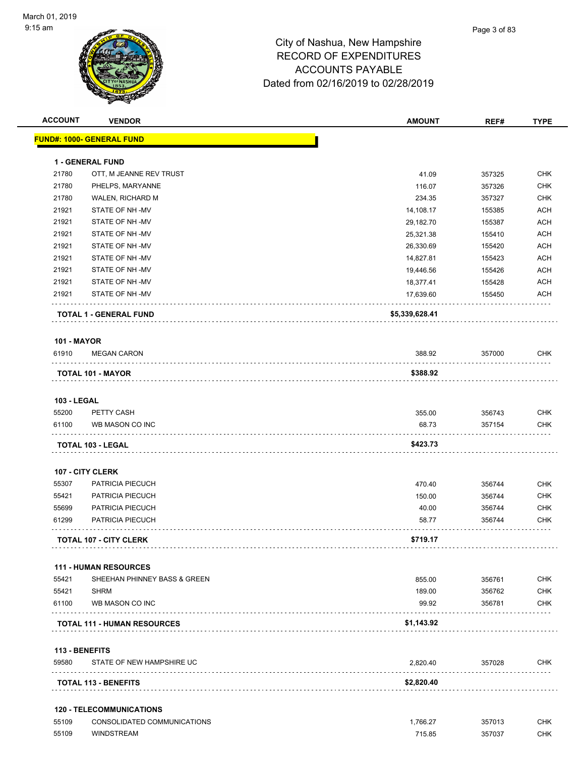City of Nashua, New Hampshire
RECORD OF EXPENDITURES
ACCOUNTS PAYABLE
Dated from 02/16/2019 to 02/28/2019

March 01, 2019
9:15 am

| ACCOUNT | VENDOR | AMOUNT | REF# | TYPE |
|---|---|---|---|---|
| **FUND#: 1000- GENERAL FUND** | | | | |
| **1 - GENERAL FUND** | | | | |
| 21780 | OTT, M JEANNE REV TRUST | 41.09 | 357325 | CHK |
| 21780 | PHELPS, MARYANNE | 116.07 | 357326 | CHK |
| 21780 | WALEN, RICHARD M | 234.35 | 357327 | CHK |
| 21921 | STATE OF NH -MV | 14,108.17 | 155385 | ACH |
| 21921 | STATE OF NH -MV | 29,182.70 | 155387 | ACH |
| 21921 | STATE OF NH -MV | 25,321.38 | 155410 | ACH |
| 21921 | STATE OF NH -MV | 26,330.69 | 155420 | ACH |
| 21921 | STATE OF NH -MV | 14,827.81 | 155423 | ACH |
| 21921 | STATE OF NH -MV | 19,446.56 | 155426 | ACH |
| 21921 | STATE OF NH -MV | 18,377.41 | 155428 | ACH |
| 21921 | STATE OF NH -MV | 17,639.60 | 155450 | ACH |
| | **TOTAL 1 - GENERAL FUND** | **$5,339,628.41** | | |
| **101 - MAYOR** | | | | |
| 61910 | MEGAN CARON | 388.92 | 357000 | CHK |
| | **TOTAL 101 - MAYOR** | **$388.92** | | |
| **103 - LEGAL** | | | | |
| 55200 | PETTY CASH | 355.00 | 356743 | CHK |
| 61100 | WB MASON CO INC | 68.73 | 357154 | CHK |
| | **TOTAL 103 - LEGAL** | **$423.73** | | |
| **107 - CITY CLERK** | | | | |
| 55307 | PATRICIA PIECUCH | 470.40 | 356744 | CHK |
| 55421 | PATRICIA PIECUCH | 150.00 | 356744 | CHK |
| 55699 | PATRICIA PIECUCH | 40.00 | 356744 | CHK |
| 61299 | PATRICIA PIECUCH | 58.77 | 356744 | CHK |
| | **TOTAL 107 - CITY CLERK** | **$719.17** | | |
| **111 - HUMAN RESOURCES** | | | | |
| 55421 | SHEEHAN PHINNEY BASS & GREEN | 855.00 | 356761 | CHK |
| 55421 | SHRM | 189.00 | 356762 | CHK |
| 61100 | WB MASON CO INC | 99.92 | 356781 | CHK |
| | **TOTAL 111 - HUMAN RESOURCES** | **$1,143.92** | | |
| **113 - BENEFITS** | | | | |
| 59580 | STATE OF NEW HAMPSHIRE UC | 2,820.40 | 357028 | CHK |
| | **TOTAL 113 - BENEFITS** | **$2,820.40** | | |
| **120 - TELECOMMUNICATIONS** | | | | |
| 55109 | CONSOLIDATED COMMUNICATIONS | 1,766.27 | 357013 | CHK |
| 55109 | WINDSTREAM | 715.85 | 357037 | CHK |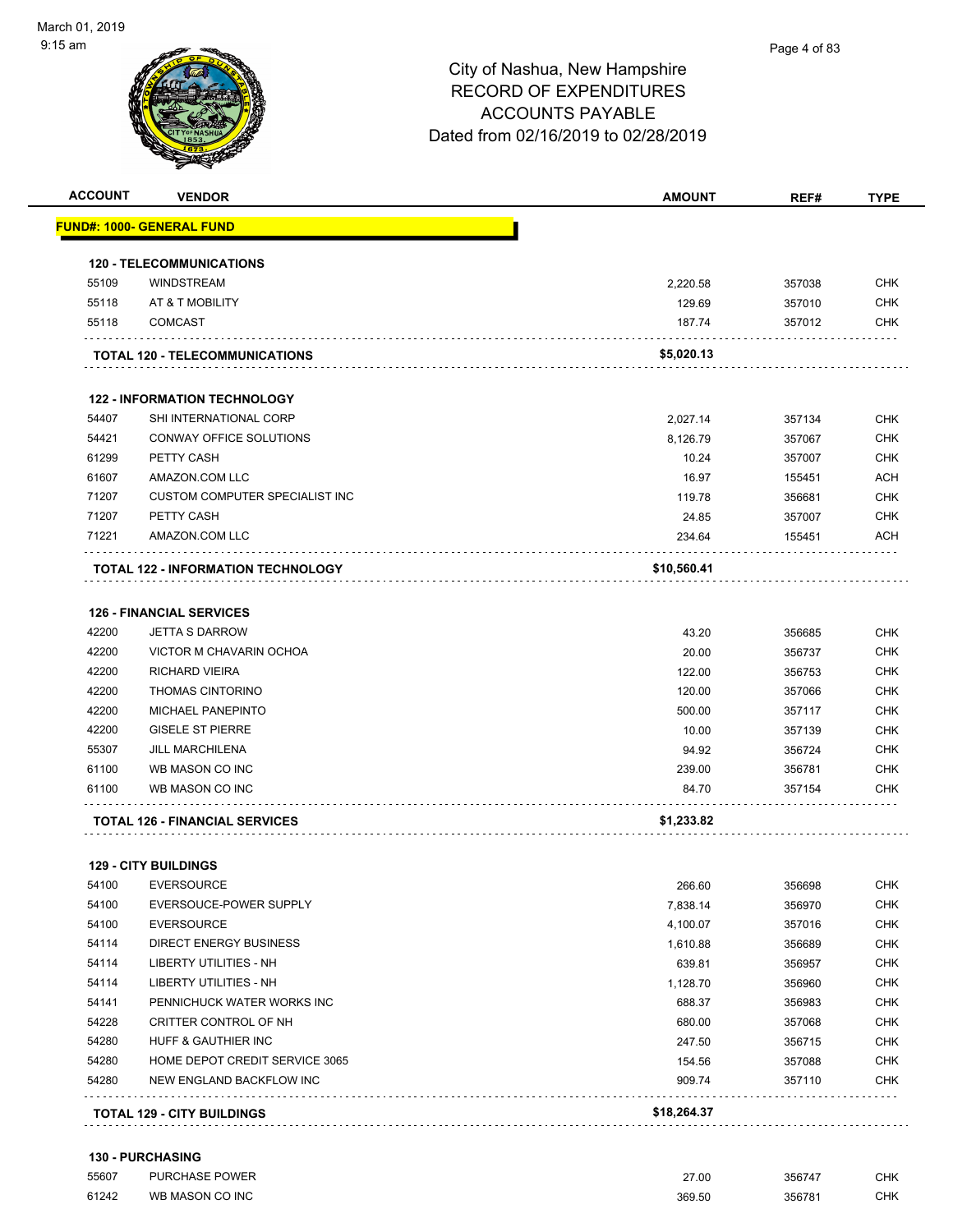# City of Nashua, New Hampshire
## RECORD OF EXPENDITURES
## ACCOUNTS PAYABLE
## Dated from 02/16/2019 to 02/28/2019

March 01, 2019
9:15 am

| ACCOUNT | VENDOR | AMOUNT | REF# | TYPE |
|---|---|---|---|---|
| **FUND#: 1000- GENERAL FUND** | | | | |
| **120 - TELECOMMUNICATIONS** | | | | |
| 55109 | WINDSTREAM | 2,220.58 | 357038 | CHK |
| 55118 | AT & T MOBILITY | 129.69 | 357010 | CHK |
| 55118 | COMCAST | 187.74 | 357012 | CHK |
| **TOTAL 120 - TELECOMMUNICATIONS** | | **$5,020.13** | | |
| **122 - INFORMATION TECHNOLOGY** | | | | |
| 54407 | SHI INTERNATIONAL CORP | 2,027.14 | 357134 | CHK |
| 54421 | CONWAY OFFICE SOLUTIONS | 8,126.79 | 357067 | CHK |
| 61299 | PETTY CASH | 10.24 | 357007 | CHK |
| 61607 | AMAZON.COM LLC | 16.97 | 155451 | ACH |
| 71207 | CUSTOM COMPUTER SPECIALIST INC | 119.78 | 356681 | CHK |
| 71207 | PETTY CASH | 24.85 | 357007 | CHK |
| 71221 | AMAZON.COM LLC | 234.64 | 155451 | ACH |
| **TOTAL 122 - INFORMATION TECHNOLOGY** | | **$10,560.41** | | |
| **126 - FINANCIAL SERVICES** | | | | |
| 42200 | JETTA S DARROW | 43.20 | 356685 | CHK |
| 42200 | VICTOR M CHAVARIN OCHOA | 20.00 | 356737 | CHK |
| 42200 | RICHARD VIEIRA | 122.00 | 356753 | CHK |
| 42200 | THOMAS CINTORINO | 120.00 | 357066 | CHK |
| 42200 | MICHAEL PANEPINTO | 500.00 | 357117 | CHK |
| 42200 | GISELE ST PIERRE | 10.00 | 357139 | CHK |
| 55307 | JILL MARCHILENA | 94.92 | 356724 | CHK |
| 61100 | WB MASON CO INC | 239.00 | 356781 | CHK |
| 61100 | WB MASON CO INC | 84.70 | 357154 | CHK |
| **TOTAL 126 - FINANCIAL SERVICES** | | **$1,233.82** | | |
| **129 - CITY BUILDINGS** | | | | |
| 54100 | EVERSOURCE | 266.60 | 356698 | CHK |
| 54100 | EVERSOUCE-POWER SUPPLY | 7,838.14 | 356970 | CHK |
| 54100 | EVERSOURCE | 4,100.07 | 357016 | CHK |
| 54114 | DIRECT ENERGY BUSINESS | 1,610.88 | 356689 | CHK |
| 54114 | LIBERTY UTILITIES - NH | 639.81 | 356957 | CHK |
| 54114 | LIBERTY UTILITIES - NH | 1,128.70 | 356960 | CHK |
| 54141 | PENNICHUCK WATER WORKS INC | 688.37 | 356983 | CHK |
| 54228 | CRITTER CONTROL OF NH | 680.00 | 357068 | CHK |
| 54280 | HUFF & GAUTHIER INC | 247.50 | 356715 | CHK |
| 54280 | HOME DEPOT CREDIT SERVICE 3065 | 154.56 | 357088 | CHK |
| 54280 | NEW ENGLAND BACKFLOW INC | 909.74 | 357110 | CHK |
| **TOTAL 129 - CITY BUILDINGS** | | **$18,264.37** | | |
| **130 - PURCHASING** | | | | |
| 55607 | PURCHASE POWER | 27.00 | 356747 | CHK |
| 61242 | WB MASON CO INC | 369.50 | 356781 | CHK |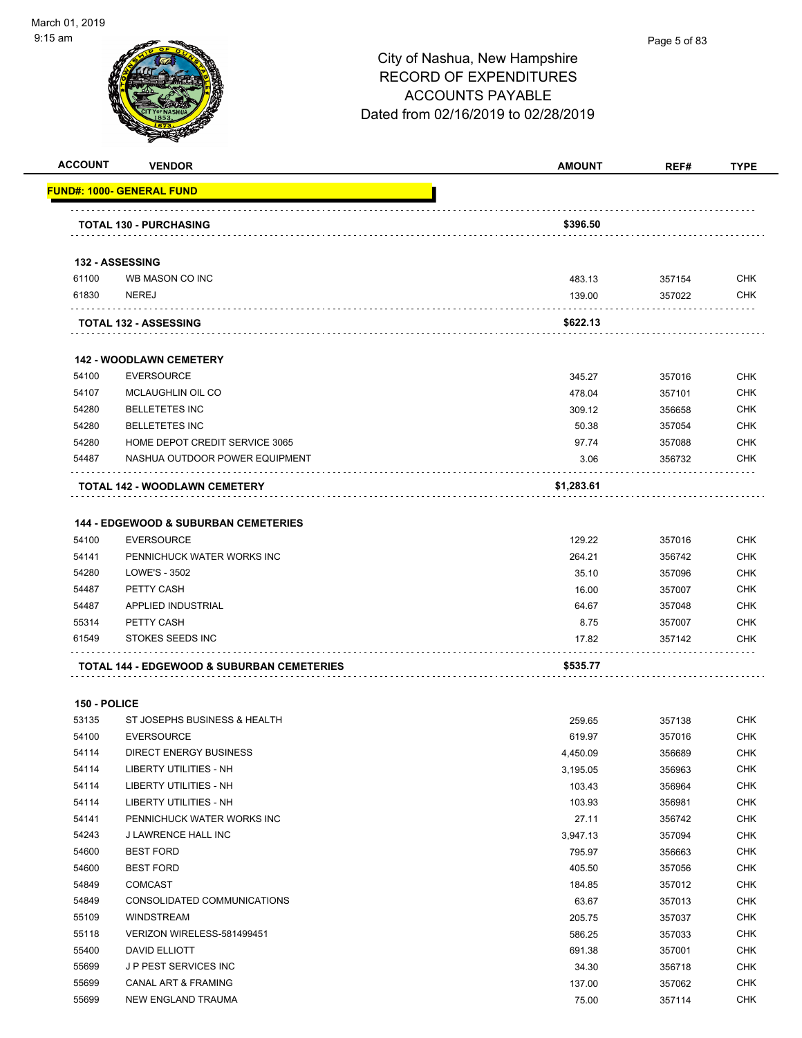# City of Nashua, New Hampshire
## RECORD OF EXPENDITURES
## ACCOUNTS PAYABLE
## Dated from 02/16/2019 to 02/28/2019

| ACCOUNT | VENDOR | AMOUNT | REF# | TYPE |
|---|---|---|---|---|
| **FUND#: 1000- GENERAL FUND** | | | | |
| | **TOTAL 130 - PURCHASING** | **$396.50** | | |
| **132 - ASSESSING** | | | | |
| 61100 | WB MASON CO INC | 483.13 | 357154 | CHK |
| 61830 | NEREJ | 139.00 | 357022 | CHK |
| | **TOTAL 132 - ASSESSING** | **$622.13** | | |
| **142 - WOODLAWN CEMETERY** | | | | |
| 54100 | EVERSOURCE | 345.27 | 357016 | CHK |
| 54107 | MCLAUGHLIN OIL CO | 478.04 | 357101 | CHK |
| 54280 | BELLETETES INC | 309.12 | 356658 | CHK |
| 54280 | BELLETETES INC | 50.38 | 357054 | CHK |
| 54280 | HOME DEPOT CREDIT SERVICE 3065 | 97.74 | 357088 | CHK |
| 54487 | NASHUA OUTDOOR POWER EQUIPMENT | 3.06 | 356732 | CHK |
| | **TOTAL 142 - WOODLAWN CEMETERY** | **$1,283.61** | | |
| **144 - EDGEWOOD & SUBURBAN CEMETERIES** | | | | |
| 54100 | EVERSOURCE | 129.22 | 357016 | CHK |
| 54141 | PENNICHUCK WATER WORKS INC | 264.21 | 356742 | CHK |
| 54280 | LOWE'S - 3502 | 35.10 | 357096 | CHK |
| 54487 | PETTY CASH | 16.00 | 357007 | CHK |
| 54487 | APPLIED INDUSTRIAL | 64.67 | 357048 | CHK |
| 55314 | PETTY CASH | 8.75 | 357007 | CHK |
| 61549 | STOKES SEEDS INC | 17.82 | 357142 | CHK |
| | **TOTAL 144 - EDGEWOOD & SUBURBAN CEMETERIES** | **$535.77** | | |
| **150 - POLICE** | | | | |
| 53135 | ST JOSEPHS BUSINESS & HEALTH | 259.65 | 357138 | CHK |
| 54100 | EVERSOURCE | 619.97 | 357016 | CHK |
| 54114 | DIRECT ENERGY BUSINESS | 4,450.09 | 356689 | CHK |
| 54114 | LIBERTY UTILITIES - NH | 3,195.05 | 356963 | CHK |
| 54114 | LIBERTY UTILITIES - NH | 103.43 | 356964 | CHK |
| 54114 | LIBERTY UTILITIES - NH | 103.93 | 356981 | CHK |
| 54141 | PENNICHUCK WATER WORKS INC | 27.11 | 356742 | CHK |
| 54243 | J LAWRENCE HALL INC | 3,947.13 | 357094 | CHK |
| 54600 | BEST FORD | 795.97 | 356663 | CHK |
| 54600 | BEST FORD | 405.50 | 357056 | CHK |
| 54849 | COMCAST | 184.85 | 357012 | CHK |
| 54849 | CONSOLIDATED COMMUNICATIONS | 63.67 | 357013 | CHK |
| 55109 | WINDSTREAM | 205.75 | 357037 | CHK |
| 55118 | VERIZON WIRELESS-581499451 | 586.25 | 357033 | CHK |
| 55400 | DAVID ELLIOTT | 691.38 | 357001 | CHK |
| 55699 | J P PEST SERVICES INC | 34.30 | 356718 | CHK |
| 55699 | CANAL ART & FRAMING | 137.00 | 357062 | CHK |
| 55699 | NEW ENGLAND TRAUMA | 75.00 | 357114 | CHK |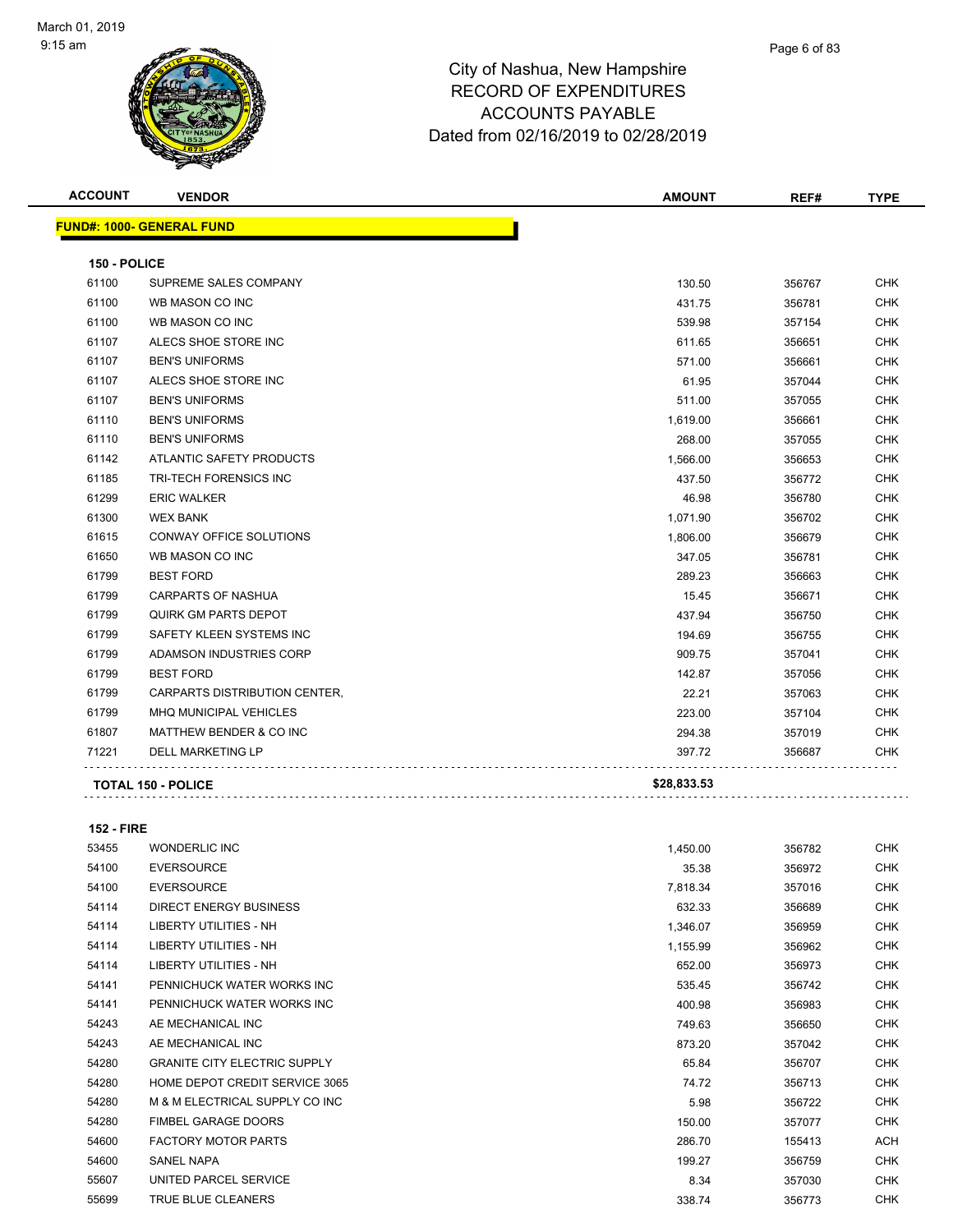March 01, 2019
9:15 am

# City of Nashua, New Hampshire
## RECORD OF EXPENDITURES
## ACCOUNTS PAYABLE
## Dated from 02/16/2019 to 02/28/2019

| ACCOUNT | VENDOR | AMOUNT | REF# | TYPE |
|---|---|---|---|---|
| **FUND#: 1000- GENERAL FUND** | | | | |
| **150 - POLICE** | | | | |
| 61100 | SUPREME SALES COMPANY | 130.50 | 356767 | CHK |
| 61100 | WB MASON CO INC | 431.75 | 356781 | CHK |
| 61100 | WB MASON CO INC | 539.98 | 357154 | CHK |
| 61107 | ALECS SHOE STORE INC | 611.65 | 356651 | CHK |
| 61107 | BEN'S UNIFORMS | 571.00 | 356661 | CHK |
| 61107 | ALECS SHOE STORE INC | 61.95 | 357044 | CHK |
| 61107 | BEN'S UNIFORMS | 511.00 | 357055 | CHK |
| 61110 | BEN'S UNIFORMS | 1,619.00 | 356661 | CHK |
| 61110 | BEN'S UNIFORMS | 268.00 | 357055 | CHK |
| 61142 | ATLANTIC SAFETY PRODUCTS | 1,566.00 | 356653 | CHK |
| 61185 | TRI-TECH FORENSICS INC | 437.50 | 356772 | CHK |
| 61299 | ERIC WALKER | 46.98 | 356780 | CHK |
| 61300 | WEX BANK | 1,071.90 | 356702 | CHK |
| 61615 | CONWAY OFFICE SOLUTIONS | 1,806.00 | 356679 | CHK |
| 61650 | WB MASON CO INC | 347.05 | 356781 | CHK |
| 61799 | BEST FORD | 289.23 | 356663 | CHK |
| 61799 | CARPARTS OF NASHUA | 15.45 | 356671 | CHK |
| 61799 | QUIRK GM PARTS DEPOT | 437.94 | 356750 | CHK |
| 61799 | SAFETY KLEEN SYSTEMS INC | 194.69 | 356755 | CHK |
| 61799 | ADAMSON INDUSTRIES CORP | 909.75 | 357041 | CHK |
| 61799 | BEST FORD | 142.87 | 357056 | CHK |
| 61799 | CARPARTS DISTRIBUTION CENTER, | 22.21 | 357063 | CHK |
| 61799 | MHQ MUNICIPAL VEHICLES | 223.00 | 357104 | CHK |
| 61807 | MATTHEW BENDER & CO INC | 294.38 | 357019 | CHK |
| 71221 | DELL MARKETING LP | 397.72 | 356687 | CHK |
| **TOTAL 150 - POLICE** | | **$28,833.53** | | |
| **152 - FIRE** | | | | |
| 53455 | WONDERLIC INC | 1,450.00 | 356782 | CHK |
| 54100 | EVERSOURCE | 35.38 | 356972 | CHK |
| 54100 | EVERSOURCE | 7,818.34 | 357016 | CHK |
| 54114 | DIRECT ENERGY BUSINESS | 632.33 | 356689 | CHK |
| 54114 | LIBERTY UTILITIES - NH | 1,346.07 | 356959 | CHK |
| 54114 | LIBERTY UTILITIES - NH | 1,155.99 | 356962 | CHK |
| 54114 | LIBERTY UTILITIES - NH | 652.00 | 356973 | CHK |
| 54141 | PENNICHUCK WATER WORKS INC | 535.45 | 356742 | CHK |
| 54141 | PENNICHUCK WATER WORKS INC | 400.98 | 356983 | CHK |
| 54243 | AE MECHANICAL INC | 749.63 | 356650 | CHK |
| 54243 | AE MECHANICAL INC | 873.20 | 357042 | CHK |
| 54280 | GRANITE CITY ELECTRIC SUPPLY | 65.84 | 356707 | CHK |
| 54280 | HOME DEPOT CREDIT SERVICE 3065 | 74.72 | 356713 | CHK |
| 54280 | M & M ELECTRICAL SUPPLY CO INC | 5.98 | 356722 | CHK |
| 54280 | FIMBEL GARAGE DOORS | 150.00 | 357077 | CHK |
| 54600 | FACTORY MOTOR PARTS | 286.70 | 155413 | ACH |
| 54600 | SANEL NAPA | 199.27 | 356759 | CHK |
| 55607 | UNITED PARCEL SERVICE | 8.34 | 357030 | CHK |
| 55699 | TRUE BLUE CLEANERS | 338.74 | 356773 | CHK |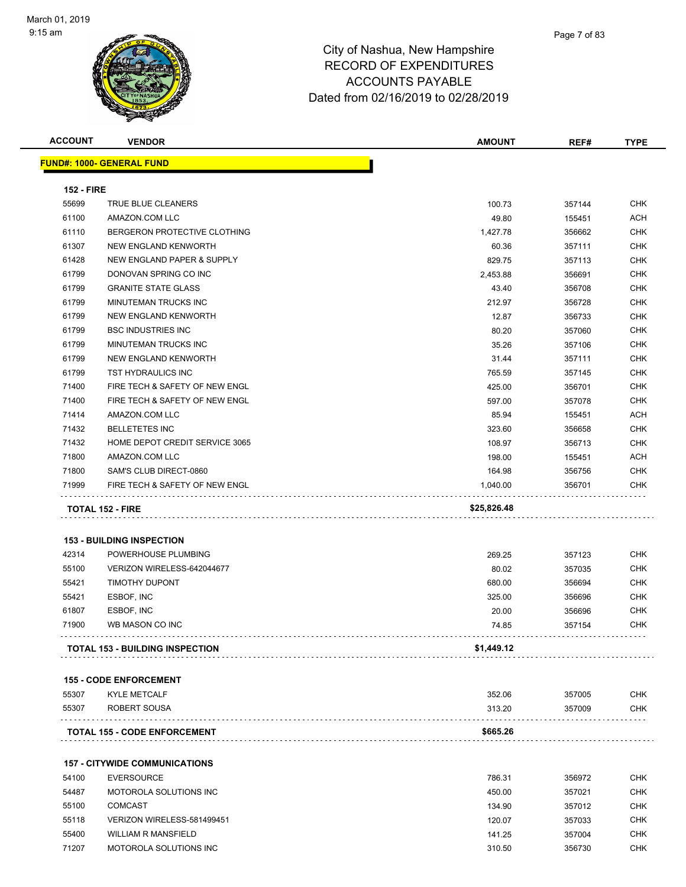# City of Nashua, New Hampshire
## RECORD OF EXPENDITURES
## ACCOUNTS PAYABLE
## Dated from 02/16/2019 to 02/28/2019

| ACCOUNT | VENDOR | AMOUNT | REF# | TYPE |
|---|---|---|---|---|
| **FUND#: 1000- GENERAL FUND** | | | | |
| **152 - FIRE** | | | | |
| 55699 | TRUE BLUE CLEANERS | 100.73 | 357144 | CHK |
| 61100 | AMAZON.COM LLC | 49.80 | 155451 | ACH |
| 61110 | BERGERON PROTECTIVE CLOTHING | 1,427.78 | 356662 | CHK |
| 61307 | NEW ENGLAND KENWORTH | 60.36 | 357111 | CHK |
| 61428 | NEW ENGLAND PAPER & SUPPLY | 829.75 | 357113 | CHK |
| 61799 | DONOVAN SPRING CO INC | 2,453.88 | 356691 | CHK |
| 61799 | GRANITE STATE GLASS | 43.40 | 356708 | CHK |
| 61799 | MINUTEMAN TRUCKS INC | 212.97 | 356728 | CHK |
| 61799 | NEW ENGLAND KENWORTH | 12.87 | 356733 | CHK |
| 61799 | BSC INDUSTRIES INC | 80.20 | 357060 | CHK |
| 61799 | MINUTEMAN TRUCKS INC | 35.26 | 357106 | CHK |
| 61799 | NEW ENGLAND KENWORTH | 31.44 | 357111 | CHK |
| 61799 | TST HYDRAULICS INC | 765.59 | 357145 | CHK |
| 71400 | FIRE TECH & SAFETY OF NEW ENGL | 425.00 | 356701 | CHK |
| 71400 | FIRE TECH & SAFETY OF NEW ENGL | 597.00 | 357078 | CHK |
| 71414 | AMAZON.COM LLC | 85.94 | 155451 | ACH |
| 71432 | BELLETETES INC | 323.60 | 356658 | CHK |
| 71432 | HOME DEPOT CREDIT SERVICE 3065 | 108.97 | 356713 | CHK |
| 71800 | AMAZON.COM LLC | 198.00 | 155451 | ACH |
| 71800 | SAM'S CLUB DIRECT-0860 | 164.98 | 356756 | CHK |
| 71999 | FIRE TECH & SAFETY OF NEW ENGL | 1,040.00 | 356701 | CHK |
| **TOTAL 152 - FIRE** | | **$25,826.48** | | |
| **153 - BUILDING INSPECTION** | | | | |
| 42314 | POWERHOUSE PLUMBING | 269.25 | 357123 | CHK |
| 55100 | VERIZON WIRELESS-642044677 | 80.02 | 357035 | CHK |
| 55421 | TIMOTHY DUPONT | 680.00 | 356694 | CHK |
| 55421 | ESBOF, INC | 325.00 | 356696 | CHK |
| 61807 | ESBOF, INC | 20.00 | 356696 | CHK |
| 71900 | WB MASON CO INC | 74.85 | 357154 | CHK |
| **TOTAL 153 - BUILDING INSPECTION** | | **$1,449.12** | | |
| **155 - CODE ENFORCEMENT** | | | | |
| 55307 | KYLE METCALF | 352.06 | 357005 | CHK |
| 55307 | ROBERT SOUSA | 313.20 | 357009 | CHK |
| **TOTAL 155 - CODE ENFORCEMENT** | | **$665.26** | | |
| **157 - CITYWIDE COMMUNICATIONS** | | | | |
| 54100 | EVERSOURCE | 786.31 | 356972 | CHK |
| 54487 | MOTOROLA SOLUTIONS INC | 450.00 | 357021 | CHK |
| 55100 | COMCAST | 134.90 | 357012 | CHK |
| 55118 | VERIZON WIRELESS-581499451 | 120.07 | 357033 | CHK |
| 55400 | WILLIAM R MANSFIELD | 141.25 | 357004 | CHK |
| 71207 | MOTOROLA SOLUTIONS INC | 310.50 | 356730 | CHK |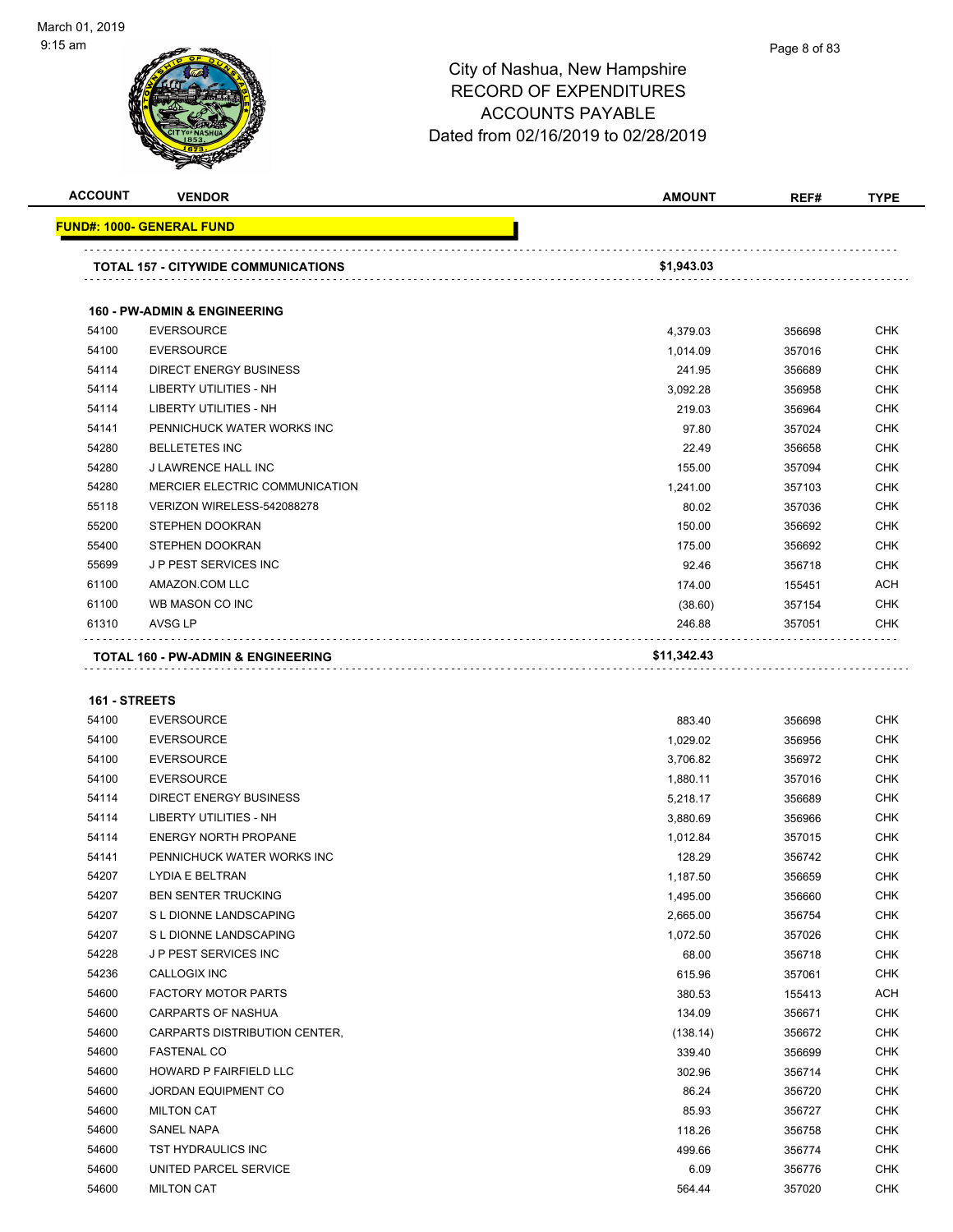March 01, 2019
9:15 am

# City of Nashua, New Hampshire
## RECORD OF EXPENDITURES
## ACCOUNTS PAYABLE
## Dated from 02/16/2019 to 02/28/2019

| ACCOUNT | VENDOR | AMOUNT | REF# | TYPE |
|---|---|---|---|---|
| **FUND#: 1000- GENERAL FUND** | | | | |
| **TOTAL 157 - CITYWIDE COMMUNICATIONS** | | **$1,943.03** | | |
| **160 - PW-ADMIN & ENGINEERING** | | | | |
| 54100 | EVERSOURCE | 4,379.03 | 356698 | CHK |
| 54100 | EVERSOURCE | 1,014.09 | 357016 | CHK |
| 54114 | DIRECT ENERGY BUSINESS | 241.95 | 356689 | CHK |
| 54114 | LIBERTY UTILITIES - NH | 3,092.28 | 356958 | CHK |
| 54114 | LIBERTY UTILITIES - NH | 219.03 | 356964 | CHK |
| 54141 | PENNICHUCK WATER WORKS INC | 97.80 | 357024 | CHK |
| 54280 | BELLETETES INC | 22.49 | 356658 | CHK |
| 54280 | J LAWRENCE HALL INC | 155.00 | 357094 | CHK |
| 54280 | MERCIER ELECTRIC COMMUNICATION | 1,241.00 | 357103 | CHK |
| 55118 | VERIZON WIRELESS-542088278 | 80.02 | 357036 | CHK |
| 55200 | STEPHEN DOOKRAN | 150.00 | 356692 | CHK |
| 55400 | STEPHEN DOOKRAN | 175.00 | 356692 | CHK |
| 55699 | J P PEST SERVICES INC | 92.46 | 356718 | CHK |
| 61100 | AMAZON.COM LLC | 174.00 | 155451 | ACH |
| 61100 | WB MASON CO INC | (38.60) | 357154 | CHK |
| 61310 | AVSG LP | 246.88 | 357051 | CHK |
| **TOTAL 160 - PW-ADMIN & ENGINEERING** | | **$11,342.43** | | |
| **161 - STREETS** | | | | |
| 54100 | EVERSOURCE | 883.40 | 356698 | CHK |
| 54100 | EVERSOURCE | 1,029.02 | 356956 | CHK |
| 54100 | EVERSOURCE | 3,706.82 | 356972 | CHK |
| 54100 | EVERSOURCE | 1,880.11 | 357016 | CHK |
| 54114 | DIRECT ENERGY BUSINESS | 5,218.17 | 356689 | CHK |
| 54114 | LIBERTY UTILITIES - NH | 3,880.69 | 356966 | CHK |
| 54114 | ENERGY NORTH PROPANE | 1,012.84 | 357015 | CHK |
| 54141 | PENNICHUCK WATER WORKS INC | 128.29 | 356742 | CHK |
| 54207 | LYDIA E BELTRAN | 1,187.50 | 356659 | CHK |
| 54207 | BEN SENTER TRUCKING | 1,495.00 | 356660 | CHK |
| 54207 | S L DIONNE LANDSCAPING | 2,665.00 | 356754 | CHK |
| 54207 | S L DIONNE LANDSCAPING | 1,072.50 | 357026 | CHK |
| 54228 | J P PEST SERVICES INC | 68.00 | 356718 | CHK |
| 54236 | CALLOGIX INC | 615.96 | 357061 | CHK |
| 54600 | FACTORY MOTOR PARTS | 380.53 | 155413 | ACH |
| 54600 | CARPARTS OF NASHUA | 134.09 | 356671 | CHK |
| 54600 | CARPARTS DISTRIBUTION CENTER, | (138.14) | 356672 | CHK |
| 54600 | FASTENAL CO | 339.40 | 356699 | CHK |
| 54600 | HOWARD P FAIRFIELD LLC | 302.96 | 356714 | CHK |
| 54600 | JORDAN EQUIPMENT CO | 86.24 | 356720 | CHK |
| 54600 | MILTON CAT | 85.93 | 356727 | CHK |
| 54600 | SANEL NAPA | 118.26 | 356758 | CHK |
| 54600 | TST HYDRAULICS INC | 499.66 | 356774 | CHK |
| 54600 | UNITED PARCEL SERVICE | 6.09 | 356776 | CHK |
| 54600 | MILTON CAT | 564.44 | 357020 | CHK |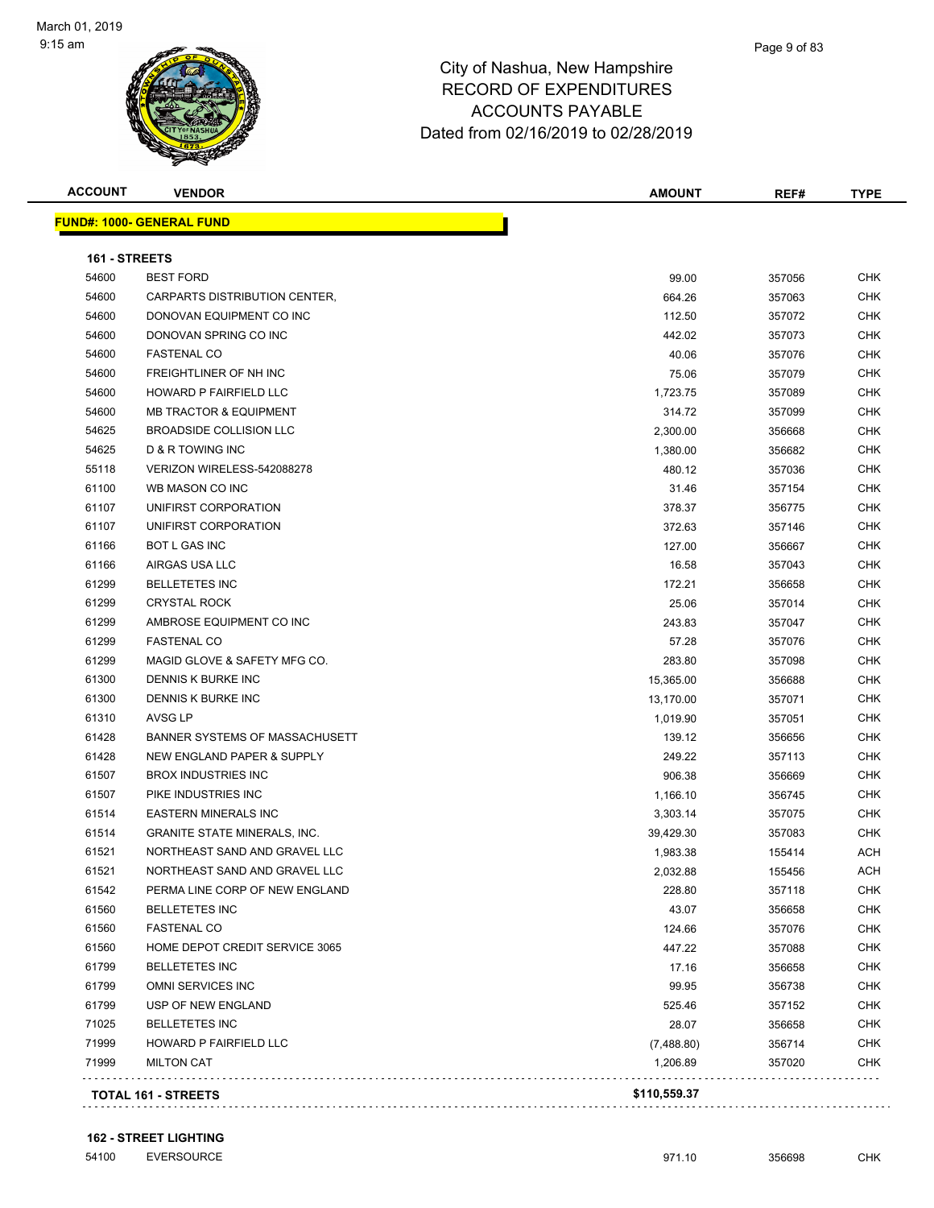# City of Nashua, New Hampshire
## RECORD OF EXPENDITURES
## ACCOUNTS PAYABLE
## Dated from 02/16/2019 to 02/28/2019

| ACCOUNT | VENDOR | AMOUNT | REF# | TYPE |
|---|---|---|---|---|
| **FUND#: 1000- GENERAL FUND** | | | | |
| **161 - STREETS** | | | | |
| 54600 | BEST FORD | 99.00 | 357056 | CHK |
| 54600 | CARPARTS DISTRIBUTION CENTER, | 664.26 | 357063 | CHK |
| 54600 | DONOVAN EQUIPMENT CO INC | 112.50 | 357072 | CHK |
| 54600 | DONOVAN SPRING CO INC | 442.02 | 357073 | CHK |
| 54600 | FASTENAL CO | 40.06 | 357076 | CHK |
| 54600 | FREIGHTLINER OF NH INC | 75.06 | 357079 | CHK |
| 54600 | HOWARD P FAIRFIELD LLC | 1,723.75 | 357089 | CHK |
| 54600 | MB TRACTOR & EQUIPMENT | 314.72 | 357099 | CHK |
| 54625 | BROADSIDE COLLISION LLC | 2,300.00 | 356668 | CHK |
| 54625 | D & R TOWING INC | 1,380.00 | 356682 | CHK |
| 55118 | VERIZON WIRELESS-542088278 | 480.12 | 357036 | CHK |
| 61100 | WB MASON CO INC | 31.46 | 357154 | CHK |
| 61107 | UNIFIRST CORPORATION | 378.37 | 356775 | CHK |
| 61107 | UNIFIRST CORPORATION | 372.63 | 357146 | CHK |
| 61166 | BOT L GAS INC | 127.00 | 356667 | CHK |
| 61166 | AIRGAS USA LLC | 16.58 | 357043 | CHK |
| 61299 | BELLETETES INC | 172.21 | 356658 | CHK |
| 61299 | CRYSTAL ROCK | 25.06 | 357014 | CHK |
| 61299 | AMBROSE EQUIPMENT CO INC | 243.83 | 357047 | CHK |
| 61299 | FASTENAL CO | 57.28 | 357076 | CHK |
| 61299 | MAGID GLOVE & SAFETY MFG CO. | 283.80 | 357098 | CHK |
| 61300 | DENNIS K BURKE INC | 15,365.00 | 356688 | CHK |
| 61300 | DENNIS K BURKE INC | 13,170.00 | 357071 | CHK |
| 61310 | AVSG LP | 1,019.90 | 357051 | CHK |
| 61428 | BANNER SYSTEMS OF MASSACHUSETT | 139.12 | 356656 | CHK |
| 61428 | NEW ENGLAND PAPER & SUPPLY | 249.22 | 357113 | CHK |
| 61507 | BROX INDUSTRIES INC | 906.38 | 356669 | CHK |
| 61507 | PIKE INDUSTRIES INC | 1,166.10 | 356745 | CHK |
| 61514 | EASTERN MINERALS INC | 3,303.14 | 357075 | CHK |
| 61514 | GRANITE STATE MINERALS, INC. | 39,429.30 | 357083 | CHK |
| 61521 | NORTHEAST SAND AND GRAVEL LLC | 1,983.38 | 155414 | ACH |
| 61521 | NORTHEAST SAND AND GRAVEL LLC | 2,032.88 | 155456 | ACH |
| 61542 | PERMA LINE CORP OF NEW ENGLAND | 228.80 | 357118 | CHK |
| 61560 | BELLETETES INC | 43.07 | 356658 | CHK |
| 61560 | FASTENAL CO | 124.66 | 357076 | CHK |
| 61560 | HOME DEPOT CREDIT SERVICE 3065 | 447.22 | 357088 | CHK |
| 61799 | BELLETETES INC | 17.16 | 356658 | CHK |
| 61799 | OMNI SERVICES INC | 99.95 | 356738 | CHK |
| 61799 | USP OF NEW ENGLAND | 525.46 | 357152 | CHK |
| 71025 | BELLETETES INC | 28.07 | 356658 | CHK |
| 71999 | HOWARD P FAIRFIELD LLC | (7,488.80) | 356714 | CHK |
| 71999 | MILTON CAT | 1,206.89 | 357020 | CHK |
| | **TOTAL 161 - STREETS** | **$110,559.37** | | |
| **162 - STREET LIGHTING** | | | | |
| 54100 | EVERSOURCE | 971.10 | 356698 | CHK |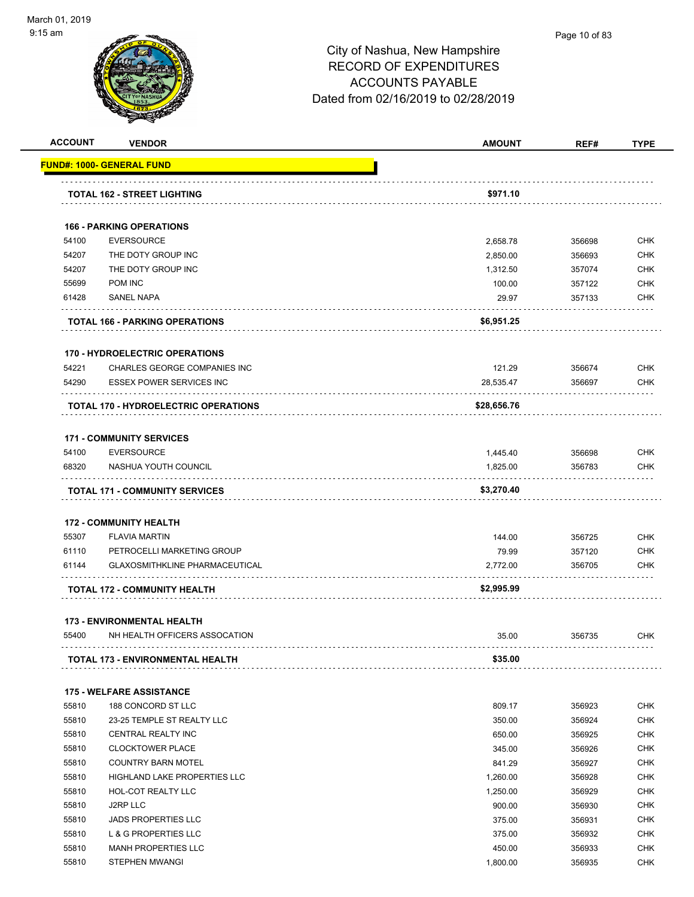# City of Nashua, New Hampshire
## RECORD OF EXPENDITURES
## ACCOUNTS PAYABLE
## Dated from 02/16/2019 to 02/28/2019

| ACCOUNT | VENDOR | AMOUNT | REF# | TYPE |
|---|---|---|---|---|
| **FUND#: 1000- GENERAL FUND** | | | | |
| | **TOTAL 162 - STREET LIGHTING** | **$971.10** | | |
| | **166 - PARKING OPERATIONS** | | | |
| 54100 | EVERSOURCE | 2,658.78 | 356698 | CHK |
| 54207 | THE DOTY GROUP INC | 2,850.00 | 356693 | CHK |
| 54207 | THE DOTY GROUP INC | 1,312.50 | 357074 | CHK |
| 55699 | POM INC | 100.00 | 357122 | CHK |
| 61428 | SANEL NAPA | 29.97 | 357133 | CHK |
| | **TOTAL 166 - PARKING OPERATIONS** | **$6,951.25** | | |
| | **170 - HYDROELECTRIC OPERATIONS** | | | |
| 54221 | CHARLES GEORGE COMPANIES INC | 121.29 | 356674 | CHK |
| 54290 | ESSEX POWER SERVICES INC | 28,535.47 | 356697 | CHK |
| | **TOTAL 170 - HYDROELECTRIC OPERATIONS** | **$28,656.76** | | |
| | **171 - COMMUNITY SERVICES** | | | |
| 54100 | EVERSOURCE | 1,445.40 | 356698 | CHK |
| 68320 | NASHUA YOUTH COUNCIL | 1,825.00 | 356783 | CHK |
| | **TOTAL 171 - COMMUNITY SERVICES** | **$3,270.40** | | |
| | **172 - COMMUNITY HEALTH** | | | |
| 55307 | FLAVIA MARTIN | 144.00 | 356725 | CHK |
| 61110 | PETROCELLI MARKETING GROUP | 79.99 | 357120 | CHK |
| 61144 | GLAXOSMITHKLINE PHARMACEUTICAL | 2,772.00 | 356705 | CHK |
| | **TOTAL 172 - COMMUNITY HEALTH** | **$2,995.99** | | |
| | **173 - ENVIRONMENTAL HEALTH** | | | |
| 55400 | NH HEALTH OFFICERS ASSOCATION | 35.00 | 356735 | CHK |
| | **TOTAL 173 - ENVIRONMENTAL HEALTH** | **$35.00** | | |
| | **175 - WELFARE ASSISTANCE** | | | |
| 55810 | 188 CONCORD ST LLC | 809.17 | 356923 | CHK |
| 55810 | 23-25 TEMPLE ST REALTY LLC | 350.00 | 356924 | CHK |
| 55810 | CENTRAL REALTY INC | 650.00 | 356925 | CHK |
| 55810 | CLOCKTOWER PLACE | 345.00 | 356926 | CHK |
| 55810 | COUNTRY BARN MOTEL | 841.29 | 356927 | CHK |
| 55810 | HIGHLAND LAKE PROPERTIES LLC | 1,260.00 | 356928 | CHK |
| 55810 | HOL-COT REALTY LLC | 1,250.00 | 356929 | CHK |
| 55810 | J2RP LLC | 900.00 | 356930 | CHK |
| 55810 | JADS PROPERTIES LLC | 375.00 | 356931 | CHK |
| 55810 | L & G PROPERTIES LLC | 375.00 | 356932 | CHK |
| 55810 | MANH PROPERTIES LLC | 450.00 | 356933 | CHK |
| 55810 | STEPHEN MWANGI | 1,800.00 | 356935 | CHK |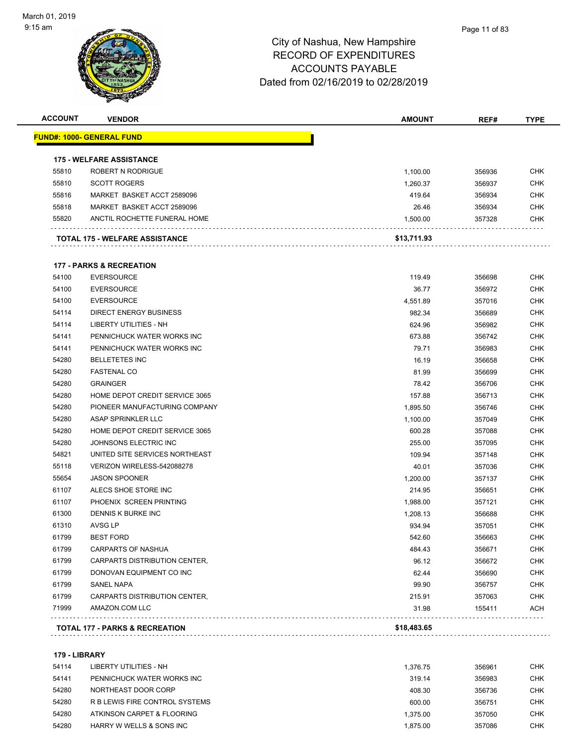# City of Nashua, New Hampshire
## RECORD OF EXPENDITURES
## ACCOUNTS PAYABLE
## Dated from 02/16/2019 to 02/28/2019

March 01, 2019
9:15 am

| ACCOUNT | VENDOR | AMOUNT | REF# | TYPE |
|---|---|---|---|---|
| **FUND#: 1000- GENERAL FUND** | | | | |
| **175 - WELFARE ASSISTANCE** | | | | |
| 55810 | ROBERT N RODRIGUE | 1,100.00 | 356936 | CHK |
| 55810 | SCOTT ROGERS | 1,260.37 | 356937 | CHK |
| 55816 | MARKET BASKET ACCT 2589096 | 419.64 | 356934 | CHK |
| 55818 | MARKET BASKET ACCT 2589096 | 26.46 | 356934 | CHK |
| 55820 | ANCTIL ROCHETTE FUNERAL HOME | 1,500.00 | 357328 | CHK |
| | **TOTAL 175 - WELFARE ASSISTANCE** | **$13,711.93** | | |
| **177 - PARKS & RECREATION** | | | | |
| 54100 | EVERSOURCE | 119.49 | 356698 | CHK |
| 54100 | EVERSOURCE | 36.77 | 356972 | CHK |
| 54100 | EVERSOURCE | 4,551.89 | 357016 | CHK |
| 54114 | DIRECT ENERGY BUSINESS | 982.34 | 356689 | CHK |
| 54114 | LIBERTY UTILITIES - NH | 624.96 | 356982 | CHK |
| 54141 | PENNICHUCK WATER WORKS INC | 673.88 | 356742 | CHK |
| 54141 | PENNICHUCK WATER WORKS INC | 79.71 | 356983 | CHK |
| 54280 | BELLETETES INC | 16.19 | 356658 | CHK |
| 54280 | FASTENAL CO | 81.99 | 356699 | CHK |
| 54280 | GRAINGER | 78.42 | 356706 | CHK |
| 54280 | HOME DEPOT CREDIT SERVICE 3065 | 157.88 | 356713 | CHK |
| 54280 | PIONEER MANUFACTURING COMPANY | 1,895.50 | 356746 | CHK |
| 54280 | ASAP SPRINKLER LLC | 1,100.00 | 357049 | CHK |
| 54280 | HOME DEPOT CREDIT SERVICE 3065 | 600.28 | 357088 | CHK |
| 54280 | JOHNSONS ELECTRIC INC | 255.00 | 357095 | CHK |
| 54821 | UNITED SITE SERVICES NORTHEAST | 109.94 | 357148 | CHK |
| 55118 | VERIZON WIRELESS-542088278 | 40.01 | 357036 | CHK |
| 55654 | JASON SPOONER | 1,200.00 | 357137 | CHK |
| 61107 | ALECS SHOE STORE INC | 214.95 | 356651 | CHK |
| 61107 | PHOENIX SCREEN PRINTING | 1,988.00 | 357121 | CHK |
| 61300 | DENNIS K BURKE INC | 1,208.13 | 356688 | CHK |
| 61310 | AVSG LP | 934.94 | 357051 | CHK |
| 61799 | BEST FORD | 542.60 | 356663 | CHK |
| 61799 | CARPARTS OF NASHUA | 484.43 | 356671 | CHK |
| 61799 | CARPARTS DISTRIBUTION CENTER, | 96.12 | 356672 | CHK |
| 61799 | DONOVAN EQUIPMENT CO INC | 62.44 | 356690 | CHK |
| 61799 | SANEL NAPA | 99.90 | 356757 | CHK |
| 61799 | CARPARTS DISTRIBUTION CENTER, | 215.91 | 357063 | CHK |
| 71999 | AMAZON.COM LLC | 31.98 | 155411 | ACH |
| | **TOTAL 177 - PARKS & RECREATION** | **$18,483.65** | | |
| **179 - LIBRARY** | | | | |
| 54114 | LIBERTY UTILITIES - NH | 1,376.75 | 356961 | CHK |
| 54141 | PENNICHUCK WATER WORKS INC | 319.14 | 356983 | CHK |
| 54280 | NORTHEAST DOOR CORP | 408.30 | 356736 | CHK |
| 54280 | R B LEWIS FIRE CONTROL SYSTEMS | 600.00 | 356751 | CHK |
| 54280 | ATKINSON CARPET & FLOORING | 1,375.00 | 357050 | CHK |
| 54280 | HARRY W WELLS & SONS INC | 1,875.00 | 357086 | CHK |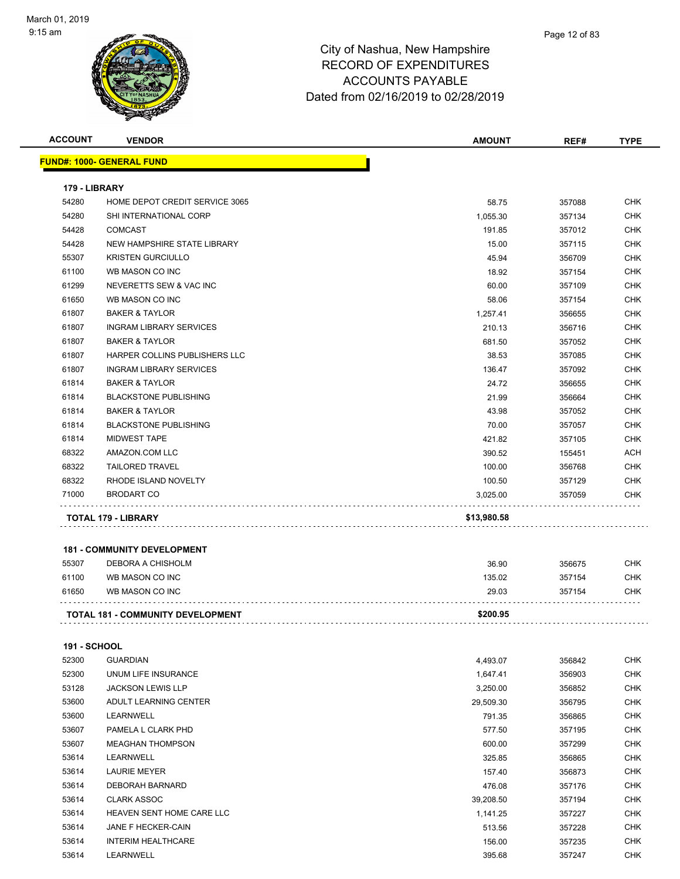# City of Nashua, New Hampshire
# RECORD OF EXPENDITURES
# ACCOUNTS PAYABLE
# Dated from 02/16/2019 to 02/28/2019

| ACCOUNT | VENDOR | AMOUNT | REF# | TYPE |
|---|---|---|---|---|
| **FUND#: 1000- GENERAL FUND** | | | | |
| **179 - LIBRARY** | | | | |
| 54280 | HOME DEPOT CREDIT SERVICE 3065 | 58.75 | 357088 | CHK |
| 54280 | SHI INTERNATIONAL CORP | 1,055.30 | 357134 | CHK |
| 54428 | COMCAST | 191.85 | 357012 | CHK |
| 54428 | NEW HAMPSHIRE STATE LIBRARY | 15.00 | 357115 | CHK |
| 55307 | KRISTEN GURCIULLO | 45.94 | 356709 | CHK |
| 61100 | WB MASON CO INC | 18.92 | 357154 | CHK |
| 61299 | NEVERETTS SEW & VAC INC | 60.00 | 357109 | CHK |
| 61650 | WB MASON CO INC | 58.06 | 357154 | CHK |
| 61807 | BAKER & TAYLOR | 1,257.41 | 356655 | CHK |
| 61807 | INGRAM LIBRARY SERVICES | 210.13 | 356716 | CHK |
| 61807 | BAKER & TAYLOR | 681.50 | 357052 | CHK |
| 61807 | HARPER COLLINS PUBLISHERS LLC | 38.53 | 357085 | CHK |
| 61807 | INGRAM LIBRARY SERVICES | 136.47 | 357092 | CHK |
| 61814 | BAKER & TAYLOR | 24.72 | 356655 | CHK |
| 61814 | BLACKSTONE PUBLISHING | 21.99 | 356664 | CHK |
| 61814 | BAKER & TAYLOR | 43.98 | 357052 | CHK |
| 61814 | BLACKSTONE PUBLISHING | 70.00 | 357057 | CHK |
| 61814 | MIDWEST TAPE | 421.82 | 357105 | CHK |
| 68322 | AMAZON.COM LLC | 390.52 | 155451 | ACH |
| 68322 | TAILORED TRAVEL | 100.00 | 356768 | CHK |
| 68322 | RHODE ISLAND NOVELTY | 100.50 | 357129 | CHK |
| 71000 | BRODART CO | 3,025.00 | 357059 | CHK |
| **TOTAL 179 - LIBRARY** | | **$13,980.58** | | |
| **181 - COMMUNITY DEVELOPMENT** | | | | |
| 55307 | DEBORA A CHISHOLM | 36.90 | 356675 | CHK |
| 61100 | WB MASON CO INC | 135.02 | 357154 | CHK |
| 61650 | WB MASON CO INC | 29.03 | 357154 | CHK |
| **TOTAL 181 - COMMUNITY DEVELOPMENT** | | **$200.95** | | |
| **191 - SCHOOL** | | | | |
| 52300 | GUARDIAN | 4,493.07 | 356842 | CHK |
| 52300 | UNUM LIFE INSURANCE | 1,647.41 | 356903 | CHK |
| 53128 | JACKSON LEWIS LLP | 3,250.00 | 356852 | CHK |
| 53600 | ADULT LEARNING CENTER | 29,509.30 | 356795 | CHK |
| 53600 | LEARNWELL | 791.35 | 356865 | CHK |
| 53607 | PAMELA L CLARK PHD | 577.50 | 357195 | CHK |
| 53607 | MEAGHAN THOMPSON | 600.00 | 357299 | CHK |
| 53614 | LEARNWELL | 325.85 | 356865 | CHK |
| 53614 | LAURIE MEYER | 157.40 | 356873 | CHK |
| 53614 | DEBORAH BARNARD | 476.08 | 357176 | CHK |
| 53614 | CLARK ASSOC | 39,208.50 | 357194 | CHK |
| 53614 | HEAVEN SENT HOME CARE LLC | 1,141.25 | 357227 | CHK |
| 53614 | JANE F HECKER-CAIN | 513.56 | 357228 | CHK |
| 53614 | INTERIM HEALTHCARE | 156.00 | 357235 | CHK |
| 53614 | LEARNWELL | 395.68 | 357247 | CHK |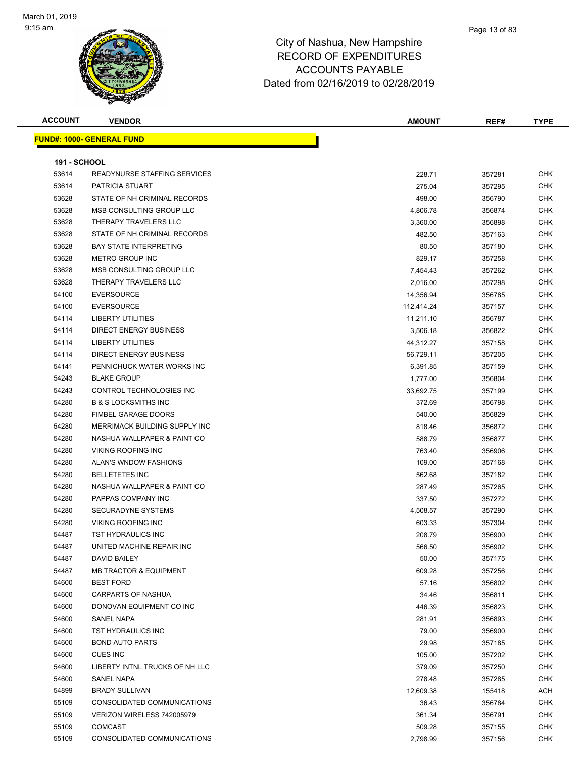# City of Nashua, New Hampshire
## RECORD OF EXPENDITURES
## ACCOUNTS PAYABLE
## Dated from 02/16/2019 to 02/28/2019

March 01, 2019
9:15 am

| ACCOUNT | VENDOR | AMOUNT | REF# | TYPE |
|---|---|---|---|---|
| **FUND#: 1000- GENERAL FUND** | | | | |
| **191 - SCHOOL** | | | | |
| 53614 | READYNURSE STAFFING SERVICES | 228.71 | 357281 | CHK |
| 53614 | PATRICIA STUART | 275.04 | 357295 | CHK |
| 53628 | STATE OF NH CRIMINAL RECORDS | 498.00 | 356790 | CHK |
| 53628 | MSB CONSULTING GROUP LLC | 4,806.78 | 356874 | CHK |
| 53628 | THERAPY TRAVELERS LLC | 3,360.00 | 356898 | CHK |
| 53628 | STATE OF NH CRIMINAL RECORDS | 482.50 | 357163 | CHK |
| 53628 | BAY STATE INTERPRETING | 80.50 | 357180 | CHK |
| 53628 | METRO GROUP INC | 829.17 | 357258 | CHK |
| 53628 | MSB CONSULTING GROUP LLC | 7,454.43 | 357262 | CHK |
| 53628 | THERAPY TRAVELERS LLC | 2,016.00 | 357298 | CHK |
| 54100 | EVERSOURCE | 14,356.94 | 356785 | CHK |
| 54100 | EVERSOURCE | 112,414.24 | 357157 | CHK |
| 54114 | LIBERTY UTILITIES | 11,211.10 | 356787 | CHK |
| 54114 | DIRECT ENERGY BUSINESS | 3,506.18 | 356822 | CHK |
| 54114 | LIBERTY UTILITIES | 44,312.27 | 357158 | CHK |
| 54114 | DIRECT ENERGY BUSINESS | 56,729.11 | 357205 | CHK |
| 54141 | PENNICHUCK WATER WORKS INC | 6,391.85 | 357159 | CHK |
| 54243 | BLAKE GROUP | 1,777.00 | 356804 | CHK |
| 54243 | CONTROL TECHNOLOGIES INC | 33,692.75 | 357199 | CHK |
| 54280 | B & S LOCKSMITHS INC | 372.69 | 356798 | CHK |
| 54280 | FIMBEL GARAGE DOORS | 540.00 | 356829 | CHK |
| 54280 | MERRIMACK BUILDING SUPPLY INC | 818.46 | 356872 | CHK |
| 54280 | NASHUA WALLPAPER & PAINT CO | 588.79 | 356877 | CHK |
| 54280 | VIKING ROOFING INC | 763.40 | 356906 | CHK |
| 54280 | ALAN'S WNDOW FASHIONS | 109.00 | 357168 | CHK |
| 54280 | BELLETETES INC | 562.68 | 357182 | CHK |
| 54280 | NASHUA WALLPAPER & PAINT CO | 287.49 | 357265 | CHK |
| 54280 | PAPPAS COMPANY INC | 337.50 | 357272 | CHK |
| 54280 | SECURADYNE SYSTEMS | 4,508.57 | 357290 | CHK |
| 54280 | VIKING ROOFING INC | 603.33 | 357304 | CHK |
| 54487 | TST HYDRAULICS INC | 208.79 | 356900 | CHK |
| 54487 | UNITED MACHINE REPAIR INC | 566.50 | 356902 | CHK |
| 54487 | DAVID BAILEY | 50.00 | 357175 | CHK |
| 54487 | MB TRACTOR & EQUIPMENT | 609.28 | 357256 | CHK |
| 54600 | BEST FORD | 57.16 | 356802 | CHK |
| 54600 | CARPARTS OF NASHUA | 34.46 | 356811 | CHK |
| 54600 | DONOVAN EQUIPMENT CO INC | 446.39 | 356823 | CHK |
| 54600 | SANEL NAPA | 281.91 | 356893 | CHK |
| 54600 | TST HYDRAULICS INC | 79.00 | 356900 | CHK |
| 54600 | BOND AUTO PARTS | 29.98 | 357185 | CHK |
| 54600 | CUES INC | 105.00 | 357202 | CHK |
| 54600 | LIBERTY INTNL TRUCKS OF NH LLC | 379.09 | 357250 | CHK |
| 54600 | SANEL NAPA | 278.48 | 357285 | CHK |
| 54899 | BRADY SULLIVAN | 12,609.38 | 155418 | ACH |
| 55109 | CONSOLIDATED COMMUNICATIONS | 36.43 | 356784 | CHK |
| 55109 | VERIZON WIRELESS 742005979 | 361.34 | 356791 | CHK |
| 55109 | COMCAST | 509.28 | 357155 | CHK |
| 55109 | CONSOLIDATED COMMUNICATIONS | 2,798.99 | 357156 | CHK |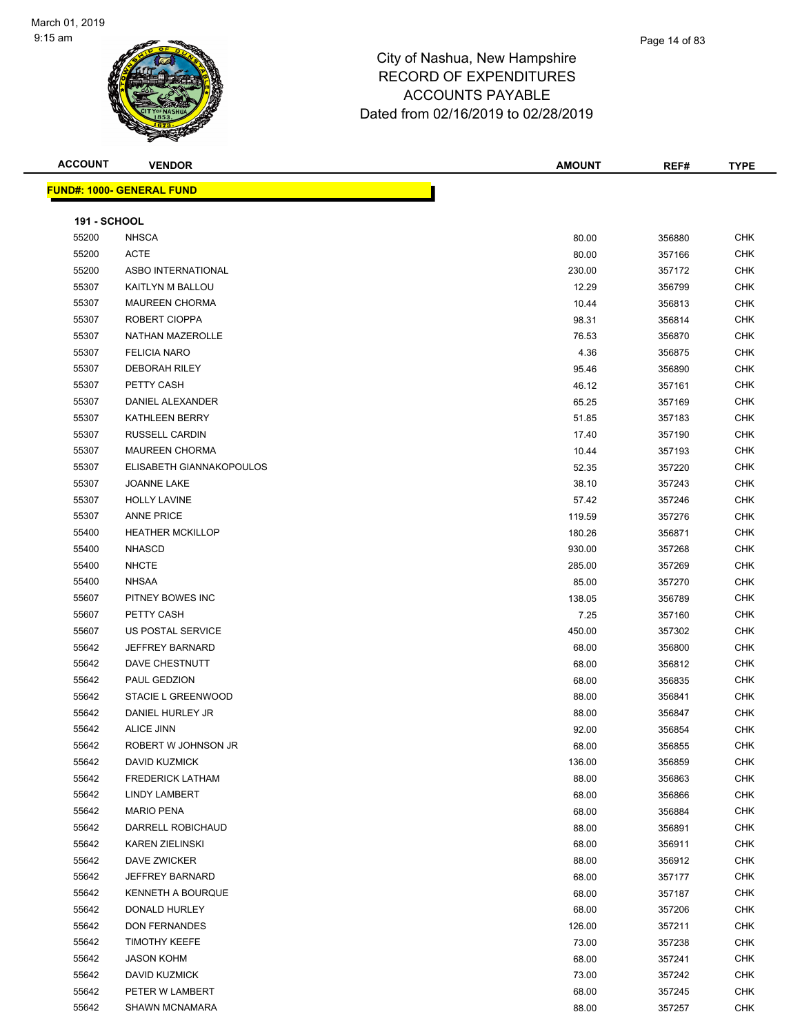March 01, 2019
9:15 am

# City of Nashua, New Hampshire
## RECORD OF EXPENDITURES
## ACCOUNTS PAYABLE
## Dated from 02/16/2019 to 02/28/2019

| ACCOUNT | VENDOR | AMOUNT | REF# | TYPE |
|---|---|---|---|---|

**FUND#: 1000- GENERAL FUND**

**191 - SCHOOL**

| ACCOUNT | VENDOR | AMOUNT | REF# | TYPE |
|---|---|---|---|---|
| 55200 | NHSCA | 80.00 | 356880 | CHK |
| 55200 | ACTE | 80.00 | 357166 | CHK |
| 55200 | ASBO INTERNATIONAL | 230.00 | 357172 | CHK |
| 55307 | KAITLYN M BALLOU | 12.29 | 356799 | CHK |
| 55307 | MAUREEN CHORMA | 10.44 | 356813 | CHK |
| 55307 | ROBERT CIOPPA | 98.31 | 356814 | CHK |
| 55307 | NATHAN MAZEROLLE | 76.53 | 356870 | CHK |
| 55307 | FELICIA NARO | 4.36 | 356875 | CHK |
| 55307 | DEBORAH RILEY | 95.46 | 356890 | CHK |
| 55307 | PETTY CASH | 46.12 | 357161 | CHK |
| 55307 | DANIEL ALEXANDER | 65.25 | 357169 | CHK |
| 55307 | KATHLEEN BERRY | 51.85 | 357183 | CHK |
| 55307 | RUSSELL CARDIN | 17.40 | 357190 | CHK |
| 55307 | MAUREEN CHORMA | 10.44 | 357193 | CHK |
| 55307 | ELISABETH GIANNAKOPOULOS | 52.35 | 357220 | CHK |
| 55307 | JOANNE LAKE | 38.10 | 357243 | CHK |
| 55307 | HOLLY LAVINE | 57.42 | 357246 | CHK |
| 55307 | ANNE PRICE | 119.59 | 357276 | CHK |
| 55400 | HEATHER MCKILLOP | 180.26 | 356871 | CHK |
| 55400 | NHASCD | 930.00 | 357268 | CHK |
| 55400 | NHCTE | 285.00 | 357269 | CHK |
| 55400 | NHSAA | 85.00 | 357270 | CHK |
| 55607 | PITNEY BOWES INC | 138.05 | 356789 | CHK |
| 55607 | PETTY CASH | 7.25 | 357160 | CHK |
| 55607 | US POSTAL SERVICE | 450.00 | 357302 | CHK |
| 55642 | JEFFREY BARNARD | 68.00 | 356800 | CHK |
| 55642 | DAVE CHESTNUTT | 68.00 | 356812 | CHK |
| 55642 | PAUL GEDZION | 68.00 | 356835 | CHK |
| 55642 | STACIE L GREENWOOD | 88.00 | 356841 | CHK |
| 55642 | DANIEL HURLEY JR | 88.00 | 356847 | CHK |
| 55642 | ALICE JINN | 92.00 | 356854 | CHK |
| 55642 | ROBERT W JOHNSON JR | 68.00 | 356855 | CHK |
| 55642 | DAVID KUZMICK | 136.00 | 356859 | CHK |
| 55642 | FREDERICK LATHAM | 88.00 | 356863 | CHK |
| 55642 | LINDY LAMBERT | 68.00 | 356866 | CHK |
| 55642 | MARIO PENA | 68.00 | 356884 | CHK |
| 55642 | DARRELL ROBICHAUD | 88.00 | 356891 | CHK |
| 55642 | KAREN ZIELINSKI | 68.00 | 356911 | CHK |
| 55642 | DAVE ZWICKER | 88.00 | 356912 | CHK |
| 55642 | JEFFREY BARNARD | 68.00 | 357177 | CHK |
| 55642 | KENNETH A BOURQUE | 68.00 | 357187 | CHK |
| 55642 | DONALD HURLEY | 68.00 | 357206 | CHK |
| 55642 | DON FERNANDES | 126.00 | 357211 | CHK |
| 55642 | TIMOTHY KEEFE | 73.00 | 357238 | CHK |
| 55642 | JASON KOHM | 68.00 | 357241 | CHK |
| 55642 | DAVID KUZMICK | 73.00 | 357242 | CHK |
| 55642 | PETER W LAMBERT | 68.00 | 357245 | CHK |
| 55642 | SHAWN MCNAMARA | 88.00 | 357257 | CHK |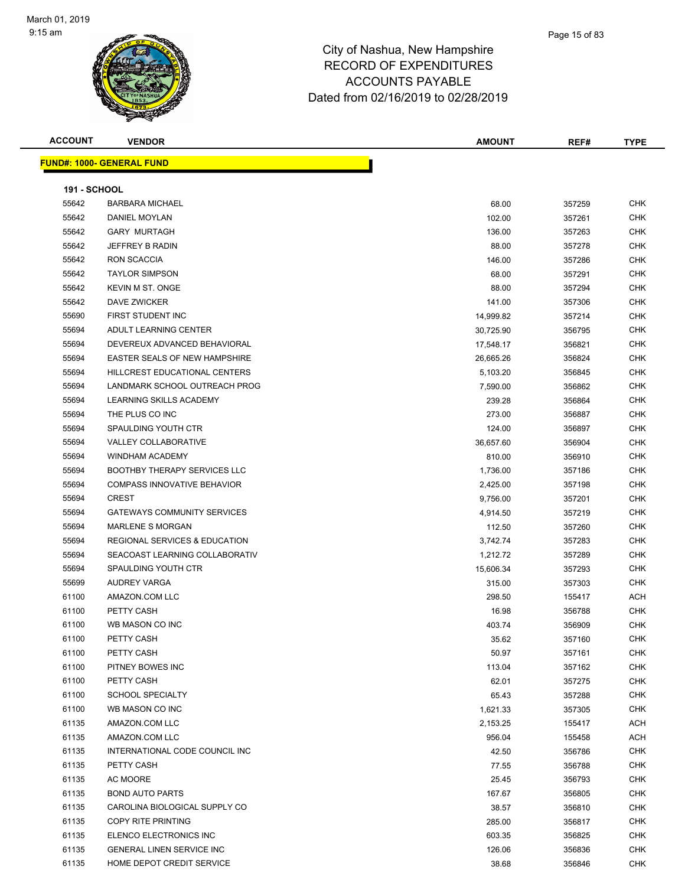# City of Nashua, New Hampshire
## RECORD OF EXPENDITURES
## ACCOUNTS PAYABLE
### Dated from 02/16/2019 to 02/28/2019

| ACCOUNT | VENDOR | AMOUNT | REF# | TYPE |
|---|---|---|---|---|

**FUND#: 1000- GENERAL FUND**

**191 - SCHOOL**

| ACCOUNT | VENDOR | AMOUNT | REF# | TYPE |
|---|---|---|---|---|
| 55642 | BARBARA MICHAEL | 68.00 | 357259 | CHK |
| 55642 | DANIEL MOYLAN | 102.00 | 357261 | CHK |
| 55642 | GARY MURTAGH | 136.00 | 357263 | CHK |
| 55642 | JEFFREY B RADIN | 88.00 | 357278 | CHK |
| 55642 | RON SCACCIA | 146.00 | 357286 | CHK |
| 55642 | TAYLOR SIMPSON | 68.00 | 357291 | CHK |
| 55642 | KEVIN M ST. ONGE | 88.00 | 357294 | CHK |
| 55642 | DAVE ZWICKER | 141.00 | 357306 | CHK |
| 55690 | FIRST STUDENT INC | 14,999.82 | 357214 | CHK |
| 55694 | ADULT LEARNING CENTER | 30,725.90 | 356795 | CHK |
| 55694 | DEVEREUX ADVANCED BEHAVIORAL | 17,548.17 | 356821 | CHK |
| 55694 | EASTER SEALS OF NEW HAMPSHIRE | 26,665.26 | 356824 | CHK |
| 55694 | HILLCREST EDUCATIONAL CENTERS | 5,103.20 | 356845 | CHK |
| 55694 | LANDMARK SCHOOL OUTREACH PROG | 7,590.00 | 356862 | CHK |
| 55694 | LEARNING SKILLS ACADEMY | 239.28 | 356864 | CHK |
| 55694 | THE PLUS CO INC | 273.00 | 356887 | CHK |
| 55694 | SPAULDING YOUTH CTR | 124.00 | 356897 | CHK |
| 55694 | VALLEY COLLABORATIVE | 36,657.60 | 356904 | CHK |
| 55694 | WINDHAM ACADEMY | 810.00 | 356910 | CHK |
| 55694 | BOOTHBY THERAPY SERVICES LLC | 1,736.00 | 357186 | CHK |
| 55694 | COMPASS INNOVATIVE BEHAVIOR | 2,425.00 | 357198 | CHK |
| 55694 | CREST | 9,756.00 | 357201 | CHK |
| 55694 | GATEWAYS COMMUNITY SERVICES | 4,914.50 | 357219 | CHK |
| 55694 | MARLENE S MORGAN | 112.50 | 357260 | CHK |
| 55694 | REGIONAL SERVICES & EDUCATION | 3,742.74 | 357283 | CHK |
| 55694 | SEACOAST LEARNING COLLABORATIV | 1,212.72 | 357289 | CHK |
| 55694 | SPAULDING YOUTH CTR | 15,606.34 | 357293 | CHK |
| 55699 | AUDREY VARGA | 315.00 | 357303 | CHK |
| 61100 | AMAZON.COM LLC | 298.50 | 155417 | ACH |
| 61100 | PETTY CASH | 16.98 | 356788 | CHK |
| 61100 | WB MASON CO INC | 403.74 | 356909 | CHK |
| 61100 | PETTY CASH | 35.62 | 357160 | CHK |
| 61100 | PETTY CASH | 50.97 | 357161 | CHK |
| 61100 | PITNEY BOWES INC | 113.04 | 357162 | CHK |
| 61100 | PETTY CASH | 62.01 | 357275 | CHK |
| 61100 | SCHOOL SPECIALTY | 65.43 | 357288 | CHK |
| 61100 | WB MASON CO INC | 1,621.33 | 357305 | CHK |
| 61135 | AMAZON.COM LLC | 2,153.25 | 155417 | ACH |
| 61135 | AMAZON.COM LLC | 956.04 | 155458 | ACH |
| 61135 | INTERNATIONAL CODE COUNCIL INC | 42.50 | 356786 | CHK |
| 61135 | PETTY CASH | 77.55 | 356788 | CHK |
| 61135 | AC MOORE | 25.45 | 356793 | CHK |
| 61135 | BOND AUTO PARTS | 167.67 | 356805 | CHK |
| 61135 | CAROLINA BIOLOGICAL SUPPLY CO | 38.57 | 356810 | CHK |
| 61135 | COPY RITE PRINTING | 285.00 | 356817 | CHK |
| 61135 | ELENCO ELECTRONICS INC | 603.35 | 356825 | CHK |
| 61135 | GENERAL LINEN SERVICE INC | 126.06 | 356836 | CHK |
| 61135 | HOME DEPOT CREDIT SERVICE | 38.68 | 356846 | CHK |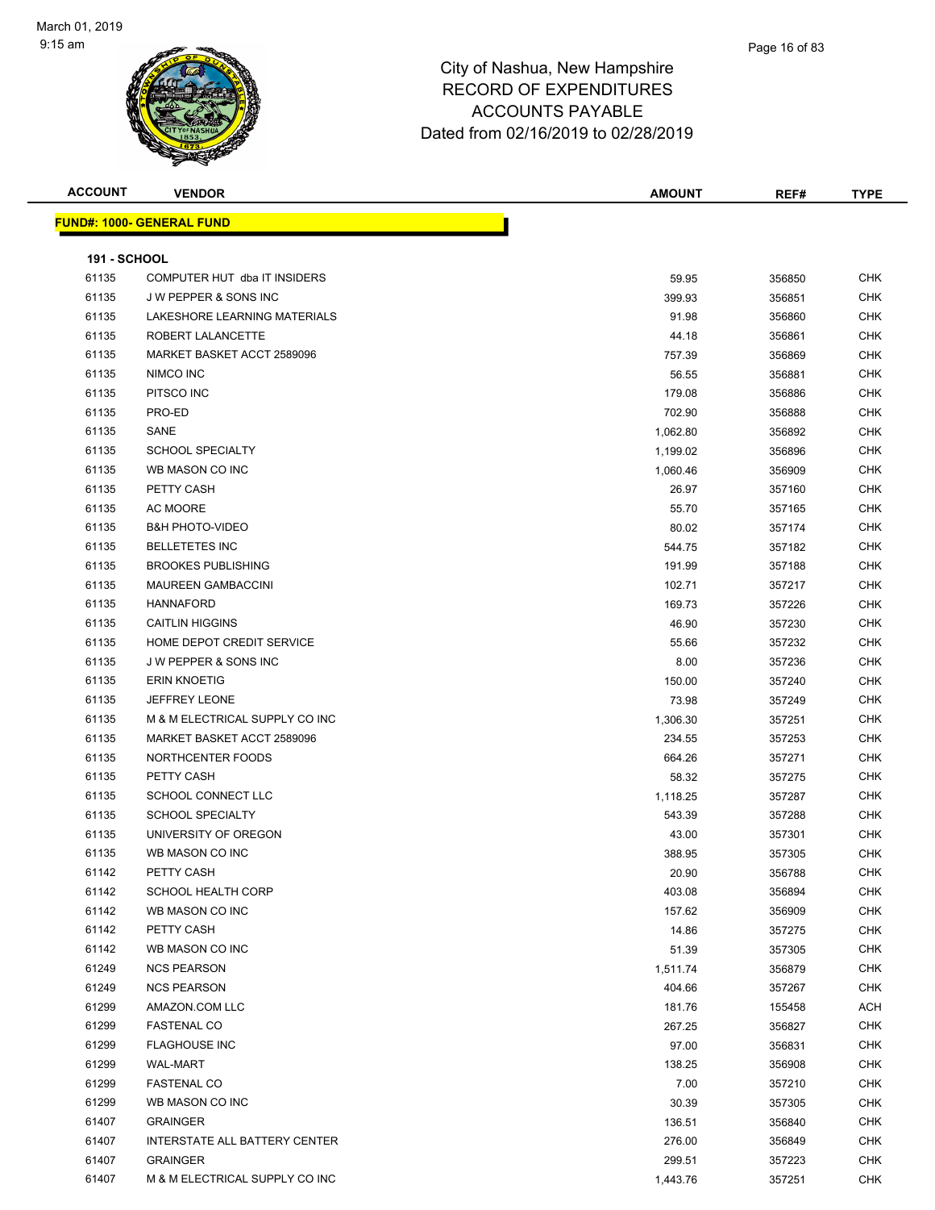City of Nashua, New Hampshire
RECORD OF EXPENDITURES
ACCOUNTS PAYABLE
Dated from 02/16/2019 to 02/28/2019

| ACCOUNT | VENDOR | AMOUNT | REF# | TYPE |
|---|---|---|---|---|

**FUND#: 1000- GENERAL FUND**

**191 - SCHOOL**

| ACCOUNT | VENDOR | AMOUNT | REF# | TYPE |
|---|---|---|---|---|
| 61135 | COMPUTER HUT dba IT INSIDERS | 59.95 | 356850 | CHK |
| 61135 | J W PEPPER & SONS INC | 399.93 | 356851 | CHK |
| 61135 | LAKESHORE LEARNING MATERIALS | 91.98 | 356860 | CHK |
| 61135 | ROBERT LALANCETTE | 44.18 | 356861 | CHK |
| 61135 | MARKET BASKET ACCT 2589096 | 757.39 | 356869 | CHK |
| 61135 | NIMCO INC | 56.55 | 356881 | CHK |
| 61135 | PITSCO INC | 179.08 | 356886 | CHK |
| 61135 | PRO-ED | 702.90 | 356888 | CHK |
| 61135 | SANE | 1,062.80 | 356892 | CHK |
| 61135 | SCHOOL SPECIALTY | 1,199.02 | 356896 | CHK |
| 61135 | WB MASON CO INC | 1,060.46 | 356909 | CHK |
| 61135 | PETTY CASH | 26.97 | 357160 | CHK |
| 61135 | AC MOORE | 55.70 | 357165 | CHK |
| 61135 | B&H PHOTO-VIDEO | 80.02 | 357174 | CHK |
| 61135 | BELLETETES INC | 544.75 | 357182 | CHK |
| 61135 | BROOKES PUBLISHING | 191.99 | 357188 | CHK |
| 61135 | MAUREEN GAMBACCINI | 102.71 | 357217 | CHK |
| 61135 | HANNAFORD | 169.73 | 357226 | CHK |
| 61135 | CAITLIN HIGGINS | 46.90 | 357230 | CHK |
| 61135 | HOME DEPOT CREDIT SERVICE | 55.66 | 357232 | CHK |
| 61135 | J W PEPPER & SONS INC | 8.00 | 357236 | CHK |
| 61135 | ERIN KNOETIG | 150.00 | 357240 | CHK |
| 61135 | JEFFREY LEONE | 73.98 | 357249 | CHK |
| 61135 | M & M ELECTRICAL SUPPLY CO INC | 1,306.30 | 357251 | CHK |
| 61135 | MARKET BASKET ACCT 2589096 | 234.55 | 357253 | CHK |
| 61135 | NORTHCENTER FOODS | 664.26 | 357271 | CHK |
| 61135 | PETTY CASH | 58.32 | 357275 | CHK |
| 61135 | SCHOOL CONNECT LLC | 1,118.25 | 357287 | CHK |
| 61135 | SCHOOL SPECIALTY | 543.39 | 357288 | CHK |
| 61135 | UNIVERSITY OF OREGON | 43.00 | 357301 | CHK |
| 61135 | WB MASON CO INC | 388.95 | 357305 | CHK |
| 61142 | PETTY CASH | 20.90 | 356788 | CHK |
| 61142 | SCHOOL HEALTH CORP | 403.08 | 356894 | CHK |
| 61142 | WB MASON CO INC | 157.62 | 356909 | CHK |
| 61142 | PETTY CASH | 14.86 | 357275 | CHK |
| 61142 | WB MASON CO INC | 51.39 | 357305 | CHK |
| 61249 | NCS PEARSON | 1,511.74 | 356879 | CHK |
| 61249 | NCS PEARSON | 404.66 | 357267 | CHK |
| 61299 | AMAZON.COM LLC | 181.76 | 155458 | ACH |
| 61299 | FASTENAL CO | 267.25 | 356827 | CHK |
| 61299 | FLAGHOUSE INC | 97.00 | 356831 | CHK |
| 61299 | WAL-MART | 138.25 | 356908 | CHK |
| 61299 | FASTENAL CO | 7.00 | 357210 | CHK |
| 61299 | WB MASON CO INC | 30.39 | 357305 | CHK |
| 61407 | GRAINGER | 136.51 | 356840 | CHK |
| 61407 | INTERSTATE ALL BATTERY CENTER | 276.00 | 356849 | CHK |
| 61407 | GRAINGER | 299.51 | 357223 | CHK |
| 61407 | M & M ELECTRICAL SUPPLY CO INC | 1,443.76 | 357251 | CHK |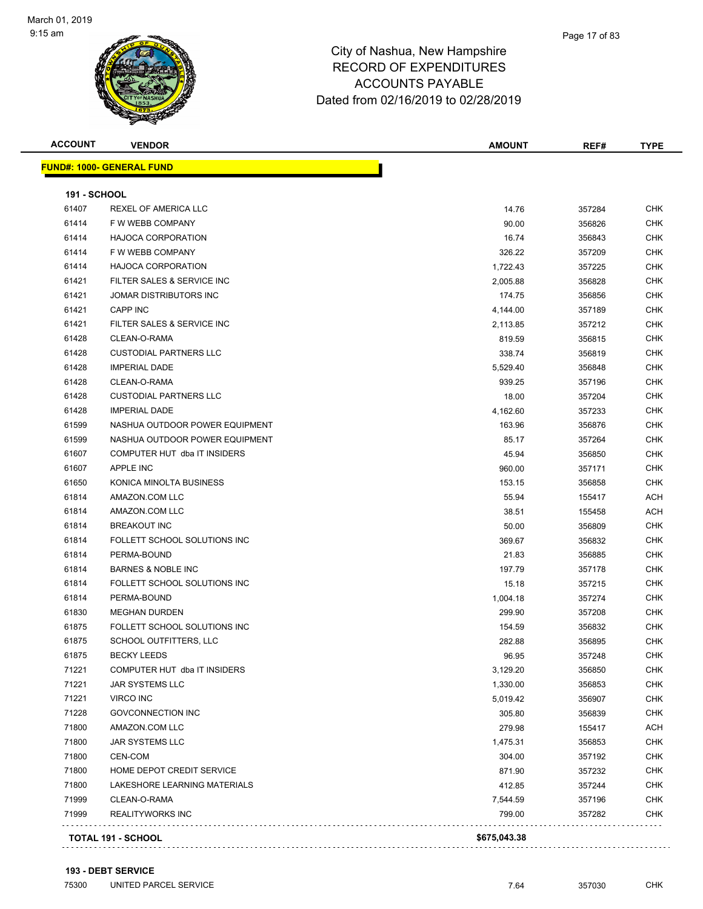# City of Nashua, New Hampshire
## RECORD OF EXPENDITURES
## ACCOUNTS PAYABLE
## Dated from 02/16/2019 to 02/28/2019

March 01, 2019
9:15 am

| ACCOUNT | VENDOR | AMOUNT | REF# | TYPE |
|---|---|---|---|---|
| **FUND#: 1000- GENERAL FUND** | | | | |
| **191 - SCHOOL** | | | | |
| 61407 | REXEL OF AMERICA LLC | 14.76 | 357284 | CHK |
| 61414 | F W WEBB COMPANY | 90.00 | 356826 | CHK |
| 61414 | HAJOCA CORPORATION | 16.74 | 356843 | CHK |
| 61414 | F W WEBB COMPANY | 326.22 | 357209 | CHK |
| 61414 | HAJOCA CORPORATION | 1,722.43 | 357225 | CHK |
| 61421 | FILTER SALES & SERVICE INC | 2,005.88 | 356828 | CHK |
| 61421 | JOMAR DISTRIBUTORS INC | 174.75 | 356856 | CHK |
| 61421 | CAPP INC | 4,144.00 | 357189 | CHK |
| 61421 | FILTER SALES & SERVICE INC | 2,113.85 | 357212 | CHK |
| 61428 | CLEAN-O-RAMA | 819.59 | 356815 | CHK |
| 61428 | CUSTODIAL PARTNERS LLC | 338.74 | 356819 | CHK |
| 61428 | IMPERIAL DADE | 5,529.40 | 356848 | CHK |
| 61428 | CLEAN-O-RAMA | 939.25 | 357196 | CHK |
| 61428 | CUSTODIAL PARTNERS LLC | 18.00 | 357204 | CHK |
| 61428 | IMPERIAL DADE | 4,162.60 | 357233 | CHK |
| 61599 | NASHUA OUTDOOR POWER EQUIPMENT | 163.96 | 356876 | CHK |
| 61599 | NASHUA OUTDOOR POWER EQUIPMENT | 85.17 | 357264 | CHK |
| 61607 | COMPUTER HUT dba IT INSIDERS | 45.94 | 356850 | CHK |
| 61607 | APPLE INC | 960.00 | 357171 | CHK |
| 61650 | KONICA MINOLTA BUSINESS | 153.15 | 356858 | CHK |
| 61814 | AMAZON.COM LLC | 55.94 | 155417 | ACH |
| 61814 | AMAZON.COM LLC | 38.51 | 155458 | ACH |
| 61814 | BREAKOUT INC | 50.00 | 356809 | CHK |
| 61814 | FOLLETT SCHOOL SOLUTIONS INC | 369.67 | 356832 | CHK |
| 61814 | PERMA-BOUND | 21.83 | 356885 | CHK |
| 61814 | BARNES & NOBLE INC | 197.79 | 357178 | CHK |
| 61814 | FOLLETT SCHOOL SOLUTIONS INC | 15.18 | 357215 | CHK |
| 61814 | PERMA-BOUND | 1,004.18 | 357274 | CHK |
| 61830 | MEGHAN DURDEN | 299.90 | 357208 | CHK |
| 61875 | FOLLETT SCHOOL SOLUTIONS INC | 154.59 | 356832 | CHK |
| 61875 | SCHOOL OUTFITTERS, LLC | 282.88 | 356895 | CHK |
| 61875 | BECKY LEEDS | 96.95 | 357248 | CHK |
| 71221 | COMPUTER HUT dba IT INSIDERS | 3,129.20 | 356850 | CHK |
| 71221 | JAR SYSTEMS LLC | 1,330.00 | 356853 | CHK |
| 71221 | VIRCO INC | 5,019.42 | 356907 | CHK |
| 71228 | GOVCONNECTION INC | 305.80 | 356839 | CHK |
| 71800 | AMAZON.COM LLC | 279.98 | 155417 | ACH |
| 71800 | JAR SYSTEMS LLC | 1,475.31 | 356853 | CHK |
| 71800 | CEN-COM | 304.00 | 357192 | CHK |
| 71800 | HOME DEPOT CREDIT SERVICE | 871.90 | 357232 | CHK |
| 71800 | LAKESHORE LEARNING MATERIALS | 412.85 | 357244 | CHK |
| 71999 | CLEAN-O-RAMA | 7,544.59 | 357196 | CHK |
| 71999 | REALITYWORKS INC | 799.00 | 357282 | CHK |
| **TOTAL 191 - SCHOOL** | | **$675,043.38** | | |
| **193 - DEBT SERVICE** | | | | |
| 75300 | UNITED PARCEL SERVICE | 7.64 | 357030 | CHK |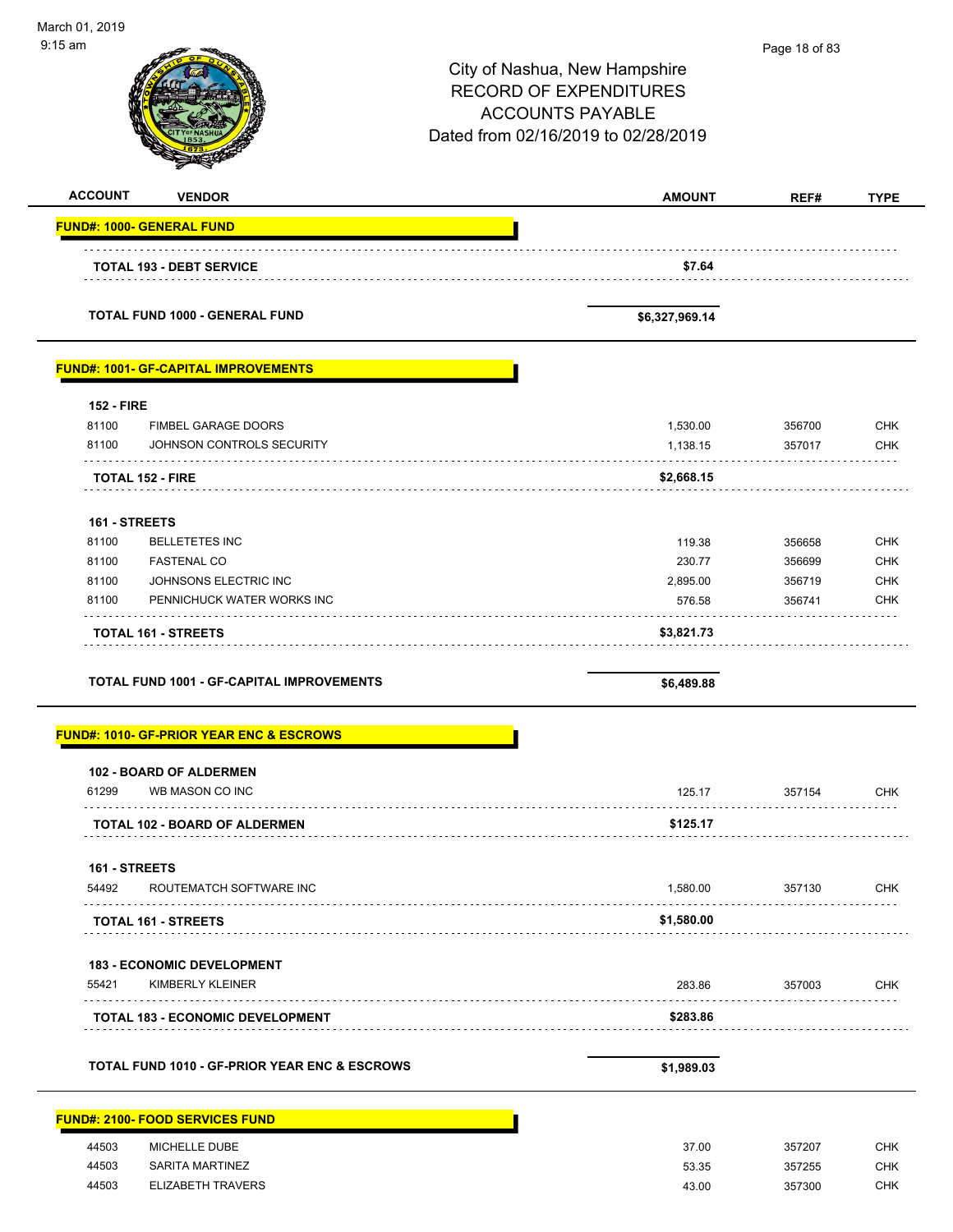March 01, 2019
9:15 am

City of Nashua, New Hampshire
RECORD OF EXPENDITURES
ACCOUNTS PAYABLE
Dated from 02/16/2019 to 02/28/2019

| ACCOUNT | VENDOR | AMOUNT | REF# | TYPE |
|---|---|---|---|---|
| **FUND#: 1000- GENERAL FUND** | | | | |
| | **TOTAL 193 - DEBT SERVICE** | **$7.64** | | |
| | **TOTAL FUND 1000 - GENERAL FUND** | **$6,327,969.14** | | |
| **FUND#: 1001- GF-CAPITAL IMPROVEMENTS** | | | | |
| **152 - FIRE** | | | | |
| 81100 | FIMBEL GARAGE DOORS | 1,530.00 | 356700 | CHK |
| 81100 | JOHNSON CONTROLS SECURITY | 1,138.15 | 357017 | CHK |
| | **TOTAL 152 - FIRE** | **$2,668.15** | | |
| **161 - STREETS** | | | | |
| 81100 | BELLETETES INC | 119.38 | 356658 | CHK |
| 81100 | FASTENAL CO | 230.77 | 356699 | CHK |
| 81100 | JOHNSONS ELECTRIC INC | 2,895.00 | 356719 | CHK |
| 81100 | PENNICHUCK WATER WORKS INC | 576.58 | 356741 | CHK |
| | **TOTAL 161 - STREETS** | **$3,821.73** | | |
| | **TOTAL FUND 1001 - GF-CAPITAL IMPROVEMENTS** | **$6,489.88** | | |
| **FUND#: 1010- GF-PRIOR YEAR ENC & ESCROWS** | | | | |
| **102 - BOARD OF ALDERMEN** | | | | |
| 61299 | WB MASON CO INC | 125.17 | 357154 | CHK |
| | **TOTAL 102 - BOARD OF ALDERMEN** | **$125.17** | | |
| **161 - STREETS** | | | | |
| 54492 | ROUTEMATCH SOFTWARE INC | 1,580.00 | 357130 | CHK |
| | **TOTAL 161 - STREETS** | **$1,580.00** | | |
| **183 - ECONOMIC DEVELOPMENT** | | | | |
| 55421 | KIMBERLY KLEINER | 283.86 | 357003 | CHK |
| | **TOTAL 183 - ECONOMIC DEVELOPMENT** | **$283.86** | | |
| | **TOTAL FUND 1010 - GF-PRIOR YEAR ENC & ESCROWS** | **$1,989.03** | | |
| **FUND#: 2100- FOOD SERVICES FUND** | | | | |
| 44503 | MICHELLE DUBE | 37.00 | 357207 | CHK |
| 44503 | SARITA MARTINEZ | 53.35 | 357255 | CHK |
| 44503 | ELIZABETH TRAVERS | 43.00 | 357300 | CHK |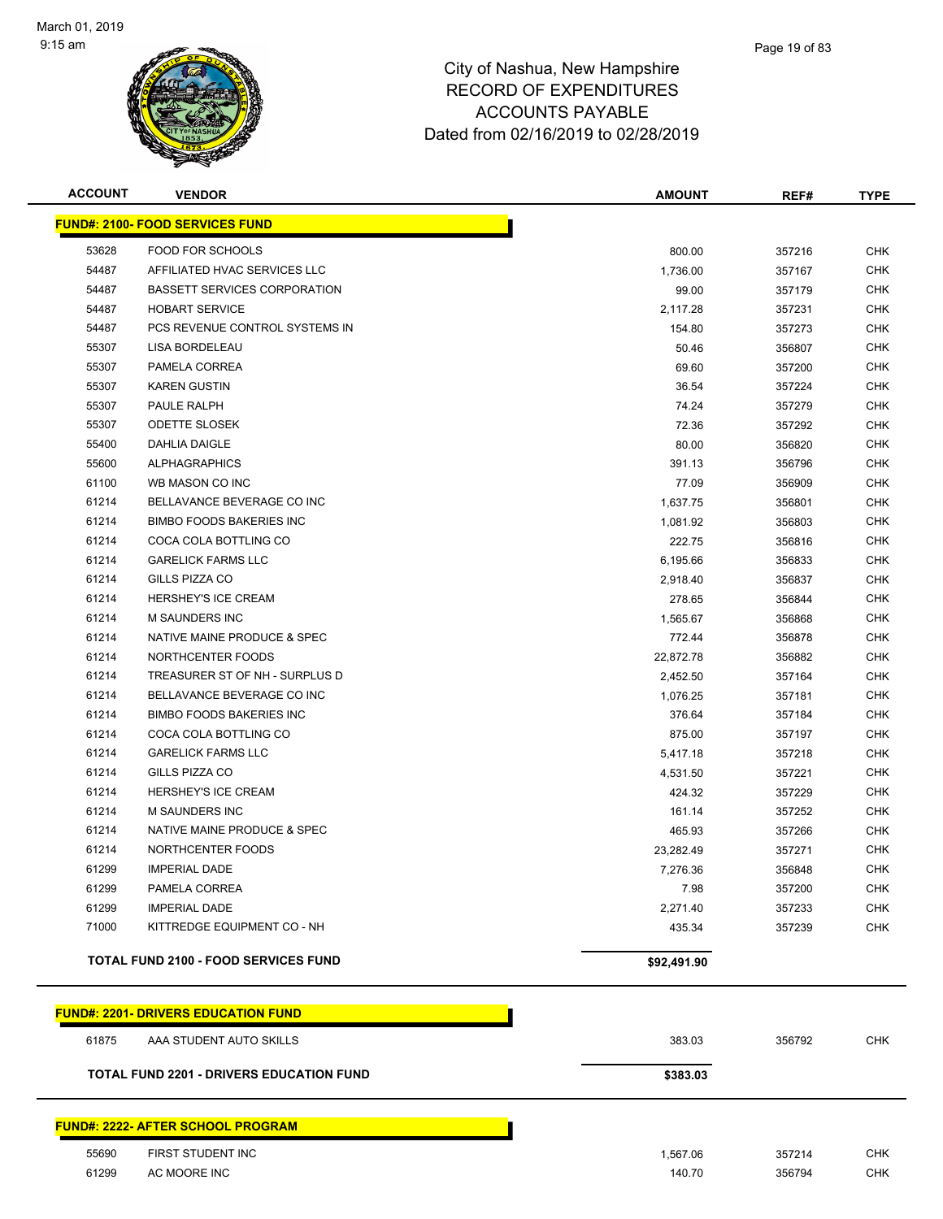# City of Nashua, New Hampshire
## RECORD OF EXPENDITURES
## ACCOUNTS PAYABLE
## Dated from 02/16/2019 to 02/28/2019

March 01, 2019
9:15 am

| ACCOUNT | VENDOR | AMOUNT | REF# | TYPE |
|---|---|---|---|---|
| **FUND#: 2100- FOOD SERVICES FUND** | | | | |
| 53628 | FOOD FOR SCHOOLS | 800.00 | 357216 | CHK |
| 54487 | AFFILIATED HVAC SERVICES LLC | 1,736.00 | 357167 | CHK |
| 54487 | BASSETT SERVICES CORPORATION | 99.00 | 357179 | CHK |
| 54487 | HOBART SERVICE | 2,117.28 | 357231 | CHK |
| 54487 | PCS REVENUE CONTROL SYSTEMS IN | 154.80 | 357273 | CHK |
| 55307 | LISA BORDELEAU | 50.46 | 356807 | CHK |
| 55307 | PAMELA CORREA | 69.60 | 357200 | CHK |
| 55307 | KAREN GUSTIN | 36.54 | 357224 | CHK |
| 55307 | PAULE RALPH | 74.24 | 357279 | CHK |
| 55307 | ODETTE SLOSEK | 72.36 | 357292 | CHK |
| 55400 | DAHLIA DAIGLE | 80.00 | 356820 | CHK |
| 55600 | ALPHAGRAPHICS | 391.13 | 356796 | CHK |
| 61100 | WB MASON CO INC | 77.09 | 356909 | CHK |
| 61214 | BELLAVANCE BEVERAGE CO INC | 1,637.75 | 356801 | CHK |
| 61214 | BIMBO FOODS BAKERIES INC | 1,081.92 | 356803 | CHK |
| 61214 | COCA COLA BOTTLING CO | 222.75 | 356816 | CHK |
| 61214 | GARELICK FARMS LLC | 6,195.66 | 356833 | CHK |
| 61214 | GILLS PIZZA CO | 2,918.40 | 356837 | CHK |
| 61214 | HERSHEY'S ICE CREAM | 278.65 | 356844 | CHK |
| 61214 | M SAUNDERS INC | 1,565.67 | 356868 | CHK |
| 61214 | NATIVE MAINE PRODUCE & SPEC | 772.44 | 356878 | CHK |
| 61214 | NORTHCENTER FOODS | 22,872.78 | 356882 | CHK |
| 61214 | TREASURER ST OF NH - SURPLUS D | 2,452.50 | 357164 | CHK |
| 61214 | BELLAVANCE BEVERAGE CO INC | 1,076.25 | 357181 | CHK |
| 61214 | BIMBO FOODS BAKERIES INC | 376.64 | 357184 | CHK |
| 61214 | COCA COLA BOTTLING CO | 875.00 | 357197 | CHK |
| 61214 | GARELICK FARMS LLC | 5,417.18 | 357218 | CHK |
| 61214 | GILLS PIZZA CO | 4,531.50 | 357221 | CHK |
| 61214 | HERSHEY'S ICE CREAM | 424.32 | 357229 | CHK |
| 61214 | M SAUNDERS INC | 161.14 | 357252 | CHK |
| 61214 | NATIVE MAINE PRODUCE & SPEC | 465.93 | 357266 | CHK |
| 61214 | NORTHCENTER FOODS | 23,282.49 | 357271 | CHK |
| 61299 | IMPERIAL DADE | 7,276.36 | 356848 | CHK |
| 61299 | PAMELA CORREA | 7.98 | 357200 | CHK |
| 61299 | IMPERIAL DADE | 2,271.40 | 357233 | CHK |
| 71000 | KITTREDGE EQUIPMENT CO - NH | 435.34 | 357239 | CHK |
| | **TOTAL FUND 2100 - FOOD SERVICES FUND** | **$92,491.90** | | |
| **FUND#: 2201- DRIVERS EDUCATION FUND** | | | | |
| 61875 | AAA STUDENT AUTO SKILLS | 383.03 | 356792 | CHK |
| | **TOTAL FUND 2201 - DRIVERS EDUCATION FUND** | **$383.03** | | |
| **FUND#: 2222- AFTER SCHOOL PROGRAM** | | | | |
| 55690 | FIRST STUDENT INC | 1,567.06 | 357214 | CHK |
| 61299 | AC MOORE INC | 140.70 | 356794 | CHK |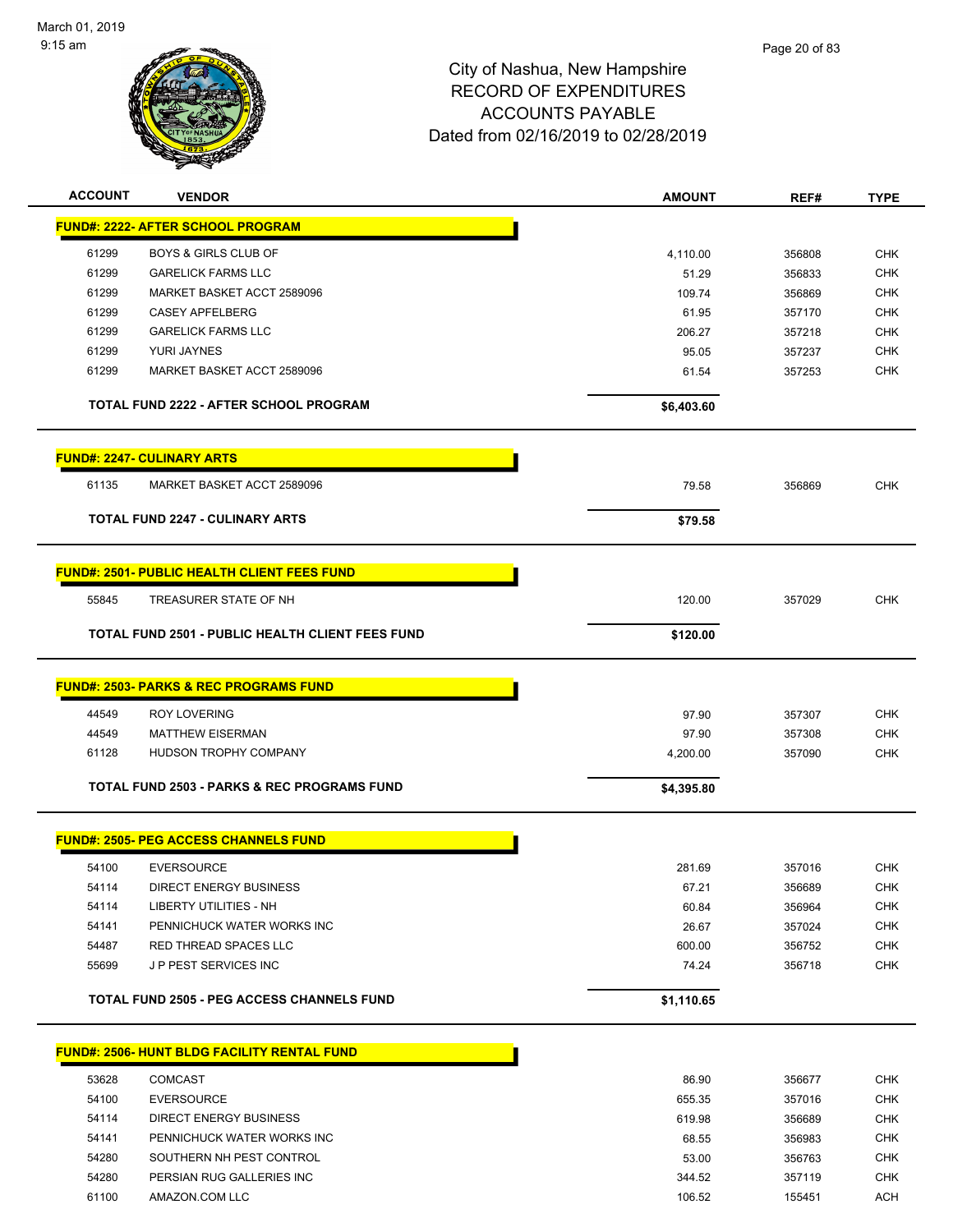# City of Nashua, New Hampshire
# RECORD OF EXPENDITURES
# ACCOUNTS PAYABLE
# Dated from 02/16/2019 to 02/28/2019

| ACCOUNT | VENDOR | AMOUNT | REF# | TYPE |
|---|---|---|---|---|
| **FUND#: 2222- AFTER SCHOOL PROGRAM** | | | | |
| 61299 | BOYS & GIRLS CLUB OF | 4,110.00 | 356808 | CHK |
| 61299 | GARELICK FARMS LLC | 51.29 | 356833 | CHK |
| 61299 | MARKET BASKET ACCT 2589096 | 109.74 | 356869 | CHK |
| 61299 | CASEY APFELBERG | 61.95 | 357170 | CHK |
| 61299 | GARELICK FARMS LLC | 206.27 | 357218 | CHK |
| 61299 | YURI JAYNES | 95.05 | 357237 | CHK |
| 61299 | MARKET BASKET ACCT 2589096 | 61.54 | 357253 | CHK |
| | **TOTAL FUND 2222 - AFTER SCHOOL PROGRAM** | **$6,403.60** | | |
| **FUND#: 2247- CULINARY ARTS** | | | | |
| 61135 | MARKET BASKET ACCT 2589096 | 79.58 | 356869 | CHK |
| | **TOTAL FUND 2247 - CULINARY ARTS** | **$79.58** | | |
| **FUND#: 2501- PUBLIC HEALTH CLIENT FEES FUND** | | | | |
| 55845 | TREASURER STATE OF NH | 120.00 | 357029 | CHK |
| | **TOTAL FUND 2501 - PUBLIC HEALTH CLIENT FEES FUND** | **$120.00** | | |
| **FUND#: 2503- PARKS & REC PROGRAMS FUND** | | | | |
| 44549 | ROY LOVERING | 97.90 | 357307 | CHK |
| 44549 | MATTHEW EISERMAN | 97.90 | 357308 | CHK |
| 61128 | HUDSON TROPHY COMPANY | 4,200.00 | 357090 | CHK |
| | **TOTAL FUND 2503 - PARKS & REC PROGRAMS FUND** | **$4,395.80** | | |
| **FUND#: 2505- PEG ACCESS CHANNELS FUND** | | | | |
| 54100 | EVERSOURCE | 281.69 | 357016 | CHK |
| 54114 | DIRECT ENERGY BUSINESS | 67.21 | 356689 | CHK |
| 54114 | LIBERTY UTILITIES - NH | 60.84 | 356964 | CHK |
| 54141 | PENNICHUCK WATER WORKS INC | 26.67 | 357024 | CHK |
| 54487 | RED THREAD SPACES LLC | 600.00 | 356752 | CHK |
| 55699 | J P PEST SERVICES INC | 74.24 | 356718 | CHK |
| | **TOTAL FUND 2505 - PEG ACCESS CHANNELS FUND** | **$1,110.65** | | |
| **FUND#: 2506- HUNT BLDG FACILITY RENTAL FUND** | | | | |
| 53628 | COMCAST | 86.90 | 356677 | CHK |
| 54100 | EVERSOURCE | 655.35 | 357016 | CHK |
| 54114 | DIRECT ENERGY BUSINESS | 619.98 | 356689 | CHK |
| 54141 | PENNICHUCK WATER WORKS INC | 68.55 | 356983 | CHK |
| 54280 | SOUTHERN NH PEST CONTROL | 53.00 | 356763 | CHK |
| 54280 | PERSIAN RUG GALLERIES INC | 344.52 | 357119 | CHK |
| 61100 | AMAZON.COM LLC | 106.52 | 155451 | ACH |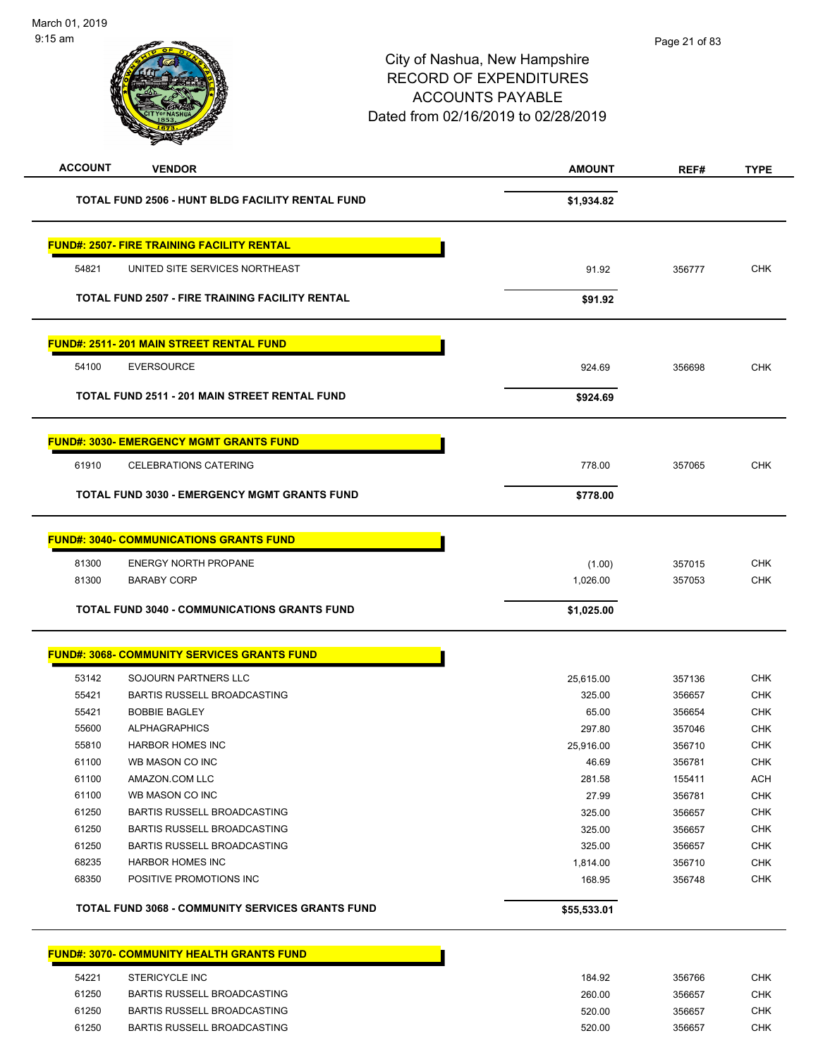# City of Nashua, New Hampshire
## RECORD OF EXPENDITURES
## ACCOUNTS PAYABLE
## Dated from 02/16/2019 to 02/28/2019

| ACCOUNT | VENDOR | AMOUNT | REF# | TYPE |
|---|---|---|---|---|
| | **TOTAL FUND 2506 - HUNT BLDG FACILITY RENTAL FUND** | **$1,934.82** | | |
| **FUND#: 2507- FIRE TRAINING FACILITY RENTAL** | | | | |
| 54821 | UNITED SITE SERVICES NORTHEAST | 91.92 | 356777 | CHK |
| | **TOTAL FUND 2507 - FIRE TRAINING FACILITY RENTAL** | **$91.92** | | |
| **FUND#: 2511- 201 MAIN STREET RENTAL FUND** | | | | |
| 54100 | EVERSOURCE | 924.69 | 356698 | CHK |
| | **TOTAL FUND 2511 - 201 MAIN STREET RENTAL FUND** | **$924.69** | | |
| **FUND#: 3030- EMERGENCY MGMT GRANTS FUND** | | | | |
| 61910 | CELEBRATIONS CATERING | 778.00 | 357065 | CHK |
| | **TOTAL FUND 3030 - EMERGENCY MGMT GRANTS FUND** | **$778.00** | | |
| **FUND#: 3040- COMMUNICATIONS GRANTS FUND** | | | | |
| 81300 | ENERGY NORTH PROPANE | (1.00) | 357015 | CHK |
| 81300 | BARABY CORP | 1,026.00 | 357053 | CHK |
| | **TOTAL FUND 3040 - COMMUNICATIONS GRANTS FUND** | **$1,025.00** | | |
| **FUND#: 3068- COMMUNITY SERVICES GRANTS FUND** | | | | |
| 53142 | SOJOURN PARTNERS LLC | 25,615.00 | 357136 | CHK |
| 55421 | BARTIS RUSSELL BROADCASTING | 325.00 | 356657 | CHK |
| 55421 | BOBBIE BAGLEY | 65.00 | 356654 | CHK |
| 55600 | ALPHAGRAPHICS | 297.80 | 357046 | CHK |
| 55810 | HARBOR HOMES INC | 25,916.00 | 356710 | CHK |
| 61100 | WB MASON CO INC | 46.69 | 356781 | CHK |
| 61100 | AMAZON.COM LLC | 281.58 | 155411 | ACH |
| 61100 | WB MASON CO INC | 27.99 | 356781 | CHK |
| 61250 | BARTIS RUSSELL BROADCASTING | 325.00 | 356657 | CHK |
| 61250 | BARTIS RUSSELL BROADCASTING | 325.00 | 356657 | CHK |
| 61250 | BARTIS RUSSELL BROADCASTING | 325.00 | 356657 | CHK |
| 68235 | HARBOR HOMES INC | 1,814.00 | 356710 | CHK |
| 68350 | POSITIVE PROMOTIONS INC | 168.95 | 356748 | CHK |
| | **TOTAL FUND 3068 - COMMUNITY SERVICES GRANTS FUND** | **$55,533.01** | | |
| **FUND#: 3070- COMMUNITY HEALTH GRANTS FUND** | | | | |
| 54221 | STERICYCLE INC | 184.92 | 356766 | CHK |
| 61250 | BARTIS RUSSELL BROADCASTING | 260.00 | 356657 | CHK |
| 61250 | BARTIS RUSSELL BROADCASTING | 520.00 | 356657 | CHK |
| 61250 | BARTIS RUSSELL BROADCASTING | 520.00 | 356657 | CHK |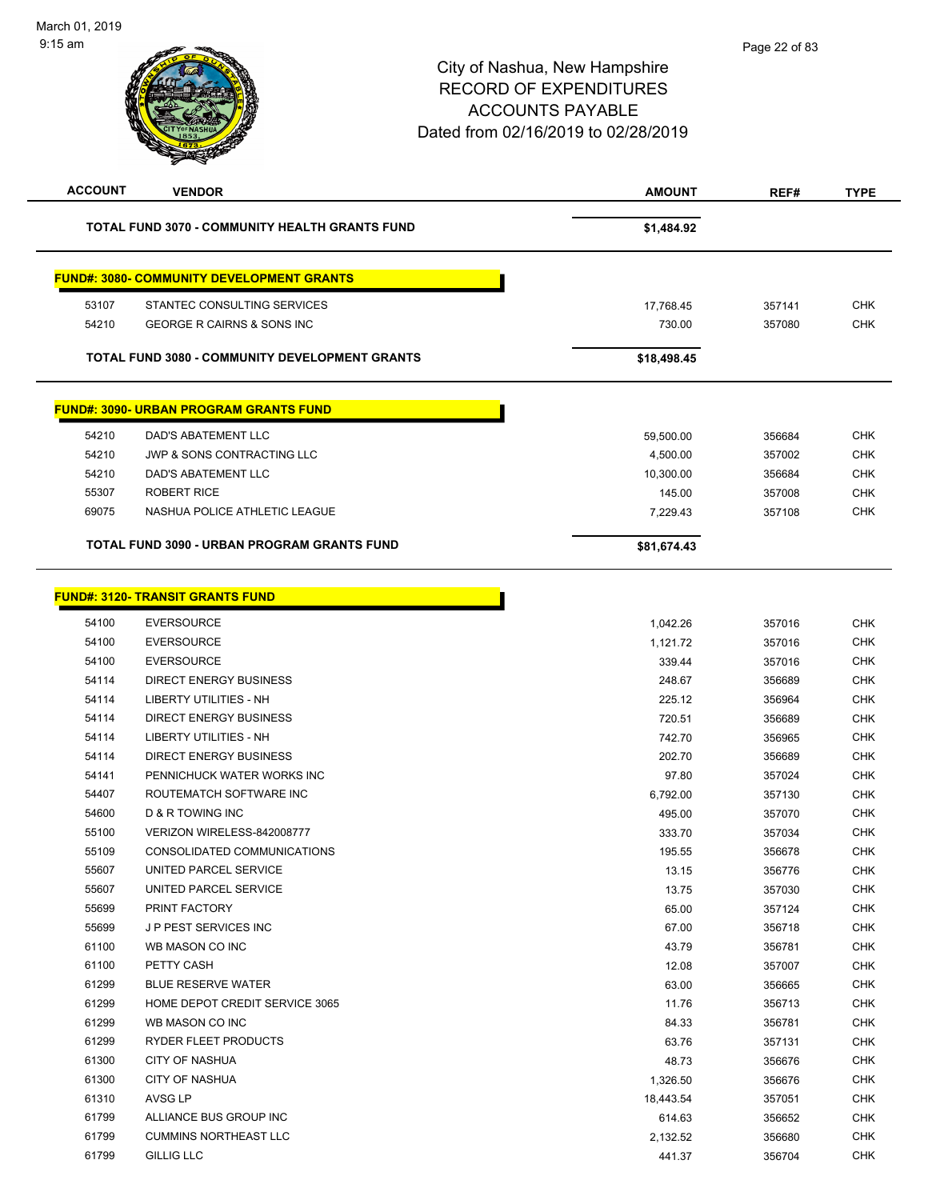City of Nashua, New Hampshire
RECORD OF EXPENDITURES
ACCOUNTS PAYABLE
Dated from 02/16/2019 to 02/28/2019

| ACCOUNT | VENDOR | AMOUNT | REF# | TYPE |
|---|---|---|---|---|
| | **TOTAL FUND 3070 - COMMUNITY HEALTH GRANTS FUND** | **$1,484.92** | | |

**FUND#: 3080- COMMUNITY DEVELOPMENT GRANTS**

| ACCOUNT | VENDOR | AMOUNT | REF# | TYPE |
|---|---|---|---|---|
| 53107 | STANTEC CONSULTING SERVICES | 17,768.45 | 357141 | CHK |
| 54210 | GEORGE R CAIRNS & SONS INC | 730.00 | 357080 | CHK |
| | **TOTAL FUND 3080 - COMMUNITY DEVELOPMENT GRANTS** | **$18,498.45** | | |

**FUND#: 3090- URBAN PROGRAM GRANTS FUND**

| ACCOUNT | VENDOR | AMOUNT | REF# | TYPE |
|---|---|---|---|---|
| 54210 | DAD'S ABATEMENT LLC | 59,500.00 | 356684 | CHK |
| 54210 | JWP & SONS CONTRACTING LLC | 4,500.00 | 357002 | CHK |
| 54210 | DAD'S ABATEMENT LLC | 10,300.00 | 356684 | CHK |
| 55307 | ROBERT RICE | 145.00 | 357008 | CHK |
| 69075 | NASHUA POLICE ATHLETIC LEAGUE | 7,229.43 | 357108 | CHK |
| | **TOTAL FUND 3090 - URBAN PROGRAM GRANTS FUND** | **$81,674.43** | | |

**FUND#: 3120- TRANSIT GRANTS FUND**

| ACCOUNT | VENDOR | AMOUNT | REF# | TYPE |
|---|---|---|---|---|
| 54100 | EVERSOURCE | 1,042.26 | 357016 | CHK |
| 54100 | EVERSOURCE | 1,121.72 | 357016 | CHK |
| 54100 | EVERSOURCE | 339.44 | 357016 | CHK |
| 54114 | DIRECT ENERGY BUSINESS | 248.67 | 356689 | CHK |
| 54114 | LIBERTY UTILITIES - NH | 225.12 | 356964 | CHK |
| 54114 | DIRECT ENERGY BUSINESS | 720.51 | 356689 | CHK |
| 54114 | LIBERTY UTILITIES - NH | 742.70 | 356965 | CHK |
| 54114 | DIRECT ENERGY BUSINESS | 202.70 | 356689 | CHK |
| 54141 | PENNICHUCK WATER WORKS INC | 97.80 | 357024 | CHK |
| 54407 | ROUTEMATCH SOFTWARE INC | 6,792.00 | 357130 | CHK |
| 54600 | D & R TOWING INC | 495.00 | 357070 | CHK |
| 55100 | VERIZON WIRELESS-842008777 | 333.70 | 357034 | CHK |
| 55109 | CONSOLIDATED COMMUNICATIONS | 195.55 | 356678 | CHK |
| 55607 | UNITED PARCEL SERVICE | 13.15 | 356776 | CHK |
| 55607 | UNITED PARCEL SERVICE | 13.75 | 357030 | CHK |
| 55699 | PRINT FACTORY | 65.00 | 357124 | CHK |
| 55699 | J P PEST SERVICES INC | 67.00 | 356718 | CHK |
| 61100 | WB MASON CO INC | 43.79 | 356781 | CHK |
| 61100 | PETTY CASH | 12.08 | 357007 | CHK |
| 61299 | BLUE RESERVE WATER | 63.00 | 356665 | CHK |
| 61299 | HOME DEPOT CREDIT SERVICE 3065 | 11.76 | 356713 | CHK |
| 61299 | WB MASON CO INC | 84.33 | 356781 | CHK |
| 61299 | RYDER FLEET PRODUCTS | 63.76 | 357131 | CHK |
| 61300 | CITY OF NASHUA | 48.73 | 356676 | CHK |
| 61300 | CITY OF NASHUA | 1,326.50 | 356676 | CHK |
| 61310 | AVSG LP | 18,443.54 | 357051 | CHK |
| 61799 | ALLIANCE BUS GROUP INC | 614.63 | 356652 | CHK |
| 61799 | CUMMINS NORTHEAST LLC | 2,132.52 | 356680 | CHK |
| 61799 | GILLIG LLC | 441.37 | 356704 | CHK |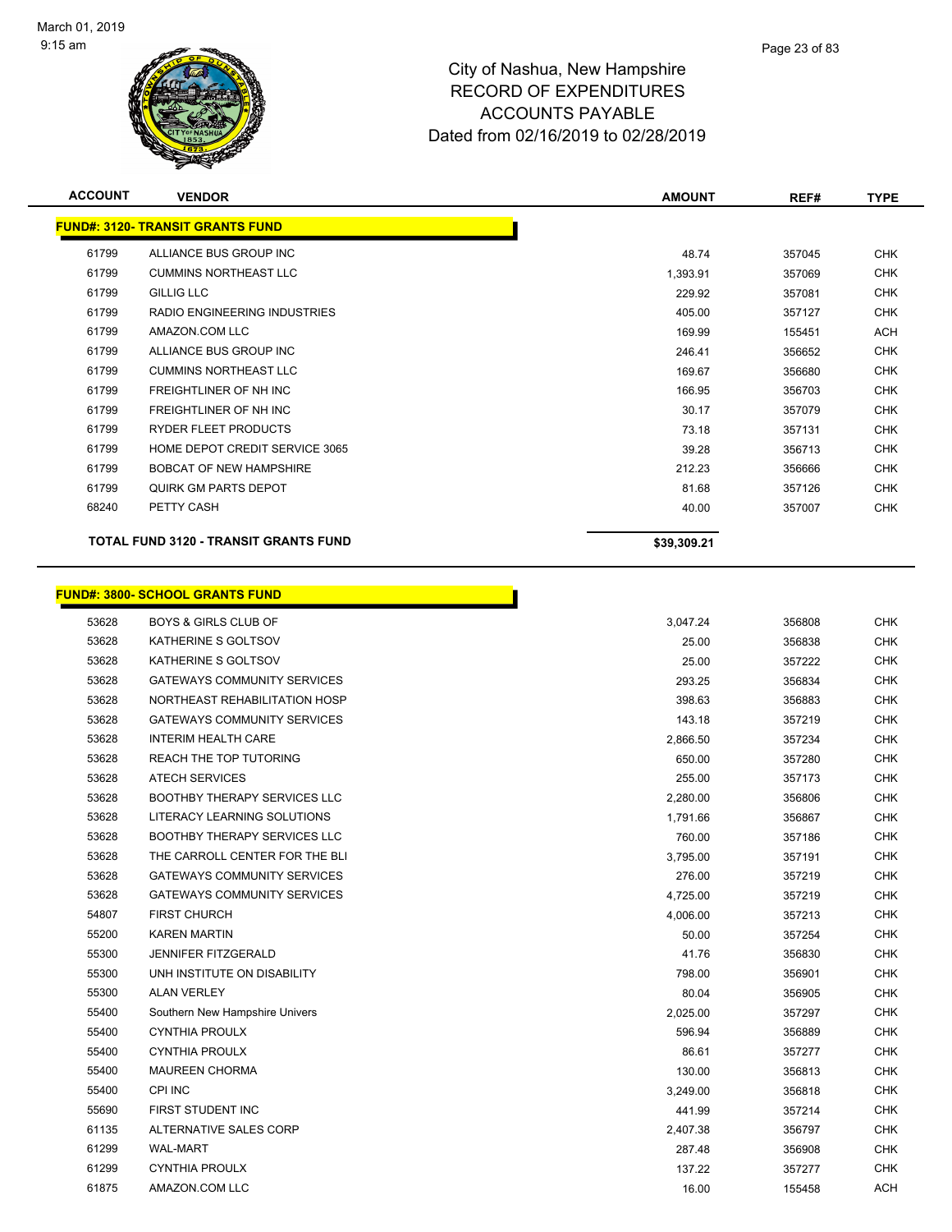March 01, 2019
9:15 am

# City of Nashua, New Hampshire
## RECORD OF EXPENDITURES
## ACCOUNTS PAYABLE
## Dated from 02/16/2019 to 02/28/2019

| ACCOUNT | VENDOR | AMOUNT | REF# | TYPE |
|---|---|---|---|---|
| **FUND#: 3120- TRANSIT GRANTS FUND** | | | | |
| 61799 | ALLIANCE BUS GROUP INC | 48.74 | 357045 | CHK |
| 61799 | CUMMINS NORTHEAST LLC | 1,393.91 | 357069 | CHK |
| 61799 | GILLIG LLC | 229.92 | 357081 | CHK |
| 61799 | RADIO ENGINEERING INDUSTRIES | 405.00 | 357127 | CHK |
| 61799 | AMAZON.COM LLC | 169.99 | 155451 | ACH |
| 61799 | ALLIANCE BUS GROUP INC | 246.41 | 356652 | CHK |
| 61799 | CUMMINS NORTHEAST LLC | 169.67 | 356680 | CHK |
| 61799 | FREIGHTLINER OF NH INC | 166.95 | 356703 | CHK |
| 61799 | FREIGHTLINER OF NH INC | 30.17 | 357079 | CHK |
| 61799 | RYDER FLEET PRODUCTS | 73.18 | 357131 | CHK |
| 61799 | HOME DEPOT CREDIT SERVICE 3065 | 39.28 | 356713 | CHK |
| 61799 | BOBCAT OF NEW HAMPSHIRE | 212.23 | 356666 | CHK |
| 61799 | QUIRK GM PARTS DEPOT | 81.68 | 357126 | CHK |
| 68240 | PETTY CASH | 40.00 | 357007 | CHK |
| | **TOTAL FUND 3120 - TRANSIT GRANTS FUND** | **$39,309.21** | | |

| ACCOUNT | VENDOR | AMOUNT | REF# | TYPE |
|---|---|---|---|---|
| **FUND#: 3800- SCHOOL GRANTS FUND** | | | | |
| 53628 | BOYS & GIRLS CLUB OF | 3,047.24 | 356808 | CHK |
| 53628 | KATHERINE S GOLTSOV | 25.00 | 356838 | CHK |
| 53628 | KATHERINE S GOLTSOV | 25.00 | 357222 | CHK |
| 53628 | GATEWAYS COMMUNITY SERVICES | 293.25 | 356834 | CHK |
| 53628 | NORTHEAST REHABILITATION HOSP | 398.63 | 356883 | CHK |
| 53628 | GATEWAYS COMMUNITY SERVICES | 143.18 | 357219 | CHK |
| 53628 | INTERIM HEALTH CARE | 2,866.50 | 357234 | CHK |
| 53628 | REACH THE TOP TUTORING | 650.00 | 357280 | CHK |
| 53628 | ATECH SERVICES | 255.00 | 357173 | CHK |
| 53628 | BOOTHBY THERAPY SERVICES LLC | 2,280.00 | 356806 | CHK |
| 53628 | LITERACY LEARNING SOLUTIONS | 1,791.66 | 356867 | CHK |
| 53628 | BOOTHBY THERAPY SERVICES LLC | 760.00 | 357186 | CHK |
| 53628 | THE CARROLL CENTER FOR THE BLI | 3,795.00 | 357191 | CHK |
| 53628 | GATEWAYS COMMUNITY SERVICES | 276.00 | 357219 | CHK |
| 53628 | GATEWAYS COMMUNITY SERVICES | 4,725.00 | 357219 | CHK |
| 54807 | FIRST CHURCH | 4,006.00 | 357213 | CHK |
| 55200 | KAREN MARTIN | 50.00 | 357254 | CHK |
| 55300 | JENNIFER FITZGERALD | 41.76 | 356830 | CHK |
| 55300 | UNH INSTITUTE ON DISABILITY | 798.00 | 356901 | CHK |
| 55300 | ALAN VERLEY | 80.04 | 356905 | CHK |
| 55400 | Southern New Hampshire Univers | 2,025.00 | 357297 | CHK |
| 55400 | CYNTHIA PROULX | 596.94 | 356889 | CHK |
| 55400 | CYNTHIA PROULX | 86.61 | 357277 | CHK |
| 55400 | MAUREEN CHORMA | 130.00 | 356813 | CHK |
| 55400 | CPI INC | 3,249.00 | 356818 | CHK |
| 55690 | FIRST STUDENT INC | 441.99 | 357214 | CHK |
| 61135 | ALTERNATIVE SALES CORP | 2,407.38 | 356797 | CHK |
| 61299 | WAL-MART | 287.48 | 356908 | CHK |
| 61299 | CYNTHIA PROULX | 137.22 | 357277 | CHK |
| 61875 | AMAZON.COM LLC | 16.00 | 155458 | ACH |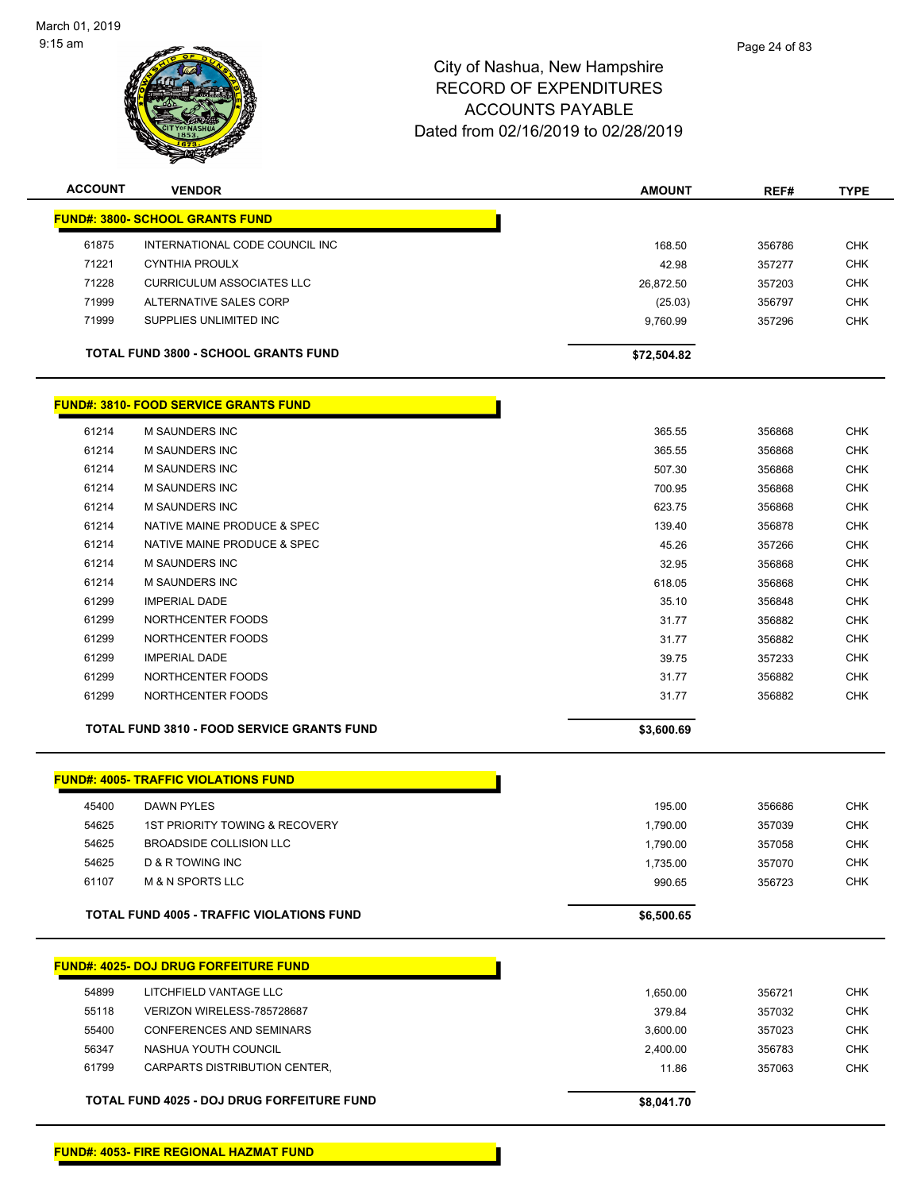# City of Nashua, New Hampshire
## RECORD OF EXPENDITURES
## ACCOUNTS PAYABLE
## Dated from 02/16/2019 to 02/28/2019

| ACCOUNT | VENDOR | AMOUNT | REF# | TYPE |
|---|---|---|---|---|
| **FUND#: 3800- SCHOOL GRANTS FUND** | | | | |
| 61875 | INTERNATIONAL CODE COUNCIL INC | 168.50 | 356786 | CHK |
| 71221 | CYNTHIA PROULX | 42.98 | 357277 | CHK |
| 71228 | CURRICULUM ASSOCIATES LLC | 26,872.50 | 357203 | CHK |
| 71999 | ALTERNATIVE SALES CORP | (25.03) | 356797 | CHK |
| 71999 | SUPPLIES UNLIMITED INC | 9,760.99 | 357296 | CHK |
| | **TOTAL FUND 3800 - SCHOOL GRANTS FUND** | **$72,504.82** | | |
| **FUND#: 3810- FOOD SERVICE GRANTS FUND** | | | | |
| 61214 | M SAUNDERS INC | 365.55 | 356868 | CHK |
| 61214 | M SAUNDERS INC | 365.55 | 356868 | CHK |
| 61214 | M SAUNDERS INC | 507.30 | 356868 | CHK |
| 61214 | M SAUNDERS INC | 700.95 | 356868 | CHK |
| 61214 | M SAUNDERS INC | 623.75 | 356868 | CHK |
| 61214 | NATIVE MAINE PRODUCE & SPEC | 139.40 | 356878 | CHK |
| 61214 | NATIVE MAINE PRODUCE & SPEC | 45.26 | 357266 | CHK |
| 61214 | M SAUNDERS INC | 32.95 | 356868 | CHK |
| 61214 | M SAUNDERS INC | 618.05 | 356868 | CHK |
| 61299 | IMPERIAL DADE | 35.10 | 356848 | CHK |
| 61299 | NORTHCENTER FOODS | 31.77 | 356882 | CHK |
| 61299 | NORTHCENTER FOODS | 31.77 | 356882 | CHK |
| 61299 | IMPERIAL DADE | 39.75 | 357233 | CHK |
| 61299 | NORTHCENTER FOODS | 31.77 | 356882 | CHK |
| 61299 | NORTHCENTER FOODS | 31.77 | 356882 | CHK |
| | **TOTAL FUND 3810 - FOOD SERVICE GRANTS FUND** | **$3,600.69** | | |
| **FUND#: 4005- TRAFFIC VIOLATIONS FUND** | | | | |
| 45400 | DAWN PYLES | 195.00 | 356686 | CHK |
| 54625 | 1ST PRIORITY TOWING & RECOVERY | 1,790.00 | 357039 | CHK |
| 54625 | BROADSIDE COLLISION LLC | 1,790.00 | 357058 | CHK |
| 54625 | D & R TOWING INC | 1,735.00 | 357070 | CHK |
| 61107 | M & N SPORTS LLC | 990.65 | 356723 | CHK |
| | **TOTAL FUND 4005 - TRAFFIC VIOLATIONS FUND** | **$6,500.65** | | |
| **FUND#: 4025- DOJ DRUG FORFEITURE FUND** | | | | |
| 54899 | LITCHFIELD VANTAGE LLC | 1,650.00 | 356721 | CHK |
| 55118 | VERIZON WIRELESS-785728687 | 379.84 | 357032 | CHK |
| 55400 | CONFERENCES AND SEMINARS | 3,600.00 | 357023 | CHK |
| 56347 | NASHUA YOUTH COUNCIL | 2,400.00 | 356783 | CHK |
| 61799 | CARPARTS DISTRIBUTION CENTER, | 11.86 | 357063 | CHK |
| | **TOTAL FUND 4025 - DOJ DRUG FORFEITURE FUND** | **$8,041.70** | | |
| **FUND#: 4053- FIRE REGIONAL HAZMAT FUND** | | | | |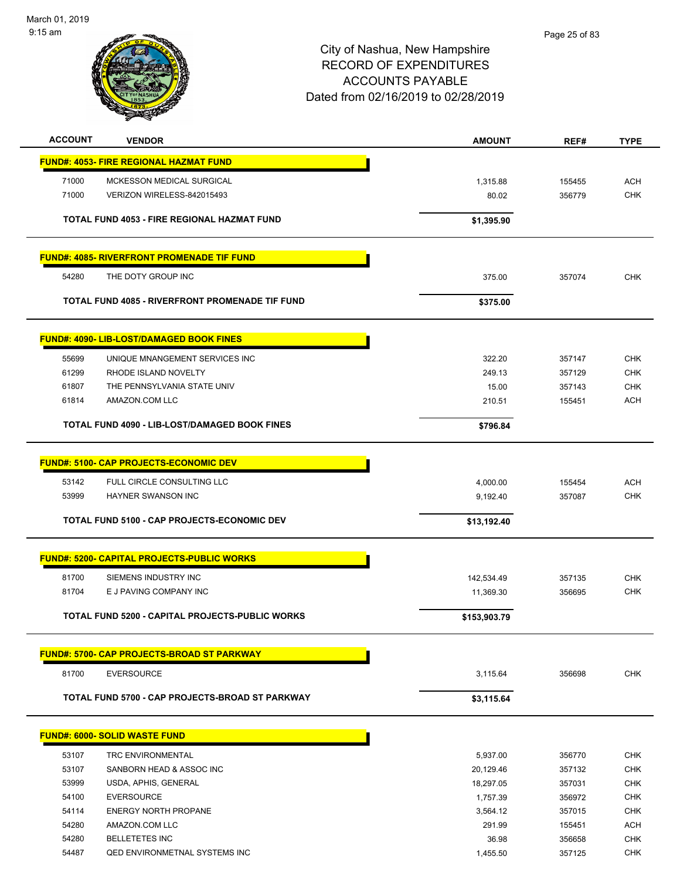City of Nashua, New Hampshire
RECORD OF EXPENDITURES
ACCOUNTS PAYABLE
Dated from 02/16/2019 to 02/28/2019

| ACCOUNT | VENDOR | AMOUNT | REF# | TYPE |
|---|---|---|---|---|
| **FUND#: 4053- FIRE REGIONAL HAZMAT FUND** | | | | |
| 71000 | MCKESSON MEDICAL SURGICAL | 1,315.88 | 155455 | ACH |
| 71000 | VERIZON WIRELESS-842015493 | 80.02 | 356779 | CHK |
| | **TOTAL FUND 4053 - FIRE REGIONAL HAZMAT FUND** | **$1,395.90** | | |
| **FUND#: 4085- RIVERFRONT PROMENADE TIF FUND** | | | | |
| 54280 | THE DOTY GROUP INC | 375.00 | 357074 | CHK |
| | **TOTAL FUND 4085 - RIVERFRONT PROMENADE TIF FUND** | **$375.00** | | |
| **FUND#: 4090- LIB-LOST/DAMAGED BOOK FINES** | | | | |
| 55699 | UNIQUE MNANGEMENT SERVICES INC | 322.20 | 357147 | CHK |
| 61299 | RHODE ISLAND NOVELTY | 249.13 | 357129 | CHK |
| 61807 | THE PENNSYLVANIA STATE UNIV | 15.00 | 357143 | CHK |
| 61814 | AMAZON.COM LLC | 210.51 | 155451 | ACH |
| | **TOTAL FUND 4090 - LIB-LOST/DAMAGED BOOK FINES** | **$796.84** | | |
| **FUND#: 5100- CAP PROJECTS-ECONOMIC DEV** | | | | |
| 53142 | FULL CIRCLE CONSULTING LLC | 4,000.00 | 155454 | ACH |
| 53999 | HAYNER SWANSON INC | 9,192.40 | 357087 | CHK |
| | **TOTAL FUND 5100 - CAP PROJECTS-ECONOMIC DEV** | **$13,192.40** | | |
| **FUND#: 5200- CAPITAL PROJECTS-PUBLIC WORKS** | | | | |
| 81700 | SIEMENS INDUSTRY INC | 142,534.49 | 357135 | CHK |
| 81704 | E J PAVING COMPANY INC | 11,369.30 | 356695 | CHK |
| | **TOTAL FUND 5200 - CAPITAL PROJECTS-PUBLIC WORKS** | **$153,903.79** | | |
| **FUND#: 5700- CAP PROJECTS-BROAD ST PARKWAY** | | | | |
| 81700 | EVERSOURCE | 3,115.64 | 356698 | CHK |
| | **TOTAL FUND 5700 - CAP PROJECTS-BROAD ST PARKWAY** | **$3,115.64** | | |
| **FUND#: 6000- SOLID WASTE FUND** | | | | |
| 53107 | TRC ENVIRONMENTAL | 5,937.00 | 356770 | CHK |
| 53107 | SANBORN HEAD & ASSOC INC | 20,129.46 | 357132 | CHK |
| 53999 | USDA, APHIS, GENERAL | 18,297.05 | 357031 | CHK |
| 54100 | EVERSOURCE | 1,757.39 | 356972 | CHK |
| 54114 | ENERGY NORTH PROPANE | 3,564.12 | 357015 | CHK |
| 54280 | AMAZON.COM LLC | 291.99 | 155451 | ACH |
| 54280 | BELLETETES INC | 36.98 | 356658 | CHK |
| 54487 | QED ENVIRONMETNAL SYSTEMS INC | 1,455.50 | 357125 | CHK |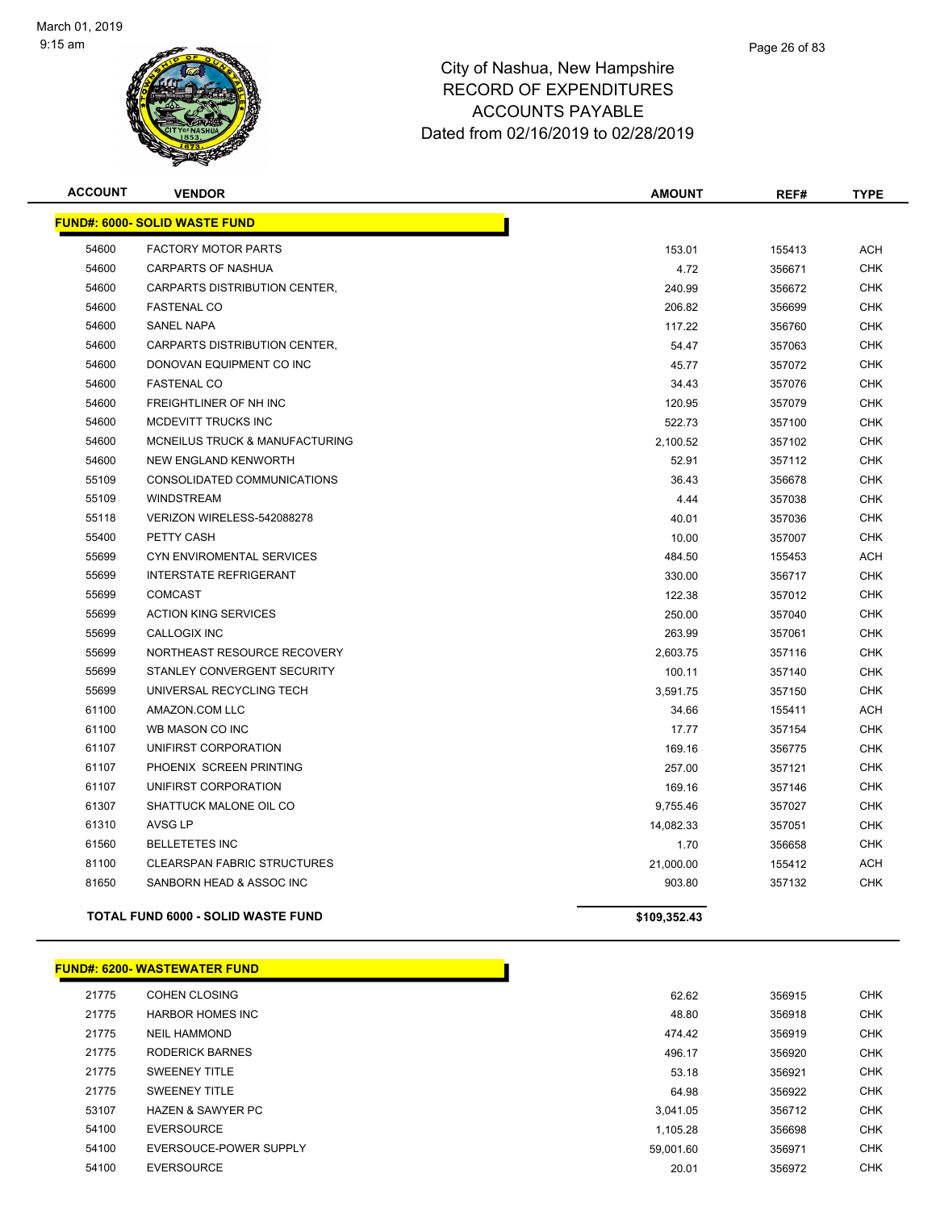# City of Nashua, New Hampshire
## RECORD OF EXPENDITURES
## ACCOUNTS PAYABLE
### Dated from 02/16/2019 to 02/28/2019

| ACCOUNT | VENDOR | AMOUNT | REF# | TYPE |
|---|---|---|---|---|
| **FUND#: 6000- SOLID WASTE FUND** | | | | |
| 54600 | FACTORY MOTOR PARTS | 153.01 | 155413 | ACH |
| 54600 | CARPARTS OF NASHUA | 4.72 | 356671 | CHK |
| 54600 | CARPARTS DISTRIBUTION CENTER, | 240.99 | 356672 | CHK |
| 54600 | FASTENAL CO | 206.82 | 356699 | CHK |
| 54600 | SANEL NAPA | 117.22 | 356760 | CHK |
| 54600 | CARPARTS DISTRIBUTION CENTER, | 54.47 | 357063 | CHK |
| 54600 | DONOVAN EQUIPMENT CO INC | 45.77 | 357072 | CHK |
| 54600 | FASTENAL CO | 34.43 | 357076 | CHK |
| 54600 | FREIGHTLINER OF NH INC | 120.95 | 357079 | CHK |
| 54600 | MCDEVITT TRUCKS INC | 522.73 | 357100 | CHK |
| 54600 | MCNEILUS TRUCK & MANUFACTURING | 2,100.52 | 357102 | CHK |
| 54600 | NEW ENGLAND KENWORTH | 52.91 | 357112 | CHK |
| 55109 | CONSOLIDATED COMMUNICATIONS | 36.43 | 356678 | CHK |
| 55109 | WINDSTREAM | 4.44 | 357038 | CHK |
| 55118 | VERIZON WIRELESS-542088278 | 40.01 | 357036 | CHK |
| 55400 | PETTY CASH | 10.00 | 357007 | CHK |
| 55699 | CYN ENVIROMENTAL SERVICES | 484.50 | 155453 | ACH |
| 55699 | INTERSTATE REFRIGERANT | 330.00 | 356717 | CHK |
| 55699 | COMCAST | 122.38 | 357012 | CHK |
| 55699 | ACTION KING SERVICES | 250.00 | 357040 | CHK |
| 55699 | CALLOGIX INC | 263.99 | 357061 | CHK |
| 55699 | NORTHEAST RESOURCE RECOVERY | 2,603.75 | 357116 | CHK |
| 55699 | STANLEY CONVERGENT SECURITY | 100.11 | 357140 | CHK |
| 55699 | UNIVERSAL RECYCLING TECH | 3,591.75 | 357150 | CHK |
| 61100 | AMAZON.COM LLC | 34.66 | 155411 | ACH |
| 61100 | WB MASON CO INC | 17.77 | 357154 | CHK |
| 61107 | UNIFIRST CORPORATION | 169.16 | 356775 | CHK |
| 61107 | PHOENIX SCREEN PRINTING | 257.00 | 357121 | CHK |
| 61107 | UNIFIRST CORPORATION | 169.16 | 357146 | CHK |
| 61307 | SHATTUCK MALONE OIL CO | 9,755.46 | 357027 | CHK |
| 61310 | AVSG LP | 14,082.33 | 357051 | CHK |
| 61560 | BELLETETES INC | 1.70 | 356658 | CHK |
| 81100 | CLEARSPAN FABRIC STRUCTURES | 21,000.00 | 155412 | ACH |
| 81650 | SANBORN HEAD & ASSOC INC | 903.80 | 357132 | CHK |
| | **TOTAL FUND 6000 - SOLID WASTE FUND** | **$109,352.43** | | |

| ACCOUNT | VENDOR | AMOUNT | REF# | TYPE |
|---|---|---|---|---|
| **FUND#: 6200- WASTEWATER FUND** | | | | |
| 21775 | COHEN CLOSING | 62.62 | 356915 | CHK |
| 21775 | HARBOR HOMES INC | 48.80 | 356918 | CHK |
| 21775 | NEIL HAMMOND | 474.42 | 356919 | CHK |
| 21775 | RODERICK BARNES | 496.17 | 356920 | CHK |
| 21775 | SWEENEY TITLE | 53.18 | 356921 | CHK |
| 21775 | SWEENEY TITLE | 64.98 | 356922 | CHK |
| 53107 | HAZEN & SAWYER PC | 3,041.05 | 356712 | CHK |
| 54100 | EVERSOURCE | 1,105.28 | 356698 | CHK |
| 54100 | EVERSOUCE-POWER SUPPLY | 59,001.60 | 356971 | CHK |
| 54100 | EVERSOURCE | 20.01 | 356972 | CHK |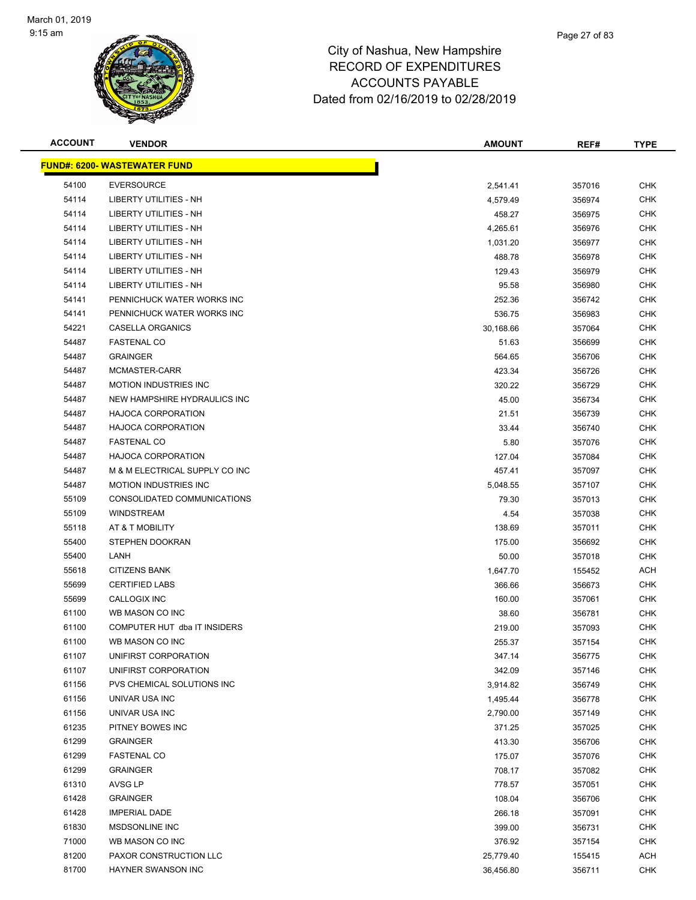# City of Nashua, New Hampshire
## RECORD OF EXPENDITURES
## ACCOUNTS PAYABLE
## Dated from 02/16/2019 to 02/28/2019

| ACCOUNT | VENDOR | AMOUNT | REF# | TYPE |
|---|---|---|---|---|
| **FUND#: 6200- WASTEWATER FUND** | | | | |
| 54100 | EVERSOURCE | 2,541.41 | 357016 | CHK |
| 54114 | LIBERTY UTILITIES - NH | 4,579.49 | 356974 | CHK |
| 54114 | LIBERTY UTILITIES - NH | 458.27 | 356975 | CHK |
| 54114 | LIBERTY UTILITIES - NH | 4,265.61 | 356976 | CHK |
| 54114 | LIBERTY UTILITIES - NH | 1,031.20 | 356977 | CHK |
| 54114 | LIBERTY UTILITIES - NH | 488.78 | 356978 | CHK |
| 54114 | LIBERTY UTILITIES - NH | 129.43 | 356979 | CHK |
| 54114 | LIBERTY UTILITIES - NH | 95.58 | 356980 | CHK |
| 54141 | PENNICHUCK WATER WORKS INC | 252.36 | 356742 | CHK |
| 54141 | PENNICHUCK WATER WORKS INC | 536.75 | 356983 | CHK |
| 54221 | CASELLA ORGANICS | 30,168.66 | 357064 | CHK |
| 54487 | FASTENAL CO | 51.63 | 356699 | CHK |
| 54487 | GRAINGER | 564.65 | 356706 | CHK |
| 54487 | MCMASTER-CARR | 423.34 | 356726 | CHK |
| 54487 | MOTION INDUSTRIES INC | 320.22 | 356729 | CHK |
| 54487 | NEW HAMPSHIRE HYDRAULICS INC | 45.00 | 356734 | CHK |
| 54487 | HAJOCA CORPORATION | 21.51 | 356739 | CHK |
| 54487 | HAJOCA CORPORATION | 33.44 | 356740 | CHK |
| 54487 | FASTENAL CO | 5.80 | 357076 | CHK |
| 54487 | HAJOCA CORPORATION | 127.04 | 357084 | CHK |
| 54487 | M & M ELECTRICAL SUPPLY CO INC | 457.41 | 357097 | CHK |
| 54487 | MOTION INDUSTRIES INC | 5,048.55 | 357107 | CHK |
| 55109 | CONSOLIDATED COMMUNICATIONS | 79.30 | 357013 | CHK |
| 55109 | WINDSTREAM | 4.54 | 357038 | CHK |
| 55118 | AT & T MOBILITY | 138.69 | 357011 | CHK |
| 55400 | STEPHEN DOOKRAN | 175.00 | 356692 | CHK |
| 55400 | LANH | 50.00 | 357018 | CHK |
| 55618 | CITIZENS BANK | 1,647.70 | 155452 | ACH |
| 55699 | CERTIFIED LABS | 366.66 | 356673 | CHK |
| 55699 | CALLOGIX INC | 160.00 | 357061 | CHK |
| 61100 | WB MASON CO INC | 38.60 | 356781 | CHK |
| 61100 | COMPUTER HUT dba IT INSIDERS | 219.00 | 357093 | CHK |
| 61100 | WB MASON CO INC | 255.37 | 357154 | CHK |
| 61107 | UNIFIRST CORPORATION | 347.14 | 356775 | CHK |
| 61107 | UNIFIRST CORPORATION | 342.09 | 357146 | CHK |
| 61156 | PVS CHEMICAL SOLUTIONS INC | 3,914.82 | 356749 | CHK |
| 61156 | UNIVAR USA INC | 1,495.44 | 356778 | CHK |
| 61156 | UNIVAR USA INC | 2,790.00 | 357149 | CHK |
| 61235 | PITNEY BOWES INC | 371.25 | 357025 | CHK |
| 61299 | GRAINGER | 413.30 | 356706 | CHK |
| 61299 | FASTENAL CO | 175.07 | 357076 | CHK |
| 61299 | GRAINGER | 708.17 | 357082 | CHK |
| 61310 | AVSG LP | 778.57 | 357051 | CHK |
| 61428 | GRAINGER | 108.04 | 356706 | CHK |
| 61428 | IMPERIAL DADE | 266.18 | 357091 | CHK |
| 61830 | MSDSONLINE INC | 399.00 | 356731 | CHK |
| 71000 | WB MASON CO INC | 376.92 | 357154 | CHK |
| 81200 | PAXOR CONSTRUCTION LLC | 25,779.40 | 155415 | ACH |
| 81700 | HAYNER SWANSON INC | 36,456.80 | 356711 | CHK |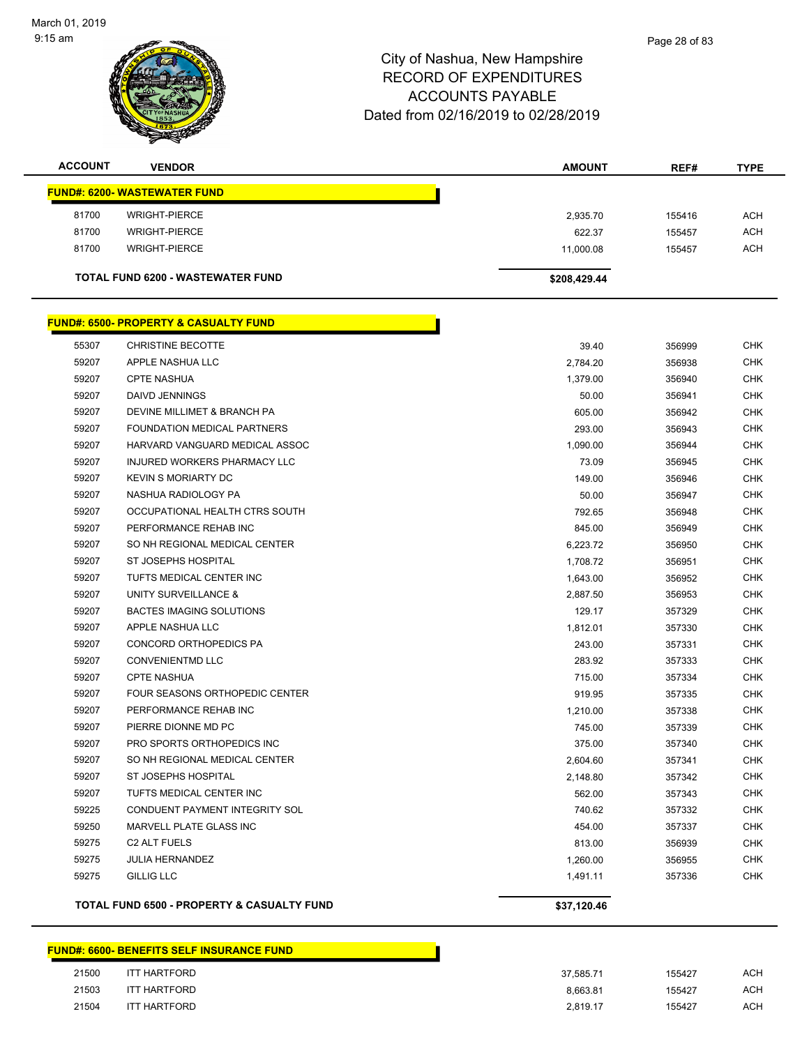City of Nashua, New Hampshire
RECORD OF EXPENDITURES
ACCOUNTS PAYABLE
Dated from 02/16/2019 to 02/28/2019

| ACCOUNT | VENDOR | AMOUNT | REF# | TYPE |
|---|---|---|---|---|
| **FUND#: 6200- WASTEWATER FUND** | | | | |
| 81700 | WRIGHT-PIERCE | 2,935.70 | 155416 | ACH |
| 81700 | WRIGHT-PIERCE | 622.37 | 155457 | ACH |
| 81700 | WRIGHT-PIERCE | 11,000.08 | 155457 | ACH |
| | **TOTAL FUND 6200 - WASTEWATER FUND** | **$208,429.44** | | |
| **FUND#: 6500- PROPERTY & CASUALTY FUND** | | | | |
| 55307 | CHRISTINE BECOTTE | 39.40 | 356999 | CHK |
| 59207 | APPLE NASHUA LLC | 2,784.20 | 356938 | CHK |
| 59207 | CPTE NASHUA | 1,379.00 | 356940 | CHK |
| 59207 | DAIVD JENNINGS | 50.00 | 356941 | CHK |
| 59207 | DEVINE MILLIMET & BRANCH PA | 605.00 | 356942 | CHK |
| 59207 | FOUNDATION MEDICAL PARTNERS | 293.00 | 356943 | CHK |
| 59207 | HARVARD VANGUARD MEDICAL ASSOC | 1,090.00 | 356944 | CHK |
| 59207 | INJURED WORKERS PHARMACY LLC | 73.09 | 356945 | CHK |
| 59207 | KEVIN S MORIARTY DC | 149.00 | 356946 | CHK |
| 59207 | NASHUA RADIOLOGY PA | 50.00 | 356947 | CHK |
| 59207 | OCCUPATIONAL HEALTH CTRS SOUTH | 792.65 | 356948 | CHK |
| 59207 | PERFORMANCE REHAB INC | 845.00 | 356949 | CHK |
| 59207 | SO NH REGIONAL MEDICAL CENTER | 6,223.72 | 356950 | CHK |
| 59207 | ST JOSEPHS HOSPITAL | 1,708.72 | 356951 | CHK |
| 59207 | TUFTS MEDICAL CENTER INC | 1,643.00 | 356952 | CHK |
| 59207 | UNITY SURVEILLANCE & | 2,887.50 | 356953 | CHK |
| 59207 | BACTES IMAGING SOLUTIONS | 129.17 | 357329 | CHK |
| 59207 | APPLE NASHUA LLC | 1,812.01 | 357330 | CHK |
| 59207 | CONCORD ORTHOPEDICS PA | 243.00 | 357331 | CHK |
| 59207 | CONVENIENTMD LLC | 283.92 | 357333 | CHK |
| 59207 | CPTE NASHUA | 715.00 | 357334 | CHK |
| 59207 | FOUR SEASONS ORTHOPEDIC CENTER | 919.95 | 357335 | CHK |
| 59207 | PERFORMANCE REHAB INC | 1,210.00 | 357338 | CHK |
| 59207 | PIERRE DIONNE MD PC | 745.00 | 357339 | CHK |
| 59207 | PRO SPORTS ORTHOPEDICS INC | 375.00 | 357340 | CHK |
| 59207 | SO NH REGIONAL MEDICAL CENTER | 2,604.60 | 357341 | CHK |
| 59207 | ST JOSEPHS HOSPITAL | 2,148.80 | 357342 | CHK |
| 59207 | TUFTS MEDICAL CENTER INC | 562.00 | 357343 | CHK |
| 59225 | CONDUENT PAYMENT INTEGRITY SOL | 740.62 | 357332 | CHK |
| 59250 | MARVELL PLATE GLASS INC | 454.00 | 357337 | CHK |
| 59275 | C2 ALT FUELS | 813.00 | 356939 | CHK |
| 59275 | JULIA HERNANDEZ | 1,260.00 | 356955 | CHK |
| 59275 | GILLIG LLC | 1,491.11 | 357336 | CHK |
| | **TOTAL FUND 6500 - PROPERTY & CASUALTY FUND** | **$37,120.46** | | |
| **FUND#: 6600- BENEFITS SELF INSURANCE FUND** | | | | |
| 21500 | ITT HARTFORD | 37,585.71 | 155427 | ACH |
| 21503 | ITT HARTFORD | 8,663.81 | 155427 | ACH |
| 21504 | ITT HARTFORD | 2,819.17 | 155427 | ACH |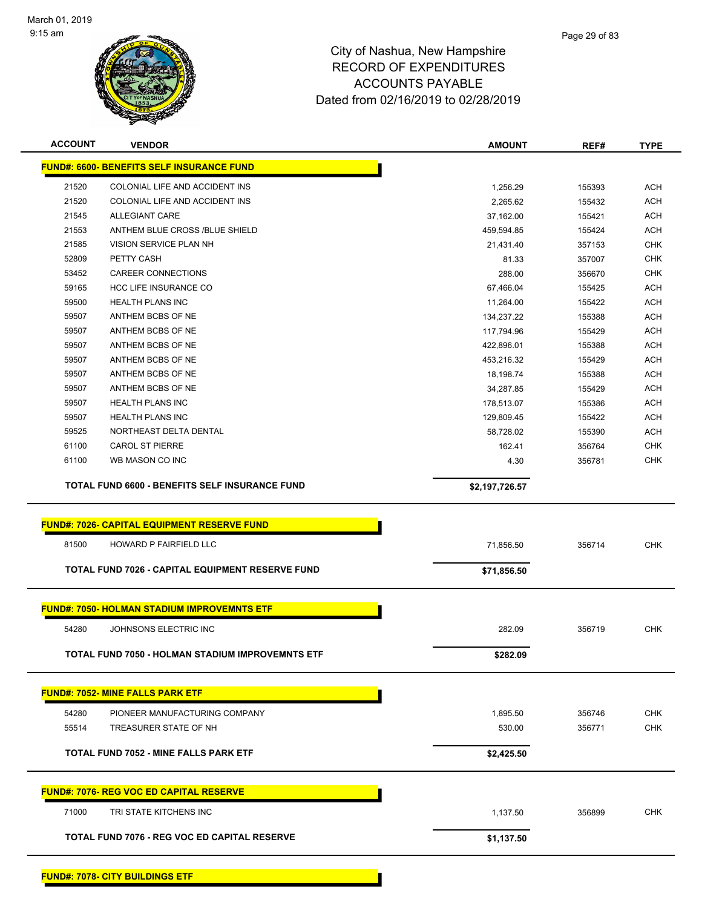March 01, 2019
9:15 am

# City of Nashua, New Hampshire
## RECORD OF EXPENDITURES
## ACCOUNTS PAYABLE
## Dated from 02/16/2019 to 02/28/2019

| ACCOUNT | VENDOR | AMOUNT | REF# | TYPE |
|---|---|---|---|---|
| **FUND#: 6600- BENEFITS SELF INSURANCE FUND** | | | | |
| 21520 | COLONIAL LIFE AND ACCIDENT INS | 1,256.29 | 155393 | ACH |
| 21520 | COLONIAL LIFE AND ACCIDENT INS | 2,265.62 | 155432 | ACH |
| 21545 | ALLEGIANT CARE | 37,162.00 | 155421 | ACH |
| 21553 | ANTHEM BLUE CROSS /BLUE SHIELD | 459,594.85 | 155424 | ACH |
| 21585 | VISION SERVICE PLAN NH | 21,431.40 | 357153 | CHK |
| 52809 | PETTY CASH | 81.33 | 357007 | CHK |
| 53452 | CAREER CONNECTIONS | 288.00 | 356670 | CHK |
| 59165 | HCC LIFE INSURANCE CO | 67,466.04 | 155425 | ACH |
| 59500 | HEALTH PLANS INC | 11,264.00 | 155422 | ACH |
| 59507 | ANTHEM BCBS OF NE | 134,237.22 | 155388 | ACH |
| 59507 | ANTHEM BCBS OF NE | 117,794.96 | 155429 | ACH |
| 59507 | ANTHEM BCBS OF NE | 422,896.01 | 155388 | ACH |
| 59507 | ANTHEM BCBS OF NE | 453,216.32 | 155429 | ACH |
| 59507 | ANTHEM BCBS OF NE | 18,198.74 | 155388 | ACH |
| 59507 | ANTHEM BCBS OF NE | 34,287.85 | 155429 | ACH |
| 59507 | HEALTH PLANS INC | 178,513.07 | 155386 | ACH |
| 59507 | HEALTH PLANS INC | 129,809.45 | 155422 | ACH |
| 59525 | NORTHEAST DELTA DENTAL | 58,728.02 | 155390 | ACH |
| 61100 | CAROL ST PIERRE | 162.41 | 356764 | CHK |
| 61100 | WB MASON CO INC | 4.30 | 356781 | CHK |
| | **TOTAL FUND 6600 - BENEFITS SELF INSURANCE FUND** | **$2,197,726.57** | | |
| **FUND#: 7026- CAPITAL EQUIPMENT RESERVE FUND** | | | | |
| 81500 | HOWARD P FAIRFIELD LLC | 71,856.50 | 356714 | CHK |
| | **TOTAL FUND 7026 - CAPITAL EQUIPMENT RESERVE FUND** | **$71,856.50** | | |
| **FUND#: 7050- HOLMAN STADIUM IMPROVEMNTS ETF** | | | | |
| 54280 | JOHNSONS ELECTRIC INC | 282.09 | 356719 | CHK |
| | **TOTAL FUND 7050 - HOLMAN STADIUM IMPROVEMNTS ETF** | **$282.09** | | |
| **FUND#: 7052- MINE FALLS PARK ETF** | | | | |
| 54280 | PIONEER MANUFACTURING COMPANY | 1,895.50 | 356746 | CHK |
| 55514 | TREASURER STATE OF NH | 530.00 | 356771 | CHK |
| | **TOTAL FUND 7052 - MINE FALLS PARK ETF** | **$2,425.50** | | |
| **FUND#: 7076- REG VOC ED CAPITAL RESERVE** | | | | |
| 71000 | TRI STATE KITCHENS INC | 1,137.50 | 356899 | CHK |
| | **TOTAL FUND 7076 - REG VOC ED CAPITAL RESERVE** | **$1,137.50** | | |
| **FUND#: 7078- CITY BUILDINGS ETF** | | | | |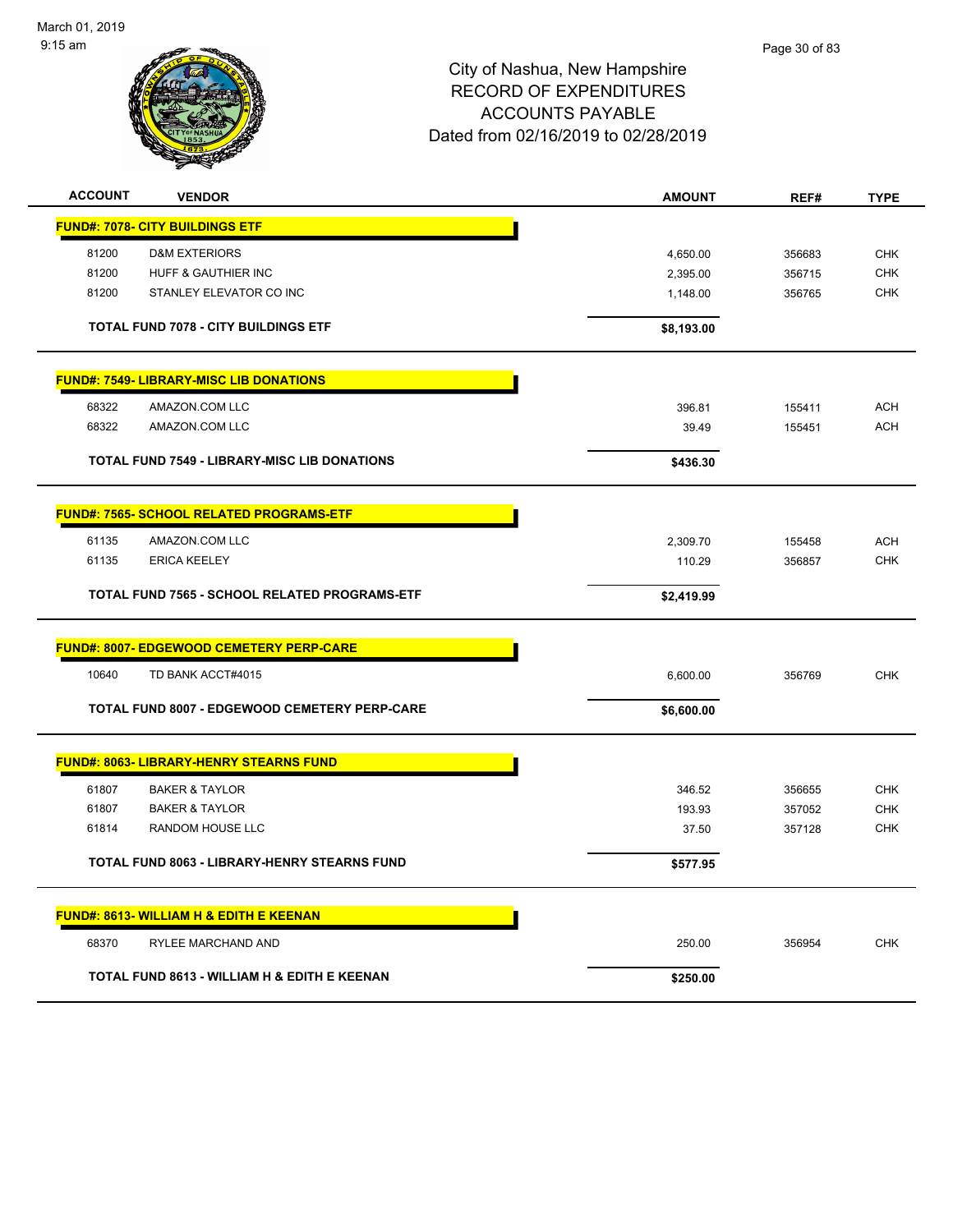# City of Nashua, New Hampshire
## RECORD OF EXPENDITURES
## ACCOUNTS PAYABLE
## Dated from 02/16/2019 to 02/28/2019

| ACCOUNT | VENDOR | AMOUNT | REF# | TYPE |
|---|---|---|---|---|
| **FUND#: 7078- CITY BUILDINGS ETF** | | | | |
| 81200 | D&M EXTERIORS | 4,650.00 | 356683 | CHK |
| 81200 | HUFF & GAUTHIER INC | 2,395.00 | 356715 | CHK |
| 81200 | STANLEY ELEVATOR CO INC | 1,148.00 | 356765 | CHK |
| | **TOTAL FUND 7078 - CITY BUILDINGS ETF** | **$8,193.00** | | |
| **FUND#: 7549- LIBRARY-MISC LIB DONATIONS** | | | | |
| 68322 | AMAZON.COM LLC | 396.81 | 155411 | ACH |
| 68322 | AMAZON.COM LLC | 39.49 | 155451 | ACH |
| | **TOTAL FUND 7549 - LIBRARY-MISC LIB DONATIONS** | **$436.30** | | |
| **FUND#: 7565- SCHOOL RELATED PROGRAMS-ETF** | | | | |
| 61135 | AMAZON.COM LLC | 2,309.70 | 155458 | ACH |
| 61135 | ERICA KEELEY | 110.29 | 356857 | CHK |
| | **TOTAL FUND 7565 - SCHOOL RELATED PROGRAMS-ETF** | **$2,419.99** | | |
| **FUND#: 8007- EDGEWOOD CEMETERY PERP-CARE** | | | | |
| 10640 | TD BANK ACCT#4015 | 6,600.00 | 356769 | CHK |
| | **TOTAL FUND 8007 - EDGEWOOD CEMETERY PERP-CARE** | **$6,600.00** | | |
| **FUND#: 8063- LIBRARY-HENRY STEARNS FUND** | | | | |
| 61807 | BAKER & TAYLOR | 346.52 | 356655 | CHK |
| 61807 | BAKER & TAYLOR | 193.93 | 357052 | CHK |
| 61814 | RANDOM HOUSE LLC | 37.50 | 357128 | CHK |
| | **TOTAL FUND 8063 - LIBRARY-HENRY STEARNS FUND** | **$577.95** | | |
| **FUND#: 8613- WILLIAM H & EDITH E KEENAN** | | | | |
| 68370 | RYLEE MARCHAND AND | 250.00 | 356954 | CHK |
| | **TOTAL FUND 8613 - WILLIAM H & EDITH E KEENAN** | **$250.00** | | |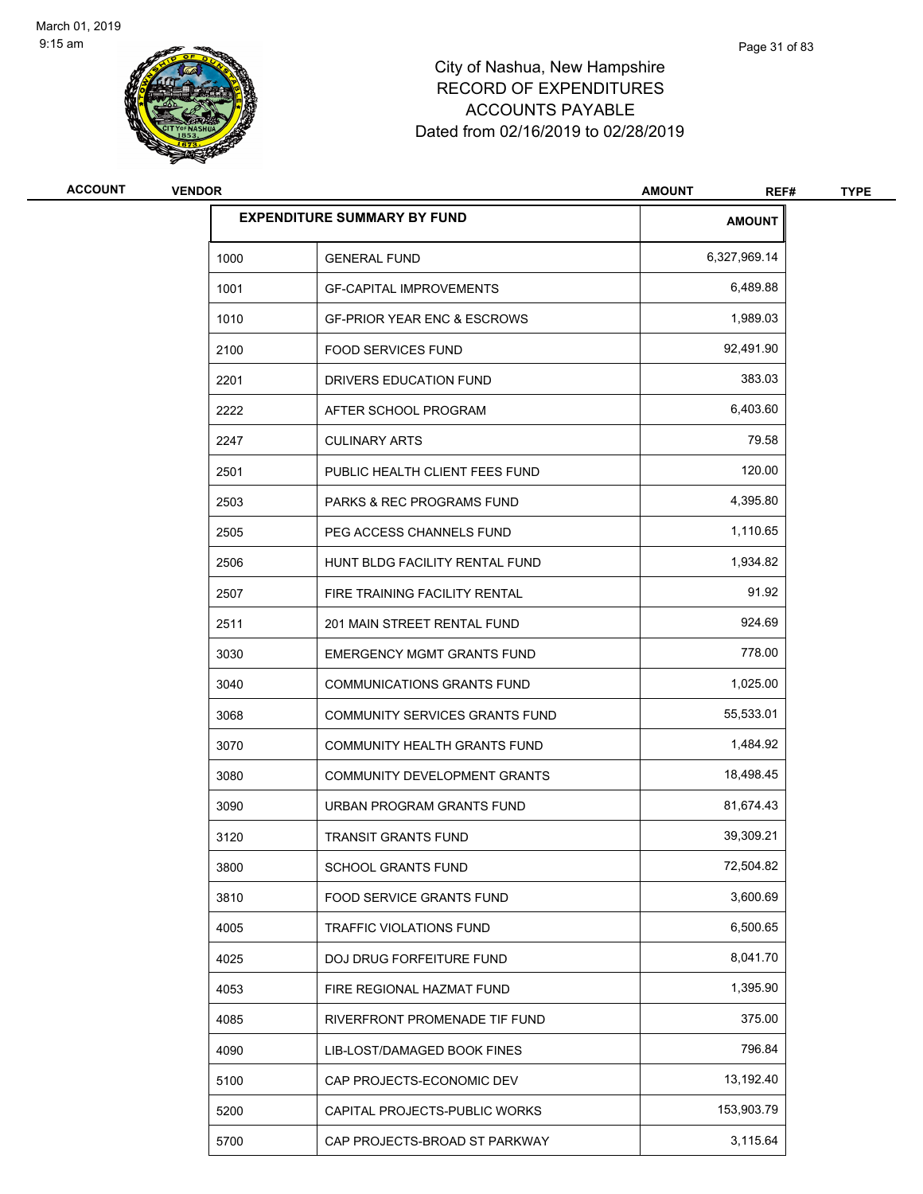March 01, 2019
9:15 am

# City of Nashua, New Hampshire
## RECORD OF EXPENDITURES
## ACCOUNTS PAYABLE
## Dated from 02/16/2019 to 02/28/2019

| ACCOUNT | VENDOR | AMOUNT | REF# | TYPE |
|---|---|---|---|---|

| EXPENDITURE SUMMARY BY FUND | | AMOUNT |
|---|---|---|
| 1000 | GENERAL FUND | 6,327,969.14 |
| 1001 | GF-CAPITAL IMPROVEMENTS | 6,489.88 |
| 1010 | GF-PRIOR YEAR ENC & ESCROWS | 1,989.03 |
| 2100 | FOOD SERVICES FUND | 92,491.90 |
| 2201 | DRIVERS EDUCATION FUND | 383.03 |
| 2222 | AFTER SCHOOL PROGRAM | 6,403.60 |
| 2247 | CULINARY ARTS | 79.58 |
| 2501 | PUBLIC HEALTH CLIENT FEES FUND | 120.00 |
| 2503 | PARKS & REC PROGRAMS FUND | 4,395.80 |
| 2505 | PEG ACCESS CHANNELS FUND | 1,110.65 |
| 2506 | HUNT BLDG FACILITY RENTAL FUND | 1,934.82 |
| 2507 | FIRE TRAINING FACILITY RENTAL | 91.92 |
| 2511 | 201 MAIN STREET RENTAL FUND | 924.69 |
| 3030 | EMERGENCY MGMT GRANTS FUND | 778.00 |
| 3040 | COMMUNICATIONS GRANTS FUND | 1,025.00 |
| 3068 | COMMUNITY SERVICES GRANTS FUND | 55,533.01 |
| 3070 | COMMUNITY HEALTH GRANTS FUND | 1,484.92 |
| 3080 | COMMUNITY DEVELOPMENT GRANTS | 18,498.45 |
| 3090 | URBAN PROGRAM GRANTS FUND | 81,674.43 |
| 3120 | TRANSIT GRANTS FUND | 39,309.21 |
| 3800 | SCHOOL GRANTS FUND | 72,504.82 |
| 3810 | FOOD SERVICE GRANTS FUND | 3,600.69 |
| 4005 | TRAFFIC VIOLATIONS FUND | 6,500.65 |
| 4025 | DOJ DRUG FORFEITURE FUND | 8,041.70 |
| 4053 | FIRE REGIONAL HAZMAT FUND | 1,395.90 |
| 4085 | RIVERFRONT PROMENADE TIF FUND | 375.00 |
| 4090 | LIB-LOST/DAMAGED BOOK FINES | 796.84 |
| 5100 | CAP PROJECTS-ECONOMIC DEV | 13,192.40 |
| 5200 | CAPITAL PROJECTS-PUBLIC WORKS | 153,903.79 |
| 5700 | CAP PROJECTS-BROAD ST PARKWAY | 3,115.64 |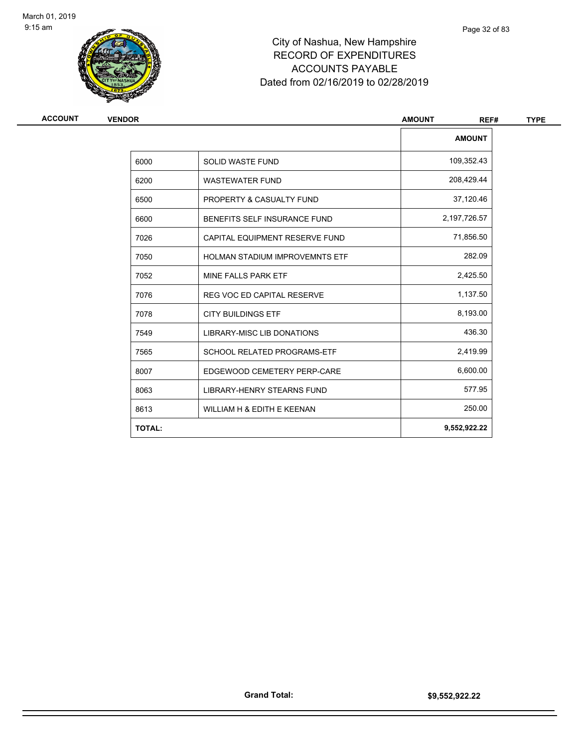# City of Nashua, New Hampshire
## RECORD OF EXPENDITURES
## ACCOUNTS PAYABLE
### Dated from 02/16/2019 to 02/28/2019

March 01, 2019
9:15 am

| ACCOUNT | VENDOR | AMOUNT | REF# | TYPE |
|---|---|---|---|---|

| | | AMOUNT |
|---|---|---|
| 6000 | SOLID WASTE FUND | 109,352.43 |
| 6200 | WASTEWATER FUND | 208,429.44 |
| 6500 | PROPERTY & CASUALTY FUND | 37,120.46 |
| 6600 | BENEFITS SELF INSURANCE FUND | 2,197,726.57 |
| 7026 | CAPITAL EQUIPMENT RESERVE FUND | 71,856.50 |
| 7050 | HOLMAN STADIUM IMPROVEMNTS ETF | 282.09 |
| 7052 | MINE FALLS PARK ETF | 2,425.50 |
| 7076 | REG VOC ED CAPITAL RESERVE | 1,137.50 |
| 7078 | CITY BUILDINGS ETF | 8,193.00 |
| 7549 | LIBRARY-MISC LIB DONATIONS | 436.30 |
| 7565 | SCHOOL RELATED PROGRAMS-ETF | 2,419.99 |
| 8007 | EDGEWOOD CEMETERY PERP-CARE | 6,600.00 |
| 8063 | LIBRARY-HENRY STEARNS FUND | 577.95 |
| 8613 | WILLIAM H & EDITH E KEENAN | 250.00 |
| **TOTAL:** | | **9,552,922.22** |

**Grand Total:** **$9,552,922.22**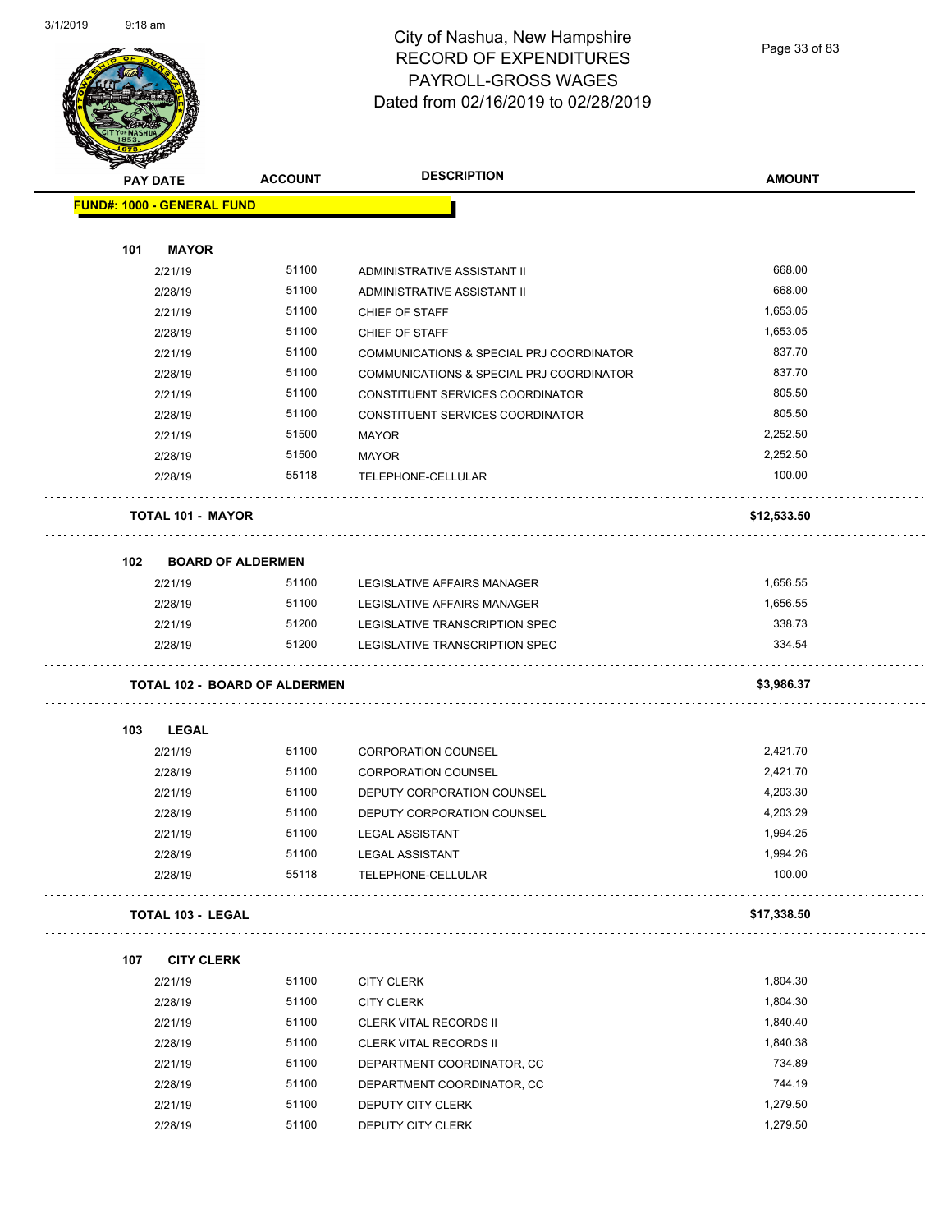# City of Nashua, New Hampshire
## RECORD OF EXPENDITURES
## PAYROLL-GROSS WAGES
## Dated from 02/16/2019 to 02/28/2019

| PAY DATE | ACCOUNT | DESCRIPTION | AMOUNT |
|---|---|---|---|
| **FUND#: 1000 - GENERAL FUND** | | | |
| **101 MAYOR** | | | |
| 2/21/19 | 51100 | ADMINISTRATIVE ASSISTANT II | 668.00 |
| 2/28/19 | 51100 | ADMINISTRATIVE ASSISTANT II | 668.00 |
| 2/21/19 | 51100 | CHIEF OF STAFF | 1,653.05 |
| 2/28/19 | 51100 | CHIEF OF STAFF | 1,653.05 |
| 2/21/19 | 51100 | COMMUNICATIONS & SPECIAL PRJ COORDINATOR | 837.70 |
| 2/28/19 | 51100 | COMMUNICATIONS & SPECIAL PRJ COORDINATOR | 837.70 |
| 2/21/19 | 51100 | CONSTITUENT SERVICES COORDINATOR | 805.50 |
| 2/28/19 | 51100 | CONSTITUENT SERVICES COORDINATOR | 805.50 |
| 2/21/19 | 51500 | MAYOR | 2,252.50 |
| 2/28/19 | 51500 | MAYOR | 2,252.50 |
| 2/28/19 | 55118 | TELEPHONE-CELLULAR | 100.00 |
| **TOTAL 101 - MAYOR** | | | **$12,533.50** |
| **102 BOARD OF ALDERMEN** | | | |
| 2/21/19 | 51100 | LEGISLATIVE AFFAIRS MANAGER | 1,656.55 |
| 2/28/19 | 51100 | LEGISLATIVE AFFAIRS MANAGER | 1,656.55 |
| 2/21/19 | 51200 | LEGISLATIVE TRANSCRIPTION SPEC | 338.73 |
| 2/28/19 | 51200 | LEGISLATIVE TRANSCRIPTION SPEC | 334.54 |
| **TOTAL 102 - BOARD OF ALDERMEN** | | | **$3,986.37** |
| **103 LEGAL** | | | |
| 2/21/19 | 51100 | CORPORATION COUNSEL | 2,421.70 |
| 2/28/19 | 51100 | CORPORATION COUNSEL | 2,421.70 |
| 2/21/19 | 51100 | DEPUTY CORPORATION COUNSEL | 4,203.30 |
| 2/28/19 | 51100 | DEPUTY CORPORATION COUNSEL | 4,203.29 |
| 2/21/19 | 51100 | LEGAL ASSISTANT | 1,994.25 |
| 2/28/19 | 51100 | LEGAL ASSISTANT | 1,994.26 |
| 2/28/19 | 55118 | TELEPHONE-CELLULAR | 100.00 |
| **TOTAL 103 - LEGAL** | | | **$17,338.50** |
| **107 CITY CLERK** | | | |
| 2/21/19 | 51100 | CITY CLERK | 1,804.30 |
| 2/28/19 | 51100 | CITY CLERK | 1,804.30 |
| 2/21/19 | 51100 | CLERK VITAL RECORDS II | 1,840.40 |
| 2/28/19 | 51100 | CLERK VITAL RECORDS II | 1,840.38 |
| 2/21/19 | 51100 | DEPARTMENT COORDINATOR, CC | 734.89 |
| 2/28/19 | 51100 | DEPARTMENT COORDINATOR, CC | 744.19 |
| 2/21/19 | 51100 | DEPUTY CITY CLERK | 1,279.50 |
| 2/28/19 | 51100 | DEPUTY CITY CLERK | 1,279.50 |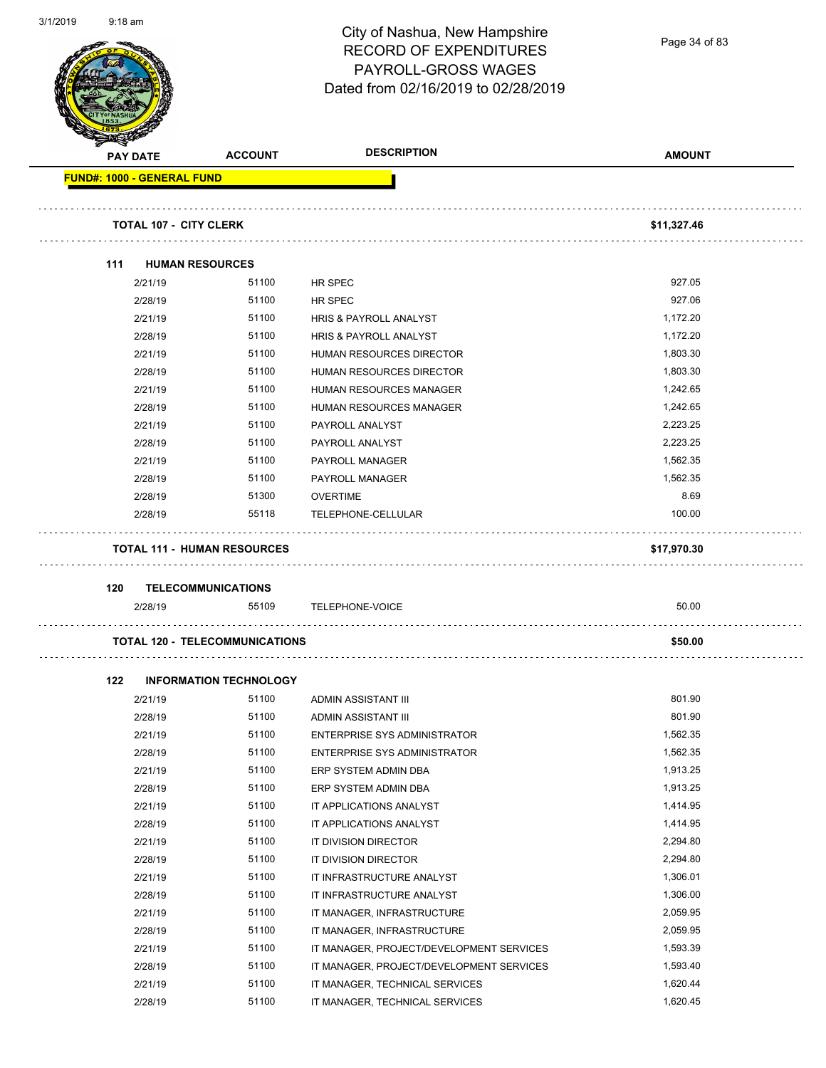# City of Nashua, New Hampshire
## RECORD OF EXPENDITURES
## PAYROLL-GROSS WAGES
## Dated from 02/16/2019 to 02/28/2019

| PAY DATE | ACCOUNT | DESCRIPTION | AMOUNT |
|---|---|---|---|
| **FUND#: 1000 - GENERAL FUND** | | | |
| **TOTAL 107 - CITY CLERK** | | | **$11,327.46** |
| **111 HUMAN RESOURCES** | | | |
| 2/21/19 | 51100 | HR SPEC | 927.05 |
| 2/28/19 | 51100 | HR SPEC | 927.06 |
| 2/21/19 | 51100 | HRIS & PAYROLL ANALYST | 1,172.20 |
| 2/28/19 | 51100 | HRIS & PAYROLL ANALYST | 1,172.20 |
| 2/21/19 | 51100 | HUMAN RESOURCES DIRECTOR | 1,803.30 |
| 2/28/19 | 51100 | HUMAN RESOURCES DIRECTOR | 1,803.30 |
| 2/21/19 | 51100 | HUMAN RESOURCES MANAGER | 1,242.65 |
| 2/28/19 | 51100 | HUMAN RESOURCES MANAGER | 1,242.65 |
| 2/21/19 | 51100 | PAYROLL ANALYST | 2,223.25 |
| 2/28/19 | 51100 | PAYROLL ANALYST | 2,223.25 |
| 2/21/19 | 51100 | PAYROLL MANAGER | 1,562.35 |
| 2/28/19 | 51100 | PAYROLL MANAGER | 1,562.35 |
| 2/28/19 | 51300 | OVERTIME | 8.69 |
| 2/28/19 | 55118 | TELEPHONE-CELLULAR | 100.00 |
| **TOTAL 111 - HUMAN RESOURCES** | | | **$17,970.30** |
| **120 TELECOMMUNICATIONS** | | | |
| 2/28/19 | 55109 | TELEPHONE-VOICE | 50.00 |
| **TOTAL 120 - TELECOMMUNICATIONS** | | | **$50.00** |
| **122 INFORMATION TECHNOLOGY** | | | |
| 2/21/19 | 51100 | ADMIN ASSISTANT III | 801.90 |
| 2/28/19 | 51100 | ADMIN ASSISTANT III | 801.90 |
| 2/21/19 | 51100 | ENTERPRISE SYS ADMINISTRATOR | 1,562.35 |
| 2/28/19 | 51100 | ENTERPRISE SYS ADMINISTRATOR | 1,562.35 |
| 2/21/19 | 51100 | ERP SYSTEM ADMIN DBA | 1,913.25 |
| 2/28/19 | 51100 | ERP SYSTEM ADMIN DBA | 1,913.25 |
| 2/21/19 | 51100 | IT APPLICATIONS ANALYST | 1,414.95 |
| 2/28/19 | 51100 | IT APPLICATIONS ANALYST | 1,414.95 |
| 2/21/19 | 51100 | IT DIVISION DIRECTOR | 2,294.80 |
| 2/28/19 | 51100 | IT DIVISION DIRECTOR | 2,294.80 |
| 2/21/19 | 51100 | IT INFRASTRUCTURE ANALYST | 1,306.01 |
| 2/28/19 | 51100 | IT INFRASTRUCTURE ANALYST | 1,306.00 |
| 2/21/19 | 51100 | IT MANAGER, INFRASTRUCTURE | 2,059.95 |
| 2/28/19 | 51100 | IT MANAGER, INFRASTRUCTURE | 2,059.95 |
| 2/21/19 | 51100 | IT MANAGER, PROJECT/DEVELOPMENT SERVICES | 1,593.39 |
| 2/28/19 | 51100 | IT MANAGER, PROJECT/DEVELOPMENT SERVICES | 1,593.40 |
| 2/21/19 | 51100 | IT MANAGER, TECHNICAL SERVICES | 1,620.44 |
| 2/28/19 | 51100 | IT MANAGER, TECHNICAL SERVICES | 1,620.45 |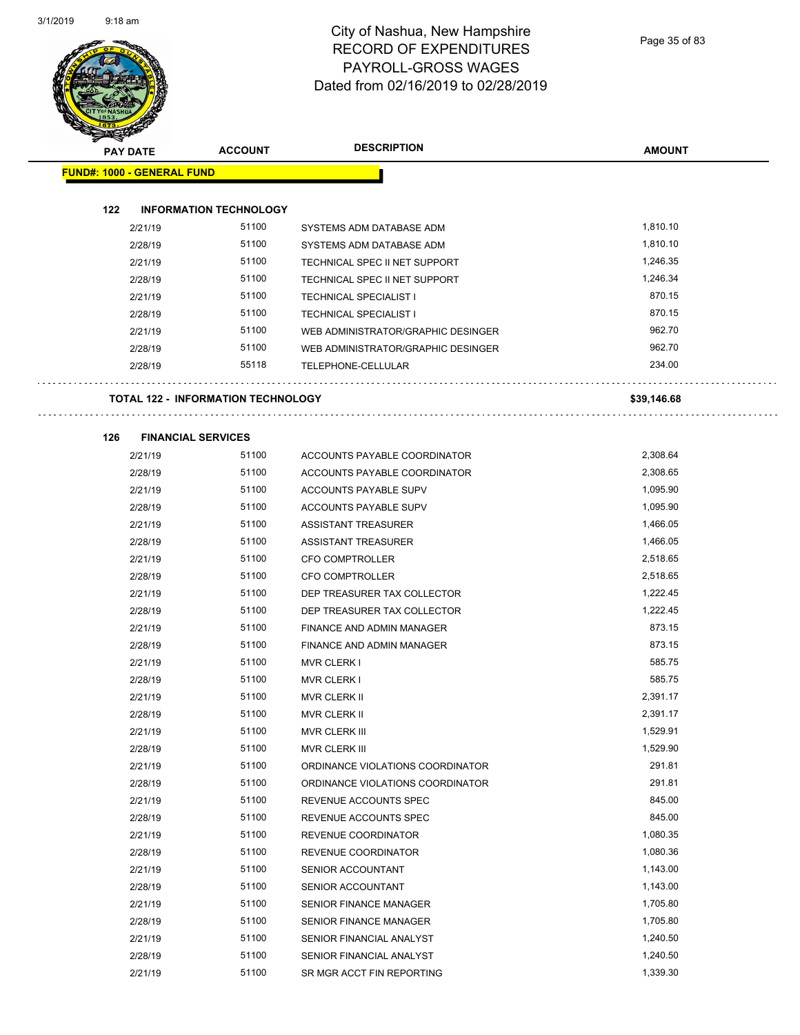# City of Nashua, New Hampshire
## RECORD OF EXPENDITURES
## PAYROLL-GROSS WAGES
## Dated from 02/16/2019 to 02/28/2019

**FUND#: 1000 - GENERAL FUND**

### 122 INFORMATION TECHNOLOGY

| PAY DATE | ACCOUNT | DESCRIPTION | AMOUNT |
|---|---|---|---|
| 2/21/19 | 51100 | SYSTEMS ADM DATABASE ADM | 1,810.10 |
| 2/28/19 | 51100 | SYSTEMS ADM DATABASE ADM | 1,810.10 |
| 2/21/19 | 51100 | TECHNICAL SPEC II NET SUPPORT | 1,246.35 |
| 2/28/19 | 51100 | TECHNICAL SPEC II NET SUPPORT | 1,246.34 |
| 2/21/19 | 51100 | TECHNICAL SPECIALIST I | 870.15 |
| 2/28/19 | 51100 | TECHNICAL SPECIALIST I | 870.15 |
| 2/21/19 | 51100 | WEB ADMINISTRATOR/GRAPHIC DESINGER | 962.70 |
| 2/28/19 | 51100 | WEB ADMINISTRATOR/GRAPHIC DESINGER | 962.70 |
| 2/28/19 | 55118 | TELEPHONE-CELLULAR | 234.00 |

**TOTAL 122 - INFORMATION TECHNOLOGY** **$39,146.68**

### 126 FINANCIAL SERVICES

| PAY DATE | ACCOUNT | DESCRIPTION | AMOUNT |
|---|---|---|---|
| 2/21/19 | 51100 | ACCOUNTS PAYABLE COORDINATOR | 2,308.64 |
| 2/28/19 | 51100 | ACCOUNTS PAYABLE COORDINATOR | 2,308.65 |
| 2/21/19 | 51100 | ACCOUNTS PAYABLE SUPV | 1,095.90 |
| 2/28/19 | 51100 | ACCOUNTS PAYABLE SUPV | 1,095.90 |
| 2/21/19 | 51100 | ASSISTANT TREASURER | 1,466.05 |
| 2/28/19 | 51100 | ASSISTANT TREASURER | 1,466.05 |
| 2/21/19 | 51100 | CFO COMPTROLLER | 2,518.65 |
| 2/28/19 | 51100 | CFO COMPTROLLER | 2,518.65 |
| 2/21/19 | 51100 | DEP TREASURER TAX COLLECTOR | 1,222.45 |
| 2/28/19 | 51100 | DEP TREASURER TAX COLLECTOR | 1,222.45 |
| 2/21/19 | 51100 | FINANCE AND ADMIN MANAGER | 873.15 |
| 2/28/19 | 51100 | FINANCE AND ADMIN MANAGER | 873.15 |
| 2/21/19 | 51100 | MVR CLERK I | 585.75 |
| 2/28/19 | 51100 | MVR CLERK I | 585.75 |
| 2/21/19 | 51100 | MVR CLERK II | 2,391.17 |
| 2/28/19 | 51100 | MVR CLERK II | 2,391.17 |
| 2/21/19 | 51100 | MVR CLERK III | 1,529.91 |
| 2/28/19 | 51100 | MVR CLERK III | 1,529.90 |
| 2/21/19 | 51100 | ORDINANCE VIOLATIONS COORDINATOR | 291.81 |
| 2/28/19 | 51100 | ORDINANCE VIOLATIONS COORDINATOR | 291.81 |
| 2/21/19 | 51100 | REVENUE ACCOUNTS SPEC | 845.00 |
| 2/28/19 | 51100 | REVENUE ACCOUNTS SPEC | 845.00 |
| 2/21/19 | 51100 | REVENUE COORDINATOR | 1,080.35 |
| 2/28/19 | 51100 | REVENUE COORDINATOR | 1,080.36 |
| 2/21/19 | 51100 | SENIOR ACCOUNTANT | 1,143.00 |
| 2/28/19 | 51100 | SENIOR ACCOUNTANT | 1,143.00 |
| 2/21/19 | 51100 | SENIOR FINANCE MANAGER | 1,705.80 |
| 2/28/19 | 51100 | SENIOR FINANCE MANAGER | 1,705.80 |
| 2/21/19 | 51100 | SENIOR FINANCIAL ANALYST | 1,240.50 |
| 2/28/19 | 51100 | SENIOR FINANCIAL ANALYST | 1,240.50 |
| 2/21/19 | 51100 | SR MGR ACCT FIN REPORTING | 1,339.30 |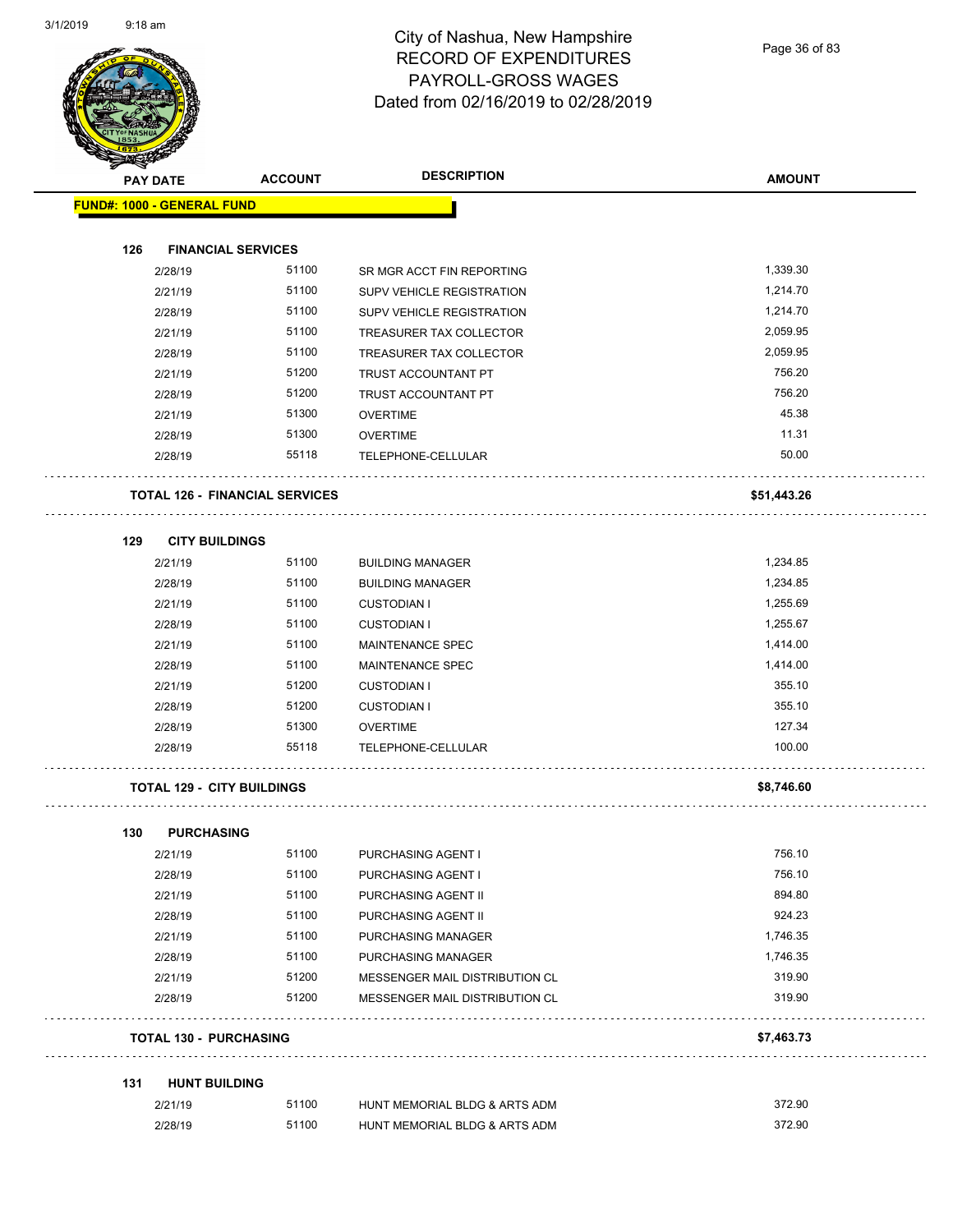# City of Nashua, New Hampshire
# RECORD OF EXPENDITURES
# PAYROLL-GROSS WAGES
# Dated from 02/16/2019 to 02/28/2019

| PAY DATE | ACCOUNT | DESCRIPTION | AMOUNT |
|---|---|---|---|
| **FUND#: 1000 - GENERAL FUND** | | | |
| **126 FINANCIAL SERVICES** | | | |
| 2/28/19 | 51100 | SR MGR ACCT FIN REPORTING | 1,339.30 |
| 2/21/19 | 51100 | SUPV VEHICLE REGISTRATION | 1,214.70 |
| 2/28/19 | 51100 | SUPV VEHICLE REGISTRATION | 1,214.70 |
| 2/21/19 | 51100 | TREASURER TAX COLLECTOR | 2,059.95 |
| 2/28/19 | 51100 | TREASURER TAX COLLECTOR | 2,059.95 |
| 2/21/19 | 51200 | TRUST ACCOUNTANT PT | 756.20 |
| 2/28/19 | 51200 | TRUST ACCOUNTANT PT | 756.20 |
| 2/21/19 | 51300 | OVERTIME | 45.38 |
| 2/28/19 | 51300 | OVERTIME | 11.31 |
| 2/28/19 | 55118 | TELEPHONE-CELLULAR | 50.00 |
| **TOTAL 126 - FINANCIAL SERVICES** | | | **$51,443.26** |
| **129 CITY BUILDINGS** | | | |
| 2/21/19 | 51100 | BUILDING MANAGER | 1,234.85 |
| 2/28/19 | 51100 | BUILDING MANAGER | 1,234.85 |
| 2/21/19 | 51100 | CUSTODIAN I | 1,255.69 |
| 2/28/19 | 51100 | CUSTODIAN I | 1,255.67 |
| 2/21/19 | 51100 | MAINTENANCE SPEC | 1,414.00 |
| 2/28/19 | 51100 | MAINTENANCE SPEC | 1,414.00 |
| 2/21/19 | 51200 | CUSTODIAN I | 355.10 |
| 2/28/19 | 51200 | CUSTODIAN I | 355.10 |
| 2/28/19 | 51300 | OVERTIME | 127.34 |
| 2/28/19 | 55118 | TELEPHONE-CELLULAR | 100.00 |
| **TOTAL 129 - CITY BUILDINGS** | | | **$8,746.60** |
| **130 PURCHASING** | | | |
| 2/21/19 | 51100 | PURCHASING AGENT I | 756.10 |
| 2/28/19 | 51100 | PURCHASING AGENT I | 756.10 |
| 2/21/19 | 51100 | PURCHASING AGENT II | 894.80 |
| 2/28/19 | 51100 | PURCHASING AGENT II | 924.23 |
| 2/21/19 | 51100 | PURCHASING MANAGER | 1,746.35 |
| 2/28/19 | 51100 | PURCHASING MANAGER | 1,746.35 |
| 2/21/19 | 51200 | MESSENGER MAIL DISTRIBUTION CL | 319.90 |
| 2/28/19 | 51200 | MESSENGER MAIL DISTRIBUTION CL | 319.90 |
| **TOTAL 130 - PURCHASING** | | | **$7,463.73** |
| **131 HUNT BUILDING** | | | |
| 2/21/19 | 51100 | HUNT MEMORIAL BLDG & ARTS ADM | 372.90 |
| 2/28/19 | 51100 | HUNT MEMORIAL BLDG & ARTS ADM | 372.90 |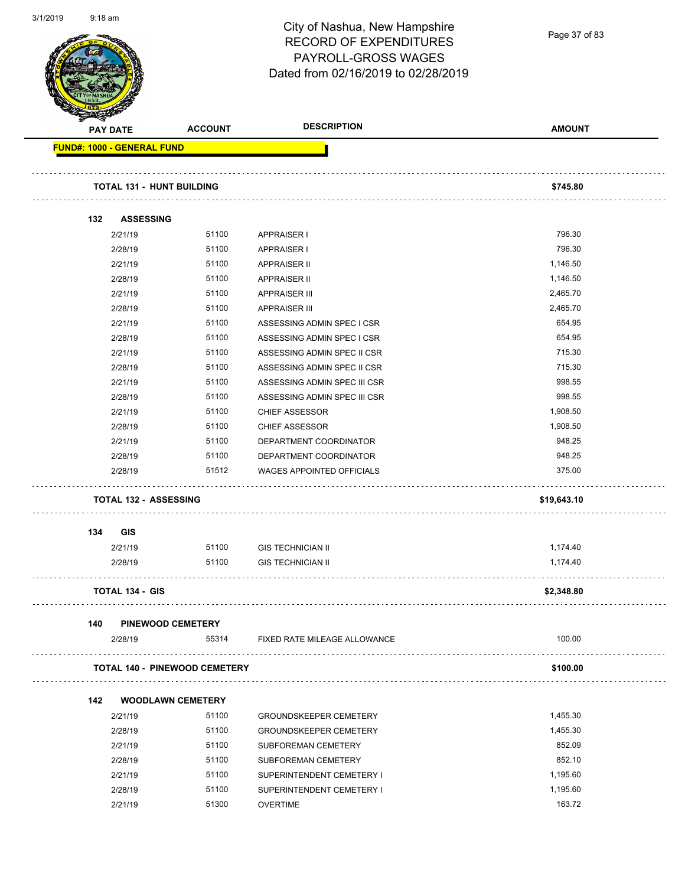# City of Nashua, New Hampshire
## RECORD OF EXPENDITURES
## PAYROLL-GROSS WAGES
## Dated from 02/16/2019 to 02/28/2019

| PAY DATE | ACCOUNT | DESCRIPTION | AMOUNT |
|---|---|---|---|
| **FUND#: 1000 - GENERAL FUND** | | | |
| **TOTAL 131 - HUNT BUILDING** | | | **$745.80** |
| **132 ASSESSING** | | | |
| 2/21/19 | 51100 | APPRAISER I | 796.30 |
| 2/28/19 | 51100 | APPRAISER I | 796.30 |
| 2/21/19 | 51100 | APPRAISER II | 1,146.50 |
| 2/28/19 | 51100 | APPRAISER II | 1,146.50 |
| 2/21/19 | 51100 | APPRAISER III | 2,465.70 |
| 2/28/19 | 51100 | APPRAISER III | 2,465.70 |
| 2/21/19 | 51100 | ASSESSING ADMIN SPEC I CSR | 654.95 |
| 2/28/19 | 51100 | ASSESSING ADMIN SPEC I CSR | 654.95 |
| 2/21/19 | 51100 | ASSESSING ADMIN SPEC II CSR | 715.30 |
| 2/28/19 | 51100 | ASSESSING ADMIN SPEC II CSR | 715.30 |
| 2/21/19 | 51100 | ASSESSING ADMIN SPEC III CSR | 998.55 |
| 2/28/19 | 51100 | ASSESSING ADMIN SPEC III CSR | 998.55 |
| 2/21/19 | 51100 | CHIEF ASSESSOR | 1,908.50 |
| 2/28/19 | 51100 | CHIEF ASSESSOR | 1,908.50 |
| 2/21/19 | 51100 | DEPARTMENT COORDINATOR | 948.25 |
| 2/28/19 | 51100 | DEPARTMENT COORDINATOR | 948.25 |
| 2/28/19 | 51512 | WAGES APPOINTED OFFICIALS | 375.00 |
| **TOTAL 132 - ASSESSING** | | | **$19,643.10** |
| **134 GIS** | | | |
| 2/21/19 | 51100 | GIS TECHNICIAN II | 1,174.40 |
| 2/28/19 | 51100 | GIS TECHNICIAN II | 1,174.40 |
| **TOTAL 134 - GIS** | | | **$2,348.80** |
| **140 PINEWOOD CEMETERY** | | | |
| 2/28/19 | 55314 | FIXED RATE MILEAGE ALLOWANCE | 100.00 |
| **TOTAL 140 - PINEWOOD CEMETERY** | | | **$100.00** |
| **142 WOODLAWN CEMETERY** | | | |
| 2/21/19 | 51100 | GROUNDSKEEPER CEMETERY | 1,455.30 |
| 2/28/19 | 51100 | GROUNDSKEEPER CEMETERY | 1,455.30 |
| 2/21/19 | 51100 | SUBFOREMAN CEMETERY | 852.09 |
| 2/28/19 | 51100 | SUBFOREMAN CEMETERY | 852.10 |
| 2/21/19 | 51100 | SUPERINTENDENT CEMETERY I | 1,195.60 |
| 2/28/19 | 51100 | SUPERINTENDENT CEMETERY I | 1,195.60 |
| 2/21/19 | 51300 | OVERTIME | 163.72 |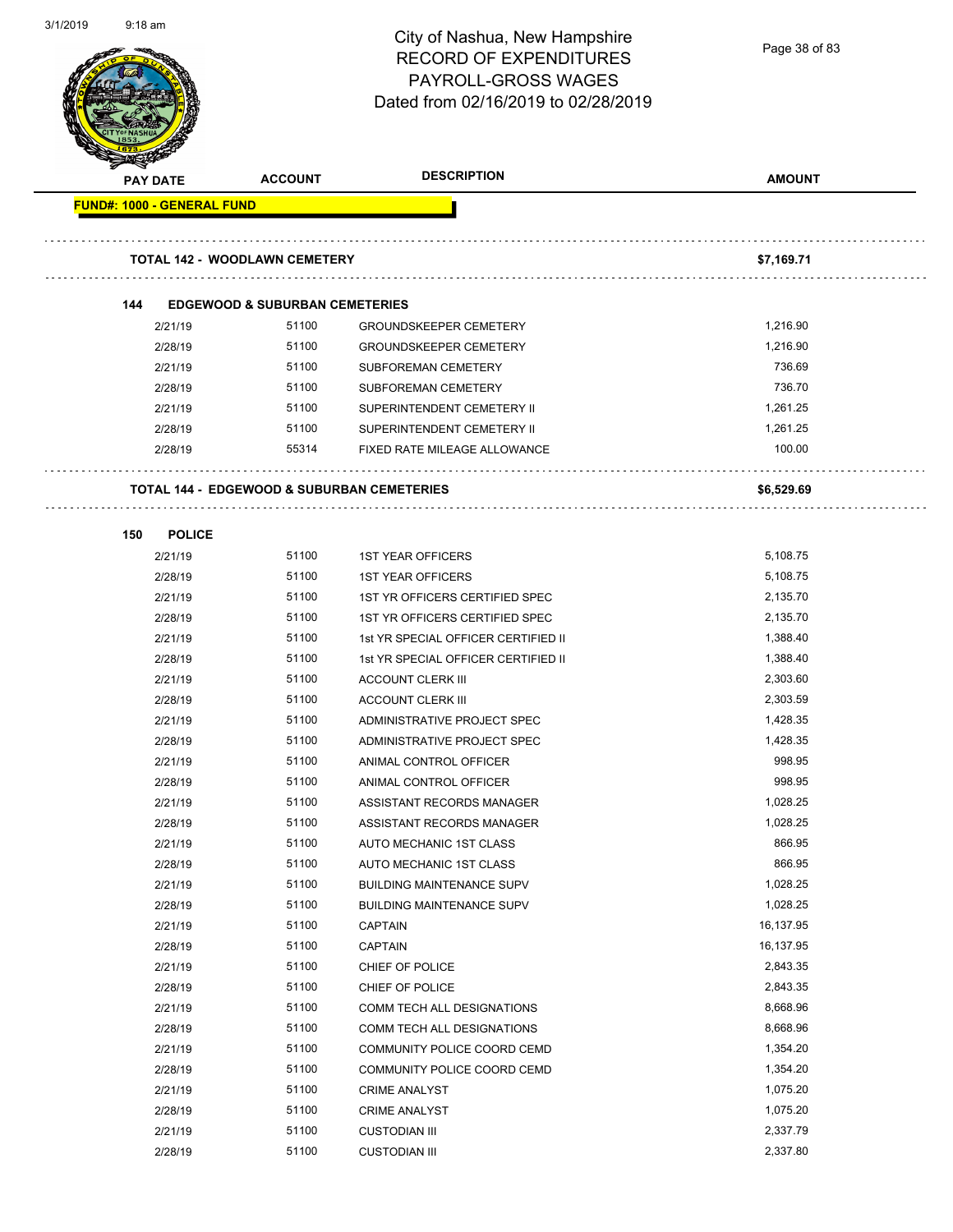# City of Nashua, New Hampshire
## RECORD OF EXPENDITURES
## PAYROLL-GROSS WAGES
## Dated from 02/16/2019 to 02/28/2019

| PAY DATE | ACCOUNT | DESCRIPTION | AMOUNT |
|---|---|---|---|
| **FUND#: 1000 - GENERAL FUND** | | | |
| **TOTAL 142 - WOODLAWN CEMETERY** | | | **$7,169.71** |
| **144 EDGEWOOD & SUBURBAN CEMETERIES** | | | |
| 2/21/19 | 51100 | GROUNDSKEEPER CEMETERY | 1,216.90 |
| 2/28/19 | 51100 | GROUNDSKEEPER CEMETERY | 1,216.90 |
| 2/21/19 | 51100 | SUBFOREMAN CEMETERY | 736.69 |
| 2/28/19 | 51100 | SUBFOREMAN CEMETERY | 736.70 |
| 2/21/19 | 51100 | SUPERINTENDENT CEMETERY II | 1,261.25 |
| 2/28/19 | 51100 | SUPERINTENDENT CEMETERY II | 1,261.25 |
| 2/28/19 | 55314 | FIXED RATE MILEAGE ALLOWANCE | 100.00 |
| **TOTAL 144 - EDGEWOOD & SUBURBAN CEMETERIES** | | | **$6,529.69** |
| **150 POLICE** | | | |
| 2/21/19 | 51100 | 1ST YEAR OFFICERS | 5,108.75 |
| 2/28/19 | 51100 | 1ST YEAR OFFICERS | 5,108.75 |
| 2/21/19 | 51100 | 1ST YR OFFICERS CERTIFIED SPEC | 2,135.70 |
| 2/28/19 | 51100 | 1ST YR OFFICERS CERTIFIED SPEC | 2,135.70 |
| 2/21/19 | 51100 | 1st YR SPECIAL OFFICER CERTIFIED II | 1,388.40 |
| 2/28/19 | 51100 | 1st YR SPECIAL OFFICER CERTIFIED II | 1,388.40 |
| 2/21/19 | 51100 | ACCOUNT CLERK III | 2,303.60 |
| 2/28/19 | 51100 | ACCOUNT CLERK III | 2,303.59 |
| 2/21/19 | 51100 | ADMINISTRATIVE PROJECT SPEC | 1,428.35 |
| 2/28/19 | 51100 | ADMINISTRATIVE PROJECT SPEC | 1,428.35 |
| 2/21/19 | 51100 | ANIMAL CONTROL OFFICER | 998.95 |
| 2/28/19 | 51100 | ANIMAL CONTROL OFFICER | 998.95 |
| 2/21/19 | 51100 | ASSISTANT RECORDS MANAGER | 1,028.25 |
| 2/28/19 | 51100 | ASSISTANT RECORDS MANAGER | 1,028.25 |
| 2/21/19 | 51100 | AUTO MECHANIC 1ST CLASS | 866.95 |
| 2/28/19 | 51100 | AUTO MECHANIC 1ST CLASS | 866.95 |
| 2/21/19 | 51100 | BUILDING MAINTENANCE SUPV | 1,028.25 |
| 2/28/19 | 51100 | BUILDING MAINTENANCE SUPV | 1,028.25 |
| 2/21/19 | 51100 | CAPTAIN | 16,137.95 |
| 2/28/19 | 51100 | CAPTAIN | 16,137.95 |
| 2/21/19 | 51100 | CHIEF OF POLICE | 2,843.35 |
| 2/28/19 | 51100 | CHIEF OF POLICE | 2,843.35 |
| 2/21/19 | 51100 | COMM TECH ALL DESIGNATIONS | 8,668.96 |
| 2/28/19 | 51100 | COMM TECH ALL DESIGNATIONS | 8,668.96 |
| 2/21/19 | 51100 | COMMUNITY POLICE COORD CEMD | 1,354.20 |
| 2/28/19 | 51100 | COMMUNITY POLICE COORD CEMD | 1,354.20 |
| 2/21/19 | 51100 | CRIME ANALYST | 1,075.20 |
| 2/28/19 | 51100 | CRIME ANALYST | 1,075.20 |
| 2/21/19 | 51100 | CUSTODIAN III | 2,337.79 |
| 2/28/19 | 51100 | CUSTODIAN III | 2,337.80 |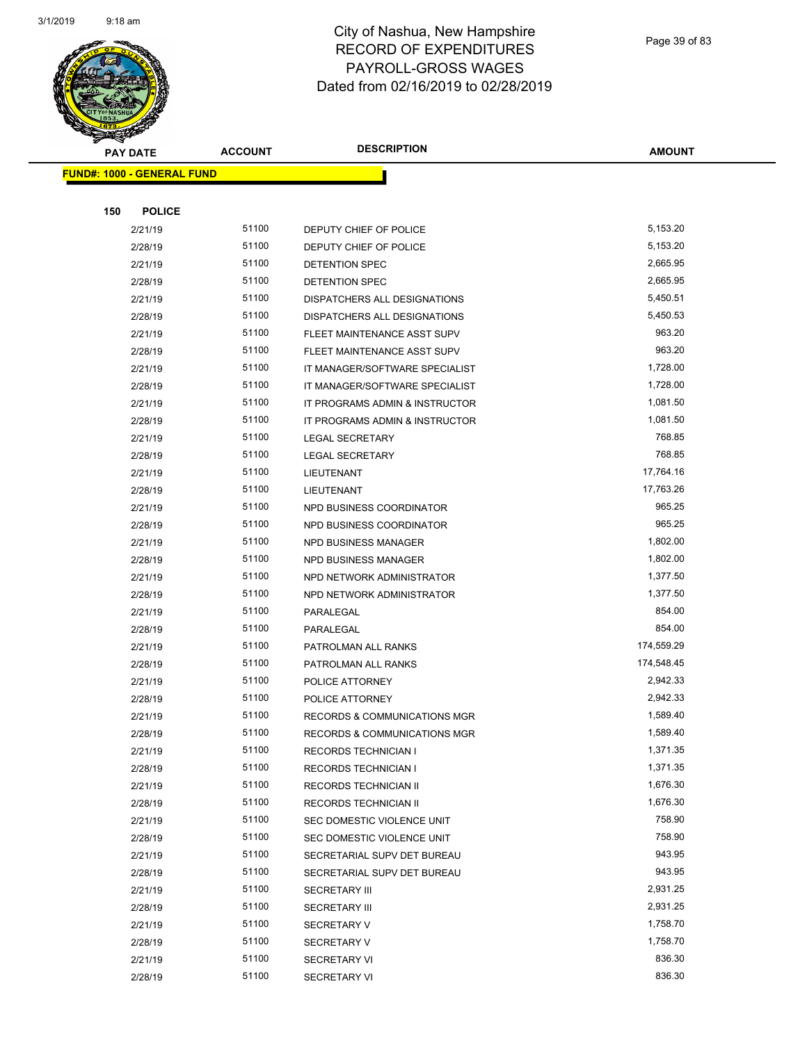# City of Nashua, New Hampshire
## RECORD OF EXPENDITURES
## PAYROLL-GROSS WAGES
## Dated from 02/16/2019 to 02/28/2019

| PAY DATE | ACCOUNT | DESCRIPTION | AMOUNT |
|---|---|---|---|

**FUND#: 1000 - GENERAL FUND**

**150 POLICE**

| PAY DATE | ACCOUNT | DESCRIPTION | AMOUNT |
|---|---|---|---|
| 2/21/19 | 51100 | DEPUTY CHIEF OF POLICE | 5,153.20 |
| 2/28/19 | 51100 | DEPUTY CHIEF OF POLICE | 5,153.20 |
| 2/21/19 | 51100 | DETENTION SPEC | 2,665.95 |
| 2/28/19 | 51100 | DETENTION SPEC | 2,665.95 |
| 2/21/19 | 51100 | DISPATCHERS ALL DESIGNATIONS | 5,450.51 |
| 2/28/19 | 51100 | DISPATCHERS ALL DESIGNATIONS | 5,450.53 |
| 2/21/19 | 51100 | FLEET MAINTENANCE ASST SUPV | 963.20 |
| 2/28/19 | 51100 | FLEET MAINTENANCE ASST SUPV | 963.20 |
| 2/21/19 | 51100 | IT MANAGER/SOFTWARE SPECIALIST | 1,728.00 |
| 2/28/19 | 51100 | IT MANAGER/SOFTWARE SPECIALIST | 1,728.00 |
| 2/21/19 | 51100 | IT PROGRAMS ADMIN & INSTRUCTOR | 1,081.50 |
| 2/28/19 | 51100 | IT PROGRAMS ADMIN & INSTRUCTOR | 1,081.50 |
| 2/21/19 | 51100 | LEGAL SECRETARY | 768.85 |
| 2/28/19 | 51100 | LEGAL SECRETARY | 768.85 |
| 2/21/19 | 51100 | LIEUTENANT | 17,764.16 |
| 2/28/19 | 51100 | LIEUTENANT | 17,763.26 |
| 2/21/19 | 51100 | NPD BUSINESS COORDINATOR | 965.25 |
| 2/28/19 | 51100 | NPD BUSINESS COORDINATOR | 965.25 |
| 2/21/19 | 51100 | NPD BUSINESS MANAGER | 1,802.00 |
| 2/28/19 | 51100 | NPD BUSINESS MANAGER | 1,802.00 |
| 2/21/19 | 51100 | NPD NETWORK ADMINISTRATOR | 1,377.50 |
| 2/28/19 | 51100 | NPD NETWORK ADMINISTRATOR | 1,377.50 |
| 2/21/19 | 51100 | PARALEGAL | 854.00 |
| 2/28/19 | 51100 | PARALEGAL | 854.00 |
| 2/21/19 | 51100 | PATROLMAN ALL RANKS | 174,559.29 |
| 2/28/19 | 51100 | PATROLMAN ALL RANKS | 174,548.45 |
| 2/21/19 | 51100 | POLICE ATTORNEY | 2,942.33 |
| 2/28/19 | 51100 | POLICE ATTORNEY | 2,942.33 |
| 2/21/19 | 51100 | RECORDS & COMMUNICATIONS MGR | 1,589.40 |
| 2/28/19 | 51100 | RECORDS & COMMUNICATIONS MGR | 1,589.40 |
| 2/21/19 | 51100 | RECORDS TECHNICIAN I | 1,371.35 |
| 2/28/19 | 51100 | RECORDS TECHNICIAN I | 1,371.35 |
| 2/21/19 | 51100 | RECORDS TECHNICIAN II | 1,676.30 |
| 2/28/19 | 51100 | RECORDS TECHNICIAN II | 1,676.30 |
| 2/21/19 | 51100 | SEC DOMESTIC VIOLENCE UNIT | 758.90 |
| 2/28/19 | 51100 | SEC DOMESTIC VIOLENCE UNIT | 758.90 |
| 2/21/19 | 51100 | SECRETARIAL SUPV DET BUREAU | 943.95 |
| 2/28/19 | 51100 | SECRETARIAL SUPV DET BUREAU | 943.95 |
| 2/21/19 | 51100 | SECRETARY III | 2,931.25 |
| 2/28/19 | 51100 | SECRETARY III | 2,931.25 |
| 2/21/19 | 51100 | SECRETARY V | 1,758.70 |
| 2/28/19 | 51100 | SECRETARY V | 1,758.70 |
| 2/21/19 | 51100 | SECRETARY VI | 836.30 |
| 2/28/19 | 51100 | SECRETARY VI | 836.30 |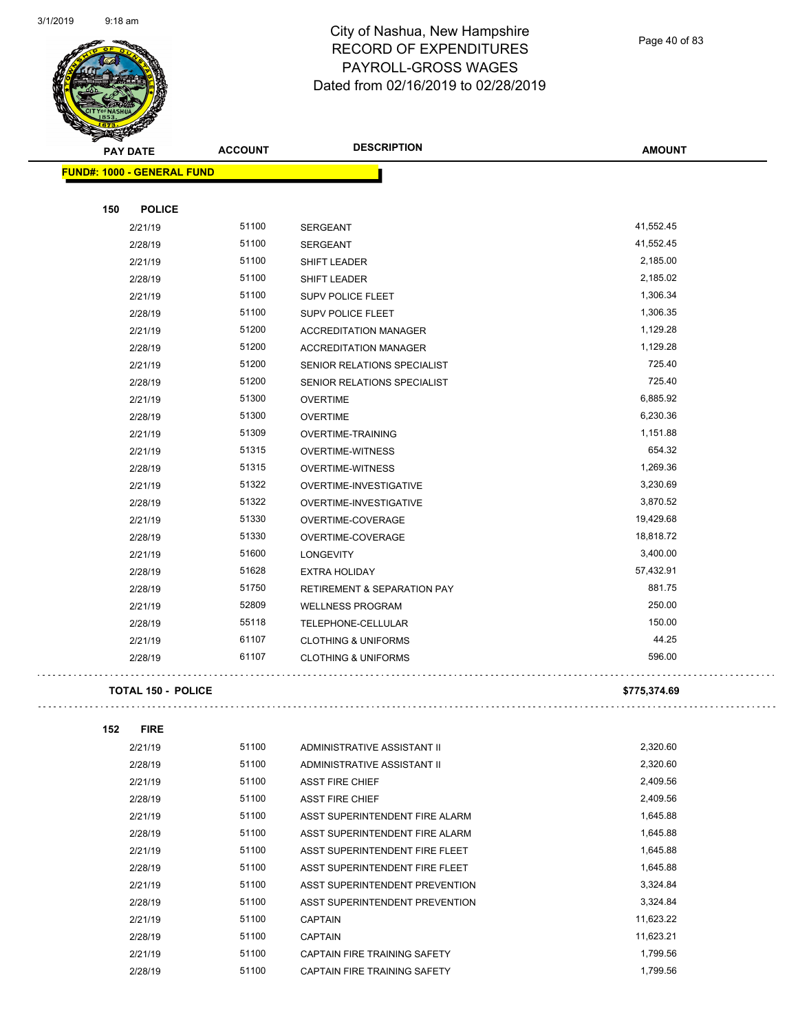# City of Nashua, New Hampshire
# RECORD OF EXPENDITURES
# PAYROLL-GROSS WAGES
# Dated from 02/16/2019 to 02/28/2019

| PAY DATE | ACCOUNT | DESCRIPTION | AMOUNT |
|---|---|---|---|
| **FUND#: 1000 - GENERAL FUND** | | | |
| **150 POLICE** | | | |
| 2/21/19 | 51100 | SERGEANT | 41,552.45 |
| 2/28/19 | 51100 | SERGEANT | 41,552.45 |
| 2/21/19 | 51100 | SHIFT LEADER | 2,185.00 |
| 2/28/19 | 51100 | SHIFT LEADER | 2,185.02 |
| 2/21/19 | 51100 | SUPV POLICE FLEET | 1,306.34 |
| 2/28/19 | 51100 | SUPV POLICE FLEET | 1,306.35 |
| 2/21/19 | 51200 | ACCREDITATION MANAGER | 1,129.28 |
| 2/28/19 | 51200 | ACCREDITATION MANAGER | 1,129.28 |
| 2/21/19 | 51200 | SENIOR RELATIONS SPECIALIST | 725.40 |
| 2/28/19 | 51200 | SENIOR RELATIONS SPECIALIST | 725.40 |
| 2/21/19 | 51300 | OVERTIME | 6,885.92 |
| 2/28/19 | 51300 | OVERTIME | 6,230.36 |
| 2/21/19 | 51309 | OVERTIME-TRAINING | 1,151.88 |
| 2/21/19 | 51315 | OVERTIME-WITNESS | 654.32 |
| 2/28/19 | 51315 | OVERTIME-WITNESS | 1,269.36 |
| 2/21/19 | 51322 | OVERTIME-INVESTIGATIVE | 3,230.69 |
| 2/28/19 | 51322 | OVERTIME-INVESTIGATIVE | 3,870.52 |
| 2/21/19 | 51330 | OVERTIME-COVERAGE | 19,429.68 |
| 2/28/19 | 51330 | OVERTIME-COVERAGE | 18,818.72 |
| 2/21/19 | 51600 | LONGEVITY | 3,400.00 |
| 2/28/19 | 51628 | EXTRA HOLIDAY | 57,432.91 |
| 2/28/19 | 51750 | RETIREMENT & SEPARATION PAY | 881.75 |
| 2/21/19 | 52809 | WELLNESS PROGRAM | 250.00 |
| 2/28/19 | 55118 | TELEPHONE-CELLULAR | 150.00 |
| 2/21/19 | 61107 | CLOTHING & UNIFORMS | 44.25 |
| 2/28/19 | 61107 | CLOTHING & UNIFORMS | 596.00 |
| **TOTAL 150 - POLICE** | | | **$775,374.69** |
| **152 FIRE** | | | |
| 2/21/19 | 51100 | ADMINISTRATIVE ASSISTANT II | 2,320.60 |
| 2/28/19 | 51100 | ADMINISTRATIVE ASSISTANT II | 2,320.60 |
| 2/21/19 | 51100 | ASST FIRE CHIEF | 2,409.56 |
| 2/28/19 | 51100 | ASST FIRE CHIEF | 2,409.56 |
| 2/21/19 | 51100 | ASST SUPERINTENDENT FIRE ALARM | 1,645.88 |
| 2/28/19 | 51100 | ASST SUPERINTENDENT FIRE ALARM | 1,645.88 |
| 2/21/19 | 51100 | ASST SUPERINTENDENT FIRE FLEET | 1,645.88 |
| 2/28/19 | 51100 | ASST SUPERINTENDENT FIRE FLEET | 1,645.88 |
| 2/21/19 | 51100 | ASST SUPERINTENDENT PREVENTION | 3,324.84 |
| 2/28/19 | 51100 | ASST SUPERINTENDENT PREVENTION | 3,324.84 |
| 2/21/19 | 51100 | CAPTAIN | 11,623.22 |
| 2/28/19 | 51100 | CAPTAIN | 11,623.21 |
| 2/21/19 | 51100 | CAPTAIN FIRE TRAINING SAFETY | 1,799.56 |
| 2/28/19 | 51100 | CAPTAIN FIRE TRAINING SAFETY | 1,799.56 |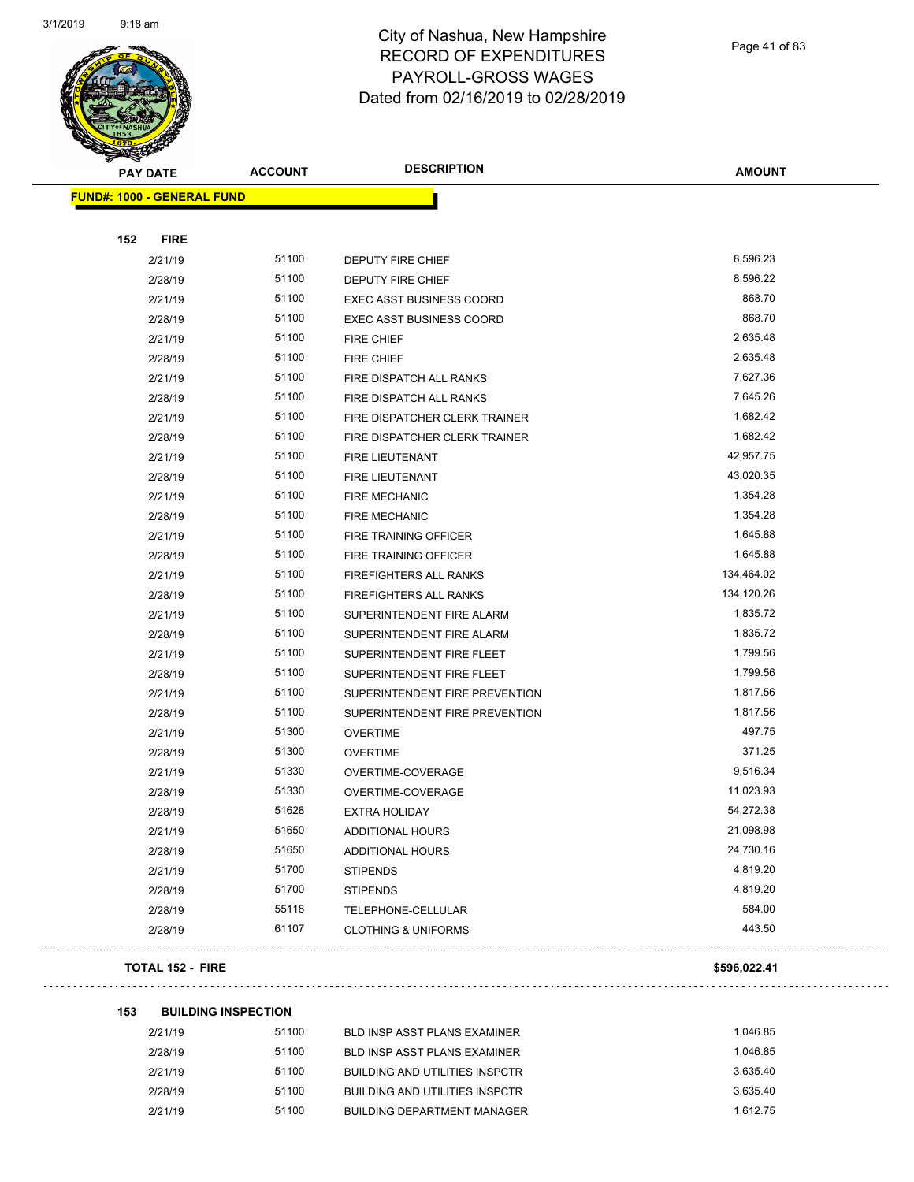# City of Nashua, New Hampshire
## RECORD OF EXPENDITURES
## PAYROLL-GROSS WAGES
## Dated from 02/16/2019 to 02/28/2019

| PAY DATE | ACCOUNT | DESCRIPTION | AMOUNT |
|---|---|---|---|
| **FUND#: 1000 - GENERAL FUND** | | | |
| **152 FIRE** | | | |
| 2/21/19 | 51100 | DEPUTY FIRE CHIEF | 8,596.23 |
| 2/28/19 | 51100 | DEPUTY FIRE CHIEF | 8,596.22 |
| 2/21/19 | 51100 | EXEC ASST BUSINESS COORD | 868.70 |
| 2/28/19 | 51100 | EXEC ASST BUSINESS COORD | 868.70 |
| 2/21/19 | 51100 | FIRE CHIEF | 2,635.48 |
| 2/28/19 | 51100 | FIRE CHIEF | 2,635.48 |
| 2/21/19 | 51100 | FIRE DISPATCH ALL RANKS | 7,627.36 |
| 2/28/19 | 51100 | FIRE DISPATCH ALL RANKS | 7,645.26 |
| 2/21/19 | 51100 | FIRE DISPATCHER CLERK TRAINER | 1,682.42 |
| 2/28/19 | 51100 | FIRE DISPATCHER CLERK TRAINER | 1,682.42 |
| 2/21/19 | 51100 | FIRE LIEUTENANT | 42,957.75 |
| 2/28/19 | 51100 | FIRE LIEUTENANT | 43,020.35 |
| 2/21/19 | 51100 | FIRE MECHANIC | 1,354.28 |
| 2/28/19 | 51100 | FIRE MECHANIC | 1,354.28 |
| 2/21/19 | 51100 | FIRE TRAINING OFFICER | 1,645.88 |
| 2/28/19 | 51100 | FIRE TRAINING OFFICER | 1,645.88 |
| 2/21/19 | 51100 | FIREFIGHTERS ALL RANKS | 134,464.02 |
| 2/28/19 | 51100 | FIREFIGHTERS ALL RANKS | 134,120.26 |
| 2/21/19 | 51100 | SUPERINTENDENT FIRE ALARM | 1,835.72 |
| 2/28/19 | 51100 | SUPERINTENDENT FIRE ALARM | 1,835.72 |
| 2/21/19 | 51100 | SUPERINTENDENT FIRE FLEET | 1,799.56 |
| 2/28/19 | 51100 | SUPERINTENDENT FIRE FLEET | 1,799.56 |
| 2/21/19 | 51100 | SUPERINTENDENT FIRE PREVENTION | 1,817.56 |
| 2/28/19 | 51100 | SUPERINTENDENT FIRE PREVENTION | 1,817.56 |
| 2/21/19 | 51300 | OVERTIME | 497.75 |
| 2/28/19 | 51300 | OVERTIME | 371.25 |
| 2/21/19 | 51330 | OVERTIME-COVERAGE | 9,516.34 |
| 2/28/19 | 51330 | OVERTIME-COVERAGE | 11,023.93 |
| 2/28/19 | 51628 | EXTRA HOLIDAY | 54,272.38 |
| 2/21/19 | 51650 | ADDITIONAL HOURS | 21,098.98 |
| 2/28/19 | 51650 | ADDITIONAL HOURS | 24,730.16 |
| 2/21/19 | 51700 | STIPENDS | 4,819.20 |
| 2/28/19 | 51700 | STIPENDS | 4,819.20 |
| 2/28/19 | 55118 | TELEPHONE-CELLULAR | 584.00 |
| 2/28/19 | 61107 | CLOTHING & UNIFORMS | 443.50 |
| **TOTAL 152 - FIRE** | | | **$596,022.41** |
| **153 BUILDING INSPECTION** | | | |
| 2/21/19 | 51100 | BLD INSP ASST PLANS EXAMINER | 1,046.85 |
| 2/28/19 | 51100 | BLD INSP ASST PLANS EXAMINER | 1,046.85 |
| 2/21/19 | 51100 | BUILDING AND UTILITIES INSPCTR | 3,635.40 |
| 2/28/19 | 51100 | BUILDING AND UTILITIES INSPCTR | 3,635.40 |
| 2/21/19 | 51100 | BUILDING DEPARTMENT MANAGER | 1,612.75 |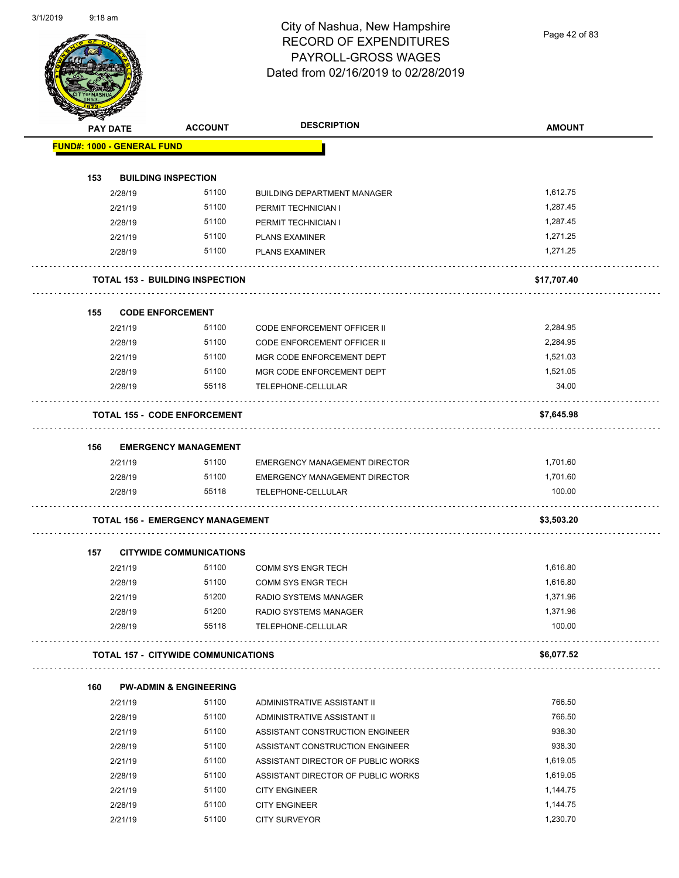# City of Nashua, New Hampshire
## RECORD OF EXPENDITURES
## PAYROLL-GROSS WAGES
## Dated from 02/16/2019 to 02/28/2019

| PAY DATE | ACCOUNT | DESCRIPTION | AMOUNT |
|---|---|---|---|
| **FUND#: 1000 - GENERAL FUND** | | | |
| **153 BUILDING INSPECTION** | | | |
| 2/28/19 | 51100 | BUILDING DEPARTMENT MANAGER | 1,612.75 |
| 2/21/19 | 51100 | PERMIT TECHNICIAN I | 1,287.45 |
| 2/28/19 | 51100 | PERMIT TECHNICIAN I | 1,287.45 |
| 2/21/19 | 51100 | PLANS EXAMINER | 1,271.25 |
| 2/28/19 | 51100 | PLANS EXAMINER | 1,271.25 |
| **TOTAL 153 - BUILDING INSPECTION** | | | **$17,707.40** |
| **155 CODE ENFORCEMENT** | | | |
| 2/21/19 | 51100 | CODE ENFORCEMENT OFFICER II | 2,284.95 |
| 2/28/19 | 51100 | CODE ENFORCEMENT OFFICER II | 2,284.95 |
| 2/21/19 | 51100 | MGR CODE ENFORCEMENT DEPT | 1,521.03 |
| 2/28/19 | 51100 | MGR CODE ENFORCEMENT DEPT | 1,521.05 |
| 2/28/19 | 55118 | TELEPHONE-CELLULAR | 34.00 |
| **TOTAL 155 - CODE ENFORCEMENT** | | | **$7,645.98** |
| **156 EMERGENCY MANAGEMENT** | | | |
| 2/21/19 | 51100 | EMERGENCY MANAGEMENT DIRECTOR | 1,701.60 |
| 2/28/19 | 51100 | EMERGENCY MANAGEMENT DIRECTOR | 1,701.60 |
| 2/28/19 | 55118 | TELEPHONE-CELLULAR | 100.00 |
| **TOTAL 156 - EMERGENCY MANAGEMENT** | | | **$3,503.20** |
| **157 CITYWIDE COMMUNICATIONS** | | | |
| 2/21/19 | 51100 | COMM SYS ENGR TECH | 1,616.80 |
| 2/28/19 | 51100 | COMM SYS ENGR TECH | 1,616.80 |
| 2/21/19 | 51200 | RADIO SYSTEMS MANAGER | 1,371.96 |
| 2/28/19 | 51200 | RADIO SYSTEMS MANAGER | 1,371.96 |
| 2/28/19 | 55118 | TELEPHONE-CELLULAR | 100.00 |
| **TOTAL 157 - CITYWIDE COMMUNICATIONS** | | | **$6,077.52** |
| **160 PW-ADMIN & ENGINEERING** | | | |
| 2/21/19 | 51100 | ADMINISTRATIVE ASSISTANT II | 766.50 |
| 2/28/19 | 51100 | ADMINISTRATIVE ASSISTANT II | 766.50 |
| 2/21/19 | 51100 | ASSISTANT CONSTRUCTION ENGINEER | 938.30 |
| 2/28/19 | 51100 | ASSISTANT CONSTRUCTION ENGINEER | 938.30 |
| 2/21/19 | 51100 | ASSISTANT DIRECTOR OF PUBLIC WORKS | 1,619.05 |
| 2/28/19 | 51100 | ASSISTANT DIRECTOR OF PUBLIC WORKS | 1,619.05 |
| 2/21/19 | 51100 | CITY ENGINEER | 1,144.75 |
| 2/28/19 | 51100 | CITY ENGINEER | 1,144.75 |
| 2/21/19 | 51100 | CITY SURVEYOR | 1,230.70 |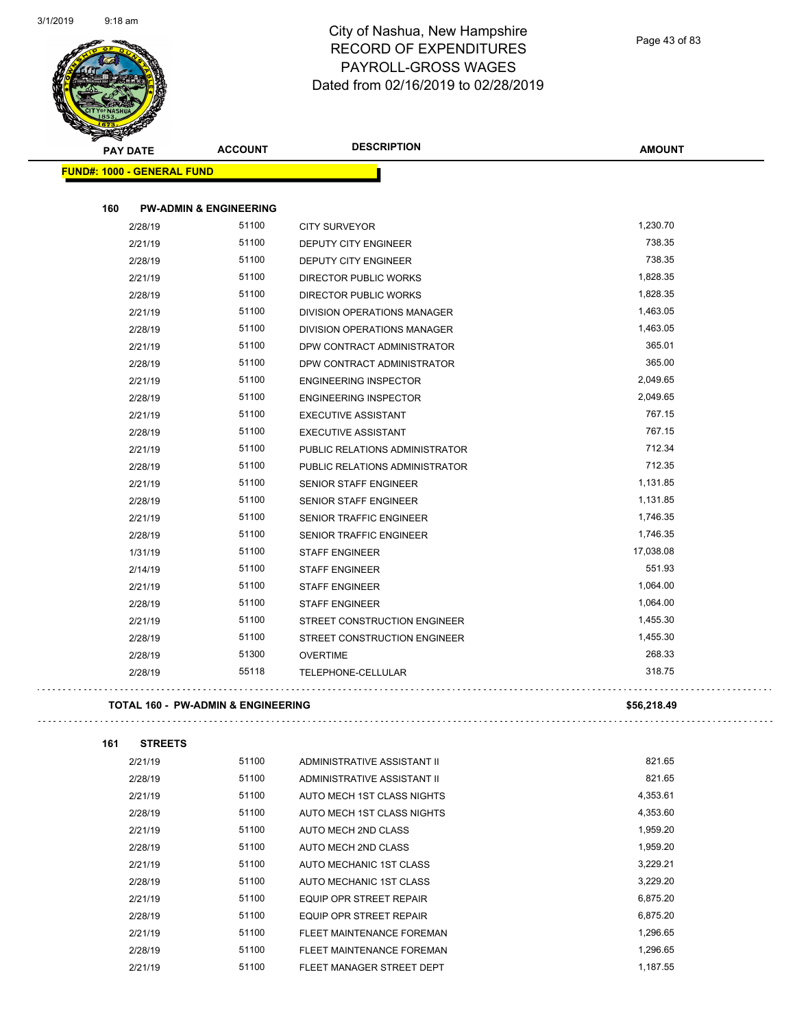# City of Nashua, New Hampshire
## RECORD OF EXPENDITURES
## PAYROLL-GROSS WAGES
## Dated from 02/16/2019 to 02/28/2019

| PAY DATE | ACCOUNT | DESCRIPTION | AMOUNT |
|---|---|---|---|
| **FUND#: 1000 - GENERAL FUND** | | | |
| **160 PW-ADMIN & ENGINEERING** | | | |
| 2/28/19 | 51100 | CITY SURVEYOR | 1,230.70 |
| 2/21/19 | 51100 | DEPUTY CITY ENGINEER | 738.35 |
| 2/28/19 | 51100 | DEPUTY CITY ENGINEER | 738.35 |
| 2/21/19 | 51100 | DIRECTOR PUBLIC WORKS | 1,828.35 |
| 2/28/19 | 51100 | DIRECTOR PUBLIC WORKS | 1,828.35 |
| 2/21/19 | 51100 | DIVISION OPERATIONS MANAGER | 1,463.05 |
| 2/28/19 | 51100 | DIVISION OPERATIONS MANAGER | 1,463.05 |
| 2/21/19 | 51100 | DPW CONTRACT ADMINISTRATOR | 365.01 |
| 2/28/19 | 51100 | DPW CONTRACT ADMINISTRATOR | 365.00 |
| 2/21/19 | 51100 | ENGINEERING INSPECTOR | 2,049.65 |
| 2/28/19 | 51100 | ENGINEERING INSPECTOR | 2,049.65 |
| 2/21/19 | 51100 | EXECUTIVE ASSISTANT | 767.15 |
| 2/28/19 | 51100 | EXECUTIVE ASSISTANT | 767.15 |
| 2/21/19 | 51100 | PUBLIC RELATIONS ADMINISTRATOR | 712.34 |
| 2/28/19 | 51100 | PUBLIC RELATIONS ADMINISTRATOR | 712.35 |
| 2/21/19 | 51100 | SENIOR STAFF ENGINEER | 1,131.85 |
| 2/28/19 | 51100 | SENIOR STAFF ENGINEER | 1,131.85 |
| 2/21/19 | 51100 | SENIOR TRAFFIC ENGINEER | 1,746.35 |
| 2/28/19 | 51100 | SENIOR TRAFFIC ENGINEER | 1,746.35 |
| 1/31/19 | 51100 | STAFF ENGINEER | 17,038.08 |
| 2/14/19 | 51100 | STAFF ENGINEER | 551.93 |
| 2/21/19 | 51100 | STAFF ENGINEER | 1,064.00 |
| 2/28/19 | 51100 | STAFF ENGINEER | 1,064.00 |
| 2/21/19 | 51100 | STREET CONSTRUCTION ENGINEER | 1,455.30 |
| 2/28/19 | 51100 | STREET CONSTRUCTION ENGINEER | 1,455.30 |
| 2/28/19 | 51300 | OVERTIME | 268.33 |
| 2/28/19 | 55118 | TELEPHONE-CELLULAR | 318.75 |
| **TOTAL 160 - PW-ADMIN & ENGINEERING** | | | **$56,218.49** |
| **161 STREETS** | | | |
| 2/21/19 | 51100 | ADMINISTRATIVE ASSISTANT II | 821.65 |
| 2/28/19 | 51100 | ADMINISTRATIVE ASSISTANT II | 821.65 |
| 2/21/19 | 51100 | AUTO MECH 1ST CLASS NIGHTS | 4,353.61 |
| 2/28/19 | 51100 | AUTO MECH 1ST CLASS NIGHTS | 4,353.60 |
| 2/21/19 | 51100 | AUTO MECH 2ND CLASS | 1,959.20 |
| 2/28/19 | 51100 | AUTO MECH 2ND CLASS | 1,959.20 |
| 2/21/19 | 51100 | AUTO MECHANIC 1ST CLASS | 3,229.21 |
| 2/28/19 | 51100 | AUTO MECHANIC 1ST CLASS | 3,229.20 |
| 2/21/19 | 51100 | EQUIP OPR STREET REPAIR | 6,875.20 |
| 2/28/19 | 51100 | EQUIP OPR STREET REPAIR | 6,875.20 |
| 2/21/19 | 51100 | FLEET MAINTENANCE FOREMAN | 1,296.65 |
| 2/28/19 | 51100 | FLEET MAINTENANCE FOREMAN | 1,296.65 |
| 2/21/19 | 51100 | FLEET MANAGER STREET DEPT | 1,187.55 |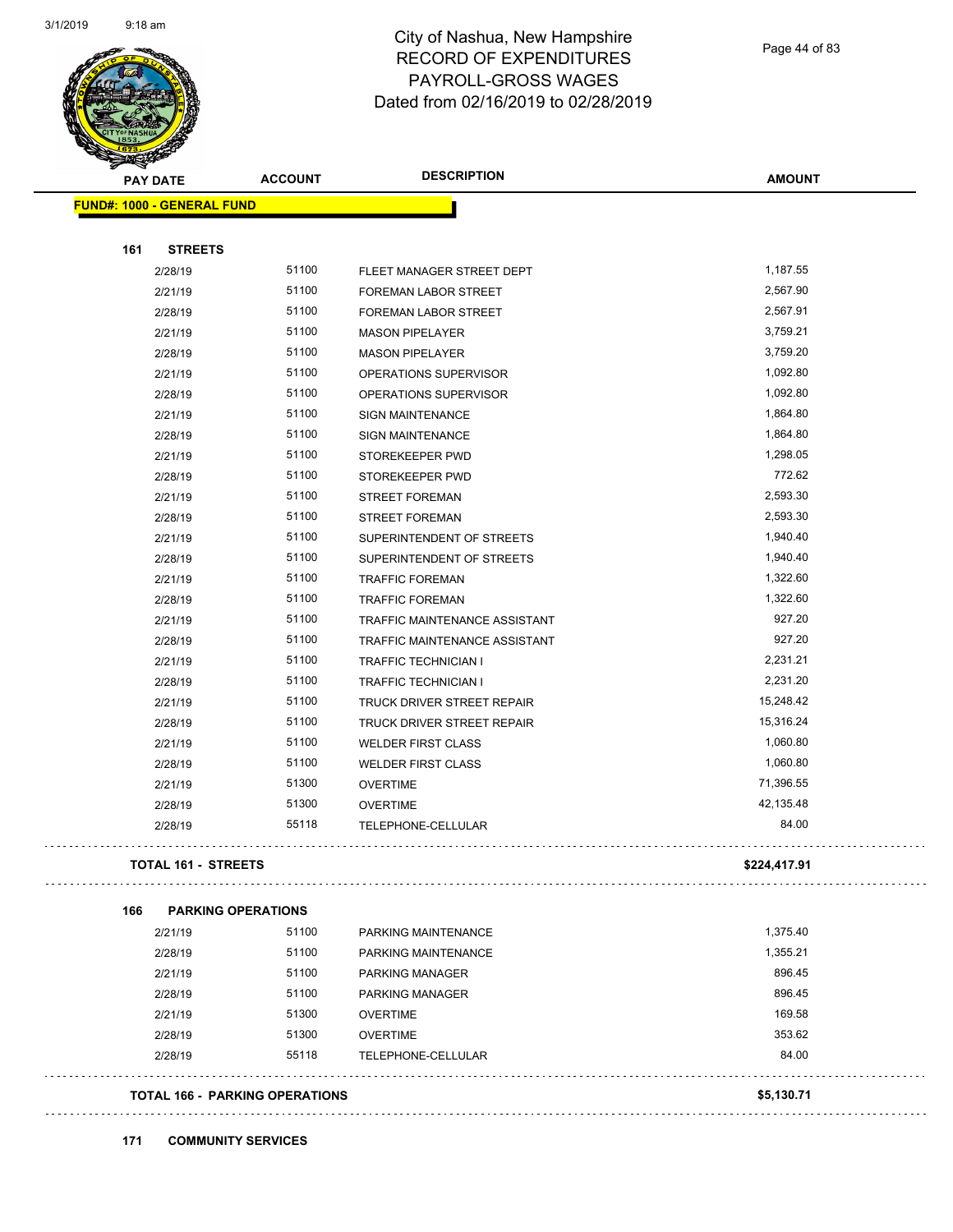# City of Nashua, New Hampshire
## RECORD OF EXPENDITURES
## PAYROLL-GROSS WAGES
## Dated from 02/16/2019 to 02/28/2019

| PAY DATE | ACCOUNT | DESCRIPTION | AMOUNT |
|---|---|---|---|
| **FUND#: 1000 - GENERAL FUND** | | | |
| **161 STREETS** | | | |
| 2/28/19 | 51100 | FLEET MANAGER STREET DEPT | 1,187.55 |
| 2/21/19 | 51100 | FOREMAN LABOR STREET | 2,567.90 |
| 2/28/19 | 51100 | FOREMAN LABOR STREET | 2,567.91 |
| 2/21/19 | 51100 | MASON PIPELAYER | 3,759.21 |
| 2/28/19 | 51100 | MASON PIPELAYER | 3,759.20 |
| 2/21/19 | 51100 | OPERATIONS SUPERVISOR | 1,092.80 |
| 2/28/19 | 51100 | OPERATIONS SUPERVISOR | 1,092.80 |
| 2/21/19 | 51100 | SIGN MAINTENANCE | 1,864.80 |
| 2/28/19 | 51100 | SIGN MAINTENANCE | 1,864.80 |
| 2/21/19 | 51100 | STOREKEEPER PWD | 1,298.05 |
| 2/28/19 | 51100 | STOREKEEPER PWD | 772.62 |
| 2/21/19 | 51100 | STREET FOREMAN | 2,593.30 |
| 2/28/19 | 51100 | STREET FOREMAN | 2,593.30 |
| 2/21/19 | 51100 | SUPERINTENDENT OF STREETS | 1,940.40 |
| 2/28/19 | 51100 | SUPERINTENDENT OF STREETS | 1,940.40 |
| 2/21/19 | 51100 | TRAFFIC FOREMAN | 1,322.60 |
| 2/28/19 | 51100 | TRAFFIC FOREMAN | 1,322.60 |
| 2/21/19 | 51100 | TRAFFIC MAINTENANCE ASSISTANT | 927.20 |
| 2/28/19 | 51100 | TRAFFIC MAINTENANCE ASSISTANT | 927.20 |
| 2/21/19 | 51100 | TRAFFIC TECHNICIAN I | 2,231.21 |
| 2/28/19 | 51100 | TRAFFIC TECHNICIAN I | 2,231.20 |
| 2/21/19 | 51100 | TRUCK DRIVER STREET REPAIR | 15,248.42 |
| 2/28/19 | 51100 | TRUCK DRIVER STREET REPAIR | 15,316.24 |
| 2/21/19 | 51100 | WELDER FIRST CLASS | 1,060.80 |
| 2/28/19 | 51100 | WELDER FIRST CLASS | 1,060.80 |
| 2/21/19 | 51300 | OVERTIME | 71,396.55 |
| 2/28/19 | 51300 | OVERTIME | 42,135.48 |
| 2/28/19 | 55118 | TELEPHONE-CELLULAR | 84.00 |
| **TOTAL 161 - STREETS** | | | **$224,417.91** |
| **166 PARKING OPERATIONS** | | | |
| 2/21/19 | 51100 | PARKING MAINTENANCE | 1,375.40 |
| 2/28/19 | 51100 | PARKING MAINTENANCE | 1,355.21 |
| 2/21/19 | 51100 | PARKING MANAGER | 896.45 |
| 2/28/19 | 51100 | PARKING MANAGER | 896.45 |
| 2/21/19 | 51300 | OVERTIME | 169.58 |
| 2/28/19 | 51300 | OVERTIME | 353.62 |
| 2/28/19 | 55118 | TELEPHONE-CELLULAR | 84.00 |
| **TOTAL 166 - PARKING OPERATIONS** | | | **$5,130.71** |

**171 COMMUNITY SERVICES**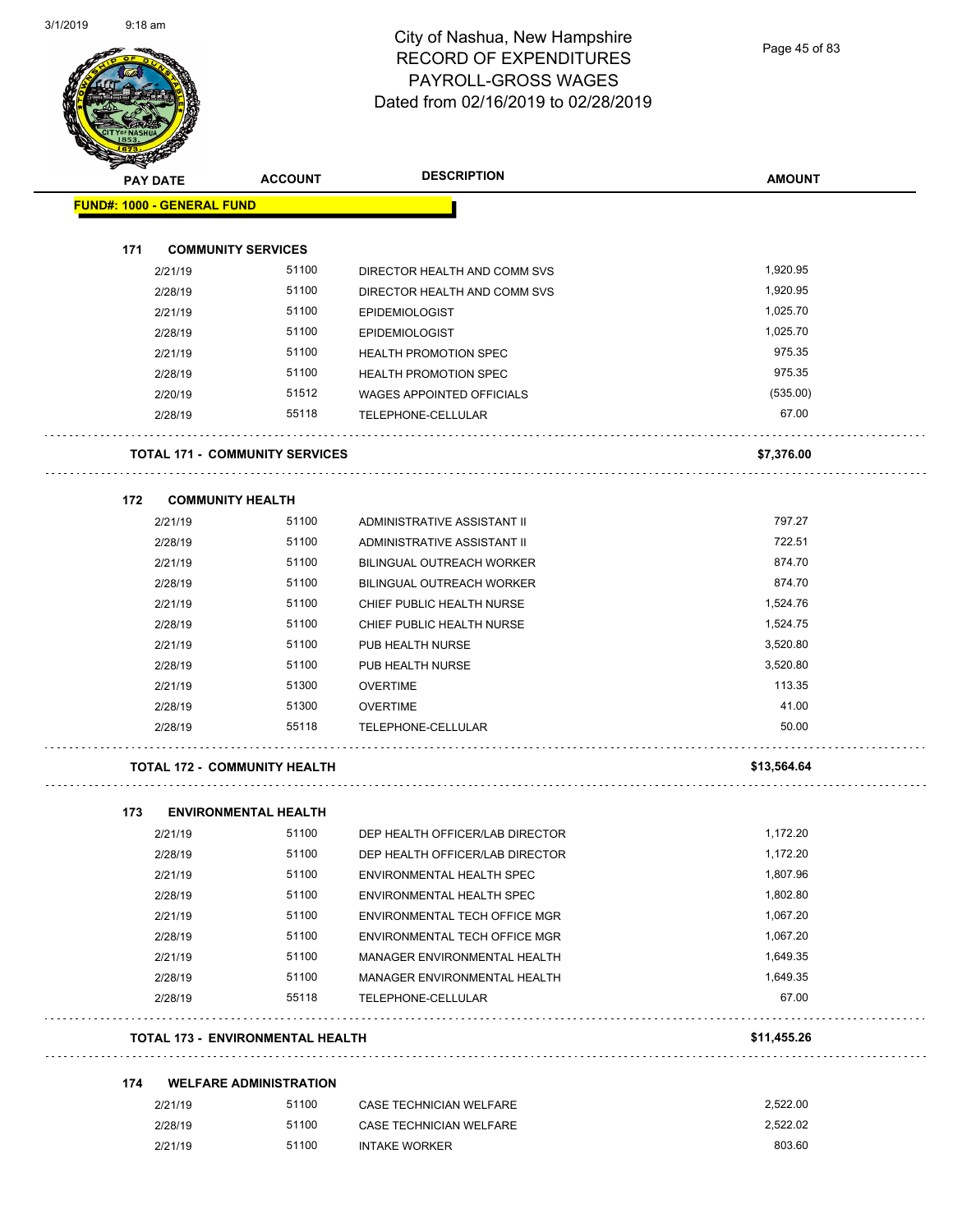# City of Nashua, New Hampshire
# RECORD OF EXPENDITURES
# PAYROLL-GROSS WAGES
# Dated from 02/16/2019 to 02/28/2019

| PAY DATE | ACCOUNT | DESCRIPTION | AMOUNT |
|---|---|---|---|
| **FUND#: 1000 - GENERAL FUND** | | | |
| **171 COMMUNITY SERVICES** | | | |
| 2/21/19 | 51100 | DIRECTOR HEALTH AND COMM SVS | 1,920.95 |
| 2/28/19 | 51100 | DIRECTOR HEALTH AND COMM SVS | 1,920.95 |
| 2/21/19 | 51100 | EPIDEMIOLOGIST | 1,025.70 |
| 2/28/19 | 51100 | EPIDEMIOLOGIST | 1,025.70 |
| 2/21/19 | 51100 | HEALTH PROMOTION SPEC | 975.35 |
| 2/28/19 | 51100 | HEALTH PROMOTION SPEC | 975.35 |
| 2/20/19 | 51512 | WAGES APPOINTED OFFICIALS | (535.00) |
| 2/28/19 | 55118 | TELEPHONE-CELLULAR | 67.00 |
| **TOTAL 171 - COMMUNITY SERVICES** | | | **$7,376.00** |
| **172 COMMUNITY HEALTH** | | | |
| 2/21/19 | 51100 | ADMINISTRATIVE ASSISTANT II | 797.27 |
| 2/28/19 | 51100 | ADMINISTRATIVE ASSISTANT II | 722.51 |
| 2/21/19 | 51100 | BILINGUAL OUTREACH WORKER | 874.70 |
| 2/28/19 | 51100 | BILINGUAL OUTREACH WORKER | 874.70 |
| 2/21/19 | 51100 | CHIEF PUBLIC HEALTH NURSE | 1,524.76 |
| 2/28/19 | 51100 | CHIEF PUBLIC HEALTH NURSE | 1,524.75 |
| 2/21/19 | 51100 | PUB HEALTH NURSE | 3,520.80 |
| 2/28/19 | 51100 | PUB HEALTH NURSE | 3,520.80 |
| 2/21/19 | 51300 | OVERTIME | 113.35 |
| 2/28/19 | 51300 | OVERTIME | 41.00 |
| 2/28/19 | 55118 | TELEPHONE-CELLULAR | 50.00 |
| **TOTAL 172 - COMMUNITY HEALTH** | | | **$13,564.64** |
| **173 ENVIRONMENTAL HEALTH** | | | |
| 2/21/19 | 51100 | DEP HEALTH OFFICER/LAB DIRECTOR | 1,172.20 |
| 2/28/19 | 51100 | DEP HEALTH OFFICER/LAB DIRECTOR | 1,172.20 |
| 2/21/19 | 51100 | ENVIRONMENTAL HEALTH SPEC | 1,807.96 |
| 2/28/19 | 51100 | ENVIRONMENTAL HEALTH SPEC | 1,802.80 |
| 2/21/19 | 51100 | ENVIRONMENTAL TECH OFFICE MGR | 1,067.20 |
| 2/28/19 | 51100 | ENVIRONMENTAL TECH OFFICE MGR | 1,067.20 |
| 2/21/19 | 51100 | MANAGER ENVIRONMENTAL HEALTH | 1,649.35 |
| 2/28/19 | 51100 | MANAGER ENVIRONMENTAL HEALTH | 1,649.35 |
| 2/28/19 | 55118 | TELEPHONE-CELLULAR | 67.00 |
| **TOTAL 173 - ENVIRONMENTAL HEALTH** | | | **$11,455.26** |
| **174 WELFARE ADMINISTRATION** | | | |
| 2/21/19 | 51100 | CASE TECHNICIAN WELFARE | 2,522.00 |
| 2/28/19 | 51100 | CASE TECHNICIAN WELFARE | 2,522.02 |
| 2/21/19 | 51100 | INTAKE WORKER | 803.60 |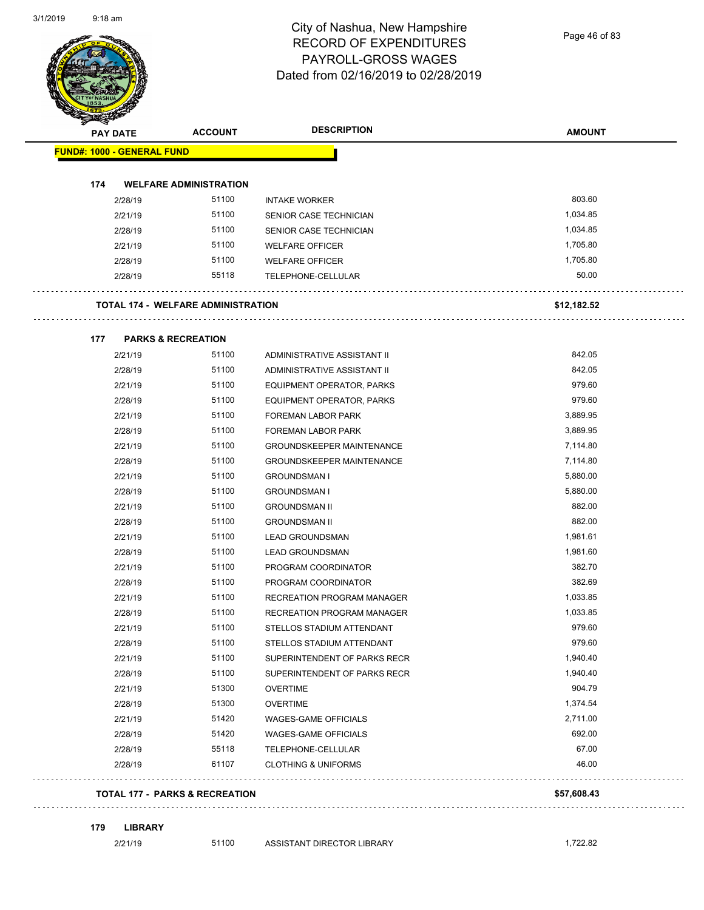# City of Nashua, New Hampshire
## RECORD OF EXPENDITURES
## PAYROLL-GROSS WAGES
## Dated from 02/16/2019 to 02/28/2019

| PAY DATE | ACCOUNT | DESCRIPTION | AMOUNT |
|---|---|---|---|
| **FUND#: 1000 - GENERAL FUND** | | | |
| **174 WELFARE ADMINISTRATION** | | | |
| 2/28/19 | 51100 | INTAKE WORKER | 803.60 |
| 2/21/19 | 51100 | SENIOR CASE TECHNICIAN | 1,034.85 |
| 2/28/19 | 51100 | SENIOR CASE TECHNICIAN | 1,034.85 |
| 2/21/19 | 51100 | WELFARE OFFICER | 1,705.80 |
| 2/28/19 | 51100 | WELFARE OFFICER | 1,705.80 |
| 2/28/19 | 55118 | TELEPHONE-CELLULAR | 50.00 |
| **TOTAL 174 - WELFARE ADMINISTRATION** | | | **$12,182.52** |
| **177 PARKS & RECREATION** | | | |
| 2/21/19 | 51100 | ADMINISTRATIVE ASSISTANT II | 842.05 |
| 2/28/19 | 51100 | ADMINISTRATIVE ASSISTANT II | 842.05 |
| 2/21/19 | 51100 | EQUIPMENT OPERATOR, PARKS | 979.60 |
| 2/28/19 | 51100 | EQUIPMENT OPERATOR, PARKS | 979.60 |
| 2/21/19 | 51100 | FOREMAN LABOR PARK | 3,889.95 |
| 2/28/19 | 51100 | FOREMAN LABOR PARK | 3,889.95 |
| 2/21/19 | 51100 | GROUNDSKEEPER MAINTENANCE | 7,114.80 |
| 2/28/19 | 51100 | GROUNDSKEEPER MAINTENANCE | 7,114.80 |
| 2/21/19 | 51100 | GROUNDSMAN I | 5,880.00 |
| 2/28/19 | 51100 | GROUNDSMAN I | 5,880.00 |
| 2/21/19 | 51100 | GROUNDSMAN II | 882.00 |
| 2/28/19 | 51100 | GROUNDSMAN II | 882.00 |
| 2/21/19 | 51100 | LEAD GROUNDSMAN | 1,981.61 |
| 2/28/19 | 51100 | LEAD GROUNDSMAN | 1,981.60 |
| 2/21/19 | 51100 | PROGRAM COORDINATOR | 382.70 |
| 2/28/19 | 51100 | PROGRAM COORDINATOR | 382.69 |
| 2/21/19 | 51100 | RECREATION PROGRAM MANAGER | 1,033.85 |
| 2/28/19 | 51100 | RECREATION PROGRAM MANAGER | 1,033.85 |
| 2/21/19 | 51100 | STELLOS STADIUM ATTENDANT | 979.60 |
| 2/28/19 | 51100 | STELLOS STADIUM ATTENDANT | 979.60 |
| 2/21/19 | 51100 | SUPERINTENDENT OF PARKS RECR | 1,940.40 |
| 2/28/19 | 51100 | SUPERINTENDENT OF PARKS RECR | 1,940.40 |
| 2/21/19 | 51300 | OVERTIME | 904.79 |
| 2/28/19 | 51300 | OVERTIME | 1,374.54 |
| 2/21/19 | 51420 | WAGES-GAME OFFICIALS | 2,711.00 |
| 2/28/19 | 51420 | WAGES-GAME OFFICIALS | 692.00 |
| 2/28/19 | 55118 | TELEPHONE-CELLULAR | 67.00 |
| 2/28/19 | 61107 | CLOTHING & UNIFORMS | 46.00 |
| **TOTAL 177 - PARKS & RECREATION** | | | **$57,608.43** |
| **179 LIBRARY** | | | |
| 2/21/19 | 51100 | ASSISTANT DIRECTOR LIBRARY | 1,722.82 |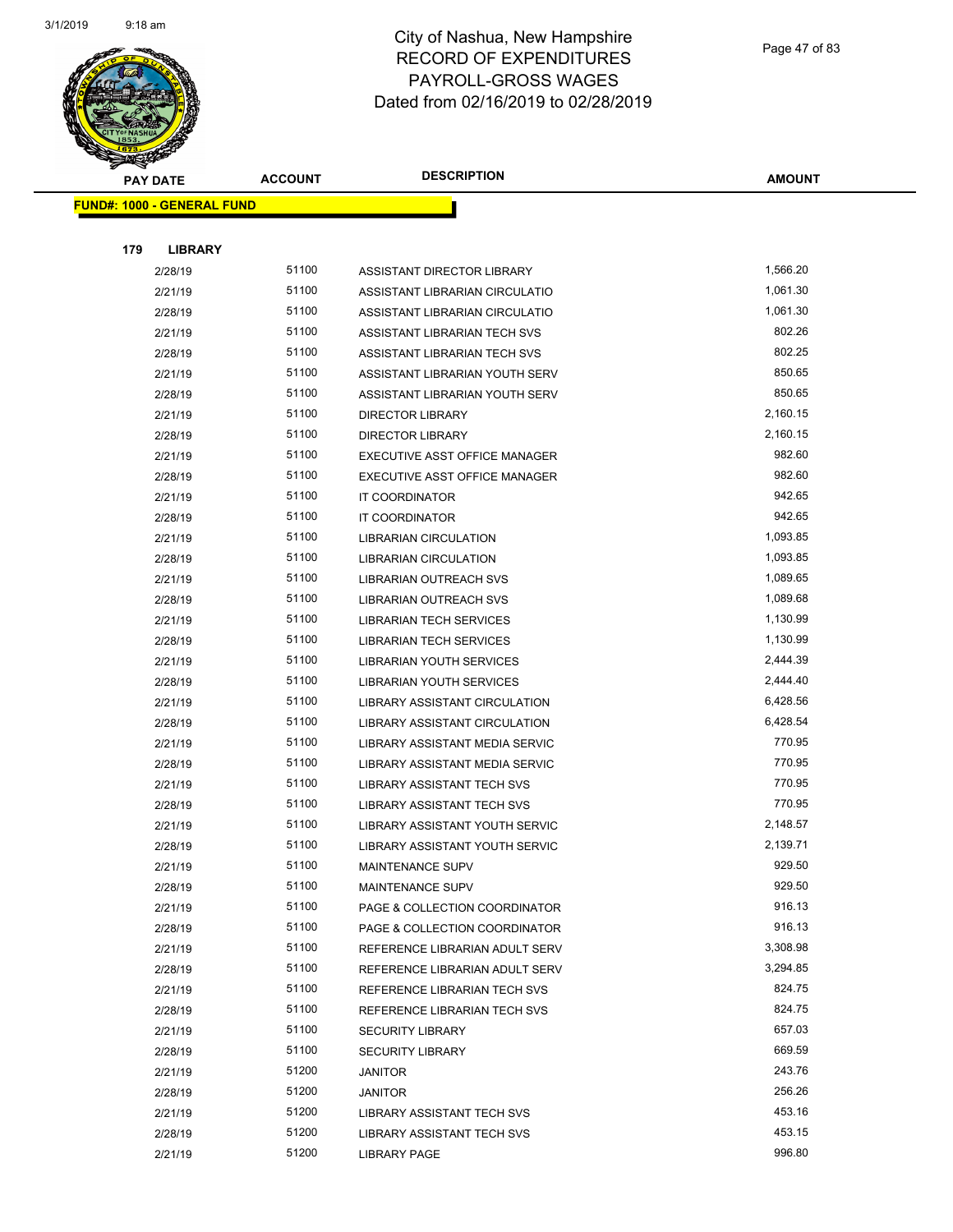# City of Nashua, New Hampshire
# RECORD OF EXPENDITURES
# PAYROLL-GROSS WAGES
# Dated from 02/16/2019 to 02/28/2019

3/1/2019 9:18 am

| PAY DATE | ACCOUNT | DESCRIPTION | AMOUNT |
|---|---|---|---|
| **FUND#: 1000 - GENERAL FUND** | | | |
| **179 LIBRARY** | | | |
| 2/28/19 | 51100 | ASSISTANT DIRECTOR LIBRARY | 1,566.20 |
| 2/21/19 | 51100 | ASSISTANT LIBRARIAN CIRCULATIO | 1,061.30 |
| 2/28/19 | 51100 | ASSISTANT LIBRARIAN CIRCULATIO | 1,061.30 |
| 2/21/19 | 51100 | ASSISTANT LIBRARIAN TECH SVS | 802.26 |
| 2/28/19 | 51100 | ASSISTANT LIBRARIAN TECH SVS | 802.25 |
| 2/21/19 | 51100 | ASSISTANT LIBRARIAN YOUTH SERV | 850.65 |
| 2/28/19 | 51100 | ASSISTANT LIBRARIAN YOUTH SERV | 850.65 |
| 2/21/19 | 51100 | DIRECTOR LIBRARY | 2,160.15 |
| 2/28/19 | 51100 | DIRECTOR LIBRARY | 2,160.15 |
| 2/21/19 | 51100 | EXECUTIVE ASST OFFICE MANAGER | 982.60 |
| 2/28/19 | 51100 | EXECUTIVE ASST OFFICE MANAGER | 982.60 |
| 2/21/19 | 51100 | IT COORDINATOR | 942.65 |
| 2/28/19 | 51100 | IT COORDINATOR | 942.65 |
| 2/21/19 | 51100 | LIBRARIAN CIRCULATION | 1,093.85 |
| 2/28/19 | 51100 | LIBRARIAN CIRCULATION | 1,093.85 |
| 2/21/19 | 51100 | LIBRARIAN OUTREACH SVS | 1,089.65 |
| 2/28/19 | 51100 | LIBRARIAN OUTREACH SVS | 1,089.68 |
| 2/21/19 | 51100 | LIBRARIAN TECH SERVICES | 1,130.99 |
| 2/28/19 | 51100 | LIBRARIAN TECH SERVICES | 1,130.99 |
| 2/21/19 | 51100 | LIBRARIAN YOUTH SERVICES | 2,444.39 |
| 2/28/19 | 51100 | LIBRARIAN YOUTH SERVICES | 2,444.40 |
| 2/21/19 | 51100 | LIBRARY ASSISTANT CIRCULATION | 6,428.56 |
| 2/28/19 | 51100 | LIBRARY ASSISTANT CIRCULATION | 6,428.54 |
| 2/21/19 | 51100 | LIBRARY ASSISTANT MEDIA SERVIC | 770.95 |
| 2/28/19 | 51100 | LIBRARY ASSISTANT MEDIA SERVIC | 770.95 |
| 2/21/19 | 51100 | LIBRARY ASSISTANT TECH SVS | 770.95 |
| 2/28/19 | 51100 | LIBRARY ASSISTANT TECH SVS | 770.95 |
| 2/21/19 | 51100 | LIBRARY ASSISTANT YOUTH SERVIC | 2,148.57 |
| 2/28/19 | 51100 | LIBRARY ASSISTANT YOUTH SERVIC | 2,139.71 |
| 2/21/19 | 51100 | MAINTENANCE SUPV | 929.50 |
| 2/28/19 | 51100 | MAINTENANCE SUPV | 929.50 |
| 2/21/19 | 51100 | PAGE & COLLECTION COORDINATOR | 916.13 |
| 2/28/19 | 51100 | PAGE & COLLECTION COORDINATOR | 916.13 |
| 2/21/19 | 51100 | REFERENCE LIBRARIAN ADULT SERV | 3,308.98 |
| 2/28/19 | 51100 | REFERENCE LIBRARIAN ADULT SERV | 3,294.85 |
| 2/21/19 | 51100 | REFERENCE LIBRARIAN TECH SVS | 824.75 |
| 2/28/19 | 51100 | REFERENCE LIBRARIAN TECH SVS | 824.75 |
| 2/21/19 | 51100 | SECURITY LIBRARY | 657.03 |
| 2/28/19 | 51100 | SECURITY LIBRARY | 669.59 |
| 2/21/19 | 51200 | JANITOR | 243.76 |
| 2/28/19 | 51200 | JANITOR | 256.26 |
| 2/21/19 | 51200 | LIBRARY ASSISTANT TECH SVS | 453.16 |
| 2/28/19 | 51200 | LIBRARY ASSISTANT TECH SVS | 453.15 |
| 2/21/19 | 51200 | LIBRARY PAGE | 996.80 |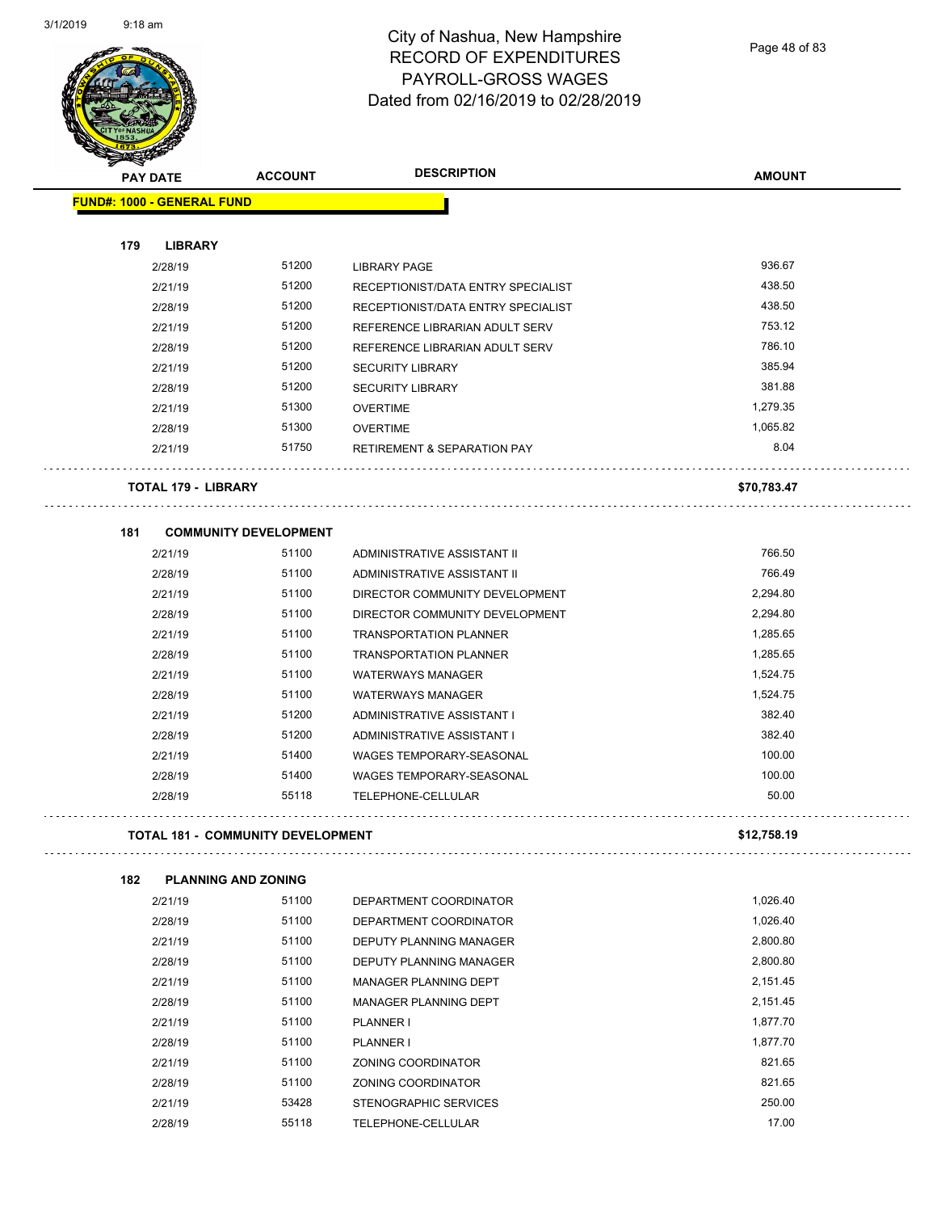# City of Nashua, New Hampshire
# RECORD OF EXPENDITURES
# PAYROLL-GROSS WAGES
# Dated from 02/16/2019 to 02/28/2019

| PAY DATE | ACCOUNT | DESCRIPTION | AMOUNT |
|---|---|---|---|

**FUND#: 1000 - GENERAL FUND**

**179 LIBRARY**

| PAY DATE | ACCOUNT | DESCRIPTION | AMOUNT |
|---|---|---|---|
| 2/28/19 | 51200 | LIBRARY PAGE | 936.67 |
| 2/21/19 | 51200 | RECEPTIONIST/DATA ENTRY SPECIALIST | 438.50 |
| 2/28/19 | 51200 | RECEPTIONIST/DATA ENTRY SPECIALIST | 438.50 |
| 2/21/19 | 51200 | REFERENCE LIBRARIAN ADULT SERV | 753.12 |
| 2/28/19 | 51200 | REFERENCE LIBRARIAN ADULT SERV | 786.10 |
| 2/21/19 | 51200 | SECURITY LIBRARY | 385.94 |
| 2/28/19 | 51200 | SECURITY LIBRARY | 381.88 |
| 2/21/19 | 51300 | OVERTIME | 1,279.35 |
| 2/28/19 | 51300 | OVERTIME | 1,065.82 |
| 2/21/19 | 51750 | RETIREMENT & SEPARATION PAY | 8.04 |

**TOTAL 179 - LIBRARY** **$70,783.47**

**181 COMMUNITY DEVELOPMENT**

| PAY DATE | ACCOUNT | DESCRIPTION | AMOUNT |
|---|---|---|---|
| 2/21/19 | 51100 | ADMINISTRATIVE ASSISTANT II | 766.50 |
| 2/28/19 | 51100 | ADMINISTRATIVE ASSISTANT II | 766.49 |
| 2/21/19 | 51100 | DIRECTOR COMMUNITY DEVELOPMENT | 2,294.80 |
| 2/28/19 | 51100 | DIRECTOR COMMUNITY DEVELOPMENT | 2,294.80 |
| 2/21/19 | 51100 | TRANSPORTATION PLANNER | 1,285.65 |
| 2/28/19 | 51100 | TRANSPORTATION PLANNER | 1,285.65 |
| 2/21/19 | 51100 | WATERWAYS MANAGER | 1,524.75 |
| 2/28/19 | 51100 | WATERWAYS MANAGER | 1,524.75 |
| 2/21/19 | 51200 | ADMINISTRATIVE ASSISTANT I | 382.40 |
| 2/28/19 | 51200 | ADMINISTRATIVE ASSISTANT I | 382.40 |
| 2/21/19 | 51400 | WAGES TEMPORARY-SEASONAL | 100.00 |
| 2/28/19 | 51400 | WAGES TEMPORARY-SEASONAL | 100.00 |
| 2/28/19 | 55118 | TELEPHONE-CELLULAR | 50.00 |

**TOTAL 181 - COMMUNITY DEVELOPMENT** **$12,758.19**

**182 PLANNING AND ZONING**

| PAY DATE | ACCOUNT | DESCRIPTION | AMOUNT |
|---|---|---|---|
| 2/21/19 | 51100 | DEPARTMENT COORDINATOR | 1,026.40 |
| 2/28/19 | 51100 | DEPARTMENT COORDINATOR | 1,026.40 |
| 2/21/19 | 51100 | DEPUTY PLANNING MANAGER | 2,800.80 |
| 2/28/19 | 51100 | DEPUTY PLANNING MANAGER | 2,800.80 |
| 2/21/19 | 51100 | MANAGER PLANNING DEPT | 2,151.45 |
| 2/28/19 | 51100 | MANAGER PLANNING DEPT | 2,151.45 |
| 2/21/19 | 51100 | PLANNER I | 1,877.70 |
| 2/28/19 | 51100 | PLANNER I | 1,877.70 |
| 2/21/19 | 51100 | ZONING COORDINATOR | 821.65 |
| 2/28/19 | 51100 | ZONING COORDINATOR | 821.65 |
| 2/21/19 | 53428 | STENOGRAPHIC SERVICES | 250.00 |
| 2/28/19 | 55118 | TELEPHONE-CELLULAR | 17.00 |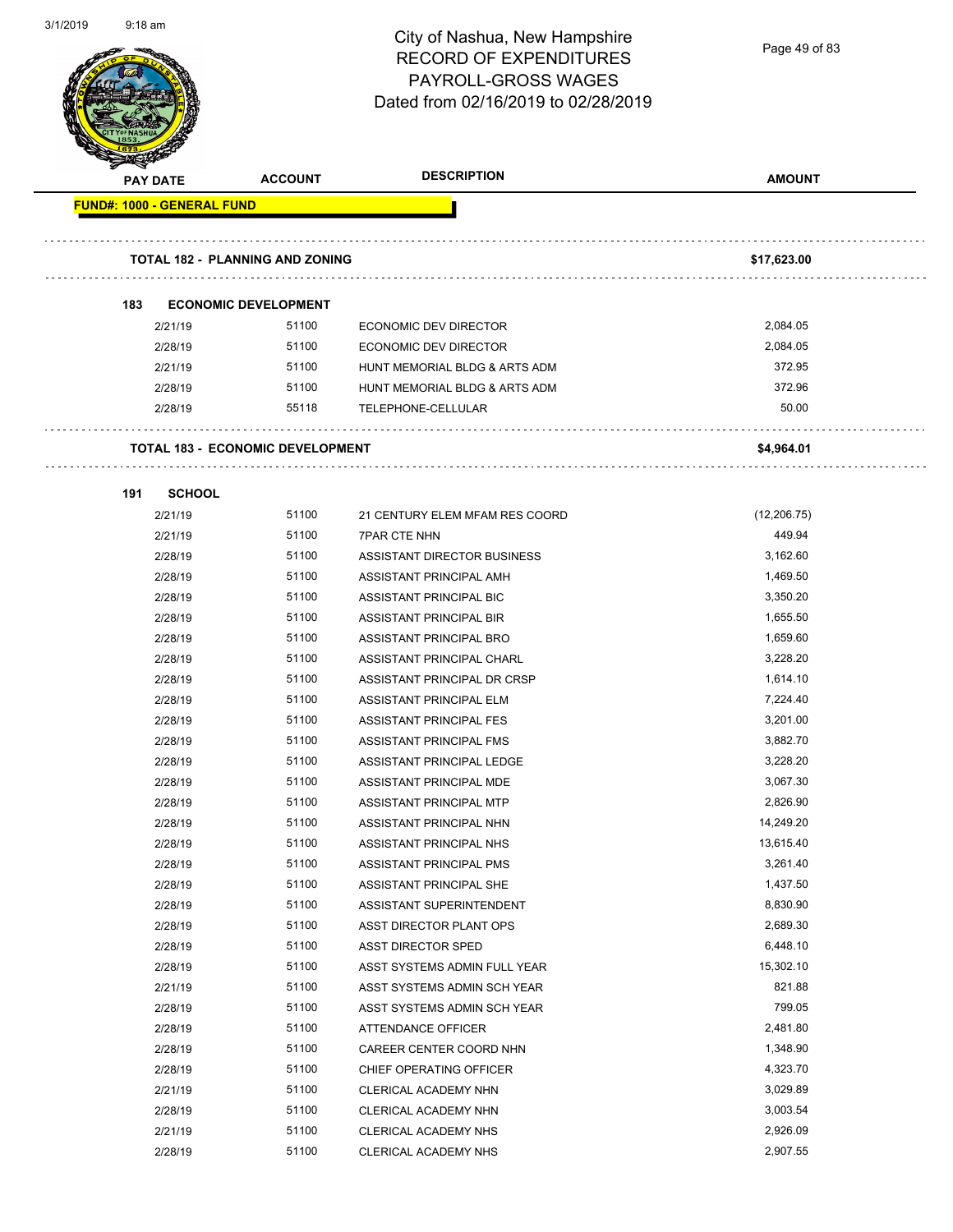City of Nashua, New Hampshire
RECORD OF EXPENDITURES
PAYROLL-GROSS WAGES
Dated from 02/16/2019 to 02/28/2019

| PAY DATE | ACCOUNT | DESCRIPTION | AMOUNT |
|---|---|---|---|
| **FUND#: 1000 - GENERAL FUND** | | | |
| **TOTAL 182 - PLANNING AND ZONING** | | | **$17,623.00** |
| **183 ECONOMIC DEVELOPMENT** | | | |
| 2/21/19 | 51100 | ECONOMIC DEV DIRECTOR | 2,084.05 |
| 2/28/19 | 51100 | ECONOMIC DEV DIRECTOR | 2,084.05 |
| 2/21/19 | 51100 | HUNT MEMORIAL BLDG & ARTS ADM | 372.95 |
| 2/28/19 | 51100 | HUNT MEMORIAL BLDG & ARTS ADM | 372.96 |
| 2/28/19 | 55118 | TELEPHONE-CELLULAR | 50.00 |
| **TOTAL 183 - ECONOMIC DEVELOPMENT** | | | **$4,964.01** |
| **191 SCHOOL** | | | |
| 2/21/19 | 51100 | 21 CENTURY ELEM MFAM RES COORD | (12,206.75) |
| 2/21/19 | 51100 | 7PAR CTE NHN | 449.94 |
| 2/28/19 | 51100 | ASSISTANT DIRECTOR BUSINESS | 3,162.60 |
| 2/28/19 | 51100 | ASSISTANT PRINCIPAL AMH | 1,469.50 |
| 2/28/19 | 51100 | ASSISTANT PRINCIPAL BIC | 3,350.20 |
| 2/28/19 | 51100 | ASSISTANT PRINCIPAL BIR | 1,655.50 |
| 2/28/19 | 51100 | ASSISTANT PRINCIPAL BRO | 1,659.60 |
| 2/28/19 | 51100 | ASSISTANT PRINCIPAL CHARL | 3,228.20 |
| 2/28/19 | 51100 | ASSISTANT PRINCIPAL DR CRSP | 1,614.10 |
| 2/28/19 | 51100 | ASSISTANT PRINCIPAL ELM | 7,224.40 |
| 2/28/19 | 51100 | ASSISTANT PRINCIPAL FES | 3,201.00 |
| 2/28/19 | 51100 | ASSISTANT PRINCIPAL FMS | 3,882.70 |
| 2/28/19 | 51100 | ASSISTANT PRINCIPAL LEDGE | 3,228.20 |
| 2/28/19 | 51100 | ASSISTANT PRINCIPAL MDE | 3,067.30 |
| 2/28/19 | 51100 | ASSISTANT PRINCIPAL MTP | 2,826.90 |
| 2/28/19 | 51100 | ASSISTANT PRINCIPAL NHN | 14,249.20 |
| 2/28/19 | 51100 | ASSISTANT PRINCIPAL NHS | 13,615.40 |
| 2/28/19 | 51100 | ASSISTANT PRINCIPAL PMS | 3,261.40 |
| 2/28/19 | 51100 | ASSISTANT PRINCIPAL SHE | 1,437.50 |
| 2/28/19 | 51100 | ASSISTANT SUPERINTENDENT | 8,830.90 |
| 2/28/19 | 51100 | ASST DIRECTOR PLANT OPS | 2,689.30 |
| 2/28/19 | 51100 | ASST DIRECTOR SPED | 6,448.10 |
| 2/28/19 | 51100 | ASST SYSTEMS ADMIN FULL YEAR | 15,302.10 |
| 2/21/19 | 51100 | ASST SYSTEMS ADMIN SCH YEAR | 821.88 |
| 2/28/19 | 51100 | ASST SYSTEMS ADMIN SCH YEAR | 799.05 |
| 2/28/19 | 51100 | ATTENDANCE OFFICER | 2,481.80 |
| 2/28/19 | 51100 | CAREER CENTER COORD NHN | 1,348.90 |
| 2/28/19 | 51100 | CHIEF OPERATING OFFICER | 4,323.70 |
| 2/21/19 | 51100 | CLERICAL ACADEMY NHN | 3,029.89 |
| 2/28/19 | 51100 | CLERICAL ACADEMY NHN | 3,003.54 |
| 2/21/19 | 51100 | CLERICAL ACADEMY NHS | 2,926.09 |
| 2/28/19 | 51100 | CLERICAL ACADEMY NHS | 2,907.55 |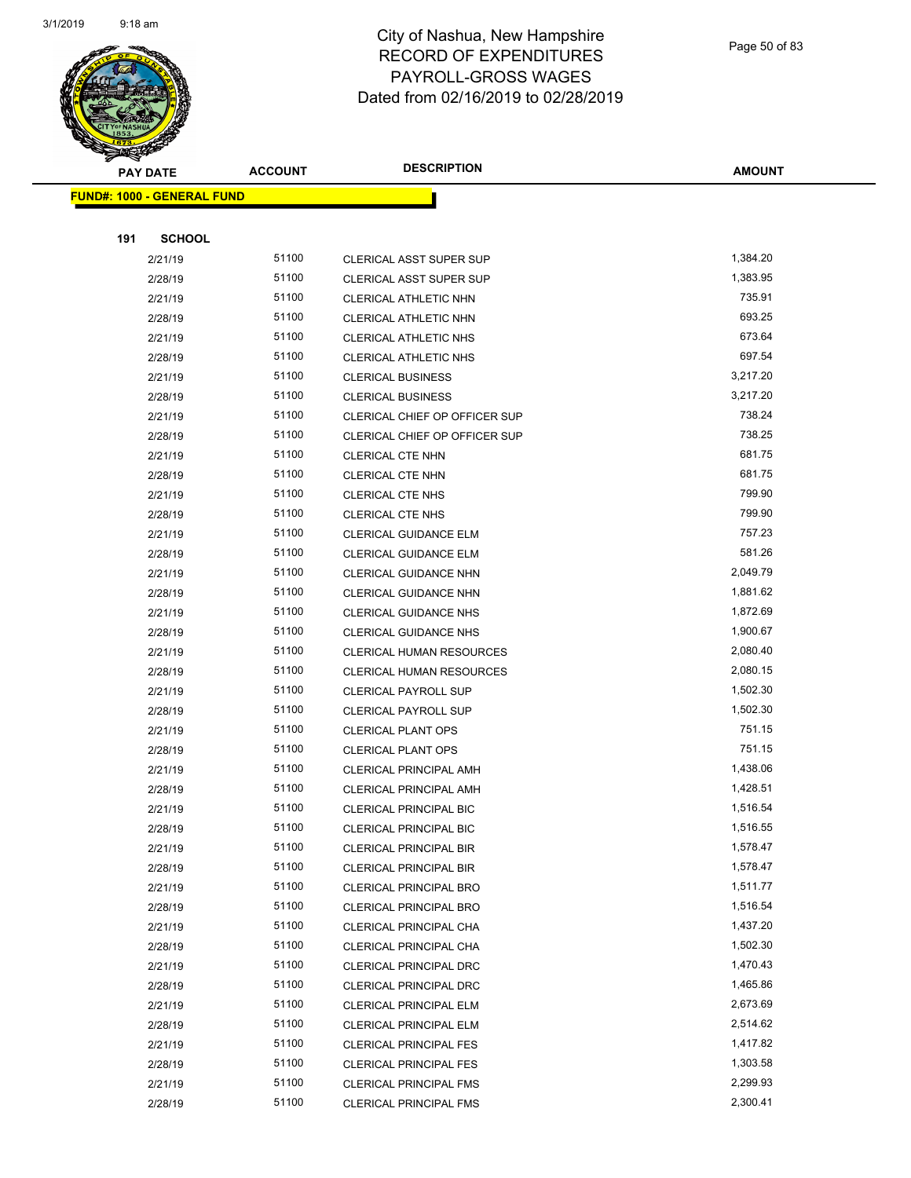# City of Nashua, New Hampshire
# RECORD OF EXPENDITURES
# PAYROLL-GROSS WAGES
# Dated from 02/16/2019 to 02/28/2019

| PAY DATE | ACCOUNT | DESCRIPTION | AMOUNT |
|---|---|---|---|

**FUND#: 1000 - GENERAL FUND**

**191 SCHOOL**

| PAY DATE | ACCOUNT | DESCRIPTION | AMOUNT |
|---|---|---|---|
| 2/21/19 | 51100 | CLERICAL ASST SUPER SUP | 1,384.20 |
| 2/28/19 | 51100 | CLERICAL ASST SUPER SUP | 1,383.95 |
| 2/21/19 | 51100 | CLERICAL ATHLETIC NHN | 735.91 |
| 2/28/19 | 51100 | CLERICAL ATHLETIC NHN | 693.25 |
| 2/21/19 | 51100 | CLERICAL ATHLETIC NHS | 673.64 |
| 2/28/19 | 51100 | CLERICAL ATHLETIC NHS | 697.54 |
| 2/21/19 | 51100 | CLERICAL BUSINESS | 3,217.20 |
| 2/28/19 | 51100 | CLERICAL BUSINESS | 3,217.20 |
| 2/21/19 | 51100 | CLERICAL CHIEF OP OFFICER SUP | 738.24 |
| 2/28/19 | 51100 | CLERICAL CHIEF OP OFFICER SUP | 738.25 |
| 2/21/19 | 51100 | CLERICAL CTE NHN | 681.75 |
| 2/28/19 | 51100 | CLERICAL CTE NHN | 681.75 |
| 2/21/19 | 51100 | CLERICAL CTE NHS | 799.90 |
| 2/28/19 | 51100 | CLERICAL CTE NHS | 799.90 |
| 2/21/19 | 51100 | CLERICAL GUIDANCE ELM | 757.23 |
| 2/28/19 | 51100 | CLERICAL GUIDANCE ELM | 581.26 |
| 2/21/19 | 51100 | CLERICAL GUIDANCE NHN | 2,049.79 |
| 2/28/19 | 51100 | CLERICAL GUIDANCE NHN | 1,881.62 |
| 2/21/19 | 51100 | CLERICAL GUIDANCE NHS | 1,872.69 |
| 2/28/19 | 51100 | CLERICAL GUIDANCE NHS | 1,900.67 |
| 2/21/19 | 51100 | CLERICAL HUMAN RESOURCES | 2,080.40 |
| 2/28/19 | 51100 | CLERICAL HUMAN RESOURCES | 2,080.15 |
| 2/21/19 | 51100 | CLERICAL PAYROLL SUP | 1,502.30 |
| 2/28/19 | 51100 | CLERICAL PAYROLL SUP | 1,502.30 |
| 2/21/19 | 51100 | CLERICAL PLANT OPS | 751.15 |
| 2/28/19 | 51100 | CLERICAL PLANT OPS | 751.15 |
| 2/21/19 | 51100 | CLERICAL PRINCIPAL AMH | 1,438.06 |
| 2/28/19 | 51100 | CLERICAL PRINCIPAL AMH | 1,428.51 |
| 2/21/19 | 51100 | CLERICAL PRINCIPAL BIC | 1,516.54 |
| 2/28/19 | 51100 | CLERICAL PRINCIPAL BIC | 1,516.55 |
| 2/21/19 | 51100 | CLERICAL PRINCIPAL BIR | 1,578.47 |
| 2/28/19 | 51100 | CLERICAL PRINCIPAL BIR | 1,578.47 |
| 2/21/19 | 51100 | CLERICAL PRINCIPAL BRO | 1,511.77 |
| 2/28/19 | 51100 | CLERICAL PRINCIPAL BRO | 1,516.54 |
| 2/21/19 | 51100 | CLERICAL PRINCIPAL CHA | 1,437.20 |
| 2/28/19 | 51100 | CLERICAL PRINCIPAL CHA | 1,502.30 |
| 2/21/19 | 51100 | CLERICAL PRINCIPAL DRC | 1,470.43 |
| 2/28/19 | 51100 | CLERICAL PRINCIPAL DRC | 1,465.86 |
| 2/21/19 | 51100 | CLERICAL PRINCIPAL ELM | 2,673.69 |
| 2/28/19 | 51100 | CLERICAL PRINCIPAL ELM | 2,514.62 |
| 2/21/19 | 51100 | CLERICAL PRINCIPAL FES | 1,417.82 |
| 2/28/19 | 51100 | CLERICAL PRINCIPAL FES | 1,303.58 |
| 2/21/19 | 51100 | CLERICAL PRINCIPAL FMS | 2,299.93 |
| 2/28/19 | 51100 | CLERICAL PRINCIPAL FMS | 2,300.41 |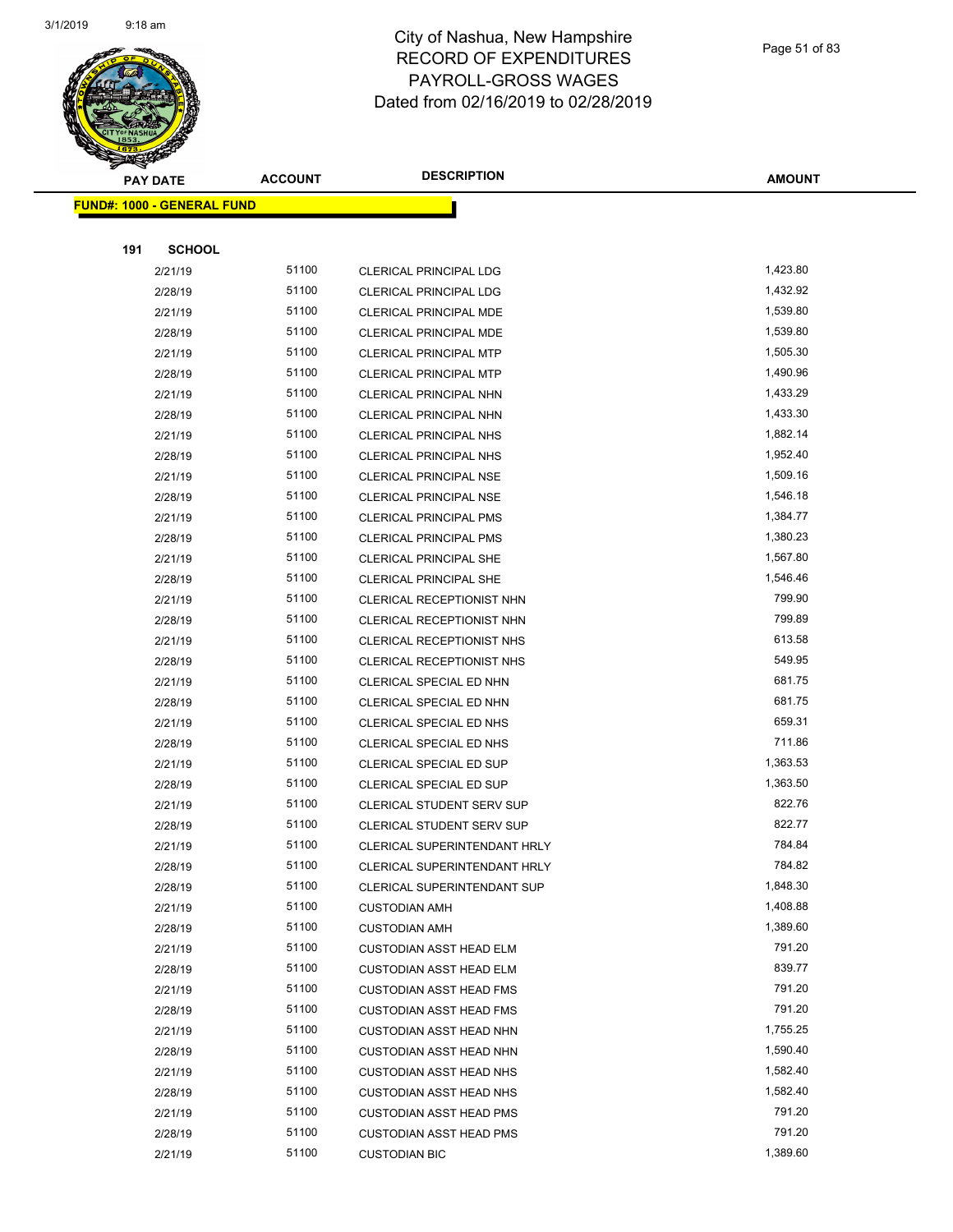# City of Nashua, New Hampshire
# RECORD OF EXPENDITURES
# PAYROLL-GROSS WAGES
# Dated from 02/16/2019 to 02/28/2019

3/1/2019 9:18 am

**FUND#: 1000 - GENERAL FUND**

**191 SCHOOL**

| PAY DATE | ACCOUNT | DESCRIPTION | AMOUNT |
|---|---|---|---|
| 2/21/19 | 51100 | CLERICAL PRINCIPAL LDG | 1,423.80 |
| 2/28/19 | 51100 | CLERICAL PRINCIPAL LDG | 1,432.92 |
| 2/21/19 | 51100 | CLERICAL PRINCIPAL MDE | 1,539.80 |
| 2/28/19 | 51100 | CLERICAL PRINCIPAL MDE | 1,539.80 |
| 2/21/19 | 51100 | CLERICAL PRINCIPAL MTP | 1,505.30 |
| 2/28/19 | 51100 | CLERICAL PRINCIPAL MTP | 1,490.96 |
| 2/21/19 | 51100 | CLERICAL PRINCIPAL NHN | 1,433.29 |
| 2/28/19 | 51100 | CLERICAL PRINCIPAL NHN | 1,433.30 |
| 2/21/19 | 51100 | CLERICAL PRINCIPAL NHS | 1,882.14 |
| 2/28/19 | 51100 | CLERICAL PRINCIPAL NHS | 1,952.40 |
| 2/21/19 | 51100 | CLERICAL PRINCIPAL NSE | 1,509.16 |
| 2/28/19 | 51100 | CLERICAL PRINCIPAL NSE | 1,546.18 |
| 2/21/19 | 51100 | CLERICAL PRINCIPAL PMS | 1,384.77 |
| 2/28/19 | 51100 | CLERICAL PRINCIPAL PMS | 1,380.23 |
| 2/21/19 | 51100 | CLERICAL PRINCIPAL SHE | 1,567.80 |
| 2/28/19 | 51100 | CLERICAL PRINCIPAL SHE | 1,546.46 |
| 2/21/19 | 51100 | CLERICAL RECEPTIONIST NHN | 799.90 |
| 2/28/19 | 51100 | CLERICAL RECEPTIONIST NHN | 799.89 |
| 2/21/19 | 51100 | CLERICAL RECEPTIONIST NHS | 613.58 |
| 2/28/19 | 51100 | CLERICAL RECEPTIONIST NHS | 549.95 |
| 2/21/19 | 51100 | CLERICAL SPECIAL ED NHN | 681.75 |
| 2/28/19 | 51100 | CLERICAL SPECIAL ED NHN | 681.75 |
| 2/21/19 | 51100 | CLERICAL SPECIAL ED NHS | 659.31 |
| 2/28/19 | 51100 | CLERICAL SPECIAL ED NHS | 711.86 |
| 2/21/19 | 51100 | CLERICAL SPECIAL ED SUP | 1,363.53 |
| 2/28/19 | 51100 | CLERICAL SPECIAL ED SUP | 1,363.50 |
| 2/21/19 | 51100 | CLERICAL STUDENT SERV SUP | 822.76 |
| 2/28/19 | 51100 | CLERICAL STUDENT SERV SUP | 822.77 |
| 2/21/19 | 51100 | CLERICAL SUPERINTENDANT HRLY | 784.84 |
| 2/28/19 | 51100 | CLERICAL SUPERINTENDANT HRLY | 784.82 |
| 2/28/19 | 51100 | CLERICAL SUPERINTENDANT SUP | 1,848.30 |
| 2/21/19 | 51100 | CUSTODIAN AMH | 1,408.88 |
| 2/28/19 | 51100 | CUSTODIAN AMH | 1,389.60 |
| 2/21/19 | 51100 | CUSTODIAN ASST HEAD ELM | 791.20 |
| 2/28/19 | 51100 | CUSTODIAN ASST HEAD ELM | 839.77 |
| 2/21/19 | 51100 | CUSTODIAN ASST HEAD FMS | 791.20 |
| 2/28/19 | 51100 | CUSTODIAN ASST HEAD FMS | 791.20 |
| 2/21/19 | 51100 | CUSTODIAN ASST HEAD NHN | 1,755.25 |
| 2/28/19 | 51100 | CUSTODIAN ASST HEAD NHN | 1,590.40 |
| 2/21/19 | 51100 | CUSTODIAN ASST HEAD NHS | 1,582.40 |
| 2/28/19 | 51100 | CUSTODIAN ASST HEAD NHS | 1,582.40 |
| 2/21/19 | 51100 | CUSTODIAN ASST HEAD PMS | 791.20 |
| 2/28/19 | 51100 | CUSTODIAN ASST HEAD PMS | 791.20 |
| 2/21/19 | 51100 | CUSTODIAN BIC | 1,389.60 |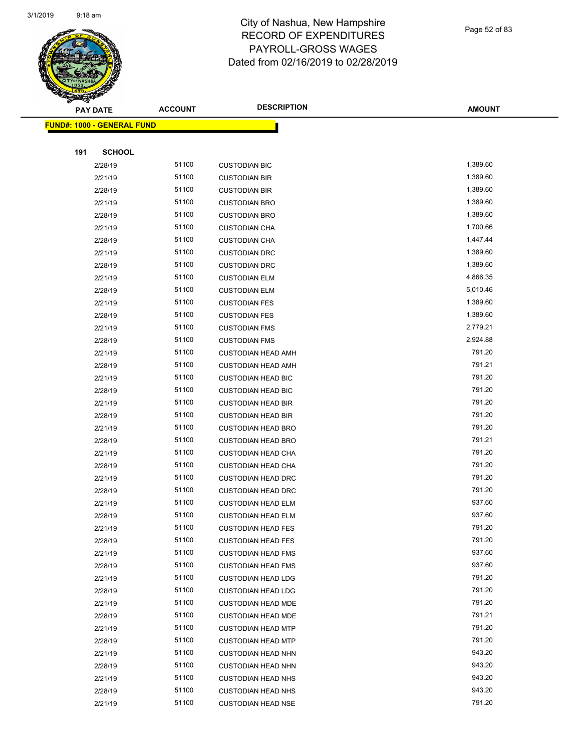# City of Nashua, New Hampshire
# RECORD OF EXPENDITURES
# PAYROLL-GROSS WAGES
# Dated from 02/16/2019 to 02/28/2019

**FUND#: 1000 - GENERAL FUND**

**191 SCHOOL**

| PAY DATE | ACCOUNT | DESCRIPTION | AMOUNT |
|---|---|---|---|
| 2/28/19 | 51100 | CUSTODIAN BIC | 1,389.60 |
| 2/21/19 | 51100 | CUSTODIAN BIR | 1,389.60 |
| 2/28/19 | 51100 | CUSTODIAN BIR | 1,389.60 |
| 2/21/19 | 51100 | CUSTODIAN BRO | 1,389.60 |
| 2/28/19 | 51100 | CUSTODIAN BRO | 1,389.60 |
| 2/21/19 | 51100 | CUSTODIAN CHA | 1,700.66 |
| 2/28/19 | 51100 | CUSTODIAN CHA | 1,447.44 |
| 2/21/19 | 51100 | CUSTODIAN DRC | 1,389.60 |
| 2/28/19 | 51100 | CUSTODIAN DRC | 1,389.60 |
| 2/21/19 | 51100 | CUSTODIAN ELM | 4,866.35 |
| 2/28/19 | 51100 | CUSTODIAN ELM | 5,010.46 |
| 2/21/19 | 51100 | CUSTODIAN FES | 1,389.60 |
| 2/28/19 | 51100 | CUSTODIAN FES | 1,389.60 |
| 2/21/19 | 51100 | CUSTODIAN FMS | 2,779.21 |
| 2/28/19 | 51100 | CUSTODIAN FMS | 2,924.88 |
| 2/21/19 | 51100 | CUSTODIAN HEAD AMH | 791.20 |
| 2/28/19 | 51100 | CUSTODIAN HEAD AMH | 791.21 |
| 2/21/19 | 51100 | CUSTODIAN HEAD BIC | 791.20 |
| 2/28/19 | 51100 | CUSTODIAN HEAD BIC | 791.20 |
| 2/21/19 | 51100 | CUSTODIAN HEAD BIR | 791.20 |
| 2/28/19 | 51100 | CUSTODIAN HEAD BIR | 791.20 |
| 2/21/19 | 51100 | CUSTODIAN HEAD BRO | 791.20 |
| 2/28/19 | 51100 | CUSTODIAN HEAD BRO | 791.21 |
| 2/21/19 | 51100 | CUSTODIAN HEAD CHA | 791.20 |
| 2/28/19 | 51100 | CUSTODIAN HEAD CHA | 791.20 |
| 2/21/19 | 51100 | CUSTODIAN HEAD DRC | 791.20 |
| 2/28/19 | 51100 | CUSTODIAN HEAD DRC | 791.20 |
| 2/21/19 | 51100 | CUSTODIAN HEAD ELM | 937.60 |
| 2/28/19 | 51100 | CUSTODIAN HEAD ELM | 937.60 |
| 2/21/19 | 51100 | CUSTODIAN HEAD FES | 791.20 |
| 2/28/19 | 51100 | CUSTODIAN HEAD FES | 791.20 |
| 2/21/19 | 51100 | CUSTODIAN HEAD FMS | 937.60 |
| 2/28/19 | 51100 | CUSTODIAN HEAD FMS | 937.60 |
| 2/21/19 | 51100 | CUSTODIAN HEAD LDG | 791.20 |
| 2/28/19 | 51100 | CUSTODIAN HEAD LDG | 791.20 |
| 2/21/19 | 51100 | CUSTODIAN HEAD MDE | 791.20 |
| 2/28/19 | 51100 | CUSTODIAN HEAD MDE | 791.21 |
| 2/21/19 | 51100 | CUSTODIAN HEAD MTP | 791.20 |
| 2/28/19 | 51100 | CUSTODIAN HEAD MTP | 791.20 |
| 2/21/19 | 51100 | CUSTODIAN HEAD NHN | 943.20 |
| 2/28/19 | 51100 | CUSTODIAN HEAD NHN | 943.20 |
| 2/21/19 | 51100 | CUSTODIAN HEAD NHS | 943.20 |
| 2/28/19 | 51100 | CUSTODIAN HEAD NHS | 943.20 |
| 2/21/19 | 51100 | CUSTODIAN HEAD NSE | 791.20 |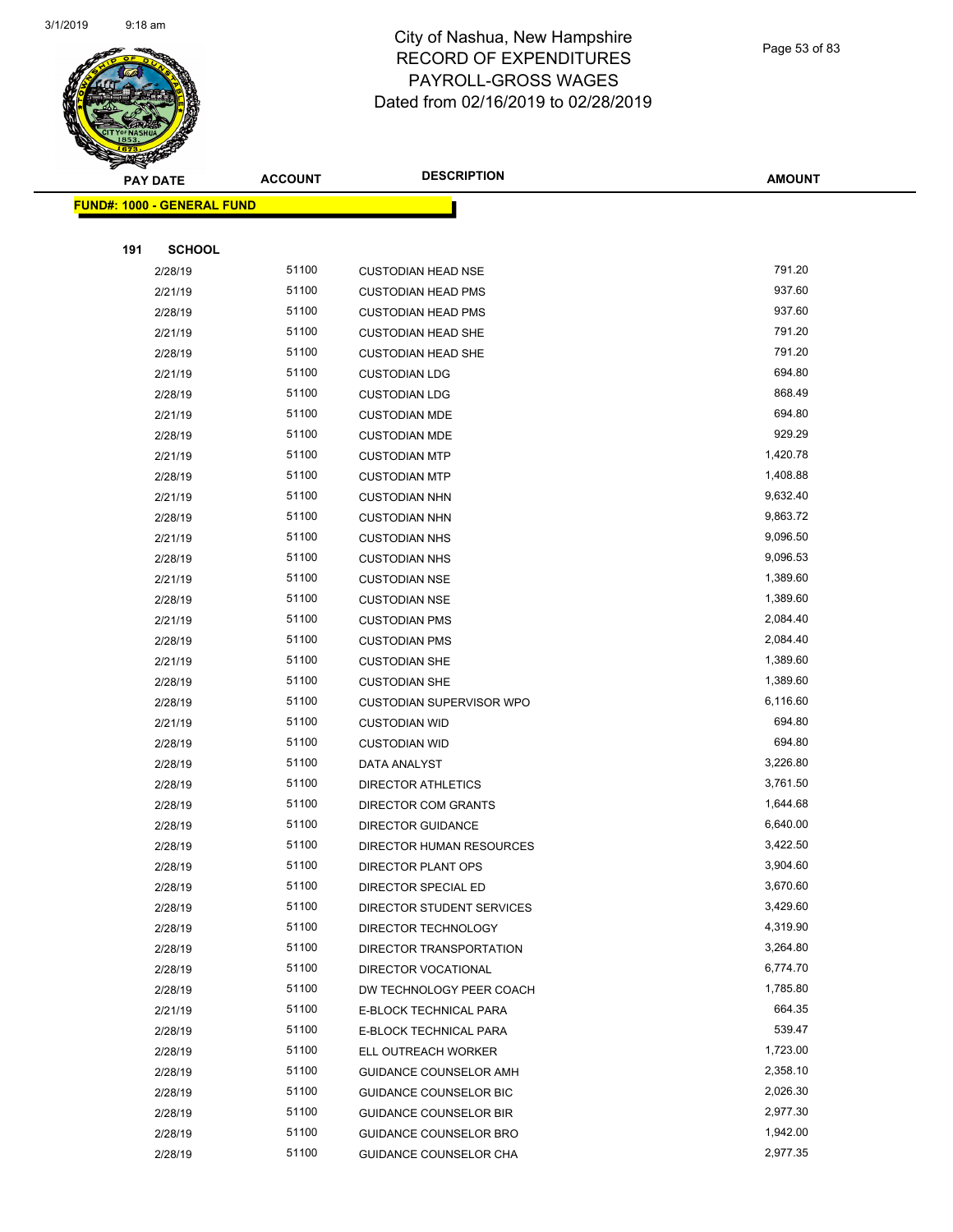# City of Nashua, New Hampshire
# RECORD OF EXPENDITURES
# PAYROLL-GROSS WAGES
# Dated from 02/16/2019 to 02/28/2019

| PAY DATE | ACCOUNT | DESCRIPTION | AMOUNT |
|---|---|---|---|

**FUND#: 1000 - GENERAL FUND**

**191 SCHOOL**

| PAY DATE | ACCOUNT | DESCRIPTION | AMOUNT |
|---|---|---|---|
| 2/28/19 | 51100 | CUSTODIAN HEAD NSE | 791.20 |
| 2/21/19 | 51100 | CUSTODIAN HEAD PMS | 937.60 |
| 2/28/19 | 51100 | CUSTODIAN HEAD PMS | 937.60 |
| 2/21/19 | 51100 | CUSTODIAN HEAD SHE | 791.20 |
| 2/28/19 | 51100 | CUSTODIAN HEAD SHE | 791.20 |
| 2/21/19 | 51100 | CUSTODIAN LDG | 694.80 |
| 2/28/19 | 51100 | CUSTODIAN LDG | 868.49 |
| 2/21/19 | 51100 | CUSTODIAN MDE | 694.80 |
| 2/28/19 | 51100 | CUSTODIAN MDE | 929.29 |
| 2/21/19 | 51100 | CUSTODIAN MTP | 1,420.78 |
| 2/28/19 | 51100 | CUSTODIAN MTP | 1,408.88 |
| 2/21/19 | 51100 | CUSTODIAN NHN | 9,632.40 |
| 2/28/19 | 51100 | CUSTODIAN NHN | 9,863.72 |
| 2/21/19 | 51100 | CUSTODIAN NHS | 9,096.50 |
| 2/28/19 | 51100 | CUSTODIAN NHS | 9,096.53 |
| 2/21/19 | 51100 | CUSTODIAN NSE | 1,389.60 |
| 2/28/19 | 51100 | CUSTODIAN NSE | 1,389.60 |
| 2/21/19 | 51100 | CUSTODIAN PMS | 2,084.40 |
| 2/28/19 | 51100 | CUSTODIAN PMS | 2,084.40 |
| 2/21/19 | 51100 | CUSTODIAN SHE | 1,389.60 |
| 2/28/19 | 51100 | CUSTODIAN SHE | 1,389.60 |
| 2/28/19 | 51100 | CUSTODIAN SUPERVISOR WPO | 6,116.60 |
| 2/21/19 | 51100 | CUSTODIAN WID | 694.80 |
| 2/28/19 | 51100 | CUSTODIAN WID | 694.80 |
| 2/28/19 | 51100 | DATA ANALYST | 3,226.80 |
| 2/28/19 | 51100 | DIRECTOR ATHLETICS | 3,761.50 |
| 2/28/19 | 51100 | DIRECTOR COM GRANTS | 1,644.68 |
| 2/28/19 | 51100 | DIRECTOR GUIDANCE | 6,640.00 |
| 2/28/19 | 51100 | DIRECTOR HUMAN RESOURCES | 3,422.50 |
| 2/28/19 | 51100 | DIRECTOR PLANT OPS | 3,904.60 |
| 2/28/19 | 51100 | DIRECTOR SPECIAL ED | 3,670.60 |
| 2/28/19 | 51100 | DIRECTOR STUDENT SERVICES | 3,429.60 |
| 2/28/19 | 51100 | DIRECTOR TECHNOLOGY | 4,319.90 |
| 2/28/19 | 51100 | DIRECTOR TRANSPORTATION | 3,264.80 |
| 2/28/19 | 51100 | DIRECTOR VOCATIONAL | 6,774.70 |
| 2/28/19 | 51100 | DW TECHNOLOGY PEER COACH | 1,785.80 |
| 2/21/19 | 51100 | E-BLOCK TECHNICAL PARA | 664.35 |
| 2/28/19 | 51100 | E-BLOCK TECHNICAL PARA | 539.47 |
| 2/28/19 | 51100 | ELL OUTREACH WORKER | 1,723.00 |
| 2/28/19 | 51100 | GUIDANCE COUNSELOR AMH | 2,358.10 |
| 2/28/19 | 51100 | GUIDANCE COUNSELOR BIC | 2,026.30 |
| 2/28/19 | 51100 | GUIDANCE COUNSELOR BIR | 2,977.30 |
| 2/28/19 | 51100 | GUIDANCE COUNSELOR BRO | 1,942.00 |
| 2/28/19 | 51100 | GUIDANCE COUNSELOR CHA | 2,977.35 |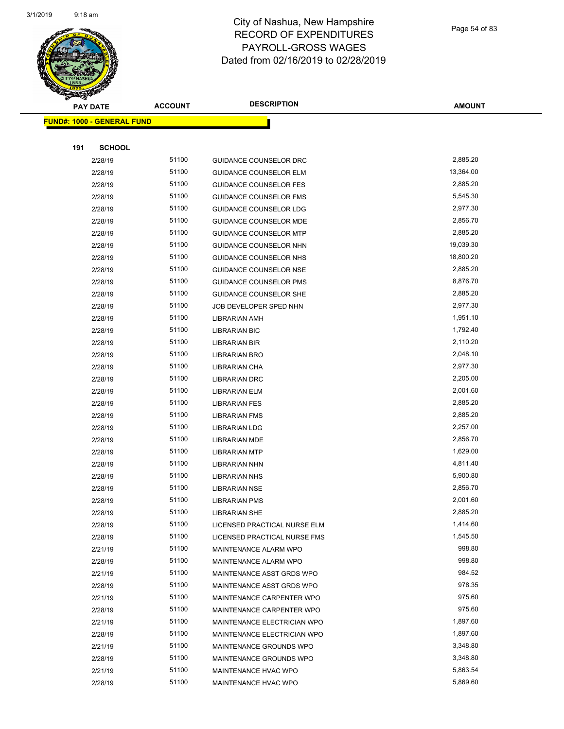# City of Nashua, New Hampshire
# RECORD OF EXPENDITURES
# PAYROLL-GROSS WAGES
# Dated from 02/16/2019 to 02/28/2019

| PAY DATE | ACCOUNT | DESCRIPTION | AMOUNT |
|---|---|---|---|
| **FUND#: 1000 - GENERAL FUND** | | | |
| **191 SCHOOL** | | | |
| 2/28/19 | 51100 | GUIDANCE COUNSELOR DRC | 2,885.20 |
| 2/28/19 | 51100 | GUIDANCE COUNSELOR ELM | 13,364.00 |
| 2/28/19 | 51100 | GUIDANCE COUNSELOR FES | 2,885.20 |
| 2/28/19 | 51100 | GUIDANCE COUNSELOR FMS | 5,545.30 |
| 2/28/19 | 51100 | GUIDANCE COUNSELOR LDG | 2,977.30 |
| 2/28/19 | 51100 | GUIDANCE COUNSELOR MDE | 2,856.70 |
| 2/28/19 | 51100 | GUIDANCE COUNSELOR MTP | 2,885.20 |
| 2/28/19 | 51100 | GUIDANCE COUNSELOR NHN | 19,039.30 |
| 2/28/19 | 51100 | GUIDANCE COUNSELOR NHS | 18,800.20 |
| 2/28/19 | 51100 | GUIDANCE COUNSELOR NSE | 2,885.20 |
| 2/28/19 | 51100 | GUIDANCE COUNSELOR PMS | 8,876.70 |
| 2/28/19 | 51100 | GUIDANCE COUNSELOR SHE | 2,885.20 |
| 2/28/19 | 51100 | JOB DEVELOPER SPED NHN | 2,977.30 |
| 2/28/19 | 51100 | LIBRARIAN AMH | 1,951.10 |
| 2/28/19 | 51100 | LIBRARIAN BIC | 1,792.40 |
| 2/28/19 | 51100 | LIBRARIAN BIR | 2,110.20 |
| 2/28/19 | 51100 | LIBRARIAN BRO | 2,048.10 |
| 2/28/19 | 51100 | LIBRARIAN CHA | 2,977.30 |
| 2/28/19 | 51100 | LIBRARIAN DRC | 2,205.00 |
| 2/28/19 | 51100 | LIBRARIAN ELM | 2,001.60 |
| 2/28/19 | 51100 | LIBRARIAN FES | 2,885.20 |
| 2/28/19 | 51100 | LIBRARIAN FMS | 2,885.20 |
| 2/28/19 | 51100 | LIBRARIAN LDG | 2,257.00 |
| 2/28/19 | 51100 | LIBRARIAN MDE | 2,856.70 |
| 2/28/19 | 51100 | LIBRARIAN MTP | 1,629.00 |
| 2/28/19 | 51100 | LIBRARIAN NHN | 4,811.40 |
| 2/28/19 | 51100 | LIBRARIAN NHS | 5,900.80 |
| 2/28/19 | 51100 | LIBRARIAN NSE | 2,856.70 |
| 2/28/19 | 51100 | LIBRARIAN PMS | 2,001.60 |
| 2/28/19 | 51100 | LIBRARIAN SHE | 2,885.20 |
| 2/28/19 | 51100 | LICENSED PRACTICAL NURSE ELM | 1,414.60 |
| 2/28/19 | 51100 | LICENSED PRACTICAL NURSE FMS | 1,545.50 |
| 2/21/19 | 51100 | MAINTENANCE ALARM WPO | 998.80 |
| 2/28/19 | 51100 | MAINTENANCE ALARM WPO | 998.80 |
| 2/21/19 | 51100 | MAINTENANCE ASST GRDS WPO | 984.52 |
| 2/28/19 | 51100 | MAINTENANCE ASST GRDS WPO | 978.35 |
| 2/21/19 | 51100 | MAINTENANCE CARPENTER WPO | 975.60 |
| 2/28/19 | 51100 | MAINTENANCE CARPENTER WPO | 975.60 |
| 2/21/19 | 51100 | MAINTENANCE ELECTRICIAN WPO | 1,897.60 |
| 2/28/19 | 51100 | MAINTENANCE ELECTRICIAN WPO | 1,897.60 |
| 2/21/19 | 51100 | MAINTENANCE GROUNDS WPO | 3,348.80 |
| 2/28/19 | 51100 | MAINTENANCE GROUNDS WPO | 3,348.80 |
| 2/21/19 | 51100 | MAINTENANCE HVAC WPO | 5,863.54 |
| 2/28/19 | 51100 | MAINTENANCE HVAC WPO | 5,869.60 |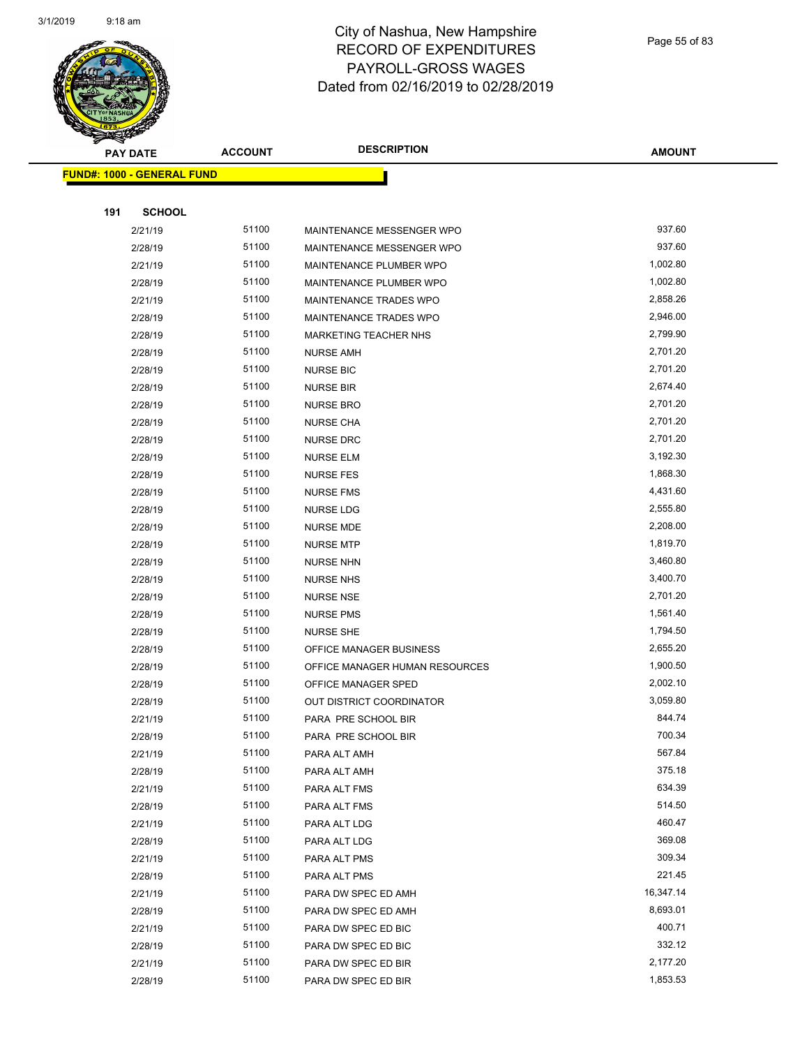# City of Nashua, New Hampshire
## RECORD OF EXPENDITURES
## PAYROLL-GROSS WAGES
## Dated from 02/16/2019 to 02/28/2019

| PAY DATE | ACCOUNT | DESCRIPTION | AMOUNT |
|---|---|---|---|
| **FUND#: 1000 - GENERAL FUND** | | | |
| **191 SCHOOL** | | | |
| 2/21/19 | 51100 | MAINTENANCE MESSENGER WPO | 937.60 |
| 2/28/19 | 51100 | MAINTENANCE MESSENGER WPO | 937.60 |
| 2/21/19 | 51100 | MAINTENANCE PLUMBER WPO | 1,002.80 |
| 2/28/19 | 51100 | MAINTENANCE PLUMBER WPO | 1,002.80 |
| 2/21/19 | 51100 | MAINTENANCE TRADES WPO | 2,858.26 |
| 2/28/19 | 51100 | MAINTENANCE TRADES WPO | 2,946.00 |
| 2/28/19 | 51100 | MARKETING TEACHER NHS | 2,799.90 |
| 2/28/19 | 51100 | NURSE AMH | 2,701.20 |
| 2/28/19 | 51100 | NURSE BIC | 2,701.20 |
| 2/28/19 | 51100 | NURSE BIR | 2,674.40 |
| 2/28/19 | 51100 | NURSE BRO | 2,701.20 |
| 2/28/19 | 51100 | NURSE CHA | 2,701.20 |
| 2/28/19 | 51100 | NURSE DRC | 2,701.20 |
| 2/28/19 | 51100 | NURSE ELM | 3,192.30 |
| 2/28/19 | 51100 | NURSE FES | 1,868.30 |
| 2/28/19 | 51100 | NURSE FMS | 4,431.60 |
| 2/28/19 | 51100 | NURSE LDG | 2,555.80 |
| 2/28/19 | 51100 | NURSE MDE | 2,208.00 |
| 2/28/19 | 51100 | NURSE MTP | 1,819.70 |
| 2/28/19 | 51100 | NURSE NHN | 3,460.80 |
| 2/28/19 | 51100 | NURSE NHS | 3,400.70 |
| 2/28/19 | 51100 | NURSE NSE | 2,701.20 |
| 2/28/19 | 51100 | NURSE PMS | 1,561.40 |
| 2/28/19 | 51100 | NURSE SHE | 1,794.50 |
| 2/28/19 | 51100 | OFFICE MANAGER BUSINESS | 2,655.20 |
| 2/28/19 | 51100 | OFFICE MANAGER HUMAN RESOURCES | 1,900.50 |
| 2/28/19 | 51100 | OFFICE MANAGER SPED | 2,002.10 |
| 2/28/19 | 51100 | OUT DISTRICT COORDINATOR | 3,059.80 |
| 2/21/19 | 51100 | PARA PRE SCHOOL BIR | 844.74 |
| 2/28/19 | 51100 | PARA PRE SCHOOL BIR | 700.34 |
| 2/21/19 | 51100 | PARA ALT AMH | 567.84 |
| 2/28/19 | 51100 | PARA ALT AMH | 375.18 |
| 2/21/19 | 51100 | PARA ALT FMS | 634.39 |
| 2/28/19 | 51100 | PARA ALT FMS | 514.50 |
| 2/21/19 | 51100 | PARA ALT LDG | 460.47 |
| 2/28/19 | 51100 | PARA ALT LDG | 369.08 |
| 2/21/19 | 51100 | PARA ALT PMS | 309.34 |
| 2/28/19 | 51100 | PARA ALT PMS | 221.45 |
| 2/21/19 | 51100 | PARA DW SPEC ED AMH | 16,347.14 |
| 2/28/19 | 51100 | PARA DW SPEC ED AMH | 8,693.01 |
| 2/21/19 | 51100 | PARA DW SPEC ED BIC | 400.71 |
| 2/28/19 | 51100 | PARA DW SPEC ED BIC | 332.12 |
| 2/21/19 | 51100 | PARA DW SPEC ED BIR | 2,177.20 |
| 2/28/19 | 51100 | PARA DW SPEC ED BIR | 1,853.53 |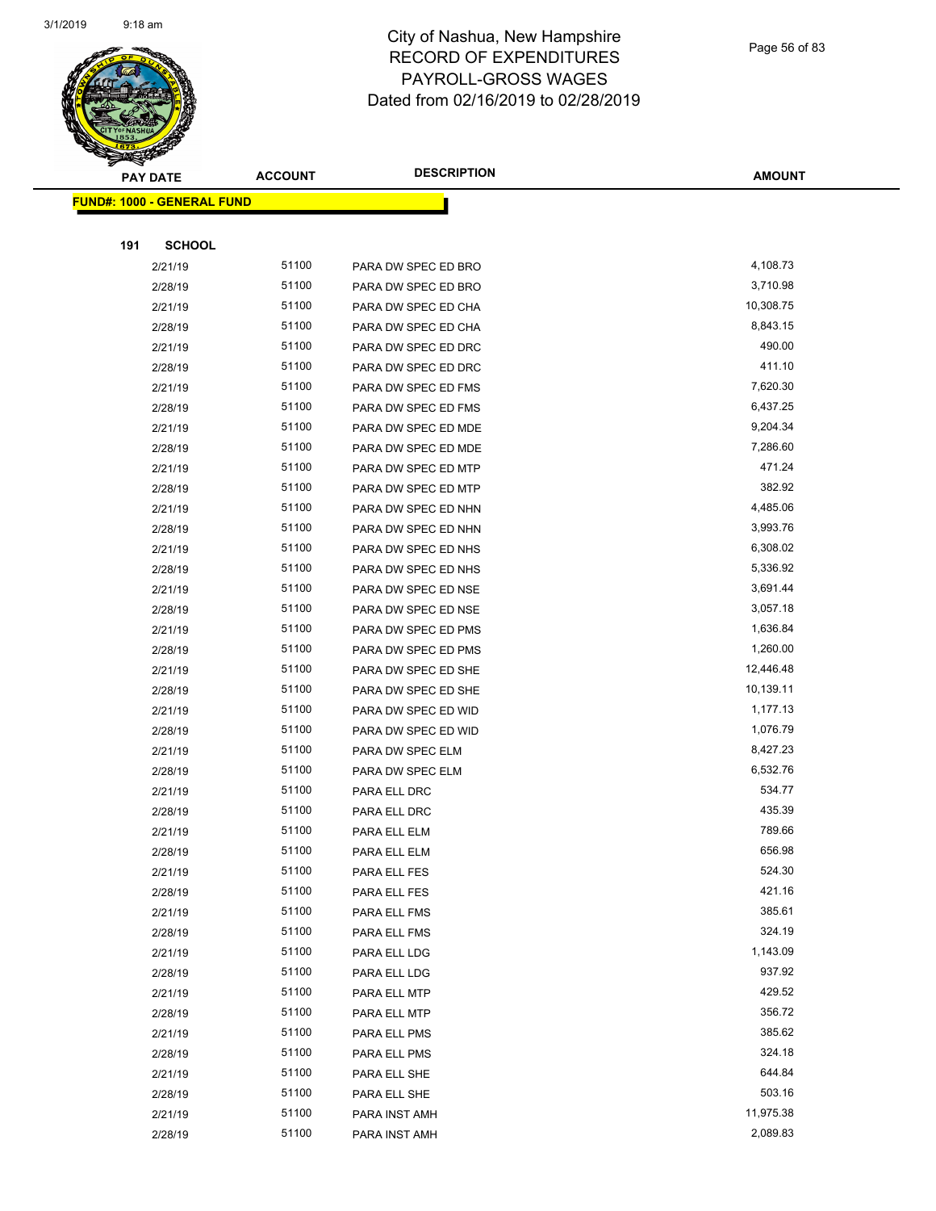# City of Nashua, New Hampshire
# RECORD OF EXPENDITURES
# PAYROLL-GROSS WAGES
# Dated from 02/16/2019 to 02/28/2019

**FUND#: 1000 - GENERAL FUND**

**191 SCHOOL**

| PAY DATE | ACCOUNT | DESCRIPTION | AMOUNT |
|---|---|---|---|
| 2/21/19 | 51100 | PARA DW SPEC ED BRO | 4,108.73 |
| 2/28/19 | 51100 | PARA DW SPEC ED BRO | 3,710.98 |
| 2/21/19 | 51100 | PARA DW SPEC ED CHA | 10,308.75 |
| 2/28/19 | 51100 | PARA DW SPEC ED CHA | 8,843.15 |
| 2/21/19 | 51100 | PARA DW SPEC ED DRC | 490.00 |
| 2/28/19 | 51100 | PARA DW SPEC ED DRC | 411.10 |
| 2/21/19 | 51100 | PARA DW SPEC ED FMS | 7,620.30 |
| 2/28/19 | 51100 | PARA DW SPEC ED FMS | 6,437.25 |
| 2/21/19 | 51100 | PARA DW SPEC ED MDE | 9,204.34 |
| 2/28/19 | 51100 | PARA DW SPEC ED MDE | 7,286.60 |
| 2/21/19 | 51100 | PARA DW SPEC ED MTP | 471.24 |
| 2/28/19 | 51100 | PARA DW SPEC ED MTP | 382.92 |
| 2/21/19 | 51100 | PARA DW SPEC ED NHN | 4,485.06 |
| 2/28/19 | 51100 | PARA DW SPEC ED NHN | 3,993.76 |
| 2/21/19 | 51100 | PARA DW SPEC ED NHS | 6,308.02 |
| 2/28/19 | 51100 | PARA DW SPEC ED NHS | 5,336.92 |
| 2/21/19 | 51100 | PARA DW SPEC ED NSE | 3,691.44 |
| 2/28/19 | 51100 | PARA DW SPEC ED NSE | 3,057.18 |
| 2/21/19 | 51100 | PARA DW SPEC ED PMS | 1,636.84 |
| 2/28/19 | 51100 | PARA DW SPEC ED PMS | 1,260.00 |
| 2/21/19 | 51100 | PARA DW SPEC ED SHE | 12,446.48 |
| 2/28/19 | 51100 | PARA DW SPEC ED SHE | 10,139.11 |
| 2/21/19 | 51100 | PARA DW SPEC ED WID | 1,177.13 |
| 2/28/19 | 51100 | PARA DW SPEC ED WID | 1,076.79 |
| 2/21/19 | 51100 | PARA DW SPEC ELM | 8,427.23 |
| 2/28/19 | 51100 | PARA DW SPEC ELM | 6,532.76 |
| 2/21/19 | 51100 | PARA ELL DRC | 534.77 |
| 2/28/19 | 51100 | PARA ELL DRC | 435.39 |
| 2/21/19 | 51100 | PARA ELL ELM | 789.66 |
| 2/28/19 | 51100 | PARA ELL ELM | 656.98 |
| 2/21/19 | 51100 | PARA ELL FES | 524.30 |
| 2/28/19 | 51100 | PARA ELL FES | 421.16 |
| 2/21/19 | 51100 | PARA ELL FMS | 385.61 |
| 2/28/19 | 51100 | PARA ELL FMS | 324.19 |
| 2/21/19 | 51100 | PARA ELL LDG | 1,143.09 |
| 2/28/19 | 51100 | PARA ELL LDG | 937.92 |
| 2/21/19 | 51100 | PARA ELL MTP | 429.52 |
| 2/28/19 | 51100 | PARA ELL MTP | 356.72 |
| 2/21/19 | 51100 | PARA ELL PMS | 385.62 |
| 2/28/19 | 51100 | PARA ELL PMS | 324.18 |
| 2/21/19 | 51100 | PARA ELL SHE | 644.84 |
| 2/28/19 | 51100 | PARA ELL SHE | 503.16 |
| 2/21/19 | 51100 | PARA INST AMH | 11,975.38 |
| 2/28/19 | 51100 | PARA INST AMH | 2,089.83 |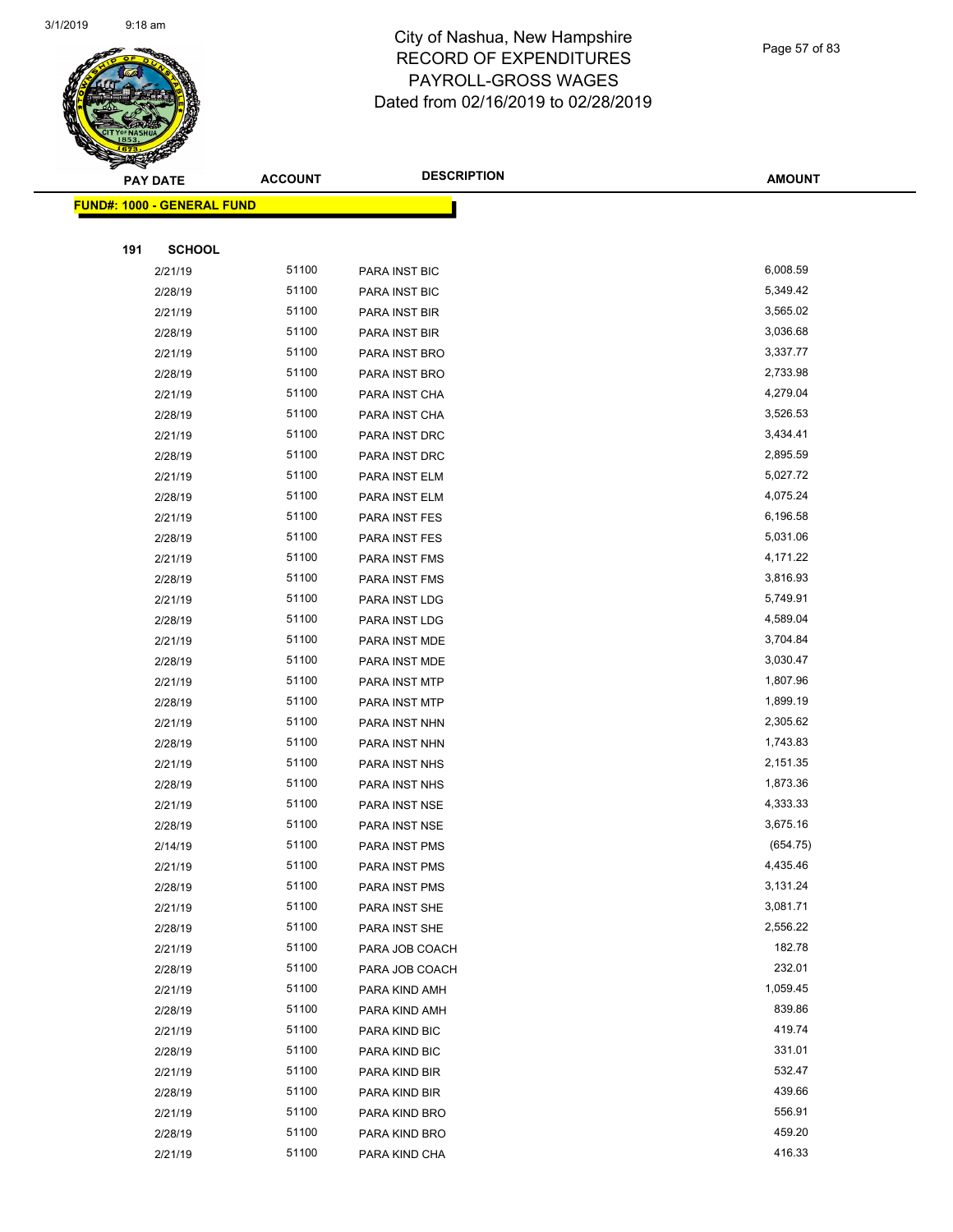# City of Nashua, New Hampshire
## RECORD OF EXPENDITURES
## PAYROLL-GROSS WAGES
## Dated from 02/16/2019 to 02/28/2019

| PAY DATE | ACCOUNT | DESCRIPTION | AMOUNT |
|---|---|---|---|

**FUND#: 1000 - GENERAL FUND**

**191 SCHOOL**

| PAY DATE | ACCOUNT | DESCRIPTION | AMOUNT |
|---|---|---|---|
| 2/21/19 | 51100 | PARA INST BIC | 6,008.59 |
| 2/28/19 | 51100 | PARA INST BIC | 5,349.42 |
| 2/21/19 | 51100 | PARA INST BIR | 3,565.02 |
| 2/28/19 | 51100 | PARA INST BIR | 3,036.68 |
| 2/21/19 | 51100 | PARA INST BRO | 3,337.77 |
| 2/28/19 | 51100 | PARA INST BRO | 2,733.98 |
| 2/21/19 | 51100 | PARA INST CHA | 4,279.04 |
| 2/28/19 | 51100 | PARA INST CHA | 3,526.53 |
| 2/21/19 | 51100 | PARA INST DRC | 3,434.41 |
| 2/28/19 | 51100 | PARA INST DRC | 2,895.59 |
| 2/21/19 | 51100 | PARA INST ELM | 5,027.72 |
| 2/28/19 | 51100 | PARA INST ELM | 4,075.24 |
| 2/21/19 | 51100 | PARA INST FES | 6,196.58 |
| 2/28/19 | 51100 | PARA INST FES | 5,031.06 |
| 2/21/19 | 51100 | PARA INST FMS | 4,171.22 |
| 2/28/19 | 51100 | PARA INST FMS | 3,816.93 |
| 2/21/19 | 51100 | PARA INST LDG | 5,749.91 |
| 2/28/19 | 51100 | PARA INST LDG | 4,589.04 |
| 2/21/19 | 51100 | PARA INST MDE | 3,704.84 |
| 2/28/19 | 51100 | PARA INST MDE | 3,030.47 |
| 2/21/19 | 51100 | PARA INST MTP | 1,807.96 |
| 2/28/19 | 51100 | PARA INST MTP | 1,899.19 |
| 2/21/19 | 51100 | PARA INST NHN | 2,305.62 |
| 2/28/19 | 51100 | PARA INST NHN | 1,743.83 |
| 2/21/19 | 51100 | PARA INST NHS | 2,151.35 |
| 2/28/19 | 51100 | PARA INST NHS | 1,873.36 |
| 2/21/19 | 51100 | PARA INST NSE | 4,333.33 |
| 2/28/19 | 51100 | PARA INST NSE | 3,675.16 |
| 2/14/19 | 51100 | PARA INST PMS | (654.75) |
| 2/21/19 | 51100 | PARA INST PMS | 4,435.46 |
| 2/28/19 | 51100 | PARA INST PMS | 3,131.24 |
| 2/21/19 | 51100 | PARA INST SHE | 3,081.71 |
| 2/28/19 | 51100 | PARA INST SHE | 2,556.22 |
| 2/21/19 | 51100 | PARA JOB COACH | 182.78 |
| 2/28/19 | 51100 | PARA JOB COACH | 232.01 |
| 2/21/19 | 51100 | PARA KIND AMH | 1,059.45 |
| 2/28/19 | 51100 | PARA KIND AMH | 839.86 |
| 2/21/19 | 51100 | PARA KIND BIC | 419.74 |
| 2/28/19 | 51100 | PARA KIND BIC | 331.01 |
| 2/21/19 | 51100 | PARA KIND BIR | 532.47 |
| 2/28/19 | 51100 | PARA KIND BIR | 439.66 |
| 2/21/19 | 51100 | PARA KIND BRO | 556.91 |
| 2/28/19 | 51100 | PARA KIND BRO | 459.20 |
| 2/21/19 | 51100 | PARA KIND CHA | 416.33 |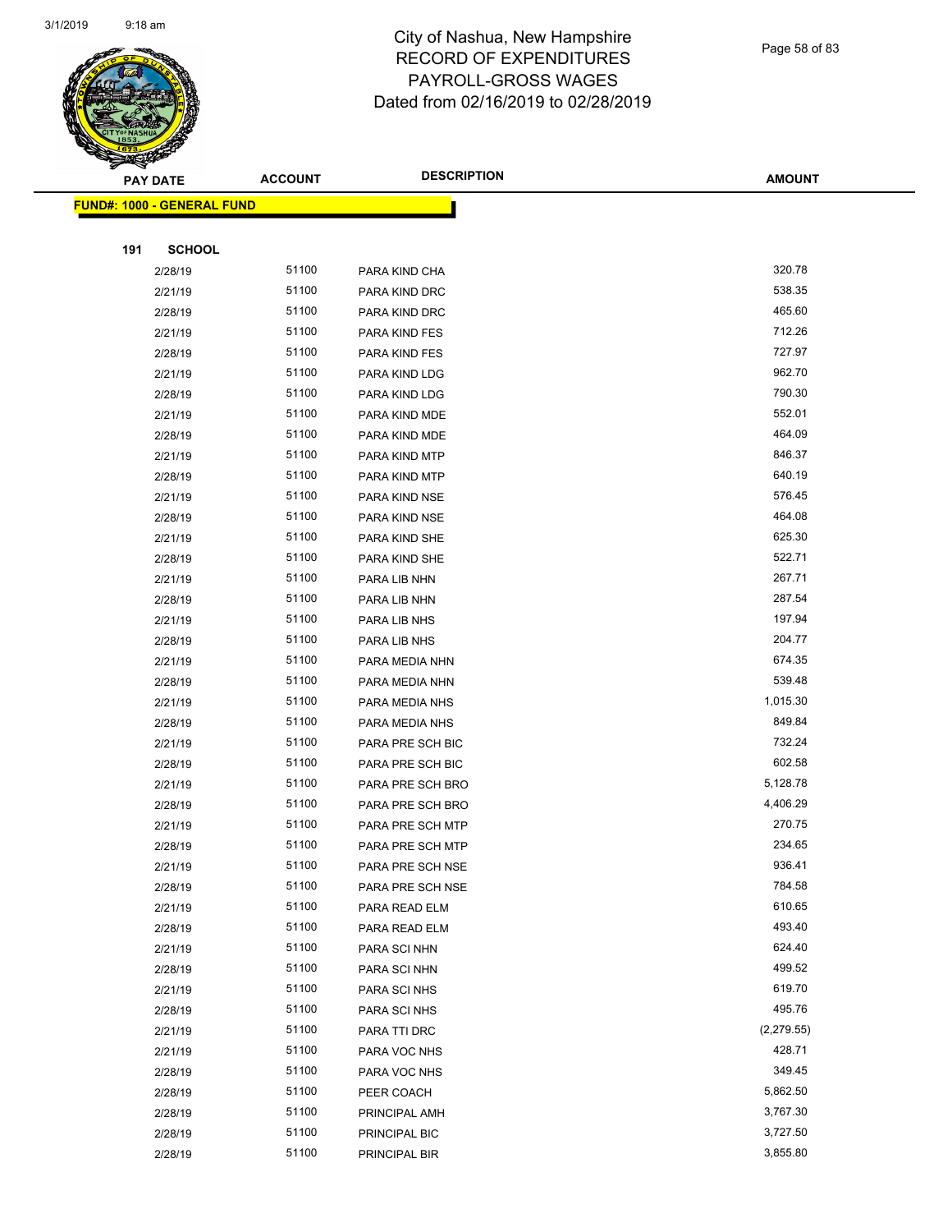# City of Nashua, New Hampshire
## RECORD OF EXPENDITURES
## PAYROLL-GROSS WAGES
### Dated from 02/16/2019 to 02/28/2019

3/1/2019 9:18 am

**FUND#: 1000 - GENERAL FUND**

**191 SCHOOL**

| PAY DATE | ACCOUNT | DESCRIPTION | AMOUNT |
|---|---|---|---|
| 2/28/19 | 51100 | PARA KIND CHA | 320.78 |
| 2/21/19 | 51100 | PARA KIND DRC | 538.35 |
| 2/28/19 | 51100 | PARA KIND DRC | 465.60 |
| 2/21/19 | 51100 | PARA KIND FES | 712.26 |
| 2/28/19 | 51100 | PARA KIND FES | 727.97 |
| 2/21/19 | 51100 | PARA KIND LDG | 962.70 |
| 2/28/19 | 51100 | PARA KIND LDG | 790.30 |
| 2/21/19 | 51100 | PARA KIND MDE | 552.01 |
| 2/28/19 | 51100 | PARA KIND MDE | 464.09 |
| 2/21/19 | 51100 | PARA KIND MTP | 846.37 |
| 2/28/19 | 51100 | PARA KIND MTP | 640.19 |
| 2/21/19 | 51100 | PARA KIND NSE | 576.45 |
| 2/28/19 | 51100 | PARA KIND NSE | 464.08 |
| 2/21/19 | 51100 | PARA KIND SHE | 625.30 |
| 2/28/19 | 51100 | PARA KIND SHE | 522.71 |
| 2/21/19 | 51100 | PARA LIB NHN | 267.71 |
| 2/28/19 | 51100 | PARA LIB NHN | 287.54 |
| 2/21/19 | 51100 | PARA LIB NHS | 197.94 |
| 2/28/19 | 51100 | PARA LIB NHS | 204.77 |
| 2/21/19 | 51100 | PARA MEDIA NHN | 674.35 |
| 2/28/19 | 51100 | PARA MEDIA NHN | 539.48 |
| 2/21/19 | 51100 | PARA MEDIA NHS | 1,015.30 |
| 2/28/19 | 51100 | PARA MEDIA NHS | 849.84 |
| 2/21/19 | 51100 | PARA PRE SCH BIC | 732.24 |
| 2/28/19 | 51100 | PARA PRE SCH BIC | 602.58 |
| 2/21/19 | 51100 | PARA PRE SCH BRO | 5,128.78 |
| 2/28/19 | 51100 | PARA PRE SCH BRO | 4,406.29 |
| 2/21/19 | 51100 | PARA PRE SCH MTP | 270.75 |
| 2/28/19 | 51100 | PARA PRE SCH MTP | 234.65 |
| 2/21/19 | 51100 | PARA PRE SCH NSE | 936.41 |
| 2/28/19 | 51100 | PARA PRE SCH NSE | 784.58 |
| 2/21/19 | 51100 | PARA READ ELM | 610.65 |
| 2/28/19 | 51100 | PARA READ ELM | 493.40 |
| 2/21/19 | 51100 | PARA SCI NHN | 624.40 |
| 2/28/19 | 51100 | PARA SCI NHN | 499.52 |
| 2/21/19 | 51100 | PARA SCI NHS | 619.70 |
| 2/28/19 | 51100 | PARA SCI NHS | 495.76 |
| 2/21/19 | 51100 | PARA TTI DRC | (2,279.55) |
| 2/21/19 | 51100 | PARA VOC NHS | 428.71 |
| 2/28/19 | 51100 | PARA VOC NHS | 349.45 |
| 2/28/19 | 51100 | PEER COACH | 5,862.50 |
| 2/28/19 | 51100 | PRINCIPAL AMH | 3,767.30 |
| 2/28/19 | 51100 | PRINCIPAL BIC | 3,727.50 |
| 2/28/19 | 51100 | PRINCIPAL BIR | 3,855.80 |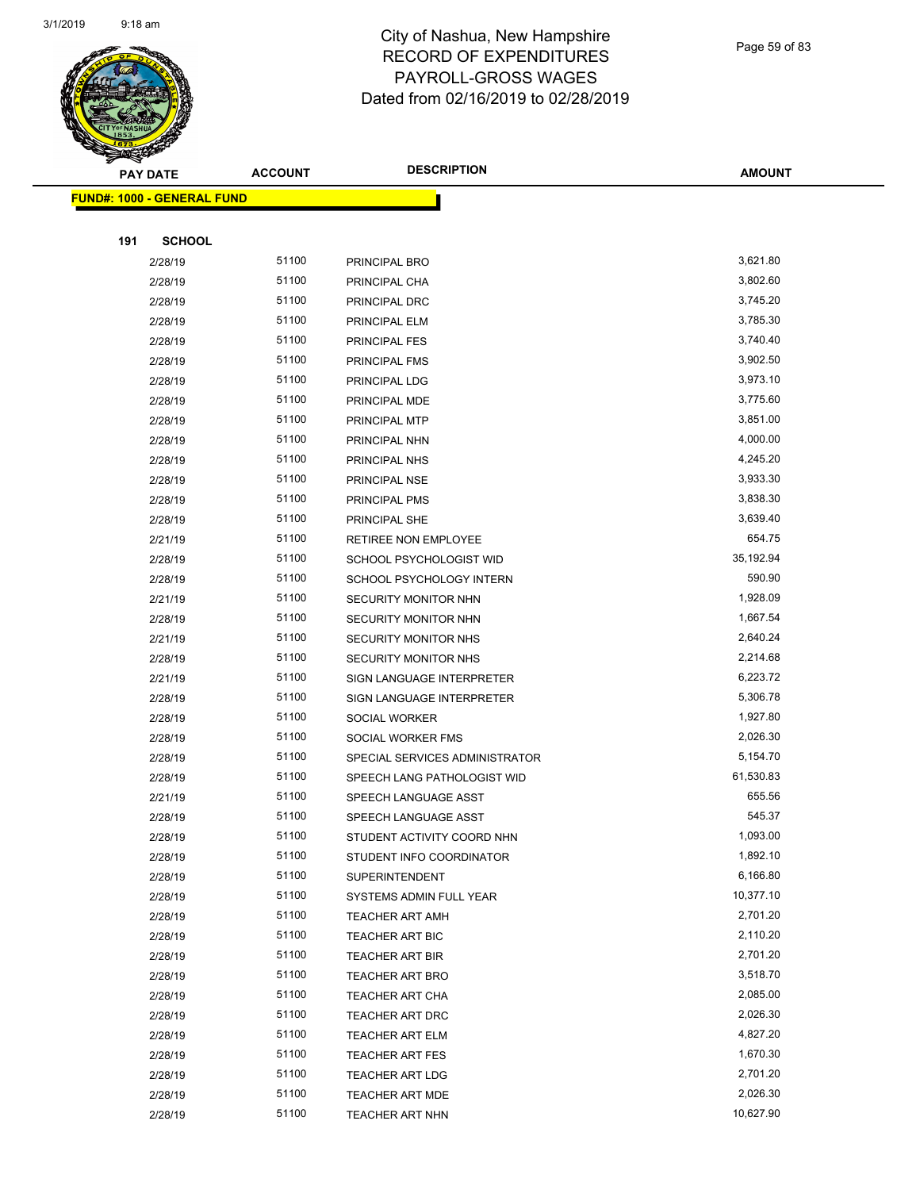# City of Nashua, New Hampshire
# RECORD OF EXPENDITURES
# PAYROLL-GROSS WAGES
# Dated from 02/16/2019 to 02/28/2019

| PAY DATE | ACCOUNT | DESCRIPTION | AMOUNT |
|---|---|---|---|
| **FUND#: 1000 - GENERAL FUND** | | | |
| **191 SCHOOL** | | | |
| 2/28/19 | 51100 | PRINCIPAL BRO | 3,621.80 |
| 2/28/19 | 51100 | PRINCIPAL CHA | 3,802.60 |
| 2/28/19 | 51100 | PRINCIPAL DRC | 3,745.20 |
| 2/28/19 | 51100 | PRINCIPAL ELM | 3,785.30 |
| 2/28/19 | 51100 | PRINCIPAL FES | 3,740.40 |
| 2/28/19 | 51100 | PRINCIPAL FMS | 3,902.50 |
| 2/28/19 | 51100 | PRINCIPAL LDG | 3,973.10 |
| 2/28/19 | 51100 | PRINCIPAL MDE | 3,775.60 |
| 2/28/19 | 51100 | PRINCIPAL MTP | 3,851.00 |
| 2/28/19 | 51100 | PRINCIPAL NHN | 4,000.00 |
| 2/28/19 | 51100 | PRINCIPAL NHS | 4,245.20 |
| 2/28/19 | 51100 | PRINCIPAL NSE | 3,933.30 |
| 2/28/19 | 51100 | PRINCIPAL PMS | 3,838.30 |
| 2/28/19 | 51100 | PRINCIPAL SHE | 3,639.40 |
| 2/21/19 | 51100 | RETIREE NON EMPLOYEE | 654.75 |
| 2/28/19 | 51100 | SCHOOL PSYCHOLOGIST WID | 35,192.94 |
| 2/28/19 | 51100 | SCHOOL PSYCHOLOGY INTERN | 590.90 |
| 2/21/19 | 51100 | SECURITY MONITOR NHN | 1,928.09 |
| 2/28/19 | 51100 | SECURITY MONITOR NHN | 1,667.54 |
| 2/21/19 | 51100 | SECURITY MONITOR NHS | 2,640.24 |
| 2/28/19 | 51100 | SECURITY MONITOR NHS | 2,214.68 |
| 2/21/19 | 51100 | SIGN LANGUAGE INTERPRETER | 6,223.72 |
| 2/28/19 | 51100 | SIGN LANGUAGE INTERPRETER | 5,306.78 |
| 2/28/19 | 51100 | SOCIAL WORKER | 1,927.80 |
| 2/28/19 | 51100 | SOCIAL WORKER FMS | 2,026.30 |
| 2/28/19 | 51100 | SPECIAL SERVICES ADMINISTRATOR | 5,154.70 |
| 2/28/19 | 51100 | SPEECH LANG PATHOLOGIST WID | 61,530.83 |
| 2/21/19 | 51100 | SPEECH LANGUAGE ASST | 655.56 |
| 2/28/19 | 51100 | SPEECH LANGUAGE ASST | 545.37 |
| 2/28/19 | 51100 | STUDENT ACTIVITY COORD NHN | 1,093.00 |
| 2/28/19 | 51100 | STUDENT INFO COORDINATOR | 1,892.10 |
| 2/28/19 | 51100 | SUPERINTENDENT | 6,166.80 |
| 2/28/19 | 51100 | SYSTEMS ADMIN FULL YEAR | 10,377.10 |
| 2/28/19 | 51100 | TEACHER ART AMH | 2,701.20 |
| 2/28/19 | 51100 | TEACHER ART BIC | 2,110.20 |
| 2/28/19 | 51100 | TEACHER ART BIR | 2,701.20 |
| 2/28/19 | 51100 | TEACHER ART BRO | 3,518.70 |
| 2/28/19 | 51100 | TEACHER ART CHA | 2,085.00 |
| 2/28/19 | 51100 | TEACHER ART DRC | 2,026.30 |
| 2/28/19 | 51100 | TEACHER ART ELM | 4,827.20 |
| 2/28/19 | 51100 | TEACHER ART FES | 1,670.30 |
| 2/28/19 | 51100 | TEACHER ART LDG | 2,701.20 |
| 2/28/19 | 51100 | TEACHER ART MDE | 2,026.30 |
| 2/28/19 | 51100 | TEACHER ART NHN | 10,627.90 |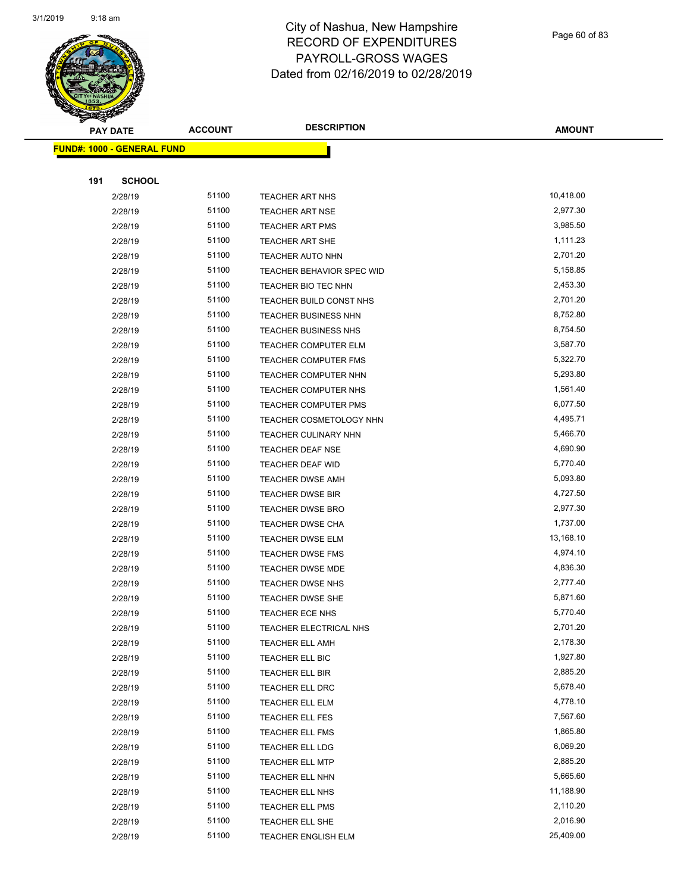# City of Nashua, New Hampshire
## RECORD OF EXPENDITURES
## PAYROLL-GROSS WAGES
## Dated from 02/16/2019 to 02/28/2019

| PAY DATE | ACCOUNT | DESCRIPTION | AMOUNT |
|---|---|---|---|

**FUND#: 1000 - GENERAL FUND**

**191 SCHOOL**

| PAY DATE | ACCOUNT | DESCRIPTION | AMOUNT |
|---|---|---|---|
| 2/28/19 | 51100 | TEACHER ART NHS | 10,418.00 |
| 2/28/19 | 51100 | TEACHER ART NSE | 2,977.30 |
| 2/28/19 | 51100 | TEACHER ART PMS | 3,985.50 |
| 2/28/19 | 51100 | TEACHER ART SHE | 1,111.23 |
| 2/28/19 | 51100 | TEACHER AUTO NHN | 2,701.20 |
| 2/28/19 | 51100 | TEACHER BEHAVIOR SPEC WID | 5,158.85 |
| 2/28/19 | 51100 | TEACHER BIO TEC NHN | 2,453.30 |
| 2/28/19 | 51100 | TEACHER BUILD CONST NHS | 2,701.20 |
| 2/28/19 | 51100 | TEACHER BUSINESS NHN | 8,752.80 |
| 2/28/19 | 51100 | TEACHER BUSINESS NHS | 8,754.50 |
| 2/28/19 | 51100 | TEACHER COMPUTER ELM | 3,587.70 |
| 2/28/19 | 51100 | TEACHER COMPUTER FMS | 5,322.70 |
| 2/28/19 | 51100 | TEACHER COMPUTER NHN | 5,293.80 |
| 2/28/19 | 51100 | TEACHER COMPUTER NHS | 1,561.40 |
| 2/28/19 | 51100 | TEACHER COMPUTER PMS | 6,077.50 |
| 2/28/19 | 51100 | TEACHER COSMETOLOGY NHN | 4,495.71 |
| 2/28/19 | 51100 | TEACHER CULINARY NHN | 5,466.70 |
| 2/28/19 | 51100 | TEACHER DEAF NSE | 4,690.90 |
| 2/28/19 | 51100 | TEACHER DEAF WID | 5,770.40 |
| 2/28/19 | 51100 | TEACHER DWSE AMH | 5,093.80 |
| 2/28/19 | 51100 | TEACHER DWSE BIR | 4,727.50 |
| 2/28/19 | 51100 | TEACHER DWSE BRO | 2,977.30 |
| 2/28/19 | 51100 | TEACHER DWSE CHA | 1,737.00 |
| 2/28/19 | 51100 | TEACHER DWSE ELM | 13,168.10 |
| 2/28/19 | 51100 | TEACHER DWSE FMS | 4,974.10 |
| 2/28/19 | 51100 | TEACHER DWSE MDE | 4,836.30 |
| 2/28/19 | 51100 | TEACHER DWSE NHS | 2,777.40 |
| 2/28/19 | 51100 | TEACHER DWSE SHE | 5,871.60 |
| 2/28/19 | 51100 | TEACHER ECE NHS | 5,770.40 |
| 2/28/19 | 51100 | TEACHER ELECTRICAL NHS | 2,701.20 |
| 2/28/19 | 51100 | TEACHER ELL AMH | 2,178.30 |
| 2/28/19 | 51100 | TEACHER ELL BIC | 1,927.80 |
| 2/28/19 | 51100 | TEACHER ELL BIR | 2,885.20 |
| 2/28/19 | 51100 | TEACHER ELL DRC | 5,678.40 |
| 2/28/19 | 51100 | TEACHER ELL ELM | 4,778.10 |
| 2/28/19 | 51100 | TEACHER ELL FES | 7,567.60 |
| 2/28/19 | 51100 | TEACHER ELL FMS | 1,865.80 |
| 2/28/19 | 51100 | TEACHER ELL LDG | 6,069.20 |
| 2/28/19 | 51100 | TEACHER ELL MTP | 2,885.20 |
| 2/28/19 | 51100 | TEACHER ELL NHN | 5,665.60 |
| 2/28/19 | 51100 | TEACHER ELL NHS | 11,188.90 |
| 2/28/19 | 51100 | TEACHER ELL PMS | 2,110.20 |
| 2/28/19 | 51100 | TEACHER ELL SHE | 2,016.90 |
| 2/28/19 | 51100 | TEACHER ENGLISH ELM | 25,409.00 |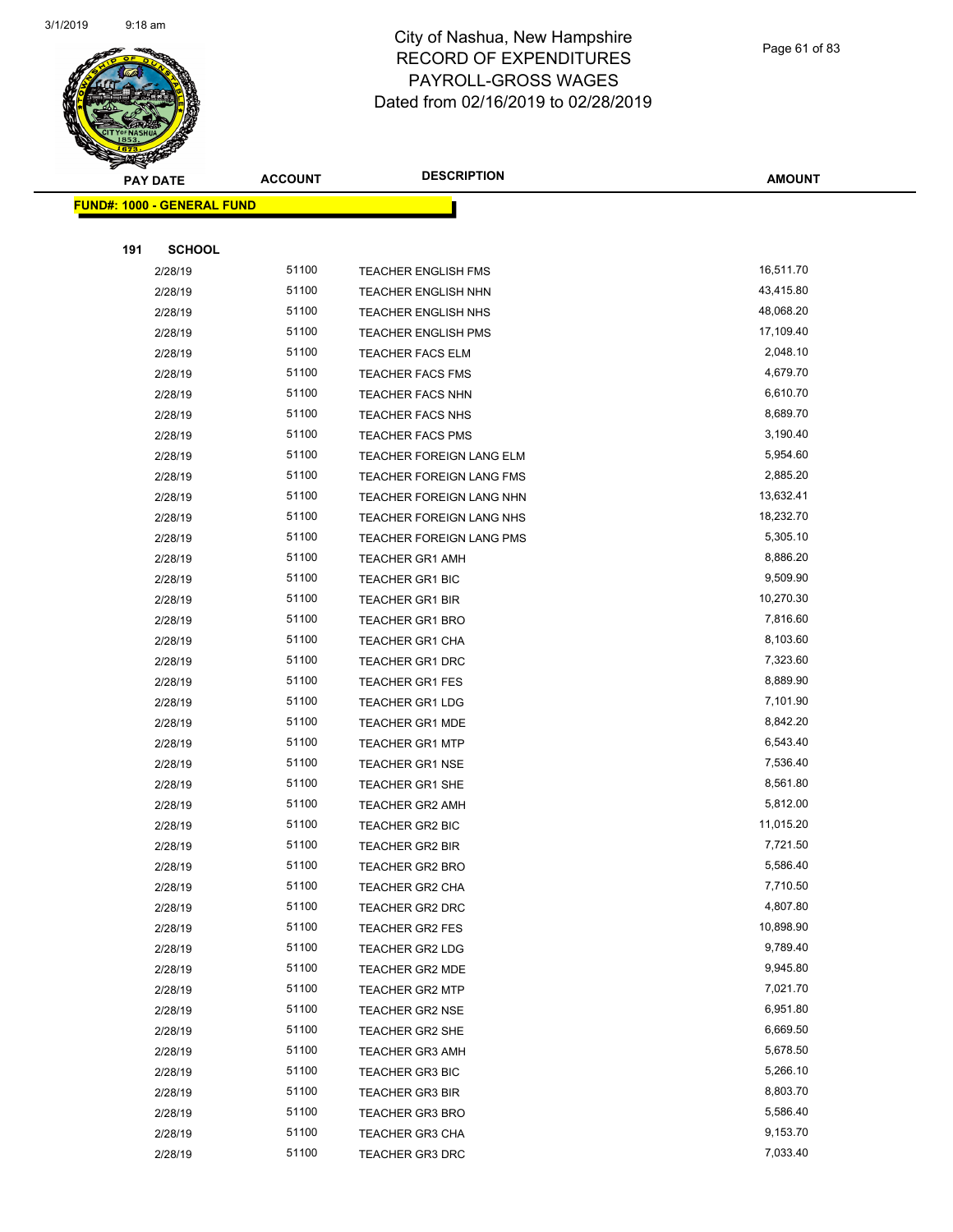# City of Nashua, New Hampshire
## RECORD OF EXPENDITURES
## PAYROLL-GROSS WAGES
## Dated from 02/16/2019 to 02/28/2019

| PAY DATE | ACCOUNT | DESCRIPTION | AMOUNT |
|---|---|---|---|

**FUND#: 1000 - GENERAL FUND**

**191 SCHOOL**

| PAY DATE | ACCOUNT | DESCRIPTION | AMOUNT |
|---|---|---|---|
| 2/28/19 | 51100 | TEACHER ENGLISH FMS | 16,511.70 |
| 2/28/19 | 51100 | TEACHER ENGLISH NHN | 43,415.80 |
| 2/28/19 | 51100 | TEACHER ENGLISH NHS | 48,068.20 |
| 2/28/19 | 51100 | TEACHER ENGLISH PMS | 17,109.40 |
| 2/28/19 | 51100 | TEACHER FACS ELM | 2,048.10 |
| 2/28/19 | 51100 | TEACHER FACS FMS | 4,679.70 |
| 2/28/19 | 51100 | TEACHER FACS NHN | 6,610.70 |
| 2/28/19 | 51100 | TEACHER FACS NHS | 8,689.70 |
| 2/28/19 | 51100 | TEACHER FACS PMS | 3,190.40 |
| 2/28/19 | 51100 | TEACHER FOREIGN LANG ELM | 5,954.60 |
| 2/28/19 | 51100 | TEACHER FOREIGN LANG FMS | 2,885.20 |
| 2/28/19 | 51100 | TEACHER FOREIGN LANG NHN | 13,632.41 |
| 2/28/19 | 51100 | TEACHER FOREIGN LANG NHS | 18,232.70 |
| 2/28/19 | 51100 | TEACHER FOREIGN LANG PMS | 5,305.10 |
| 2/28/19 | 51100 | TEACHER GR1 AMH | 8,886.20 |
| 2/28/19 | 51100 | TEACHER GR1 BIC | 9,509.90 |
| 2/28/19 | 51100 | TEACHER GR1 BIR | 10,270.30 |
| 2/28/19 | 51100 | TEACHER GR1 BRO | 7,816.60 |
| 2/28/19 | 51100 | TEACHER GR1 CHA | 8,103.60 |
| 2/28/19 | 51100 | TEACHER GR1 DRC | 7,323.60 |
| 2/28/19 | 51100 | TEACHER GR1 FES | 8,889.90 |
| 2/28/19 | 51100 | TEACHER GR1 LDG | 7,101.90 |
| 2/28/19 | 51100 | TEACHER GR1 MDE | 8,842.20 |
| 2/28/19 | 51100 | TEACHER GR1 MTP | 6,543.40 |
| 2/28/19 | 51100 | TEACHER GR1 NSE | 7,536.40 |
| 2/28/19 | 51100 | TEACHER GR1 SHE | 8,561.80 |
| 2/28/19 | 51100 | TEACHER GR2 AMH | 5,812.00 |
| 2/28/19 | 51100 | TEACHER GR2 BIC | 11,015.20 |
| 2/28/19 | 51100 | TEACHER GR2 BIR | 7,721.50 |
| 2/28/19 | 51100 | TEACHER GR2 BRO | 5,586.40 |
| 2/28/19 | 51100 | TEACHER GR2 CHA | 7,710.50 |
| 2/28/19 | 51100 | TEACHER GR2 DRC | 4,807.80 |
| 2/28/19 | 51100 | TEACHER GR2 FES | 10,898.90 |
| 2/28/19 | 51100 | TEACHER GR2 LDG | 9,789.40 |
| 2/28/19 | 51100 | TEACHER GR2 MDE | 9,945.80 |
| 2/28/19 | 51100 | TEACHER GR2 MTP | 7,021.70 |
| 2/28/19 | 51100 | TEACHER GR2 NSE | 6,951.80 |
| 2/28/19 | 51100 | TEACHER GR2 SHE | 6,669.50 |
| 2/28/19 | 51100 | TEACHER GR3 AMH | 5,678.50 |
| 2/28/19 | 51100 | TEACHER GR3 BIC | 5,266.10 |
| 2/28/19 | 51100 | TEACHER GR3 BIR | 8,803.70 |
| 2/28/19 | 51100 | TEACHER GR3 BRO | 5,586.40 |
| 2/28/19 | 51100 | TEACHER GR3 CHA | 9,153.70 |
| 2/28/19 | 51100 | TEACHER GR3 DRC | 7,033.40 |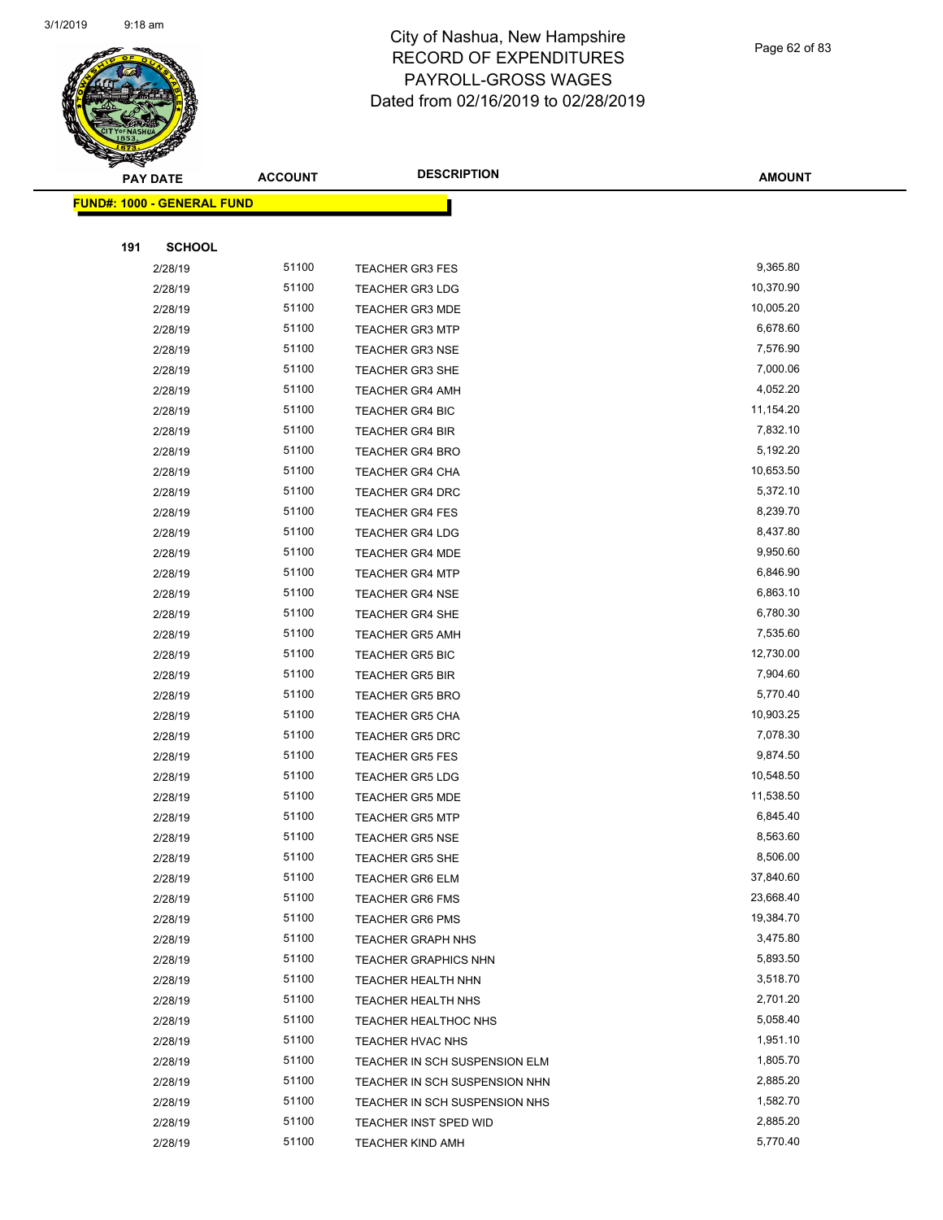# City of Nashua, New Hampshire
# RECORD OF EXPENDITURES
# PAYROLL-GROSS WAGES
# Dated from 02/16/2019 to 02/28/2019

| PAY DATE | ACCOUNT | DESCRIPTION | AMOUNT |
|---|---|---|---|
| **FUND#: 1000 - GENERAL FUND** | | | |
| **191 SCHOOL** | | | |
| 2/28/19 | 51100 | TEACHER GR3 FES | 9,365.80 |
| 2/28/19 | 51100 | TEACHER GR3 LDG | 10,370.90 |
| 2/28/19 | 51100 | TEACHER GR3 MDE | 10,005.20 |
| 2/28/19 | 51100 | TEACHER GR3 MTP | 6,678.60 |
| 2/28/19 | 51100 | TEACHER GR3 NSE | 7,576.90 |
| 2/28/19 | 51100 | TEACHER GR3 SHE | 7,000.06 |
| 2/28/19 | 51100 | TEACHER GR4 AMH | 4,052.20 |
| 2/28/19 | 51100 | TEACHER GR4 BIC | 11,154.20 |
| 2/28/19 | 51100 | TEACHER GR4 BIR | 7,832.10 |
| 2/28/19 | 51100 | TEACHER GR4 BRO | 5,192.20 |
| 2/28/19 | 51100 | TEACHER GR4 CHA | 10,653.50 |
| 2/28/19 | 51100 | TEACHER GR4 DRC | 5,372.10 |
| 2/28/19 | 51100 | TEACHER GR4 FES | 8,239.70 |
| 2/28/19 | 51100 | TEACHER GR4 LDG | 8,437.80 |
| 2/28/19 | 51100 | TEACHER GR4 MDE | 9,950.60 |
| 2/28/19 | 51100 | TEACHER GR4 MTP | 6,846.90 |
| 2/28/19 | 51100 | TEACHER GR4 NSE | 6,863.10 |
| 2/28/19 | 51100 | TEACHER GR4 SHE | 6,780.30 |
| 2/28/19 | 51100 | TEACHER GR5 AMH | 7,535.60 |
| 2/28/19 | 51100 | TEACHER GR5 BIC | 12,730.00 |
| 2/28/19 | 51100 | TEACHER GR5 BIR | 7,904.60 |
| 2/28/19 | 51100 | TEACHER GR5 BRO | 5,770.40 |
| 2/28/19 | 51100 | TEACHER GR5 CHA | 10,903.25 |
| 2/28/19 | 51100 | TEACHER GR5 DRC | 7,078.30 |
| 2/28/19 | 51100 | TEACHER GR5 FES | 9,874.50 |
| 2/28/19 | 51100 | TEACHER GR5 LDG | 10,548.50 |
| 2/28/19 | 51100 | TEACHER GR5 MDE | 11,538.50 |
| 2/28/19 | 51100 | TEACHER GR5 MTP | 6,845.40 |
| 2/28/19 | 51100 | TEACHER GR5 NSE | 8,563.60 |
| 2/28/19 | 51100 | TEACHER GR5 SHE | 8,506.00 |
| 2/28/19 | 51100 | TEACHER GR6 ELM | 37,840.60 |
| 2/28/19 | 51100 | TEACHER GR6 FMS | 23,668.40 |
| 2/28/19 | 51100 | TEACHER GR6 PMS | 19,384.70 |
| 2/28/19 | 51100 | TEACHER GRAPH NHS | 3,475.80 |
| 2/28/19 | 51100 | TEACHER GRAPHICS NHN | 5,893.50 |
| 2/28/19 | 51100 | TEACHER HEALTH NHN | 3,518.70 |
| 2/28/19 | 51100 | TEACHER HEALTH NHS | 2,701.20 |
| 2/28/19 | 51100 | TEACHER HEALTHOC NHS | 5,058.40 |
| 2/28/19 | 51100 | TEACHER HVAC NHS | 1,951.10 |
| 2/28/19 | 51100 | TEACHER IN SCH SUSPENSION ELM | 1,805.70 |
| 2/28/19 | 51100 | TEACHER IN SCH SUSPENSION NHN | 2,885.20 |
| 2/28/19 | 51100 | TEACHER IN SCH SUSPENSION NHS | 1,582.70 |
| 2/28/19 | 51100 | TEACHER INST SPED WID | 2,885.20 |
| 2/28/19 | 51100 | TEACHER KIND AMH | 5,770.40 |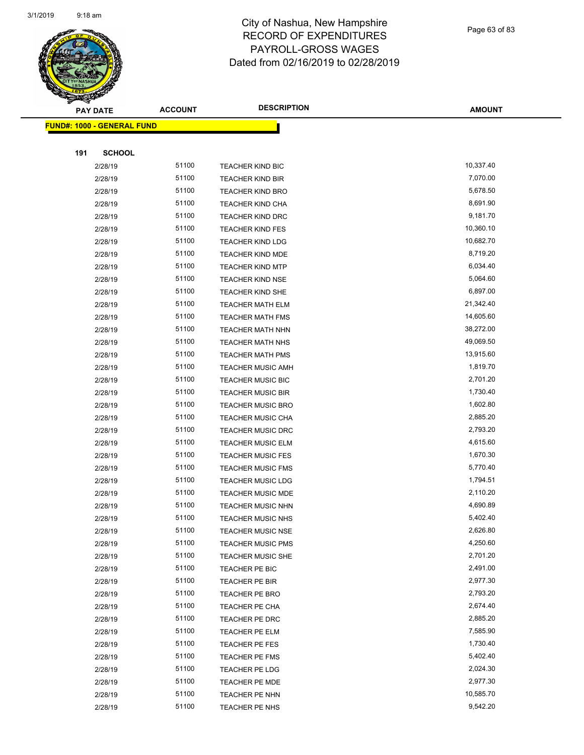# City of Nashua, New Hampshire
## RECORD OF EXPENDITURES
## PAYROLL-GROSS WAGES
## Dated from 02/16/2019 to 02/28/2019

| PAY DATE | ACCOUNT | DESCRIPTION | AMOUNT |
|---|---|---|---|

**FUND#: 1000 - GENERAL FUND**

**191 SCHOOL**

| PAY DATE | ACCOUNT | DESCRIPTION | AMOUNT |
|---|---|---|---|
| 2/28/19 | 51100 | TEACHER KIND BIC | 10,337.40 |
| 2/28/19 | 51100 | TEACHER KIND BIR | 7,070.00 |
| 2/28/19 | 51100 | TEACHER KIND BRO | 5,678.50 |
| 2/28/19 | 51100 | TEACHER KIND CHA | 8,691.90 |
| 2/28/19 | 51100 | TEACHER KIND DRC | 9,181.70 |
| 2/28/19 | 51100 | TEACHER KIND FES | 10,360.10 |
| 2/28/19 | 51100 | TEACHER KIND LDG | 10,682.70 |
| 2/28/19 | 51100 | TEACHER KIND MDE | 8,719.20 |
| 2/28/19 | 51100 | TEACHER KIND MTP | 6,034.40 |
| 2/28/19 | 51100 | TEACHER KIND NSE | 5,064.60 |
| 2/28/19 | 51100 | TEACHER KIND SHE | 6,897.00 |
| 2/28/19 | 51100 | TEACHER MATH ELM | 21,342.40 |
| 2/28/19 | 51100 | TEACHER MATH FMS | 14,605.60 |
| 2/28/19 | 51100 | TEACHER MATH NHN | 38,272.00 |
| 2/28/19 | 51100 | TEACHER MATH NHS | 49,069.50 |
| 2/28/19 | 51100 | TEACHER MATH PMS | 13,915.60 |
| 2/28/19 | 51100 | TEACHER MUSIC AMH | 1,819.70 |
| 2/28/19 | 51100 | TEACHER MUSIC BIC | 2,701.20 |
| 2/28/19 | 51100 | TEACHER MUSIC BIR | 1,730.40 |
| 2/28/19 | 51100 | TEACHER MUSIC BRO | 1,602.80 |
| 2/28/19 | 51100 | TEACHER MUSIC CHA | 2,885.20 |
| 2/28/19 | 51100 | TEACHER MUSIC DRC | 2,793.20 |
| 2/28/19 | 51100 | TEACHER MUSIC ELM | 4,615.60 |
| 2/28/19 | 51100 | TEACHER MUSIC FES | 1,670.30 |
| 2/28/19 | 51100 | TEACHER MUSIC FMS | 5,770.40 |
| 2/28/19 | 51100 | TEACHER MUSIC LDG | 1,794.51 |
| 2/28/19 | 51100 | TEACHER MUSIC MDE | 2,110.20 |
| 2/28/19 | 51100 | TEACHER MUSIC NHN | 4,690.89 |
| 2/28/19 | 51100 | TEACHER MUSIC NHS | 5,402.40 |
| 2/28/19 | 51100 | TEACHER MUSIC NSE | 2,626.80 |
| 2/28/19 | 51100 | TEACHER MUSIC PMS | 4,250.60 |
| 2/28/19 | 51100 | TEACHER MUSIC SHE | 2,701.20 |
| 2/28/19 | 51100 | TEACHER PE BIC | 2,491.00 |
| 2/28/19 | 51100 | TEACHER PE BIR | 2,977.30 |
| 2/28/19 | 51100 | TEACHER PE BRO | 2,793.20 |
| 2/28/19 | 51100 | TEACHER PE CHA | 2,674.40 |
| 2/28/19 | 51100 | TEACHER PE DRC | 2,885.20 |
| 2/28/19 | 51100 | TEACHER PE ELM | 7,585.90 |
| 2/28/19 | 51100 | TEACHER PE FES | 1,730.40 |
| 2/28/19 | 51100 | TEACHER PE FMS | 5,402.40 |
| 2/28/19 | 51100 | TEACHER PE LDG | 2,024.30 |
| 2/28/19 | 51100 | TEACHER PE MDE | 2,977.30 |
| 2/28/19 | 51100 | TEACHER PE NHN | 10,585.70 |
| 2/28/19 | 51100 | TEACHER PE NHS | 9,542.20 |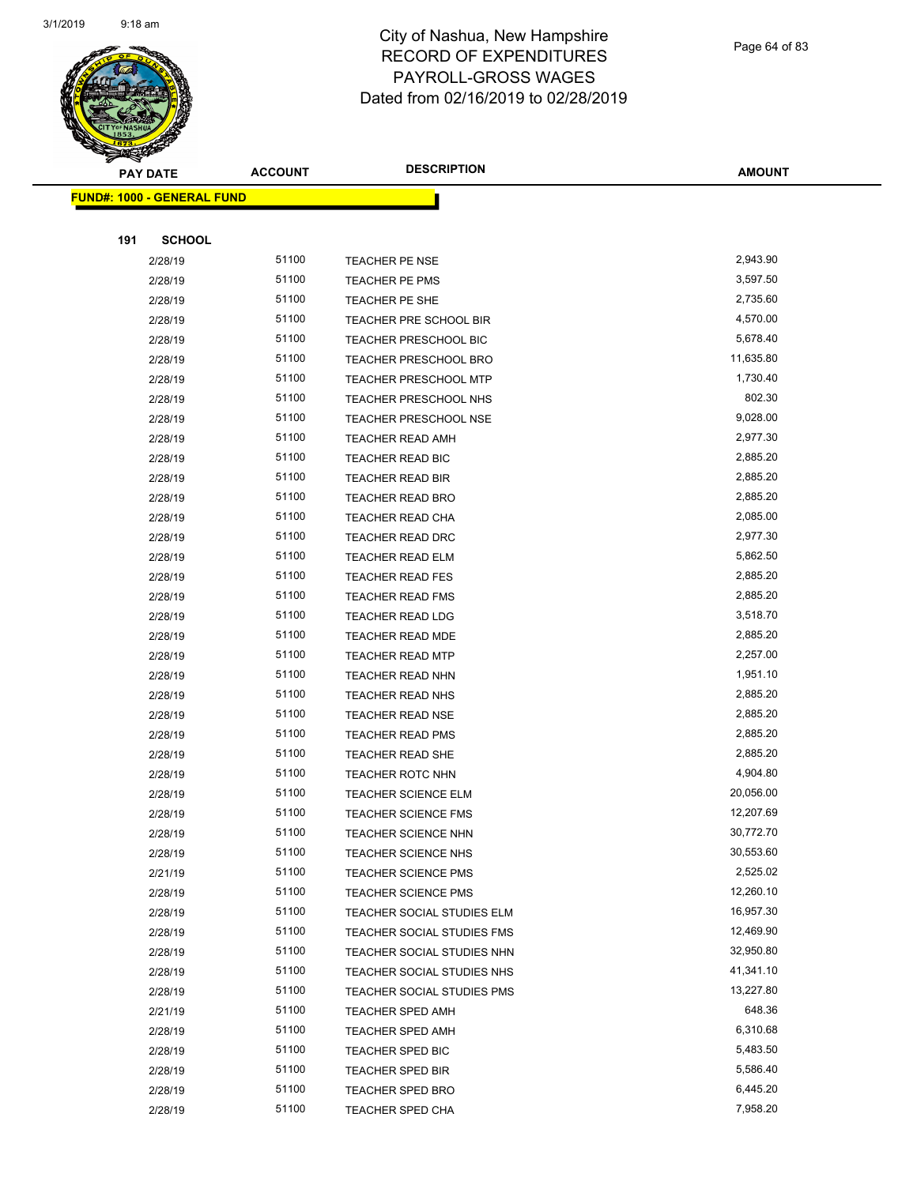# City of Nashua, New Hampshire
## RECORD OF EXPENDITURES
## PAYROLL-GROSS WAGES
## Dated from 02/16/2019 to 02/28/2019

**FUND#: 1000 - GENERAL FUND**

**191 SCHOOL**

| PAY DATE | ACCOUNT | DESCRIPTION | AMOUNT |
|---|---|---|---|
| 2/28/19 | 51100 | TEACHER PE NSE | 2,943.90 |
| 2/28/19 | 51100 | TEACHER PE PMS | 3,597.50 |
| 2/28/19 | 51100 | TEACHER PE SHE | 2,735.60 |
| 2/28/19 | 51100 | TEACHER PRE SCHOOL BIR | 4,570.00 |
| 2/28/19 | 51100 | TEACHER PRESCHOOL BIC | 5,678.40 |
| 2/28/19 | 51100 | TEACHER PRESCHOOL BRO | 11,635.80 |
| 2/28/19 | 51100 | TEACHER PRESCHOOL MTP | 1,730.40 |
| 2/28/19 | 51100 | TEACHER PRESCHOOL NHS | 802.30 |
| 2/28/19 | 51100 | TEACHER PRESCHOOL NSE | 9,028.00 |
| 2/28/19 | 51100 | TEACHER READ AMH | 2,977.30 |
| 2/28/19 | 51100 | TEACHER READ BIC | 2,885.20 |
| 2/28/19 | 51100 | TEACHER READ BIR | 2,885.20 |
| 2/28/19 | 51100 | TEACHER READ BRO | 2,885.20 |
| 2/28/19 | 51100 | TEACHER READ CHA | 2,085.00 |
| 2/28/19 | 51100 | TEACHER READ DRC | 2,977.30 |
| 2/28/19 | 51100 | TEACHER READ ELM | 5,862.50 |
| 2/28/19 | 51100 | TEACHER READ FES | 2,885.20 |
| 2/28/19 | 51100 | TEACHER READ FMS | 2,885.20 |
| 2/28/19 | 51100 | TEACHER READ LDG | 3,518.70 |
| 2/28/19 | 51100 | TEACHER READ MDE | 2,885.20 |
| 2/28/19 | 51100 | TEACHER READ MTP | 2,257.00 |
| 2/28/19 | 51100 | TEACHER READ NHN | 1,951.10 |
| 2/28/19 | 51100 | TEACHER READ NHS | 2,885.20 |
| 2/28/19 | 51100 | TEACHER READ NSE | 2,885.20 |
| 2/28/19 | 51100 | TEACHER READ PMS | 2,885.20 |
| 2/28/19 | 51100 | TEACHER READ SHE | 2,885.20 |
| 2/28/19 | 51100 | TEACHER ROTC NHN | 4,904.80 |
| 2/28/19 | 51100 | TEACHER SCIENCE ELM | 20,056.00 |
| 2/28/19 | 51100 | TEACHER SCIENCE FMS | 12,207.69 |
| 2/28/19 | 51100 | TEACHER SCIENCE NHN | 30,772.70 |
| 2/28/19 | 51100 | TEACHER SCIENCE NHS | 30,553.60 |
| 2/21/19 | 51100 | TEACHER SCIENCE PMS | 2,525.02 |
| 2/28/19 | 51100 | TEACHER SCIENCE PMS | 12,260.10 |
| 2/28/19 | 51100 | TEACHER SOCIAL STUDIES ELM | 16,957.30 |
| 2/28/19 | 51100 | TEACHER SOCIAL STUDIES FMS | 12,469.90 |
| 2/28/19 | 51100 | TEACHER SOCIAL STUDIES NHN | 32,950.80 |
| 2/28/19 | 51100 | TEACHER SOCIAL STUDIES NHS | 41,341.10 |
| 2/28/19 | 51100 | TEACHER SOCIAL STUDIES PMS | 13,227.80 |
| 2/21/19 | 51100 | TEACHER SPED AMH | 648.36 |
| 2/28/19 | 51100 | TEACHER SPED AMH | 6,310.68 |
| 2/28/19 | 51100 | TEACHER SPED BIC | 5,483.50 |
| 2/28/19 | 51100 | TEACHER SPED BIR | 5,586.40 |
| 2/28/19 | 51100 | TEACHER SPED BRO | 6,445.20 |
| 2/28/19 | 51100 | TEACHER SPED CHA | 7,958.20 |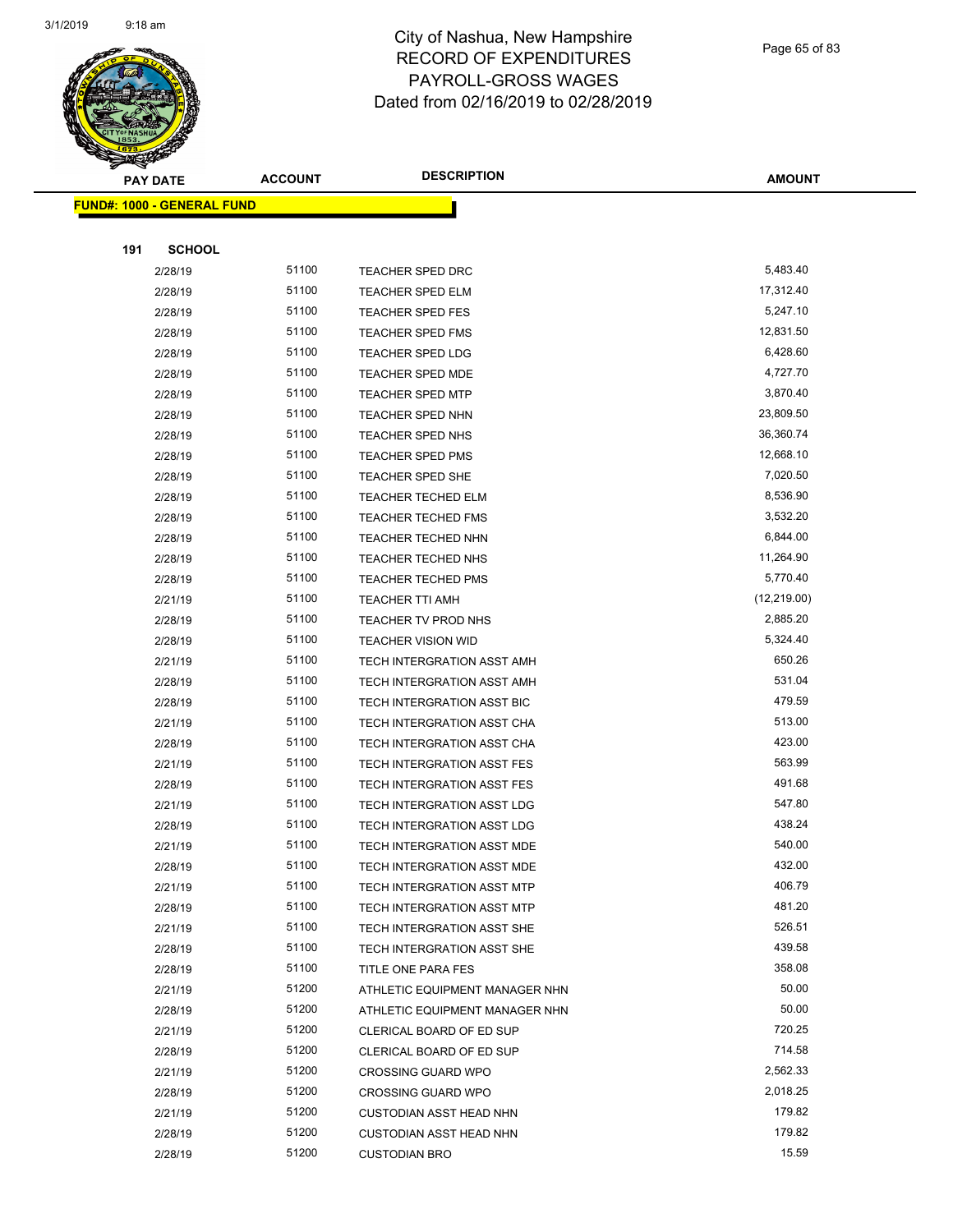# City of Nashua, New Hampshire
## RECORD OF EXPENDITURES
## PAYROLL-GROSS WAGES
## Dated from 02/16/2019 to 02/28/2019

**FUND#: 1000 - GENERAL FUND**

**191 SCHOOL**

| PAY DATE | ACCOUNT | DESCRIPTION | AMOUNT |
|---|---|---|---|
| 2/28/19 | 51100 | TEACHER SPED DRC | 5,483.40 |
| 2/28/19 | 51100 | TEACHER SPED ELM | 17,312.40 |
| 2/28/19 | 51100 | TEACHER SPED FES | 5,247.10 |
| 2/28/19 | 51100 | TEACHER SPED FMS | 12,831.50 |
| 2/28/19 | 51100 | TEACHER SPED LDG | 6,428.60 |
| 2/28/19 | 51100 | TEACHER SPED MDE | 4,727.70 |
| 2/28/19 | 51100 | TEACHER SPED MTP | 3,870.40 |
| 2/28/19 | 51100 | TEACHER SPED NHN | 23,809.50 |
| 2/28/19 | 51100 | TEACHER SPED NHS | 36,360.74 |
| 2/28/19 | 51100 | TEACHER SPED PMS | 12,668.10 |
| 2/28/19 | 51100 | TEACHER SPED SHE | 7,020.50 |
| 2/28/19 | 51100 | TEACHER TECHED ELM | 8,536.90 |
| 2/28/19 | 51100 | TEACHER TECHED FMS | 3,532.20 |
| 2/28/19 | 51100 | TEACHER TECHED NHN | 6,844.00 |
| 2/28/19 | 51100 | TEACHER TECHED NHS | 11,264.90 |
| 2/28/19 | 51100 | TEACHER TECHED PMS | 5,770.40 |
| 2/21/19 | 51100 | TEACHER TTI AMH | (12,219.00) |
| 2/28/19 | 51100 | TEACHER TV PROD NHS | 2,885.20 |
| 2/28/19 | 51100 | TEACHER VISION WID | 5,324.40 |
| 2/21/19 | 51100 | TECH INTERGRATION ASST AMH | 650.26 |
| 2/28/19 | 51100 | TECH INTERGRATION ASST AMH | 531.04 |
| 2/28/19 | 51100 | TECH INTERGRATION ASST BIC | 479.59 |
| 2/21/19 | 51100 | TECH INTERGRATION ASST CHA | 513.00 |
| 2/28/19 | 51100 | TECH INTERGRATION ASST CHA | 423.00 |
| 2/21/19 | 51100 | TECH INTERGRATION ASST FES | 563.99 |
| 2/28/19 | 51100 | TECH INTERGRATION ASST FES | 491.68 |
| 2/21/19 | 51100 | TECH INTERGRATION ASST LDG | 547.80 |
| 2/28/19 | 51100 | TECH INTERGRATION ASST LDG | 438.24 |
| 2/21/19 | 51100 | TECH INTERGRATION ASST MDE | 540.00 |
| 2/28/19 | 51100 | TECH INTERGRATION ASST MDE | 432.00 |
| 2/21/19 | 51100 | TECH INTERGRATION ASST MTP | 406.79 |
| 2/28/19 | 51100 | TECH INTERGRATION ASST MTP | 481.20 |
| 2/21/19 | 51100 | TECH INTERGRATION ASST SHE | 526.51 |
| 2/28/19 | 51100 | TECH INTERGRATION ASST SHE | 439.58 |
| 2/28/19 | 51100 | TITLE ONE PARA FES | 358.08 |
| 2/21/19 | 51200 | ATHLETIC EQUIPMENT MANAGER NHN | 50.00 |
| 2/28/19 | 51200 | ATHLETIC EQUIPMENT MANAGER NHN | 50.00 |
| 2/21/19 | 51200 | CLERICAL BOARD OF ED SUP | 720.25 |
| 2/28/19 | 51200 | CLERICAL BOARD OF ED SUP | 714.58 |
| 2/21/19 | 51200 | CROSSING GUARD WPO | 2,562.33 |
| 2/28/19 | 51200 | CROSSING GUARD WPO | 2,018.25 |
| 2/21/19 | 51200 | CUSTODIAN ASST HEAD NHN | 179.82 |
| 2/28/19 | 51200 | CUSTODIAN ASST HEAD NHN | 179.82 |
| 2/28/19 | 51200 | CUSTODIAN BRO | 15.59 |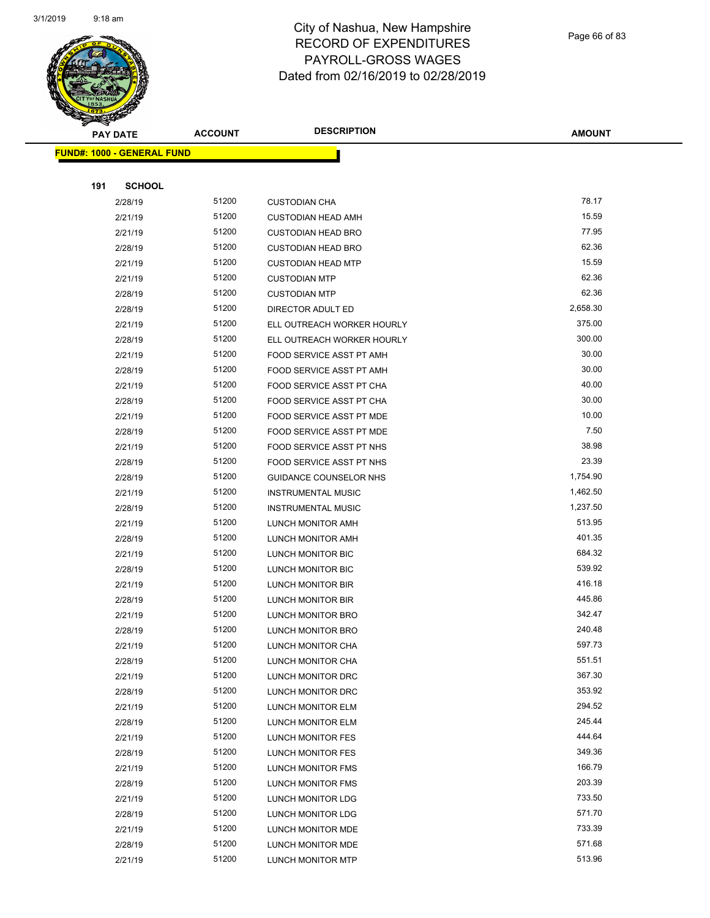City of Nashua, New Hampshire
RECORD OF EXPENDITURES
PAYROLL-GROSS WAGES
Dated from 02/16/2019 to 02/28/2019

| PAY DATE | ACCOUNT | DESCRIPTION | AMOUNT |
|---|---|---|---|
| **FUND#: 1000 - GENERAL FUND** | | | |
| **191 SCHOOL** | | | |
| 2/28/19 | 51200 | CUSTODIAN CHA | 78.17 |
| 2/21/19 | 51200 | CUSTODIAN HEAD AMH | 15.59 |
| 2/21/19 | 51200 | CUSTODIAN HEAD BRO | 77.95 |
| 2/28/19 | 51200 | CUSTODIAN HEAD BRO | 62.36 |
| 2/21/19 | 51200 | CUSTODIAN HEAD MTP | 15.59 |
| 2/21/19 | 51200 | CUSTODIAN MTP | 62.36 |
| 2/28/19 | 51200 | CUSTODIAN MTP | 62.36 |
| 2/28/19 | 51200 | DIRECTOR ADULT ED | 2,658.30 |
| 2/21/19 | 51200 | ELL OUTREACH WORKER HOURLY | 375.00 |
| 2/28/19 | 51200 | ELL OUTREACH WORKER HOURLY | 300.00 |
| 2/21/19 | 51200 | FOOD SERVICE ASST PT AMH | 30.00 |
| 2/28/19 | 51200 | FOOD SERVICE ASST PT AMH | 30.00 |
| 2/21/19 | 51200 | FOOD SERVICE ASST PT CHA | 40.00 |
| 2/28/19 | 51200 | FOOD SERVICE ASST PT CHA | 30.00 |
| 2/21/19 | 51200 | FOOD SERVICE ASST PT MDE | 10.00 |
| 2/28/19 | 51200 | FOOD SERVICE ASST PT MDE | 7.50 |
| 2/21/19 | 51200 | FOOD SERVICE ASST PT NHS | 38.98 |
| 2/28/19 | 51200 | FOOD SERVICE ASST PT NHS | 23.39 |
| 2/28/19 | 51200 | GUIDANCE COUNSELOR NHS | 1,754.90 |
| 2/21/19 | 51200 | INSTRUMENTAL MUSIC | 1,462.50 |
| 2/28/19 | 51200 | INSTRUMENTAL MUSIC | 1,237.50 |
| 2/21/19 | 51200 | LUNCH MONITOR AMH | 513.95 |
| 2/28/19 | 51200 | LUNCH MONITOR AMH | 401.35 |
| 2/21/19 | 51200 | LUNCH MONITOR BIC | 684.32 |
| 2/28/19 | 51200 | LUNCH MONITOR BIC | 539.92 |
| 2/21/19 | 51200 | LUNCH MONITOR BIR | 416.18 |
| 2/28/19 | 51200 | LUNCH MONITOR BIR | 445.86 |
| 2/21/19 | 51200 | LUNCH MONITOR BRO | 342.47 |
| 2/28/19 | 51200 | LUNCH MONITOR BRO | 240.48 |
| 2/21/19 | 51200 | LUNCH MONITOR CHA | 597.73 |
| 2/28/19 | 51200 | LUNCH MONITOR CHA | 551.51 |
| 2/21/19 | 51200 | LUNCH MONITOR DRC | 367.30 |
| 2/28/19 | 51200 | LUNCH MONITOR DRC | 353.92 |
| 2/21/19 | 51200 | LUNCH MONITOR ELM | 294.52 |
| 2/28/19 | 51200 | LUNCH MONITOR ELM | 245.44 |
| 2/21/19 | 51200 | LUNCH MONITOR FES | 444.64 |
| 2/28/19 | 51200 | LUNCH MONITOR FES | 349.36 |
| 2/21/19 | 51200 | LUNCH MONITOR FMS | 166.79 |
| 2/28/19 | 51200 | LUNCH MONITOR FMS | 203.39 |
| 2/21/19 | 51200 | LUNCH MONITOR LDG | 733.50 |
| 2/28/19 | 51200 | LUNCH MONITOR LDG | 571.70 |
| 2/21/19 | 51200 | LUNCH MONITOR MDE | 733.39 |
| 2/28/19 | 51200 | LUNCH MONITOR MDE | 571.68 |
| 2/21/19 | 51200 | LUNCH MONITOR MTP | 513.96 |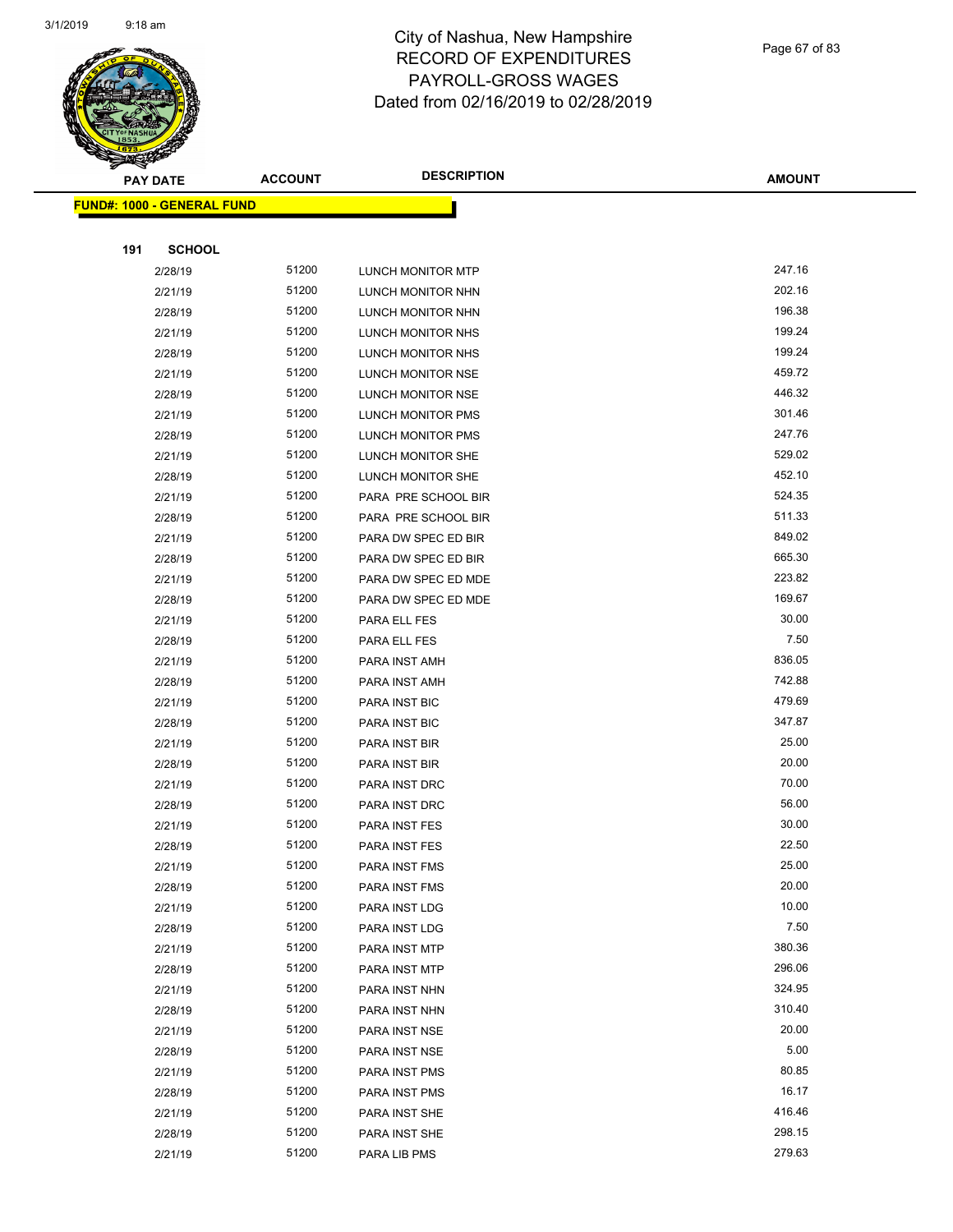# City of Nashua, New Hampshire
## RECORD OF EXPENDITURES
## PAYROLL-GROSS WAGES
## Dated from 02/16/2019 to 02/28/2019

| PAY DATE | ACCOUNT | DESCRIPTION | AMOUNT |
|---|---|---|---|
| **FUND#: 1000 - GENERAL FUND** | | | |
| **191 SCHOOL** | | | |
| 2/28/19 | 51200 | LUNCH MONITOR MTP | 247.16 |
| 2/21/19 | 51200 | LUNCH MONITOR NHN | 202.16 |
| 2/28/19 | 51200 | LUNCH MONITOR NHN | 196.38 |
| 2/21/19 | 51200 | LUNCH MONITOR NHS | 199.24 |
| 2/28/19 | 51200 | LUNCH MONITOR NHS | 199.24 |
| 2/21/19 | 51200 | LUNCH MONITOR NSE | 459.72 |
| 2/28/19 | 51200 | LUNCH MONITOR NSE | 446.32 |
| 2/21/19 | 51200 | LUNCH MONITOR PMS | 301.46 |
| 2/28/19 | 51200 | LUNCH MONITOR PMS | 247.76 |
| 2/21/19 | 51200 | LUNCH MONITOR SHE | 529.02 |
| 2/28/19 | 51200 | LUNCH MONITOR SHE | 452.10 |
| 2/21/19 | 51200 | PARA PRE SCHOOL BIR | 524.35 |
| 2/28/19 | 51200 | PARA PRE SCHOOL BIR | 511.33 |
| 2/21/19 | 51200 | PARA DW SPEC ED BIR | 849.02 |
| 2/28/19 | 51200 | PARA DW SPEC ED BIR | 665.30 |
| 2/21/19 | 51200 | PARA DW SPEC ED MDE | 223.82 |
| 2/28/19 | 51200 | PARA DW SPEC ED MDE | 169.67 |
| 2/21/19 | 51200 | PARA ELL FES | 30.00 |
| 2/28/19 | 51200 | PARA ELL FES | 7.50 |
| 2/21/19 | 51200 | PARA INST AMH | 836.05 |
| 2/28/19 | 51200 | PARA INST AMH | 742.88 |
| 2/21/19 | 51200 | PARA INST BIC | 479.69 |
| 2/28/19 | 51200 | PARA INST BIC | 347.87 |
| 2/21/19 | 51200 | PARA INST BIR | 25.00 |
| 2/28/19 | 51200 | PARA INST BIR | 20.00 |
| 2/21/19 | 51200 | PARA INST DRC | 70.00 |
| 2/28/19 | 51200 | PARA INST DRC | 56.00 |
| 2/21/19 | 51200 | PARA INST FES | 30.00 |
| 2/28/19 | 51200 | PARA INST FES | 22.50 |
| 2/21/19 | 51200 | PARA INST FMS | 25.00 |
| 2/28/19 | 51200 | PARA INST FMS | 20.00 |
| 2/21/19 | 51200 | PARA INST LDG | 10.00 |
| 2/28/19 | 51200 | PARA INST LDG | 7.50 |
| 2/21/19 | 51200 | PARA INST MTP | 380.36 |
| 2/28/19 | 51200 | PARA INST MTP | 296.06 |
| 2/21/19 | 51200 | PARA INST NHN | 324.95 |
| 2/28/19 | 51200 | PARA INST NHN | 310.40 |
| 2/21/19 | 51200 | PARA INST NSE | 20.00 |
| 2/28/19 | 51200 | PARA INST NSE | 5.00 |
| 2/21/19 | 51200 | PARA INST PMS | 80.85 |
| 2/28/19 | 51200 | PARA INST PMS | 16.17 |
| 2/21/19 | 51200 | PARA INST SHE | 416.46 |
| 2/28/19 | 51200 | PARA INST SHE | 298.15 |
| 2/21/19 | 51200 | PARA LIB PMS | 279.63 |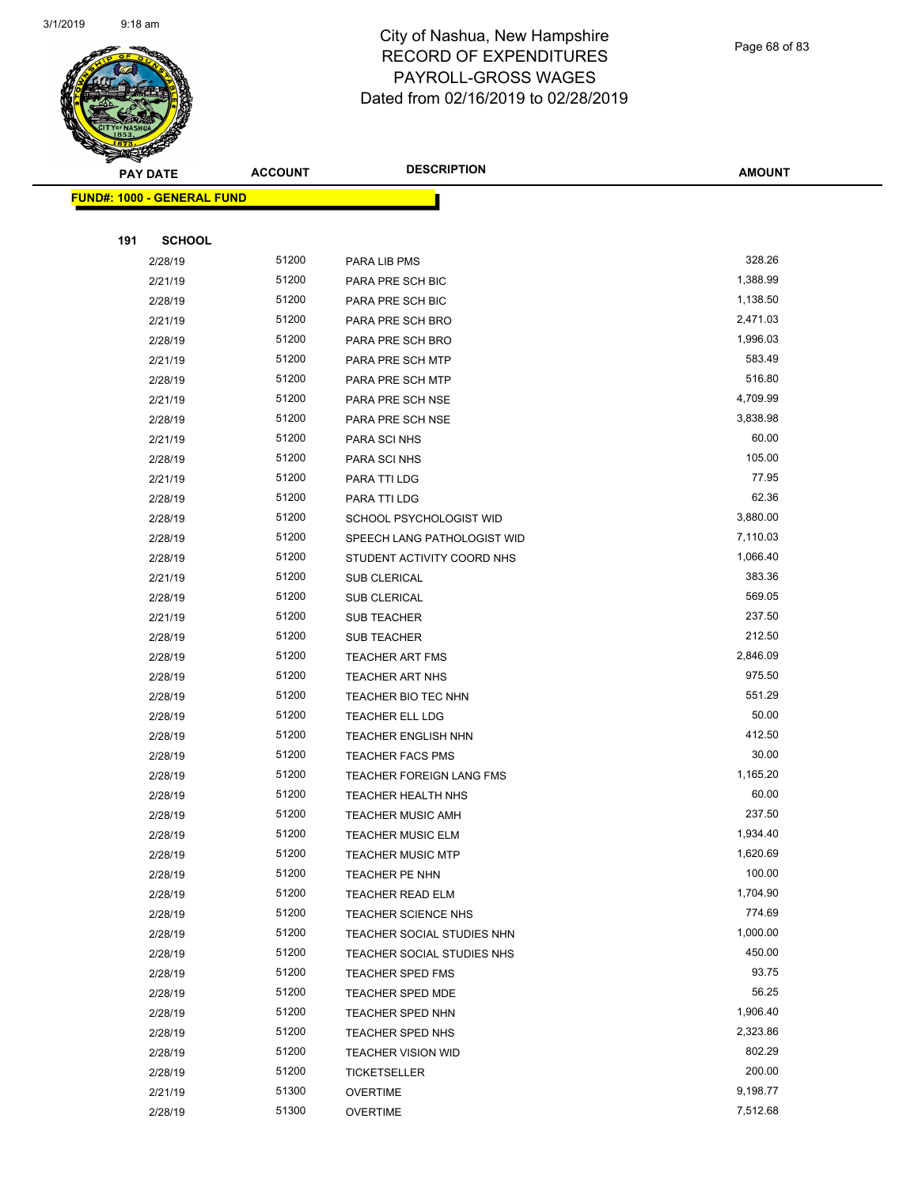# City of Nashua, New Hampshire
## RECORD OF EXPENDITURES
## PAYROLL-GROSS WAGES
## Dated from 02/16/2019 to 02/28/2019

| PAY DATE | ACCOUNT | DESCRIPTION | AMOUNT |
|---|---|---|---|
| **FUND#: 1000 - GENERAL FUND** | | | |
| **191 SCHOOL** | | | |
| 2/28/19 | 51200 | PARA LIB PMS | 328.26 |
| 2/21/19 | 51200 | PARA PRE SCH BIC | 1,388.99 |
| 2/28/19 | 51200 | PARA PRE SCH BIC | 1,138.50 |
| 2/21/19 | 51200 | PARA PRE SCH BRO | 2,471.03 |
| 2/28/19 | 51200 | PARA PRE SCH BRO | 1,996.03 |
| 2/21/19 | 51200 | PARA PRE SCH MTP | 583.49 |
| 2/28/19 | 51200 | PARA PRE SCH MTP | 516.80 |
| 2/21/19 | 51200 | PARA PRE SCH NSE | 4,709.99 |
| 2/28/19 | 51200 | PARA PRE SCH NSE | 3,838.98 |
| 2/21/19 | 51200 | PARA SCI NHS | 60.00 |
| 2/28/19 | 51200 | PARA SCI NHS | 105.00 |
| 2/21/19 | 51200 | PARA TTI LDG | 77.95 |
| 2/28/19 | 51200 | PARA TTI LDG | 62.36 |
| 2/28/19 | 51200 | SCHOOL PSYCHOLOGIST WID | 3,880.00 |
| 2/28/19 | 51200 | SPEECH LANG PATHOLOGIST WID | 7,110.03 |
| 2/28/19 | 51200 | STUDENT ACTIVITY COORD NHS | 1,066.40 |
| 2/21/19 | 51200 | SUB CLERICAL | 383.36 |
| 2/28/19 | 51200 | SUB CLERICAL | 569.05 |
| 2/21/19 | 51200 | SUB TEACHER | 237.50 |
| 2/28/19 | 51200 | SUB TEACHER | 212.50 |
| 2/28/19 | 51200 | TEACHER ART FMS | 2,846.09 |
| 2/28/19 | 51200 | TEACHER ART NHS | 975.50 |
| 2/28/19 | 51200 | TEACHER BIO TEC NHN | 551.29 |
| 2/28/19 | 51200 | TEACHER ELL LDG | 50.00 |
| 2/28/19 | 51200 | TEACHER ENGLISH NHN | 412.50 |
| 2/28/19 | 51200 | TEACHER FACS PMS | 30.00 |
| 2/28/19 | 51200 | TEACHER FOREIGN LANG FMS | 1,165.20 |
| 2/28/19 | 51200 | TEACHER HEALTH NHS | 60.00 |
| 2/28/19 | 51200 | TEACHER MUSIC AMH | 237.50 |
| 2/28/19 | 51200 | TEACHER MUSIC ELM | 1,934.40 |
| 2/28/19 | 51200 | TEACHER MUSIC MTP | 1,620.69 |
| 2/28/19 | 51200 | TEACHER PE NHN | 100.00 |
| 2/28/19 | 51200 | TEACHER READ ELM | 1,704.90 |
| 2/28/19 | 51200 | TEACHER SCIENCE NHS | 774.69 |
| 2/28/19 | 51200 | TEACHER SOCIAL STUDIES NHN | 1,000.00 |
| 2/28/19 | 51200 | TEACHER SOCIAL STUDIES NHS | 450.00 |
| 2/28/19 | 51200 | TEACHER SPED FMS | 93.75 |
| 2/28/19 | 51200 | TEACHER SPED MDE | 56.25 |
| 2/28/19 | 51200 | TEACHER SPED NHN | 1,906.40 |
| 2/28/19 | 51200 | TEACHER SPED NHS | 2,323.86 |
| 2/28/19 | 51200 | TEACHER VISION WID | 802.29 |
| 2/28/19 | 51200 | TICKETSELLER | 200.00 |
| 2/21/19 | 51300 | OVERTIME | 9,198.77 |
| 2/28/19 | 51300 | OVERTIME | 7,512.68 |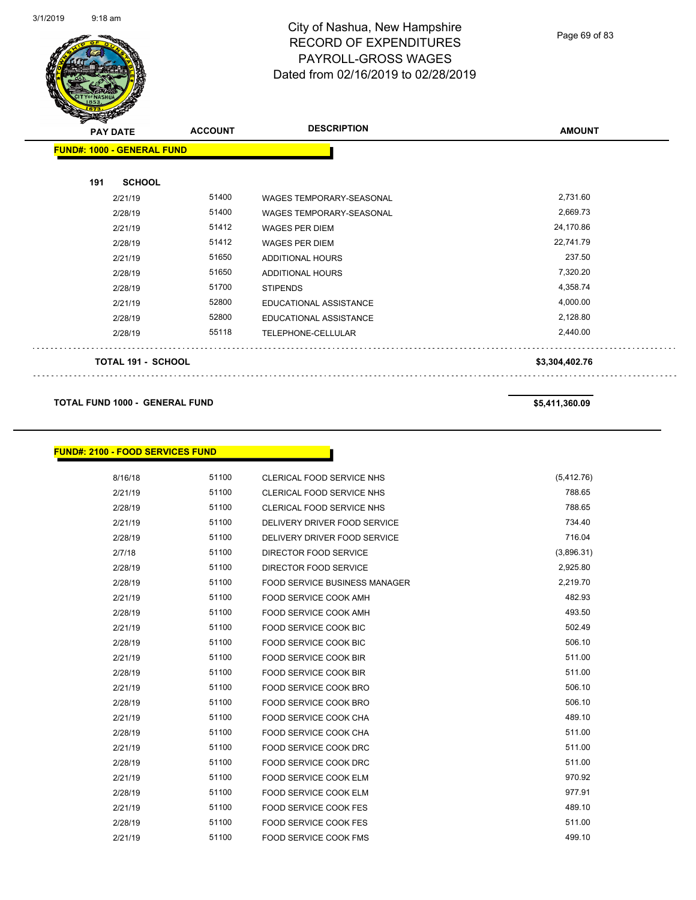# City of Nashua, New Hampshire
## RECORD OF EXPENDITURES
## PAYROLL-GROSS WAGES
## Dated from 02/16/2019 to 02/28/2019

| PAY DATE | ACCOUNT | DESCRIPTION | AMOUNT |
|---|---|---|---|
| **FUND#: 1000 - GENERAL FUND** | | | |
| **191 SCHOOL** | | | |
| 2/21/19 | 51400 | WAGES TEMPORARY-SEASONAL | 2,731.60 |
| 2/28/19 | 51400 | WAGES TEMPORARY-SEASONAL | 2,669.73 |
| 2/21/19 | 51412 | WAGES PER DIEM | 24,170.86 |
| 2/28/19 | 51412 | WAGES PER DIEM | 22,741.79 |
| 2/21/19 | 51650 | ADDITIONAL HOURS | 237.50 |
| 2/28/19 | 51650 | ADDITIONAL HOURS | 7,320.20 |
| 2/28/19 | 51700 | STIPENDS | 4,358.74 |
| 2/21/19 | 52800 | EDUCATIONAL ASSISTANCE | 4,000.00 |
| 2/28/19 | 52800 | EDUCATIONAL ASSISTANCE | 2,128.80 |
| 2/28/19 | 55118 | TELEPHONE-CELLULAR | 2,440.00 |
| **TOTAL 191 - SCHOOL** | | | **$3,304,402.76** |
| **TOTAL FUND 1000 - GENERAL FUND** | | | **$5,411,360.09** |

| PAY DATE | ACCOUNT | DESCRIPTION | AMOUNT |
|---|---|---|---|
| **FUND#: 2100 - FOOD SERVICES FUND** | | | |
| 8/16/18 | 51100 | CLERICAL FOOD SERVICE NHS | (5,412.76) |
| 2/21/19 | 51100 | CLERICAL FOOD SERVICE NHS | 788.65 |
| 2/28/19 | 51100 | CLERICAL FOOD SERVICE NHS | 788.65 |
| 2/21/19 | 51100 | DELIVERY DRIVER FOOD SERVICE | 734.40 |
| 2/28/19 | 51100 | DELIVERY DRIVER FOOD SERVICE | 716.04 |
| 2/7/18 | 51100 | DIRECTOR FOOD SERVICE | (3,896.31) |
| 2/28/19 | 51100 | DIRECTOR FOOD SERVICE | 2,925.80 |
| 2/28/19 | 51100 | FOOD SERVICE BUSINESS MANAGER | 2,219.70 |
| 2/21/19 | 51100 | FOOD SERVICE COOK AMH | 482.93 |
| 2/28/19 | 51100 | FOOD SERVICE COOK AMH | 493.50 |
| 2/21/19 | 51100 | FOOD SERVICE COOK BIC | 502.49 |
| 2/28/19 | 51100 | FOOD SERVICE COOK BIC | 506.10 |
| 2/21/19 | 51100 | FOOD SERVICE COOK BIR | 511.00 |
| 2/28/19 | 51100 | FOOD SERVICE COOK BIR | 511.00 |
| 2/21/19 | 51100 | FOOD SERVICE COOK BRO | 506.10 |
| 2/28/19 | 51100 | FOOD SERVICE COOK BRO | 506.10 |
| 2/21/19 | 51100 | FOOD SERVICE COOK CHA | 489.10 |
| 2/28/19 | 51100 | FOOD SERVICE COOK CHA | 511.00 |
| 2/21/19 | 51100 | FOOD SERVICE COOK DRC | 511.00 |
| 2/28/19 | 51100 | FOOD SERVICE COOK DRC | 511.00 |
| 2/21/19 | 51100 | FOOD SERVICE COOK ELM | 970.92 |
| 2/28/19 | 51100 | FOOD SERVICE COOK ELM | 977.91 |
| 2/21/19 | 51100 | FOOD SERVICE COOK FES | 489.10 |
| 2/28/19 | 51100 | FOOD SERVICE COOK FES | 511.00 |
| 2/21/19 | 51100 | FOOD SERVICE COOK FMS | 499.10 |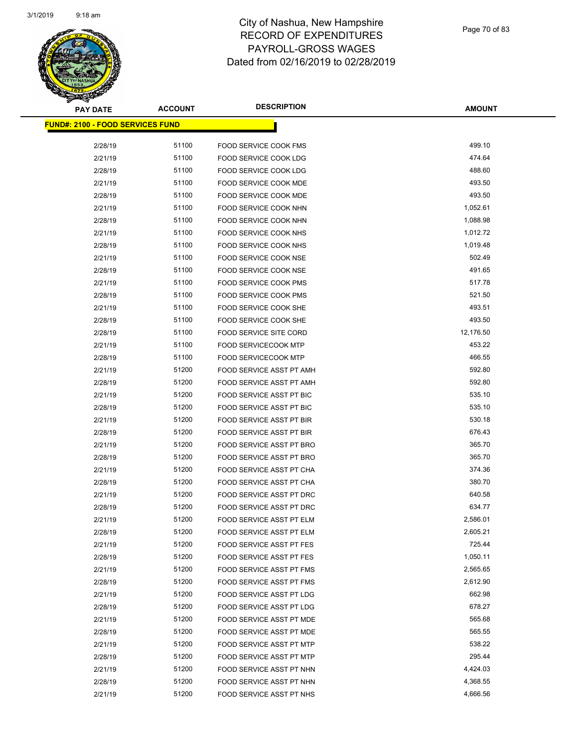# City of Nashua, New Hampshire
# RECORD OF EXPENDITURES
# PAYROLL-GROSS WAGES
# Dated from 02/16/2019 to 02/28/2019

**FUND#: 2100 - FOOD SERVICES FUND**

| PAY DATE | ACCOUNT | DESCRIPTION | AMOUNT |
|---|---|---|---|
| 2/28/19 | 51100 | FOOD SERVICE COOK FMS | 499.10 |
| 2/21/19 | 51100 | FOOD SERVICE COOK LDG | 474.64 |
| 2/28/19 | 51100 | FOOD SERVICE COOK LDG | 488.60 |
| 2/21/19 | 51100 | FOOD SERVICE COOK MDE | 493.50 |
| 2/28/19 | 51100 | FOOD SERVICE COOK MDE | 493.50 |
| 2/21/19 | 51100 | FOOD SERVICE COOK NHN | 1,052.61 |
| 2/28/19 | 51100 | FOOD SERVICE COOK NHN | 1,088.98 |
| 2/21/19 | 51100 | FOOD SERVICE COOK NHS | 1,012.72 |
| 2/28/19 | 51100 | FOOD SERVICE COOK NHS | 1,019.48 |
| 2/21/19 | 51100 | FOOD SERVICE COOK NSE | 502.49 |
| 2/28/19 | 51100 | FOOD SERVICE COOK NSE | 491.65 |
| 2/21/19 | 51100 | FOOD SERVICE COOK PMS | 517.78 |
| 2/28/19 | 51100 | FOOD SERVICE COOK PMS | 521.50 |
| 2/21/19 | 51100 | FOOD SERVICE COOK SHE | 493.51 |
| 2/28/19 | 51100 | FOOD SERVICE COOK SHE | 493.50 |
| 2/28/19 | 51100 | FOOD SERVICE SITE CORD | 12,176.50 |
| 2/21/19 | 51100 | FOOD SERVICECOOK MTP | 453.22 |
| 2/28/19 | 51100 | FOOD SERVICECOOK MTP | 466.55 |
| 2/21/19 | 51200 | FOOD SERVICE ASST PT AMH | 592.80 |
| 2/28/19 | 51200 | FOOD SERVICE ASST PT AMH | 592.80 |
| 2/21/19 | 51200 | FOOD SERVICE ASST PT BIC | 535.10 |
| 2/28/19 | 51200 | FOOD SERVICE ASST PT BIC | 535.10 |
| 2/21/19 | 51200 | FOOD SERVICE ASST PT BIR | 530.18 |
| 2/28/19 | 51200 | FOOD SERVICE ASST PT BIR | 676.43 |
| 2/21/19 | 51200 | FOOD SERVICE ASST PT BRO | 365.70 |
| 2/28/19 | 51200 | FOOD SERVICE ASST PT BRO | 365.70 |
| 2/21/19 | 51200 | FOOD SERVICE ASST PT CHA | 374.36 |
| 2/28/19 | 51200 | FOOD SERVICE ASST PT CHA | 380.70 |
| 2/21/19 | 51200 | FOOD SERVICE ASST PT DRC | 640.58 |
| 2/28/19 | 51200 | FOOD SERVICE ASST PT DRC | 634.77 |
| 2/21/19 | 51200 | FOOD SERVICE ASST PT ELM | 2,586.01 |
| 2/28/19 | 51200 | FOOD SERVICE ASST PT ELM | 2,605.21 |
| 2/21/19 | 51200 | FOOD SERVICE ASST PT FES | 725.44 |
| 2/28/19 | 51200 | FOOD SERVICE ASST PT FES | 1,050.11 |
| 2/21/19 | 51200 | FOOD SERVICE ASST PT FMS | 2,565.65 |
| 2/28/19 | 51200 | FOOD SERVICE ASST PT FMS | 2,612.90 |
| 2/21/19 | 51200 | FOOD SERVICE ASST PT LDG | 662.98 |
| 2/28/19 | 51200 | FOOD SERVICE ASST PT LDG | 678.27 |
| 2/21/19 | 51200 | FOOD SERVICE ASST PT MDE | 565.68 |
| 2/28/19 | 51200 | FOOD SERVICE ASST PT MDE | 565.55 |
| 2/21/19 | 51200 | FOOD SERVICE ASST PT MTP | 538.22 |
| 2/28/19 | 51200 | FOOD SERVICE ASST PT MTP | 295.44 |
| 2/21/19 | 51200 | FOOD SERVICE ASST PT NHN | 4,424.03 |
| 2/28/19 | 51200 | FOOD SERVICE ASST PT NHN | 4,368.55 |
| 2/21/19 | 51200 | FOOD SERVICE ASST PT NHS | 4,666.56 |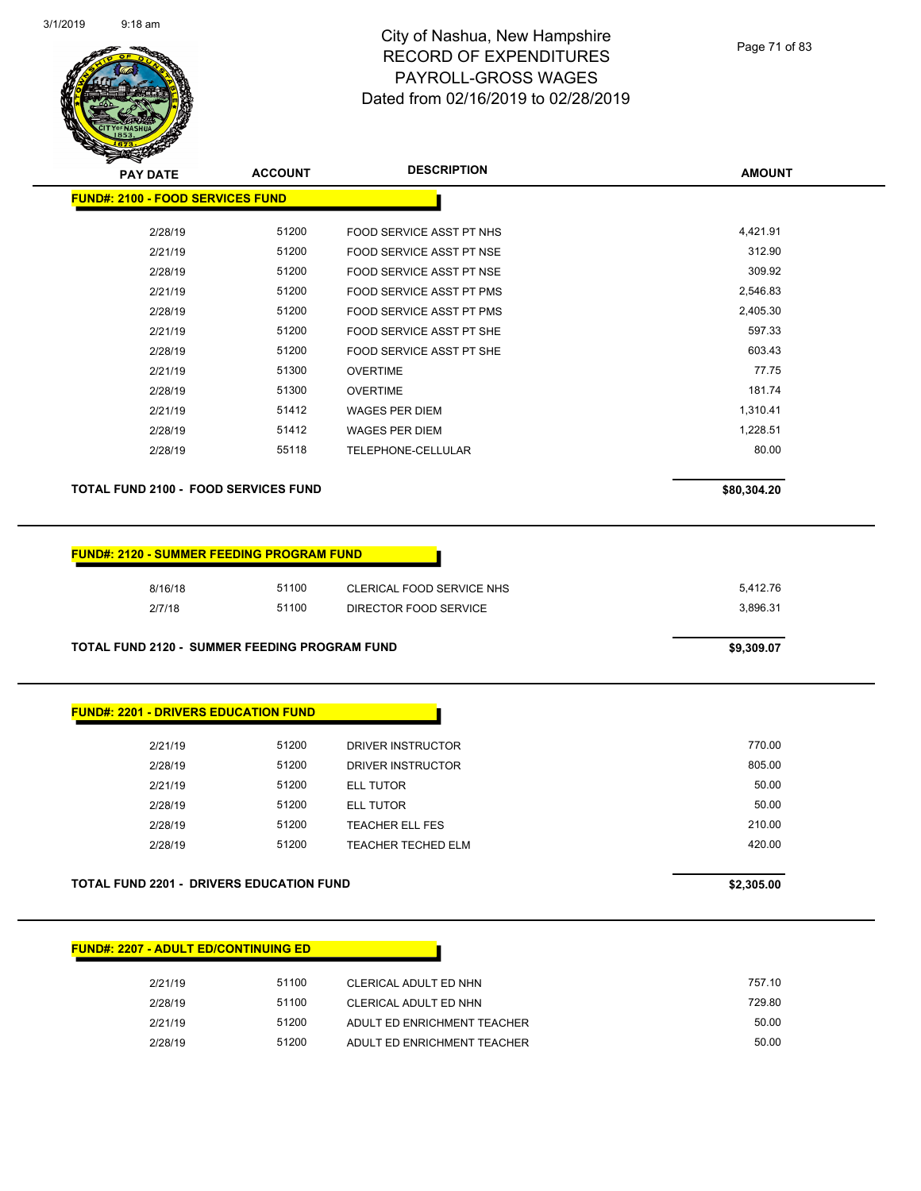| PAY DATE | ACCOUNT | DESCRIPTION | AMOUNT |
|---|---|---|---|

**FUND#: 2100 - FOOD SERVICES FUND**

| PAY DATE | ACCOUNT | DESCRIPTION | AMOUNT |
|---|---|---|---|
| 2/28/19 | 51200 | FOOD SERVICE ASST PT NHS | 4,421.91 |
| 2/21/19 | 51200 | FOOD SERVICE ASST PT NSE | 312.90 |
| 2/28/19 | 51200 | FOOD SERVICE ASST PT NSE | 309.92 |
| 2/21/19 | 51200 | FOOD SERVICE ASST PT PMS | 2,546.83 |
| 2/28/19 | 51200 | FOOD SERVICE ASST PT PMS | 2,405.30 |
| 2/21/19 | 51200 | FOOD SERVICE ASST PT SHE | 597.33 |
| 2/28/19 | 51200 | FOOD SERVICE ASST PT SHE | 603.43 |
| 2/21/19 | 51300 | OVERTIME | 77.75 |
| 2/28/19 | 51300 | OVERTIME | 181.74 |
| 2/21/19 | 51412 | WAGES PER DIEM | 1,310.41 |
| 2/28/19 | 51412 | WAGES PER DIEM | 1,228.51 |
| 2/28/19 | 55118 | TELEPHONE-CELLULAR | 80.00 |

**TOTAL FUND 2100 - FOOD SERVICES FUND** **$80,304.20**

**FUND#: 2120 - SUMMER FEEDING PROGRAM FUND**

| PAY DATE | ACCOUNT | DESCRIPTION | AMOUNT |
|---|---|---|---|
| 8/16/18 | 51100 | CLERICAL FOOD SERVICE NHS | 5,412.76 |
| 2/7/18 | 51100 | DIRECTOR FOOD SERVICE | 3,896.31 |

**TOTAL FUND 2120 - SUMMER FEEDING PROGRAM FUND** **$9,309.07**

**FUND#: 2201 - DRIVERS EDUCATION FUND**

| PAY DATE | ACCOUNT | DESCRIPTION | AMOUNT |
|---|---|---|---|
| 2/21/19 | 51200 | DRIVER INSTRUCTOR | 770.00 |
| 2/28/19 | 51200 | DRIVER INSTRUCTOR | 805.00 |
| 2/21/19 | 51200 | ELL TUTOR | 50.00 |
| 2/28/19 | 51200 | ELL TUTOR | 50.00 |
| 2/28/19 | 51200 | TEACHER ELL FES | 210.00 |
| 2/28/19 | 51200 | TEACHER TECHED ELM | 420.00 |

**TOTAL FUND 2201 - DRIVERS EDUCATION FUND** **$2,305.00**

**FUND#: 2207 - ADULT ED/CONTINUING ED**

| PAY DATE | ACCOUNT | DESCRIPTION | AMOUNT |
|---|---|---|---|
| 2/21/19 | 51100 | CLERICAL ADULT ED NHN | 757.10 |
| 2/28/19 | 51100 | CLERICAL ADULT ED NHN | 729.80 |
| 2/21/19 | 51200 | ADULT ED ENRICHMENT TEACHER | 50.00 |
| 2/28/19 | 51200 | ADULT ED ENRICHMENT TEACHER | 50.00 |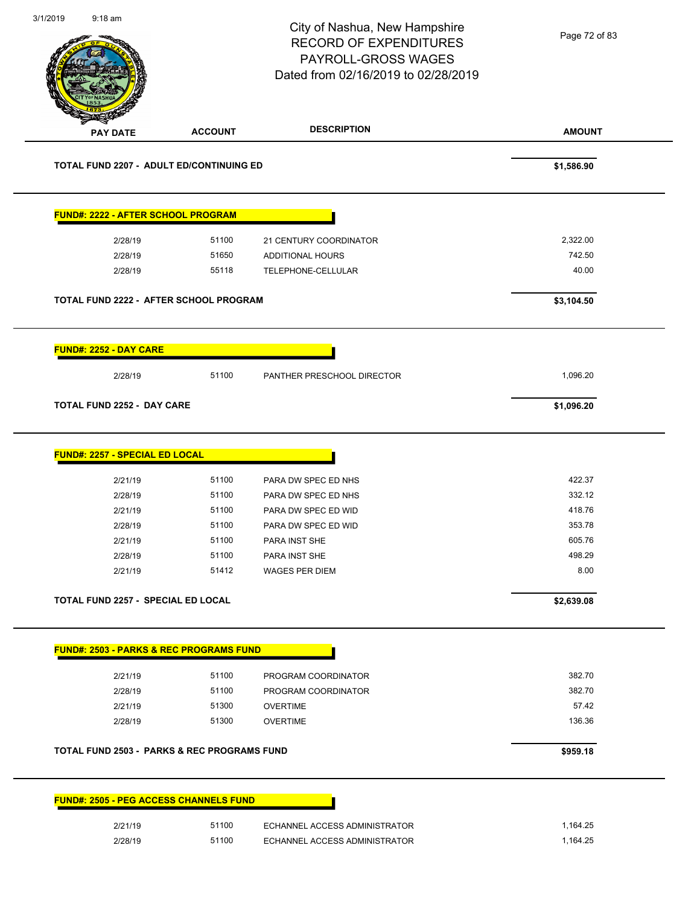City of Nashua, New Hampshire
RECORD OF EXPENDITURES
PAYROLL-GROSS WAGES
Dated from 02/16/2019 to 02/28/2019

| PAY DATE | ACCOUNT | DESCRIPTION | AMOUNT |
|---|---|---|---|
| **TOTAL FUND 2207 - ADULT ED/CONTINUING ED** | | | **$1,586.90** |
| **FUND#: 2222 - AFTER SCHOOL PROGRAM** | | | |
| 2/28/19 | 51100 | 21 CENTURY COORDINATOR | 2,322.00 |
| 2/28/19 | 51650 | ADDITIONAL HOURS | 742.50 |
| 2/28/19 | 55118 | TELEPHONE-CELLULAR | 40.00 |
| **TOTAL FUND 2222 - AFTER SCHOOL PROGRAM** | | | **$3,104.50** |
| **FUND#: 2252 - DAY CARE** | | | |
| 2/28/19 | 51100 | PANTHER PRESCHOOL DIRECTOR | 1,096.20 |
| **TOTAL FUND 2252 - DAY CARE** | | | **$1,096.20** |
| **FUND#: 2257 - SPECIAL ED LOCAL** | | | |
| 2/21/19 | 51100 | PARA DW SPEC ED NHS | 422.37 |
| 2/28/19 | 51100 | PARA DW SPEC ED NHS | 332.12 |
| 2/21/19 | 51100 | PARA DW SPEC ED WID | 418.76 |
| 2/28/19 | 51100 | PARA DW SPEC ED WID | 353.78 |
| 2/21/19 | 51100 | PARA INST SHE | 605.76 |
| 2/28/19 | 51100 | PARA INST SHE | 498.29 |
| 2/21/19 | 51412 | WAGES PER DIEM | 8.00 |
| **TOTAL FUND 2257 - SPECIAL ED LOCAL** | | | **$2,639.08** |
| **FUND#: 2503 - PARKS & REC PROGRAMS FUND** | | | |
| 2/21/19 | 51100 | PROGRAM COORDINATOR | 382.70 |
| 2/28/19 | 51100 | PROGRAM COORDINATOR | 382.70 |
| 2/21/19 | 51300 | OVERTIME | 57.42 |
| 2/28/19 | 51300 | OVERTIME | 136.36 |
| **TOTAL FUND 2503 - PARKS & REC PROGRAMS FUND** | | | **$959.18** |
| **FUND#: 2505 - PEG ACCESS CHANNELS FUND** | | | |
| 2/21/19 | 51100 | ECHANNEL ACCESS ADMINISTRATOR | 1,164.25 |
| 2/28/19 | 51100 | ECHANNEL ACCESS ADMINISTRATOR | 1,164.25 |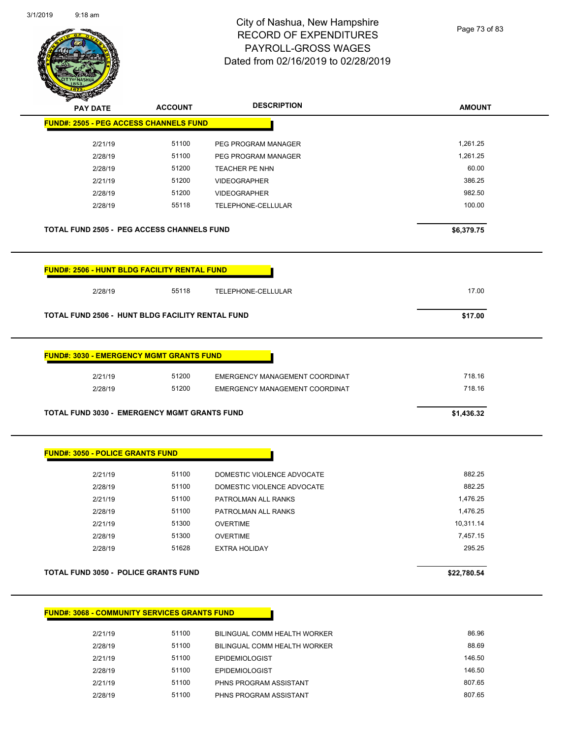# City of Nashua, New Hampshire
# RECORD OF EXPENDITURES
# PAYROLL-GROSS WAGES
# Dated from 02/16/2019 to 02/28/2019

3/1/2019 9:18 am

| PAY DATE | ACCOUNT | DESCRIPTION | AMOUNT |
|---|---|---|---|

**FUND#: 2505 - PEG ACCESS CHANNELS FUND**

| PAY DATE | ACCOUNT | DESCRIPTION | AMOUNT |
|---|---|---|---|
| 2/21/19 | 51100 | PEG PROGRAM MANAGER | 1,261.25 |
| 2/28/19 | 51100 | PEG PROGRAM MANAGER | 1,261.25 |
| 2/28/19 | 51200 | TEACHER PE NHN | 60.00 |
| 2/21/19 | 51200 | VIDEOGRAPHER | 386.25 |
| 2/28/19 | 51200 | VIDEOGRAPHER | 982.50 |
| 2/28/19 | 55118 | TELEPHONE-CELLULAR | 100.00 |

**TOTAL FUND 2505 - PEG ACCESS CHANNELS FUND** **$6,379.75**

**FUND#: 2506 - HUNT BLDG FACILITY RENTAL FUND**

| PAY DATE | ACCOUNT | DESCRIPTION | AMOUNT |
|---|---|---|---|
| 2/28/19 | 55118 | TELEPHONE-CELLULAR | 17.00 |

**TOTAL FUND 2506 - HUNT BLDG FACILITY RENTAL FUND** **$17.00**

**FUND#: 3030 - EMERGENCY MGMT GRANTS FUND**

| PAY DATE | ACCOUNT | DESCRIPTION | AMOUNT |
|---|---|---|---|
| 2/21/19 | 51200 | EMERGENCY MANAGEMENT COORDINAT | 718.16 |
| 2/28/19 | 51200 | EMERGENCY MANAGEMENT COORDINAT | 718.16 |

**TOTAL FUND 3030 - EMERGENCY MGMT GRANTS FUND** **$1,436.32**

**FUND#: 3050 - POLICE GRANTS FUND**

| PAY DATE | ACCOUNT | DESCRIPTION | AMOUNT |
|---|---|---|---|
| 2/21/19 | 51100 | DOMESTIC VIOLENCE ADVOCATE | 882.25 |
| 2/28/19 | 51100 | DOMESTIC VIOLENCE ADVOCATE | 882.25 |
| 2/21/19 | 51100 | PATROLMAN ALL RANKS | 1,476.25 |
| 2/28/19 | 51100 | PATROLMAN ALL RANKS | 1,476.25 |
| 2/21/19 | 51300 | OVERTIME | 10,311.14 |
| 2/28/19 | 51300 | OVERTIME | 7,457.15 |
| 2/28/19 | 51628 | EXTRA HOLIDAY | 295.25 |

**TOTAL FUND 3050 - POLICE GRANTS FUND** **$22,780.54**

**FUND#: 3068 - COMMUNITY SERVICES GRANTS FUND**

| PAY DATE | ACCOUNT | DESCRIPTION | AMOUNT |
|---|---|---|---|
| 2/21/19 | 51100 | BILINGUAL COMM HEALTH WORKER | 86.96 |
| 2/28/19 | 51100 | BILINGUAL COMM HEALTH WORKER | 88.69 |
| 2/21/19 | 51100 | EPIDEMIOLOGIST | 146.50 |
| 2/28/19 | 51100 | EPIDEMIOLOGIST | 146.50 |
| 2/21/19 | 51100 | PHNS PROGRAM ASSISTANT | 807.65 |
| 2/28/19 | 51100 | PHNS PROGRAM ASSISTANT | 807.65 |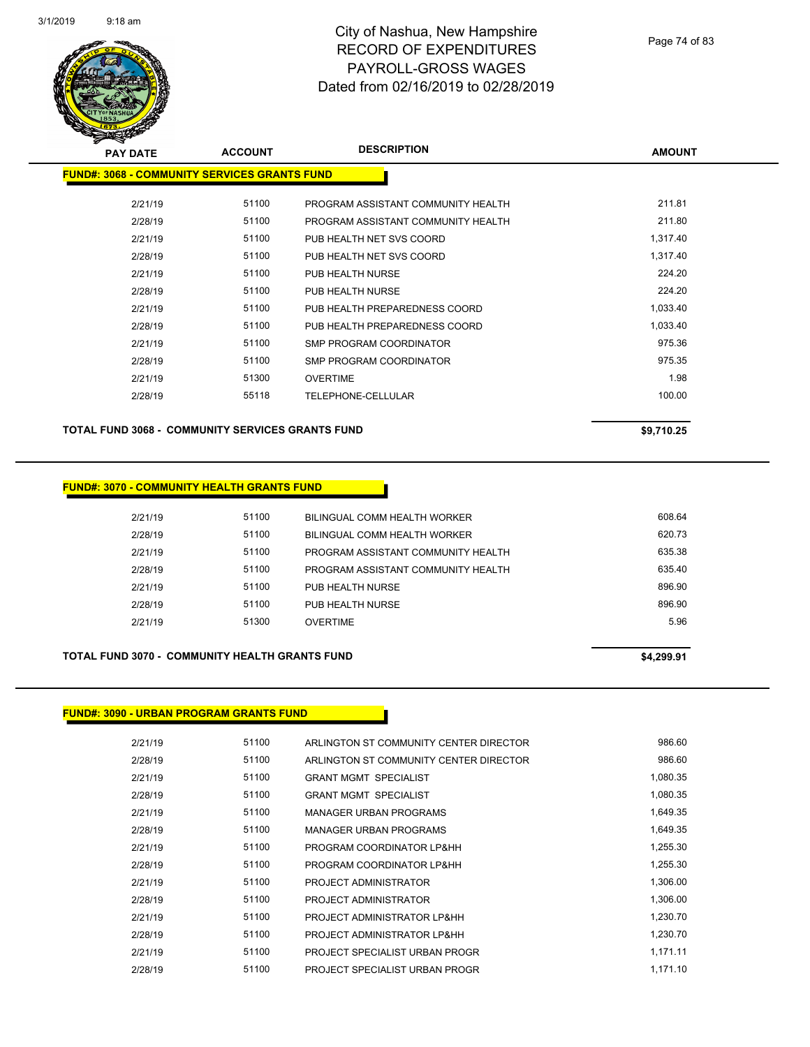# City of Nashua, New Hampshire
# RECORD OF EXPENDITURES
# PAYROLL-GROSS WAGES
# Dated from 02/16/2019 to 02/28/2019

| PAY DATE | ACCOUNT | DESCRIPTION | AMOUNT |
|---|---|---|---|
| **FUND#: 3068 - COMMUNITY SERVICES GRANTS FUND** | | | |
| 2/21/19 | 51100 | PROGRAM ASSISTANT COMMUNITY HEALTH | 211.81 |
| 2/28/19 | 51100 | PROGRAM ASSISTANT COMMUNITY HEALTH | 211.80 |
| 2/21/19 | 51100 | PUB HEALTH NET SVS COORD | 1,317.40 |
| 2/28/19 | 51100 | PUB HEALTH NET SVS COORD | 1,317.40 |
| 2/21/19 | 51100 | PUB HEALTH NURSE | 224.20 |
| 2/28/19 | 51100 | PUB HEALTH NURSE | 224.20 |
| 2/21/19 | 51100 | PUB HEALTH PREPAREDNESS COORD | 1,033.40 |
| 2/28/19 | 51100 | PUB HEALTH PREPAREDNESS COORD | 1,033.40 |
| 2/21/19 | 51100 | SMP PROGRAM COORDINATOR | 975.36 |
| 2/28/19 | 51100 | SMP PROGRAM COORDINATOR | 975.35 |
| 2/21/19 | 51300 | OVERTIME | 1.98 |
| 2/28/19 | 55118 | TELEPHONE-CELLULAR | 100.00 |
| **TOTAL FUND 3068 - COMMUNITY SERVICES GRANTS FUND** | | | **$9,710.25** |

| PAY DATE | ACCOUNT | DESCRIPTION | AMOUNT |
|---|---|---|---|
| **FUND#: 3070 - COMMUNITY HEALTH GRANTS FUND** | | | |
| 2/21/19 | 51100 | BILINGUAL COMM HEALTH WORKER | 608.64 |
| 2/28/19 | 51100 | BILINGUAL COMM HEALTH WORKER | 620.73 |
| 2/21/19 | 51100 | PROGRAM ASSISTANT COMMUNITY HEALTH | 635.38 |
| 2/28/19 | 51100 | PROGRAM ASSISTANT COMMUNITY HEALTH | 635.40 |
| 2/21/19 | 51100 | PUB HEALTH NURSE | 896.90 |
| 2/28/19 | 51100 | PUB HEALTH NURSE | 896.90 |
| 2/21/19 | 51300 | OVERTIME | 5.96 |
| **TOTAL FUND 3070 - COMMUNITY HEALTH GRANTS FUND** | | | **$4,299.91** |

| PAY DATE | ACCOUNT | DESCRIPTION | AMOUNT |
|---|---|---|---|
| **FUND#: 3090 - URBAN PROGRAM GRANTS FUND** | | | |
| 2/21/19 | 51100 | ARLINGTON ST COMMUNITY CENTER DIRECTOR | 986.60 |
| 2/28/19 | 51100 | ARLINGTON ST COMMUNITY CENTER DIRECTOR | 986.60 |
| 2/21/19 | 51100 | GRANT MGMT SPECIALIST | 1,080.35 |
| 2/28/19 | 51100 | GRANT MGMT SPECIALIST | 1,080.35 |
| 2/21/19 | 51100 | MANAGER URBAN PROGRAMS | 1,649.35 |
| 2/28/19 | 51100 | MANAGER URBAN PROGRAMS | 1,649.35 |
| 2/21/19 | 51100 | PROGRAM COORDINATOR LP&HH | 1,255.30 |
| 2/28/19 | 51100 | PROGRAM COORDINATOR LP&HH | 1,255.30 |
| 2/21/19 | 51100 | PROJECT ADMINISTRATOR | 1,306.00 |
| 2/28/19 | 51100 | PROJECT ADMINISTRATOR | 1,306.00 |
| 2/21/19 | 51100 | PROJECT ADMINISTRATOR LP&HH | 1,230.70 |
| 2/28/19 | 51100 | PROJECT ADMINISTRATOR LP&HH | 1,230.70 |
| 2/21/19 | 51100 | PROJECT SPECIALIST URBAN PROGR | 1,171.11 |
| 2/28/19 | 51100 | PROJECT SPECIALIST URBAN PROGR | 1,171.10 |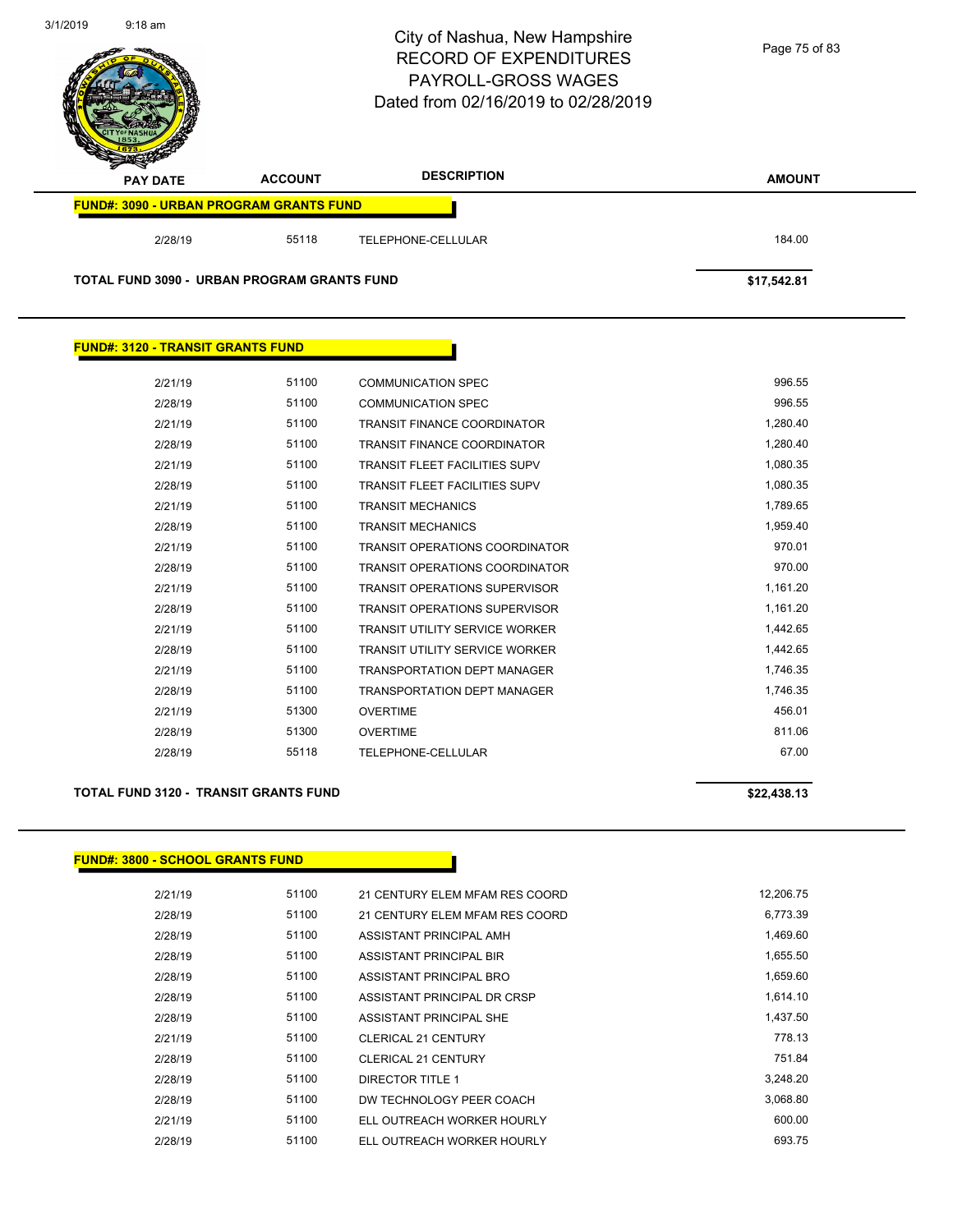# City of Nashua, New Hampshire
## RECORD OF EXPENDITURES
## PAYROLL-GROSS WAGES
## Dated from 02/16/2019 to 02/28/2019

| PAY DATE | ACCOUNT | DESCRIPTION | AMOUNT |
|---|---|---|---|
| **FUND#: 3090 - URBAN PROGRAM GRANTS FUND** | | | |
| 2/28/19 | 55118 | TELEPHONE-CELLULAR | 184.00 |
| **TOTAL FUND 3090 - URBAN PROGRAM GRANTS FUND** | | | **$17,542.81** |

**FUND#: 3120 - TRANSIT GRANTS FUND**

| PAY DATE | ACCOUNT | DESCRIPTION | AMOUNT |
|---|---|---|---|
| 2/21/19 | 51100 | COMMUNICATION SPEC | 996.55 |
| 2/28/19 | 51100 | COMMUNICATION SPEC | 996.55 |
| 2/21/19 | 51100 | TRANSIT FINANCE COORDINATOR | 1,280.40 |
| 2/28/19 | 51100 | TRANSIT FINANCE COORDINATOR | 1,280.40 |
| 2/21/19 | 51100 | TRANSIT FLEET FACILITIES SUPV | 1,080.35 |
| 2/28/19 | 51100 | TRANSIT FLEET FACILITIES SUPV | 1,080.35 |
| 2/21/19 | 51100 | TRANSIT MECHANICS | 1,789.65 |
| 2/28/19 | 51100 | TRANSIT MECHANICS | 1,959.40 |
| 2/21/19 | 51100 | TRANSIT OPERATIONS COORDINATOR | 970.01 |
| 2/28/19 | 51100 | TRANSIT OPERATIONS COORDINATOR | 970.00 |
| 2/21/19 | 51100 | TRANSIT OPERATIONS SUPERVISOR | 1,161.20 |
| 2/28/19 | 51100 | TRANSIT OPERATIONS SUPERVISOR | 1,161.20 |
| 2/21/19 | 51100 | TRANSIT UTILITY SERVICE WORKER | 1,442.65 |
| 2/28/19 | 51100 | TRANSIT UTILITY SERVICE WORKER | 1,442.65 |
| 2/21/19 | 51100 | TRANSPORTATION DEPT MANAGER | 1,746.35 |
| 2/28/19 | 51100 | TRANSPORTATION DEPT MANAGER | 1,746.35 |
| 2/21/19 | 51300 | OVERTIME | 456.01 |
| 2/28/19 | 51300 | OVERTIME | 811.06 |
| 2/28/19 | 55118 | TELEPHONE-CELLULAR | 67.00 |
| **TOTAL FUND 3120 - TRANSIT GRANTS FUND** | | | **$22,438.13** |

**FUND#: 3800 - SCHOOL GRANTS FUND**

| PAY DATE | ACCOUNT | DESCRIPTION | AMOUNT |
|---|---|---|---|
| 2/21/19 | 51100 | 21 CENTURY ELEM MFAM RES COORD | 12,206.75 |
| 2/28/19 | 51100 | 21 CENTURY ELEM MFAM RES COORD | 6,773.39 |
| 2/28/19 | 51100 | ASSISTANT PRINCIPAL AMH | 1,469.60 |
| 2/28/19 | 51100 | ASSISTANT PRINCIPAL BIR | 1,655.50 |
| 2/28/19 | 51100 | ASSISTANT PRINCIPAL BRO | 1,659.60 |
| 2/28/19 | 51100 | ASSISTANT PRINCIPAL DR CRSP | 1,614.10 |
| 2/28/19 | 51100 | ASSISTANT PRINCIPAL SHE | 1,437.50 |
| 2/21/19 | 51100 | CLERICAL 21 CENTURY | 778.13 |
| 2/28/19 | 51100 | CLERICAL 21 CENTURY | 751.84 |
| 2/28/19 | 51100 | DIRECTOR TITLE 1 | 3,248.20 |
| 2/28/19 | 51100 | DW TECHNOLOGY PEER COACH | 3,068.80 |
| 2/21/19 | 51100 | ELL OUTREACH WORKER HOURLY | 600.00 |
| 2/28/19 | 51100 | ELL OUTREACH WORKER HOURLY | 693.75 |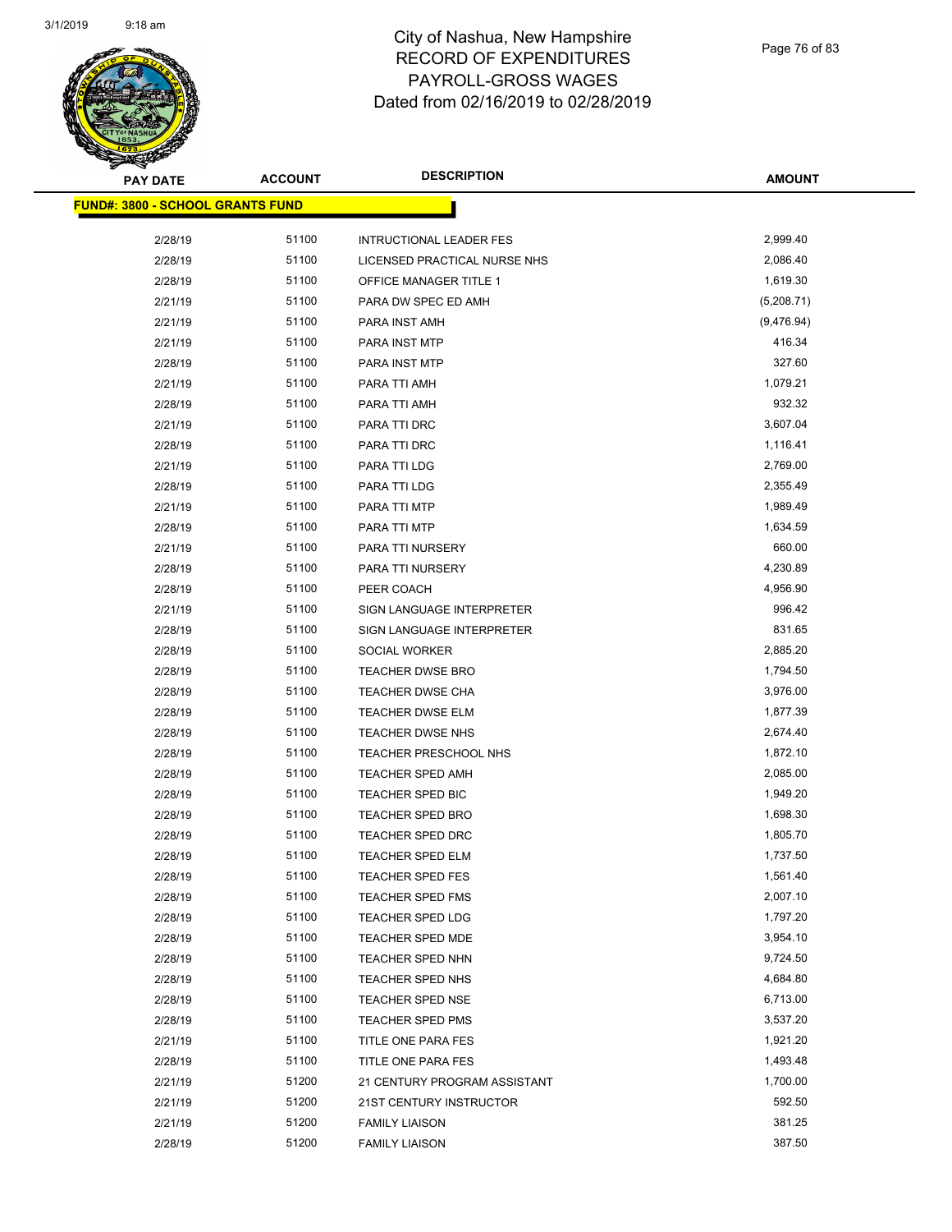# City of Nashua, New Hampshire
## RECORD OF EXPENDITURES
## PAYROLL-GROSS WAGES
## Dated from 02/16/2019 to 02/28/2019

| PAY DATE | ACCOUNT | DESCRIPTION | AMOUNT |
|---|---|---|---|
| **FUND#: 3800 - SCHOOL GRANTS FUND** | | | |
| 2/28/19 | 51100 | INTRUCTIONAL LEADER FES | 2,999.40 |
| 2/28/19 | 51100 | LICENSED PRACTICAL NURSE NHS | 2,086.40 |
| 2/28/19 | 51100 | OFFICE MANAGER TITLE 1 | 1,619.30 |
| 2/21/19 | 51100 | PARA DW SPEC ED AMH | (5,208.71) |
| 2/21/19 | 51100 | PARA INST AMH | (9,476.94) |
| 2/21/19 | 51100 | PARA INST MTP | 416.34 |
| 2/28/19 | 51100 | PARA INST MTP | 327.60 |
| 2/21/19 | 51100 | PARA TTI AMH | 1,079.21 |
| 2/28/19 | 51100 | PARA TTI AMH | 932.32 |
| 2/21/19 | 51100 | PARA TTI DRC | 3,607.04 |
| 2/28/19 | 51100 | PARA TTI DRC | 1,116.41 |
| 2/21/19 | 51100 | PARA TTI LDG | 2,769.00 |
| 2/28/19 | 51100 | PARA TTI LDG | 2,355.49 |
| 2/21/19 | 51100 | PARA TTI MTP | 1,989.49 |
| 2/28/19 | 51100 | PARA TTI MTP | 1,634.59 |
| 2/21/19 | 51100 | PARA TTI NURSERY | 660.00 |
| 2/28/19 | 51100 | PARA TTI NURSERY | 4,230.89 |
| 2/28/19 | 51100 | PEER COACH | 4,956.90 |
| 2/21/19 | 51100 | SIGN LANGUAGE INTERPRETER | 996.42 |
| 2/28/19 | 51100 | SIGN LANGUAGE INTERPRETER | 831.65 |
| 2/28/19 | 51100 | SOCIAL WORKER | 2,885.20 |
| 2/28/19 | 51100 | TEACHER DWSE BRO | 1,794.50 |
| 2/28/19 | 51100 | TEACHER DWSE CHA | 3,976.00 |
| 2/28/19 | 51100 | TEACHER DWSE ELM | 1,877.39 |
| 2/28/19 | 51100 | TEACHER DWSE NHS | 2,674.40 |
| 2/28/19 | 51100 | TEACHER PRESCHOOL NHS | 1,872.10 |
| 2/28/19 | 51100 | TEACHER SPED AMH | 2,085.00 |
| 2/28/19 | 51100 | TEACHER SPED BIC | 1,949.20 |
| 2/28/19 | 51100 | TEACHER SPED BRO | 1,698.30 |
| 2/28/19 | 51100 | TEACHER SPED DRC | 1,805.70 |
| 2/28/19 | 51100 | TEACHER SPED ELM | 1,737.50 |
| 2/28/19 | 51100 | TEACHER SPED FES | 1,561.40 |
| 2/28/19 | 51100 | TEACHER SPED FMS | 2,007.10 |
| 2/28/19 | 51100 | TEACHER SPED LDG | 1,797.20 |
| 2/28/19 | 51100 | TEACHER SPED MDE | 3,954.10 |
| 2/28/19 | 51100 | TEACHER SPED NHN | 9,724.50 |
| 2/28/19 | 51100 | TEACHER SPED NHS | 4,684.80 |
| 2/28/19 | 51100 | TEACHER SPED NSE | 6,713.00 |
| 2/28/19 | 51100 | TEACHER SPED PMS | 3,537.20 |
| 2/21/19 | 51100 | TITLE ONE PARA FES | 1,921.20 |
| 2/28/19 | 51100 | TITLE ONE PARA FES | 1,493.48 |
| 2/21/19 | 51200 | 21 CENTURY PROGRAM ASSISTANT | 1,700.00 |
| 2/21/19 | 51200 | 21ST CENTURY INSTRUCTOR | 592.50 |
| 2/21/19 | 51200 | FAMILY LIAISON | 381.25 |
| 2/28/19 | 51200 | FAMILY LIAISON | 387.50 |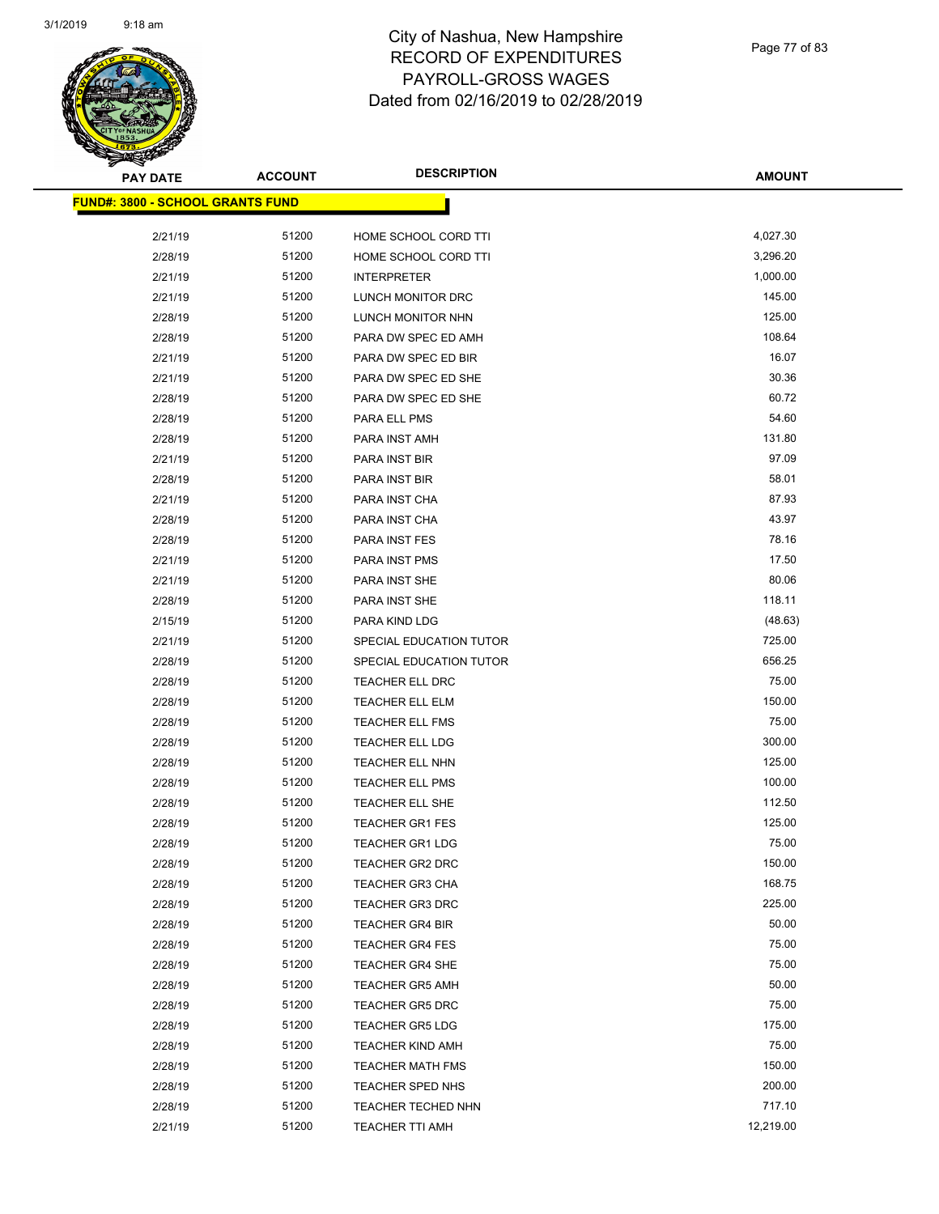# City of Nashua, New Hampshire
## RECORD OF EXPENDITURES
## PAYROLL-GROSS WAGES
## Dated from 02/16/2019 to 02/28/2019

3/1/2019 9:18 am

| PAY DATE | ACCOUNT | DESCRIPTION | AMOUNT |
|---|---|---|---|
| **FUND#: 3800 - SCHOOL GRANTS FUND** | | | |
| 2/21/19 | 51200 | HOME SCHOOL CORD TTI | 4,027.30 |
| 2/28/19 | 51200 | HOME SCHOOL CORD TTI | 3,296.20 |
| 2/21/19 | 51200 | INTERPRETER | 1,000.00 |
| 2/21/19 | 51200 | LUNCH MONITOR DRC | 145.00 |
| 2/28/19 | 51200 | LUNCH MONITOR NHN | 125.00 |
| 2/28/19 | 51200 | PARA DW SPEC ED AMH | 108.64 |
| 2/21/19 | 51200 | PARA DW SPEC ED BIR | 16.07 |
| 2/21/19 | 51200 | PARA DW SPEC ED SHE | 30.36 |
| 2/28/19 | 51200 | PARA DW SPEC ED SHE | 60.72 |
| 2/28/19 | 51200 | PARA ELL PMS | 54.60 |
| 2/28/19 | 51200 | PARA INST AMH | 131.80 |
| 2/21/19 | 51200 | PARA INST BIR | 97.09 |
| 2/28/19 | 51200 | PARA INST BIR | 58.01 |
| 2/21/19 | 51200 | PARA INST CHA | 87.93 |
| 2/28/19 | 51200 | PARA INST CHA | 43.97 |
| 2/28/19 | 51200 | PARA INST FES | 78.16 |
| 2/21/19 | 51200 | PARA INST PMS | 17.50 |
| 2/21/19 | 51200 | PARA INST SHE | 80.06 |
| 2/28/19 | 51200 | PARA INST SHE | 118.11 |
| 2/15/19 | 51200 | PARA KIND LDG | (48.63) |
| 2/21/19 | 51200 | SPECIAL EDUCATION TUTOR | 725.00 |
| 2/28/19 | 51200 | SPECIAL EDUCATION TUTOR | 656.25 |
| 2/28/19 | 51200 | TEACHER ELL DRC | 75.00 |
| 2/28/19 | 51200 | TEACHER ELL ELM | 150.00 |
| 2/28/19 | 51200 | TEACHER ELL FMS | 75.00 |
| 2/28/19 | 51200 | TEACHER ELL LDG | 300.00 |
| 2/28/19 | 51200 | TEACHER ELL NHN | 125.00 |
| 2/28/19 | 51200 | TEACHER ELL PMS | 100.00 |
| 2/28/19 | 51200 | TEACHER ELL SHE | 112.50 |
| 2/28/19 | 51200 | TEACHER GR1 FES | 125.00 |
| 2/28/19 | 51200 | TEACHER GR1 LDG | 75.00 |
| 2/28/19 | 51200 | TEACHER GR2 DRC | 150.00 |
| 2/28/19 | 51200 | TEACHER GR3 CHA | 168.75 |
| 2/28/19 | 51200 | TEACHER GR3 DRC | 225.00 |
| 2/28/19 | 51200 | TEACHER GR4 BIR | 50.00 |
| 2/28/19 | 51200 | TEACHER GR4 FES | 75.00 |
| 2/28/19 | 51200 | TEACHER GR4 SHE | 75.00 |
| 2/28/19 | 51200 | TEACHER GR5 AMH | 50.00 |
| 2/28/19 | 51200 | TEACHER GR5 DRC | 75.00 |
| 2/28/19 | 51200 | TEACHER GR5 LDG | 175.00 |
| 2/28/19 | 51200 | TEACHER KIND AMH | 75.00 |
| 2/28/19 | 51200 | TEACHER MATH FMS | 150.00 |
| 2/28/19 | 51200 | TEACHER SPED NHS | 200.00 |
| 2/28/19 | 51200 | TEACHER TECHED NHN | 717.10 |
| 2/21/19 | 51200 | TEACHER TTI AMH | 12,219.00 |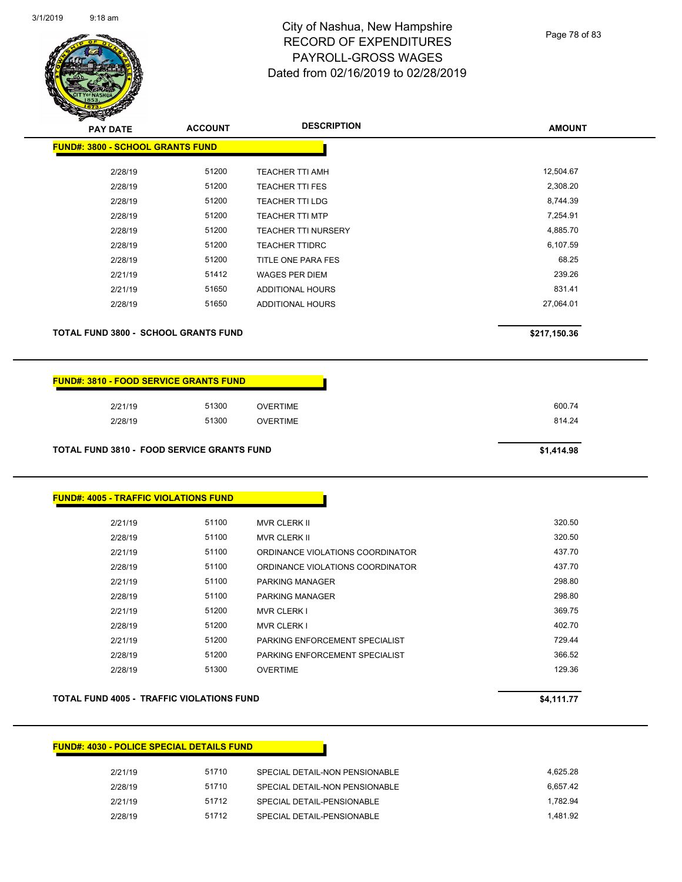# City of Nashua, New Hampshire
# RECORD OF EXPENDITURES
# PAYROLL-GROSS WAGES
# Dated from 02/16/2019 to 02/28/2019

3/1/2019 9:18 am

| PAY DATE | ACCOUNT | DESCRIPTION | AMOUNT |
|---|---|---|---|
| **FUND#: 3800 - SCHOOL GRANTS FUND** | | | |
| 2/28/19 | 51200 | TEACHER TTI AMH | 12,504.67 |
| 2/28/19 | 51200 | TEACHER TTI FES | 2,308.20 |
| 2/28/19 | 51200 | TEACHER TTI LDG | 8,744.39 |
| 2/28/19 | 51200 | TEACHER TTI MTP | 7,254.91 |
| 2/28/19 | 51200 | TEACHER TTI NURSERY | 4,885.70 |
| 2/28/19 | 51200 | TEACHER TTIDRC | 6,107.59 |
| 2/28/19 | 51200 | TITLE ONE PARA FES | 68.25 |
| 2/21/19 | 51412 | WAGES PER DIEM | 239.26 |
| 2/21/19 | 51650 | ADDITIONAL HOURS | 831.41 |
| 2/28/19 | 51650 | ADDITIONAL HOURS | 27,064.01 |
| **TOTAL FUND 3800 - SCHOOL GRANTS FUND** | | | **$217,150.36** |

| PAY DATE | ACCOUNT | DESCRIPTION | AMOUNT |
|---|---|---|---|
| **FUND#: 3810 - FOOD SERVICE GRANTS FUND** | | | |
| 2/21/19 | 51300 | OVERTIME | 600.74 |
| 2/28/19 | 51300 | OVERTIME | 814.24 |
| **TOTAL FUND 3810 - FOOD SERVICE GRANTS FUND** | | | **$1,414.98** |

| PAY DATE | ACCOUNT | DESCRIPTION | AMOUNT |
|---|---|---|---|
| **FUND#: 4005 - TRAFFIC VIOLATIONS FUND** | | | |
| 2/21/19 | 51100 | MVR CLERK II | 320.50 |
| 2/28/19 | 51100 | MVR CLERK II | 320.50 |
| 2/21/19 | 51100 | ORDINANCE VIOLATIONS COORDINATOR | 437.70 |
| 2/28/19 | 51100 | ORDINANCE VIOLATIONS COORDINATOR | 437.70 |
| 2/21/19 | 51100 | PARKING MANAGER | 298.80 |
| 2/28/19 | 51100 | PARKING MANAGER | 298.80 |
| 2/21/19 | 51200 | MVR CLERK I | 369.75 |
| 2/28/19 | 51200 | MVR CLERK I | 402.70 |
| 2/21/19 | 51200 | PARKING ENFORCEMENT SPECIALIST | 729.44 |
| 2/28/19 | 51200 | PARKING ENFORCEMENT SPECIALIST | 366.52 |
| 2/28/19 | 51300 | OVERTIME | 129.36 |
| **TOTAL FUND 4005 - TRAFFIC VIOLATIONS FUND** | | | **$4,111.77** |

| PAY DATE | ACCOUNT | DESCRIPTION | AMOUNT |
|---|---|---|---|
| **FUND#: 4030 - POLICE SPECIAL DETAILS FUND** | | | |
| 2/21/19 | 51710 | SPECIAL DETAIL-NON PENSIONABLE | 4,625.28 |
| 2/28/19 | 51710 | SPECIAL DETAIL-NON PENSIONABLE | 6,657.42 |
| 2/21/19 | 51712 | SPECIAL DETAIL-PENSIONABLE | 1,782.94 |
| 2/28/19 | 51712 | SPECIAL DETAIL-PENSIONABLE | 1,481.92 |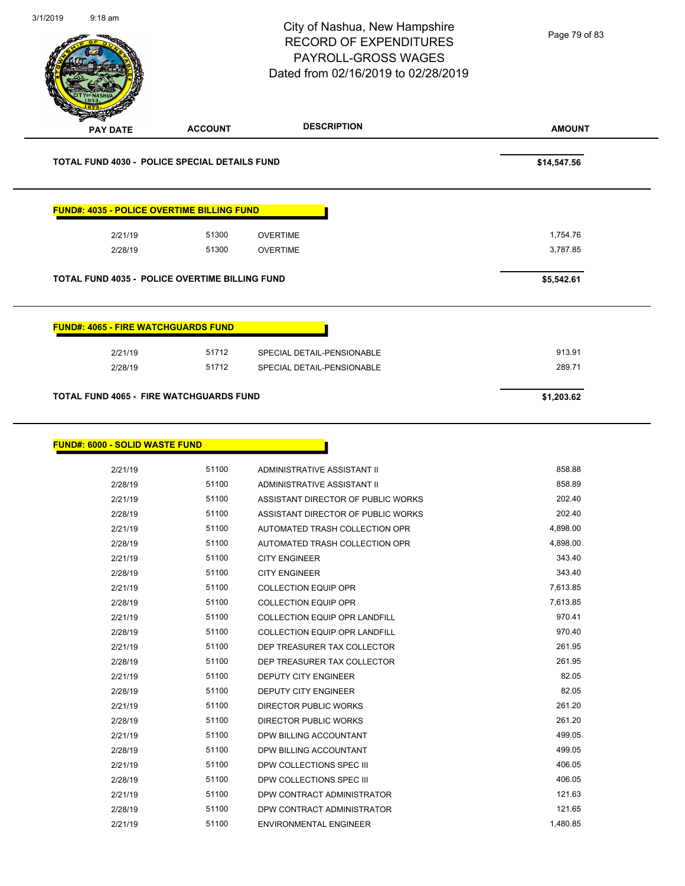# City of Nashua, New Hampshire
## RECORD OF EXPENDITURES
## PAYROLL-GROSS WAGES
## Dated from 02/16/2019 to 02/28/2019

| PAY DATE | ACCOUNT | DESCRIPTION | AMOUNT |
|---|---|---|---|
| **TOTAL FUND 4030 - POLICE SPECIAL DETAILS FUND** | | | **$14,547.56** |

**FUND#: 4035 - POLICE OVERTIME BILLING FUND**

| PAY DATE | ACCOUNT | DESCRIPTION | AMOUNT |
|---|---|---|---|
| 2/21/19 | 51300 | OVERTIME | 1,754.76 |
| 2/28/19 | 51300 | OVERTIME | 3,787.85 |
| **TOTAL FUND 4035 - POLICE OVERTIME BILLING FUND** | | | **$5,542.61** |

**FUND#: 4065 - FIRE WATCHGUARDS FUND**

| PAY DATE | ACCOUNT | DESCRIPTION | AMOUNT |
|---|---|---|---|
| 2/21/19 | 51712 | SPECIAL DETAIL-PENSIONABLE | 913.91 |
| 2/28/19 | 51712 | SPECIAL DETAIL-PENSIONABLE | 289.71 |
| **TOTAL FUND 4065 - FIRE WATCHGUARDS FUND** | | | **$1,203.62** |

**FUND#: 6000 - SOLID WASTE FUND**

| PAY DATE | ACCOUNT | DESCRIPTION | AMOUNT |
|---|---|---|---|
| 2/21/19 | 51100 | ADMINISTRATIVE ASSISTANT II | 858.88 |
| 2/28/19 | 51100 | ADMINISTRATIVE ASSISTANT II | 858.89 |
| 2/21/19 | 51100 | ASSISTANT DIRECTOR OF PUBLIC WORKS | 202.40 |
| 2/28/19 | 51100 | ASSISTANT DIRECTOR OF PUBLIC WORKS | 202.40 |
| 2/21/19 | 51100 | AUTOMATED TRASH COLLECTION OPR | 4,898.00 |
| 2/28/19 | 51100 | AUTOMATED TRASH COLLECTION OPR | 4,898.00 |
| 2/21/19 | 51100 | CITY ENGINEER | 343.40 |
| 2/28/19 | 51100 | CITY ENGINEER | 343.40 |
| 2/21/19 | 51100 | COLLECTION EQUIP OPR | 7,613.85 |
| 2/28/19 | 51100 | COLLECTION EQUIP OPR | 7,613.85 |
| 2/21/19 | 51100 | COLLECTION EQUIP OPR LANDFILL | 970.41 |
| 2/28/19 | 51100 | COLLECTION EQUIP OPR LANDFILL | 970.40 |
| 2/21/19 | 51100 | DEP TREASURER TAX COLLECTOR | 261.95 |
| 2/28/19 | 51100 | DEP TREASURER TAX COLLECTOR | 261.95 |
| 2/21/19 | 51100 | DEPUTY CITY ENGINEER | 82.05 |
| 2/28/19 | 51100 | DEPUTY CITY ENGINEER | 82.05 |
| 2/21/19 | 51100 | DIRECTOR PUBLIC WORKS | 261.20 |
| 2/28/19 | 51100 | DIRECTOR PUBLIC WORKS | 261.20 |
| 2/21/19 | 51100 | DPW BILLING ACCOUNTANT | 499.05 |
| 2/28/19 | 51100 | DPW BILLING ACCOUNTANT | 499.05 |
| 2/21/19 | 51100 | DPW COLLECTIONS SPEC III | 406.05 |
| 2/28/19 | 51100 | DPW COLLECTIONS SPEC III | 406.05 |
| 2/21/19 | 51100 | DPW CONTRACT ADMINISTRATOR | 121.63 |
| 2/28/19 | 51100 | DPW CONTRACT ADMINISTRATOR | 121.65 |
| 2/21/19 | 51100 | ENVIRONMENTAL ENGINEER | 1,480.85 |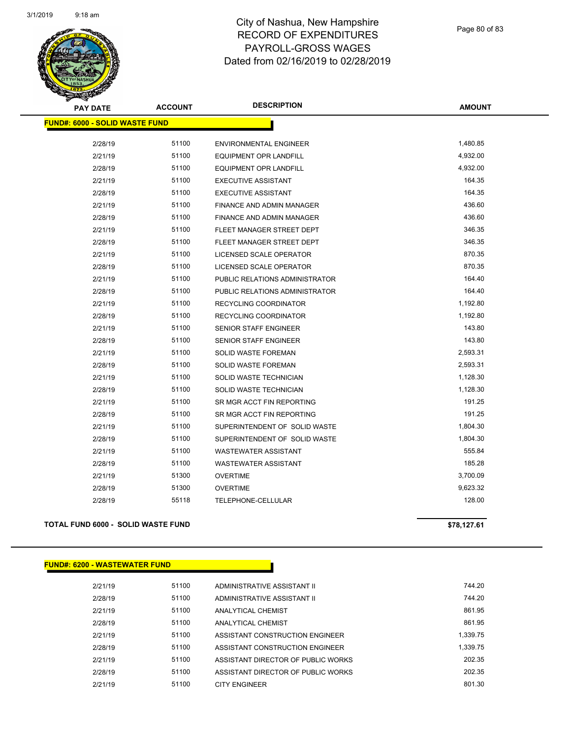City of Nashua, New Hampshire
RECORD OF EXPENDITURES
PAYROLL-GROSS WAGES
Dated from 02/16/2019 to 02/28/2019

| PAY DATE | ACCOUNT | DESCRIPTION | AMOUNT |
|---|---|---|---|
| **FUND#: 6000 - SOLID WASTE FUND** | | | |
| 2/28/19 | 51100 | ENVIRONMENTAL ENGINEER | 1,480.85 |
| 2/21/19 | 51100 | EQUIPMENT OPR LANDFILL | 4,932.00 |
| 2/28/19 | 51100 | EQUIPMENT OPR LANDFILL | 4,932.00 |
| 2/21/19 | 51100 | EXECUTIVE ASSISTANT | 164.35 |
| 2/28/19 | 51100 | EXECUTIVE ASSISTANT | 164.35 |
| 2/21/19 | 51100 | FINANCE AND ADMIN MANAGER | 436.60 |
| 2/28/19 | 51100 | FINANCE AND ADMIN MANAGER | 436.60 |
| 2/21/19 | 51100 | FLEET MANAGER STREET DEPT | 346.35 |
| 2/28/19 | 51100 | FLEET MANAGER STREET DEPT | 346.35 |
| 2/21/19 | 51100 | LICENSED SCALE OPERATOR | 870.35 |
| 2/28/19 | 51100 | LICENSED SCALE OPERATOR | 870.35 |
| 2/21/19 | 51100 | PUBLIC RELATIONS ADMINISTRATOR | 164.40 |
| 2/28/19 | 51100 | PUBLIC RELATIONS ADMINISTRATOR | 164.40 |
| 2/21/19 | 51100 | RECYCLING COORDINATOR | 1,192.80 |
| 2/28/19 | 51100 | RECYCLING COORDINATOR | 1,192.80 |
| 2/21/19 | 51100 | SENIOR STAFF ENGINEER | 143.80 |
| 2/28/19 | 51100 | SENIOR STAFF ENGINEER | 143.80 |
| 2/21/19 | 51100 | SOLID WASTE FOREMAN | 2,593.31 |
| 2/28/19 | 51100 | SOLID WASTE FOREMAN | 2,593.31 |
| 2/21/19 | 51100 | SOLID WASTE TECHNICIAN | 1,128.30 |
| 2/28/19 | 51100 | SOLID WASTE TECHNICIAN | 1,128.30 |
| 2/21/19 | 51100 | SR MGR ACCT FIN REPORTING | 191.25 |
| 2/28/19 | 51100 | SR MGR ACCT FIN REPORTING | 191.25 |
| 2/21/19 | 51100 | SUPERINTENDENT OF SOLID WASTE | 1,804.30 |
| 2/28/19 | 51100 | SUPERINTENDENT OF SOLID WASTE | 1,804.30 |
| 2/21/19 | 51100 | WASTEWATER ASSISTANT | 555.84 |
| 2/28/19 | 51100 | WASTEWATER ASSISTANT | 185.28 |
| 2/21/19 | 51300 | OVERTIME | 3,700.09 |
| 2/28/19 | 51300 | OVERTIME | 9,623.32 |
| 2/28/19 | 55118 | TELEPHONE-CELLULAR | 128.00 |
| **TOTAL FUND 6000 - SOLID WASTE FUND** | | | **$78,127.61** |

| PAY DATE | ACCOUNT | DESCRIPTION | AMOUNT |
|---|---|---|---|
| **FUND#: 6200 - WASTEWATER FUND** | | | |
| 2/21/19 | 51100 | ADMINISTRATIVE ASSISTANT II | 744.20 |
| 2/28/19 | 51100 | ADMINISTRATIVE ASSISTANT II | 744.20 |
| 2/21/19 | 51100 | ANALYTICAL CHEMIST | 861.95 |
| 2/28/19 | 51100 | ANALYTICAL CHEMIST | 861.95 |
| 2/21/19 | 51100 | ASSISTANT CONSTRUCTION ENGINEER | 1,339.75 |
| 2/28/19 | 51100 | ASSISTANT CONSTRUCTION ENGINEER | 1,339.75 |
| 2/21/19 | 51100 | ASSISTANT DIRECTOR OF PUBLIC WORKS | 202.35 |
| 2/28/19 | 51100 | ASSISTANT DIRECTOR OF PUBLIC WORKS | 202.35 |
| 2/21/19 | 51100 | CITY ENGINEER | 801.30 |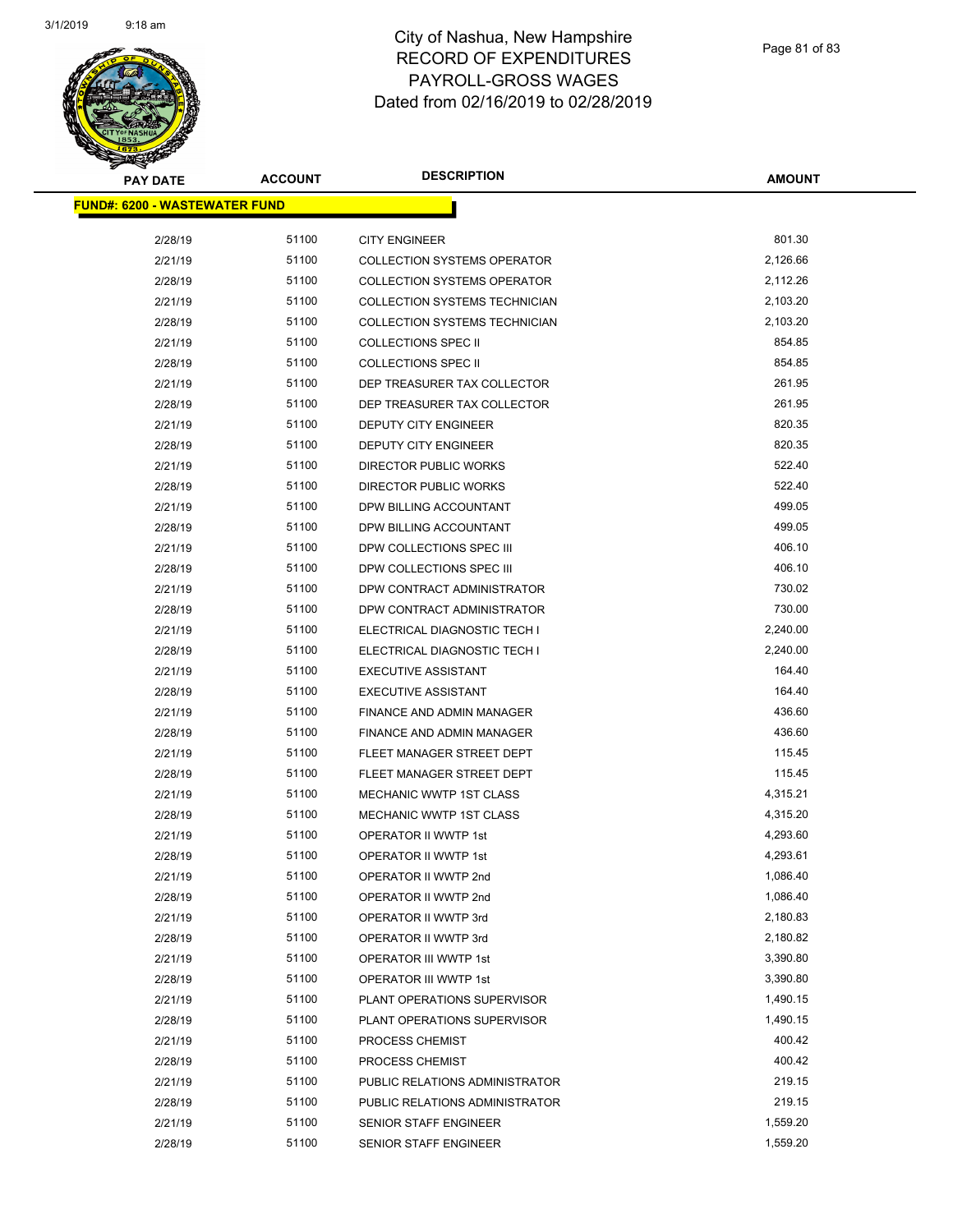# City of Nashua, New Hampshire
## RECORD OF EXPENDITURES
## PAYROLL-GROSS WAGES
## Dated from 02/16/2019 to 02/28/2019

**FUND#: 6200 - WASTEWATER FUND**

| PAY DATE | ACCOUNT | DESCRIPTION | AMOUNT |
|---|---|---|---|
| 2/28/19 | 51100 | CITY ENGINEER | 801.30 |
| 2/21/19 | 51100 | COLLECTION SYSTEMS OPERATOR | 2,126.66 |
| 2/28/19 | 51100 | COLLECTION SYSTEMS OPERATOR | 2,112.26 |
| 2/21/19 | 51100 | COLLECTION SYSTEMS TECHNICIAN | 2,103.20 |
| 2/28/19 | 51100 | COLLECTION SYSTEMS TECHNICIAN | 2,103.20 |
| 2/21/19 | 51100 | COLLECTIONS SPEC II | 854.85 |
| 2/28/19 | 51100 | COLLECTIONS SPEC II | 854.85 |
| 2/21/19 | 51100 | DEP TREASURER TAX COLLECTOR | 261.95 |
| 2/28/19 | 51100 | DEP TREASURER TAX COLLECTOR | 261.95 |
| 2/21/19 | 51100 | DEPUTY CITY ENGINEER | 820.35 |
| 2/28/19 | 51100 | DEPUTY CITY ENGINEER | 820.35 |
| 2/21/19 | 51100 | DIRECTOR PUBLIC WORKS | 522.40 |
| 2/28/19 | 51100 | DIRECTOR PUBLIC WORKS | 522.40 |
| 2/21/19 | 51100 | DPW BILLING ACCOUNTANT | 499.05 |
| 2/28/19 | 51100 | DPW BILLING ACCOUNTANT | 499.05 |
| 2/21/19 | 51100 | DPW COLLECTIONS SPEC III | 406.10 |
| 2/28/19 | 51100 | DPW COLLECTIONS SPEC III | 406.10 |
| 2/21/19 | 51100 | DPW CONTRACT ADMINISTRATOR | 730.02 |
| 2/28/19 | 51100 | DPW CONTRACT ADMINISTRATOR | 730.00 |
| 2/21/19 | 51100 | ELECTRICAL DIAGNOSTIC TECH I | 2,240.00 |
| 2/28/19 | 51100 | ELECTRICAL DIAGNOSTIC TECH I | 2,240.00 |
| 2/21/19 | 51100 | EXECUTIVE ASSISTANT | 164.40 |
| 2/28/19 | 51100 | EXECUTIVE ASSISTANT | 164.40 |
| 2/21/19 | 51100 | FINANCE AND ADMIN MANAGER | 436.60 |
| 2/28/19 | 51100 | FINANCE AND ADMIN MANAGER | 436.60 |
| 2/21/19 | 51100 | FLEET MANAGER STREET DEPT | 115.45 |
| 2/28/19 | 51100 | FLEET MANAGER STREET DEPT | 115.45 |
| 2/21/19 | 51100 | MECHANIC WWTP 1ST CLASS | 4,315.21 |
| 2/28/19 | 51100 | MECHANIC WWTP 1ST CLASS | 4,315.20 |
| 2/21/19 | 51100 | OPERATOR II WWTP 1st | 4,293.60 |
| 2/28/19 | 51100 | OPERATOR II WWTP 1st | 4,293.61 |
| 2/21/19 | 51100 | OPERATOR II WWTP 2nd | 1,086.40 |
| 2/28/19 | 51100 | OPERATOR II WWTP 2nd | 1,086.40 |
| 2/21/19 | 51100 | OPERATOR II WWTP 3rd | 2,180.83 |
| 2/28/19 | 51100 | OPERATOR II WWTP 3rd | 2,180.82 |
| 2/21/19 | 51100 | OPERATOR III WWTP 1st | 3,390.80 |
| 2/28/19 | 51100 | OPERATOR III WWTP 1st | 3,390.80 |
| 2/21/19 | 51100 | PLANT OPERATIONS SUPERVISOR | 1,490.15 |
| 2/28/19 | 51100 | PLANT OPERATIONS SUPERVISOR | 1,490.15 |
| 2/21/19 | 51100 | PROCESS CHEMIST | 400.42 |
| 2/28/19 | 51100 | PROCESS CHEMIST | 400.42 |
| 2/21/19 | 51100 | PUBLIC RELATIONS ADMINISTRATOR | 219.15 |
| 2/28/19 | 51100 | PUBLIC RELATIONS ADMINISTRATOR | 219.15 |
| 2/21/19 | 51100 | SENIOR STAFF ENGINEER | 1,559.20 |
| 2/28/19 | 51100 | SENIOR STAFF ENGINEER | 1,559.20 |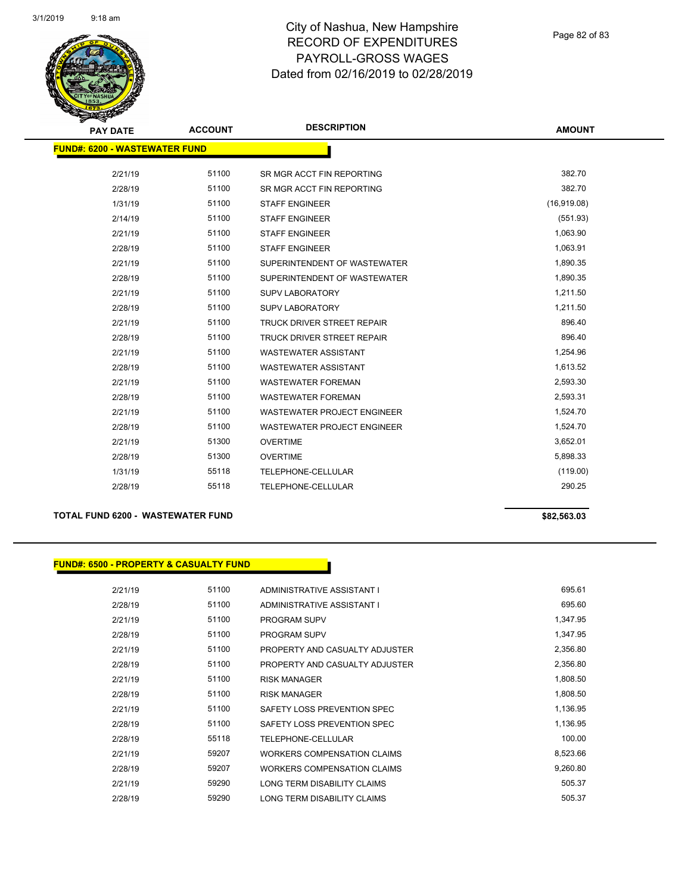# City of Nashua, New Hampshire
## RECORD OF EXPENDITURES
## PAYROLL-GROSS WAGES
## Dated from 02/16/2019 to 02/28/2019

| PAY DATE | ACCOUNT | DESCRIPTION | AMOUNT |
|---|---|---|---|
| **FUND#: 6200 - WASTEWATER FUND** | | | |
| 2/21/19 | 51100 | SR MGR ACCT FIN REPORTING | 382.70 |
| 2/28/19 | 51100 | SR MGR ACCT FIN REPORTING | 382.70 |
| 1/31/19 | 51100 | STAFF ENGINEER | (16,919.08) |
| 2/14/19 | 51100 | STAFF ENGINEER | (551.93) |
| 2/21/19 | 51100 | STAFF ENGINEER | 1,063.90 |
| 2/28/19 | 51100 | STAFF ENGINEER | 1,063.91 |
| 2/21/19 | 51100 | SUPERINTENDENT OF WASTEWATER | 1,890.35 |
| 2/28/19 | 51100 | SUPERINTENDENT OF WASTEWATER | 1,890.35 |
| 2/21/19 | 51100 | SUPV LABORATORY | 1,211.50 |
| 2/28/19 | 51100 | SUPV LABORATORY | 1,211.50 |
| 2/21/19 | 51100 | TRUCK DRIVER STREET REPAIR | 896.40 |
| 2/28/19 | 51100 | TRUCK DRIVER STREET REPAIR | 896.40 |
| 2/21/19 | 51100 | WASTEWATER ASSISTANT | 1,254.96 |
| 2/28/19 | 51100 | WASTEWATER ASSISTANT | 1,613.52 |
| 2/21/19 | 51100 | WASTEWATER FOREMAN | 2,593.30 |
| 2/28/19 | 51100 | WASTEWATER FOREMAN | 2,593.31 |
| 2/21/19 | 51100 | WASTEWATER PROJECT ENGINEER | 1,524.70 |
| 2/28/19 | 51100 | WASTEWATER PROJECT ENGINEER | 1,524.70 |
| 2/21/19 | 51300 | OVERTIME | 3,652.01 |
| 2/28/19 | 51300 | OVERTIME | 5,898.33 |
| 1/31/19 | 55118 | TELEPHONE-CELLULAR | (119.00) |
| 2/28/19 | 55118 | TELEPHONE-CELLULAR | 290.25 |
| **TOTAL FUND 6200 - WASTEWATER FUND** | | | **$82,563.03** |

| PAY DATE | ACCOUNT | DESCRIPTION | AMOUNT |
|---|---|---|---|
| **FUND#: 6500 - PROPERTY & CASUALTY FUND** | | | |
| 2/21/19 | 51100 | ADMINISTRATIVE ASSISTANT I | 695.61 |
| 2/28/19 | 51100 | ADMINISTRATIVE ASSISTANT I | 695.60 |
| 2/21/19 | 51100 | PROGRAM SUPV | 1,347.95 |
| 2/28/19 | 51100 | PROGRAM SUPV | 1,347.95 |
| 2/21/19 | 51100 | PROPERTY AND CASUALTY ADJUSTER | 2,356.80 |
| 2/28/19 | 51100 | PROPERTY AND CASUALTY ADJUSTER | 2,356.80 |
| 2/21/19 | 51100 | RISK MANAGER | 1,808.50 |
| 2/28/19 | 51100 | RISK MANAGER | 1,808.50 |
| 2/21/19 | 51100 | SAFETY LOSS PREVENTION SPEC | 1,136.95 |
| 2/28/19 | 51100 | SAFETY LOSS PREVENTION SPEC | 1,136.95 |
| 2/28/19 | 55118 | TELEPHONE-CELLULAR | 100.00 |
| 2/21/19 | 59207 | WORKERS COMPENSATION CLAIMS | 8,523.66 |
| 2/28/19 | 59207 | WORKERS COMPENSATION CLAIMS | 9,260.80 |
| 2/21/19 | 59290 | LONG TERM DISABILITY CLAIMS | 505.37 |
| 2/28/19 | 59290 | LONG TERM DISABILITY CLAIMS | 505.37 |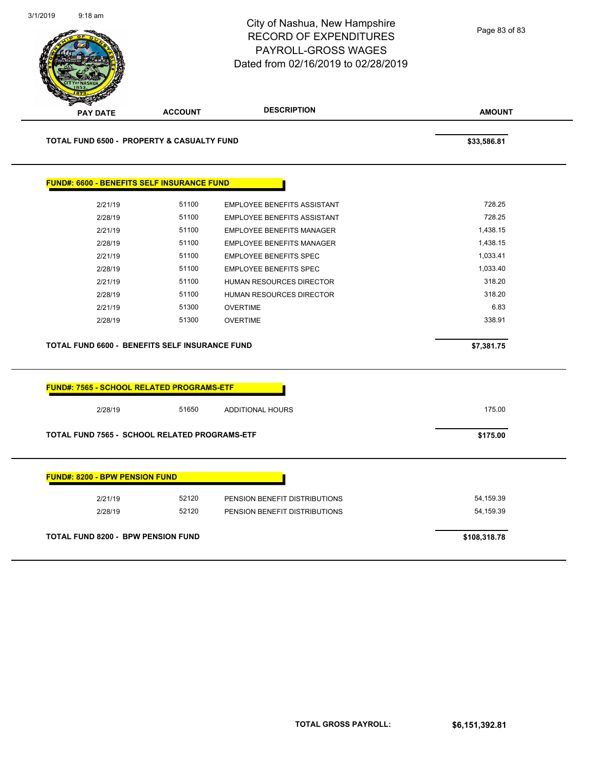# City of Nashua, New Hampshire
# RECORD OF EXPENDITURES
# PAYROLL-GROSS WAGES
# Dated from 02/16/2019 to 02/28/2019

| PAY DATE | ACCOUNT | DESCRIPTION | AMOUNT |
|---|---|---|---|
| **TOTAL FUND 6500 - PROPERTY & CASUALTY FUND** | | | **$33,586.81** |
| **FUND#: 6600 - BENEFITS SELF INSURANCE FUND** | | | |
| 2/21/19 | 51100 | EMPLOYEE BENEFITS ASSISTANT | 728.25 |
| 2/28/19 | 51100 | EMPLOYEE BENEFITS ASSISTANT | 728.25 |
| 2/21/19 | 51100 | EMPLOYEE BENEFITS MANAGER | 1,438.15 |
| 2/28/19 | 51100 | EMPLOYEE BENEFITS MANAGER | 1,438.15 |
| 2/21/19 | 51100 | EMPLOYEE BENEFITS SPEC | 1,033.41 |
| 2/28/19 | 51100 | EMPLOYEE BENEFITS SPEC | 1,033.40 |
| 2/21/19 | 51100 | HUMAN RESOURCES DIRECTOR | 318.20 |
| 2/28/19 | 51100 | HUMAN RESOURCES DIRECTOR | 318.20 |
| 2/21/19 | 51300 | OVERTIME | 6.83 |
| 2/28/19 | 51300 | OVERTIME | 338.91 |
| **TOTAL FUND 6600 - BENEFITS SELF INSURANCE FUND** | | | **$7,381.75** |
| **FUND#: 7565 - SCHOOL RELATED PROGRAMS-ETF** | | | |
| 2/28/19 | 51650 | ADDITIONAL HOURS | 175.00 |
| **TOTAL FUND 7565 - SCHOOL RELATED PROGRAMS-ETF** | | | **$175.00** |
| **FUND#: 8200 - BPW PENSION FUND** | | | |
| 2/21/19 | 52120 | PENSION BENEFIT DISTRIBUTIONS | 54,159.39 |
| 2/28/19 | 52120 | PENSION BENEFIT DISTRIBUTIONS | 54,159.39 |
| **TOTAL FUND 8200 - BPW PENSION FUND** | | | **$108,318.78** |

**TOTAL GROSS PAYROLL: $6,151,392.81**